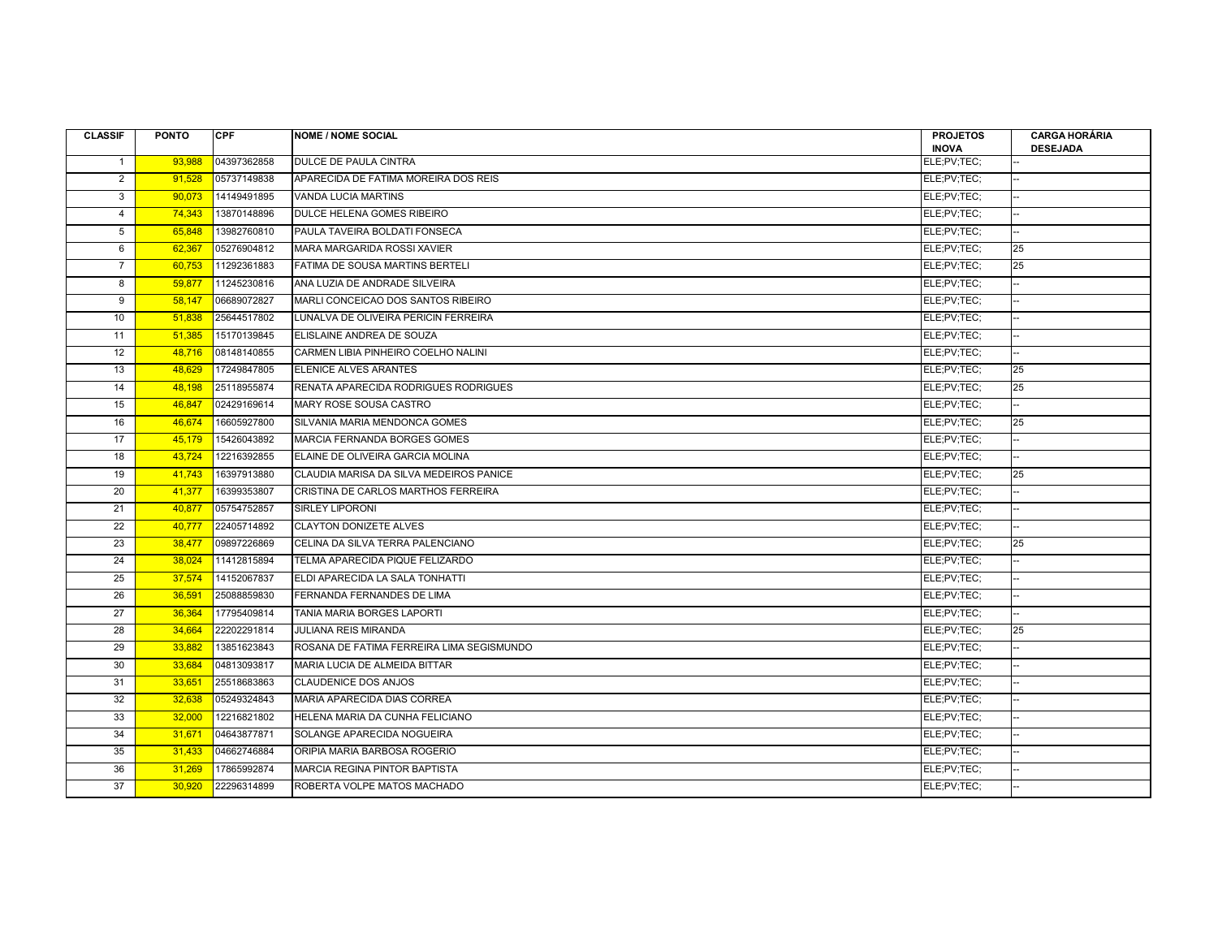| CLASSIF | PONTO | CPF | NOME / NOME SOCIAL | PROJETOS INOVA | CARGA HORÁRIA DESEJADA |
|---|---|---|---|---|---|
| 1 | 93,988 | 04397362858 | DULCE DE PAULA CINTRA | ELE;PV;TEC; | -- |
| 2 | 91,528 | 05737149838 | APARECIDA DE FATIMA MOREIRA DOS REIS | ELE;PV;TEC; | -- |
| 3 | 90,073 | 14149491895 | VANDA LUCIA MARTINS | ELE;PV;TEC; | -- |
| 4 | 74,343 | 13870148896 | DULCE HELENA GOMES RIBEIRO | ELE;PV;TEC; | -- |
| 5 | 65,848 | 13982760810 | PAULA TAVEIRA BOLDATI FONSECA | ELE;PV;TEC; | -- |
| 6 | 62,367 | 05276904812 | MARA MARGARIDA ROSSI XAVIER | ELE;PV;TEC; | 25 |
| 7 | 60,753 | 11292361883 | FATIMA DE SOUSA MARTINS BERTELI | ELE;PV;TEC; | 25 |
| 8 | 59,877 | 11245230816 | ANA LUZIA DE ANDRADE SILVEIRA | ELE;PV;TEC; | -- |
| 9 | 58,147 | 06689072827 | MARLI CONCEICAO DOS SANTOS RIBEIRO | ELE;PV;TEC; | -- |
| 10 | 51,838 | 25644517802 | LUNALVA DE OLIVEIRA PERICIN FERREIRA | ELE;PV;TEC; | -- |
| 11 | 51,385 | 15170139845 | ELISLAINE ANDREA DE SOUZA | ELE;PV;TEC; | -- |
| 12 | 48,716 | 08148140855 | CARMEN LIBIA PINHEIRO COELHO NALINI | ELE;PV;TEC; | -- |
| 13 | 48,629 | 17249847805 | ELENICE ALVES ARANTES | ELE;PV;TEC; | 25 |
| 14 | 48,198 | 25118955874 | RENATA APARECIDA RODRIGUES RODRIGUES | ELE;PV;TEC; | 25 |
| 15 | 46,847 | 02429169614 | MARY ROSE SOUSA CASTRO | ELE;PV;TEC; | -- |
| 16 | 46,674 | 16605927800 | SILVANIA MARIA MENDONCA GOMES | ELE;PV;TEC; | 25 |
| 17 | 45,179 | 15426043892 | MARCIA FERNANDA BORGES GOMES | ELE;PV;TEC; | -- |
| 18 | 43,724 | 12216392855 | ELAINE DE OLIVEIRA GARCIA MOLINA | ELE;PV;TEC; | -- |
| 19 | 41,743 | 16397913880 | CLAUDIA MARISA DA SILVA MEDEIROS PANICE | ELE;PV;TEC; | 25 |
| 20 | 41,377 | 16399353807 | CRISTINA DE CARLOS MARTHOS FERREIRA | ELE;PV;TEC; | -- |
| 21 | 40,877 | 05754752857 | SIRLEY LIPORONI | ELE;PV;TEC; | -- |
| 22 | 40,777 | 22405714892 | CLAYTON DONIZETE ALVES | ELE;PV;TEC; | -- |
| 23 | 38,477 | 09897226869 | CELINA DA SILVA TERRA PALENCIANO | ELE;PV;TEC; | 25 |
| 24 | 38,024 | 11412815894 | TELMA APARECIDA PIQUE FELIZARDO | ELE;PV;TEC; | -- |
| 25 | 37,574 | 14152067837 | ELDI APARECIDA LA SALA TONHATTI | ELE;PV;TEC; | -- |
| 26 | 36,591 | 25088859830 | FERNANDA FERNANDES DE LIMA | ELE;PV;TEC; | -- |
| 27 | 36,364 | 17795409814 | TANIA MARIA BORGES LAPORTI | ELE;PV;TEC; | -- |
| 28 | 34,664 | 22202291814 | JULIANA REIS MIRANDA | ELE;PV;TEC; | 25 |
| 29 | 33,882 | 13851623843 | ROSANA DE FATIMA FERREIRA LIMA SEGISMUNDO | ELE;PV;TEC; | -- |
| 30 | 33,684 | 04813093817 | MARIA LUCIA DE ALMEIDA BITTAR | ELE;PV;TEC; | -- |
| 31 | 33,651 | 25518683863 | CLAUDENICE DOS ANJOS | ELE;PV;TEC; | -- |
| 32 | 32,638 | 05249324843 | MARIA APARECIDA DIAS CORREA | ELE;PV;TEC; | -- |
| 33 | 32,000 | 12216821802 | HELENA MARIA DA CUNHA FELICIANO | ELE;PV;TEC; | -- |
| 34 | 31,671 | 04643877871 | SOLANGE APARECIDA NOGUEIRA | ELE;PV;TEC; | -- |
| 35 | 31,433 | 04662746884 | ORIPIA MARIA BARBOSA ROGERIO | ELE;PV;TEC; | -- |
| 36 | 31,269 | 17865992874 | MARCIA REGINA PINTOR BAPTISTA | ELE;PV;TEC; | -- |
| 37 | 30,920 | 22296314899 | ROBERTA VOLPE MATOS MACHADO | ELE;PV;TEC; | -- |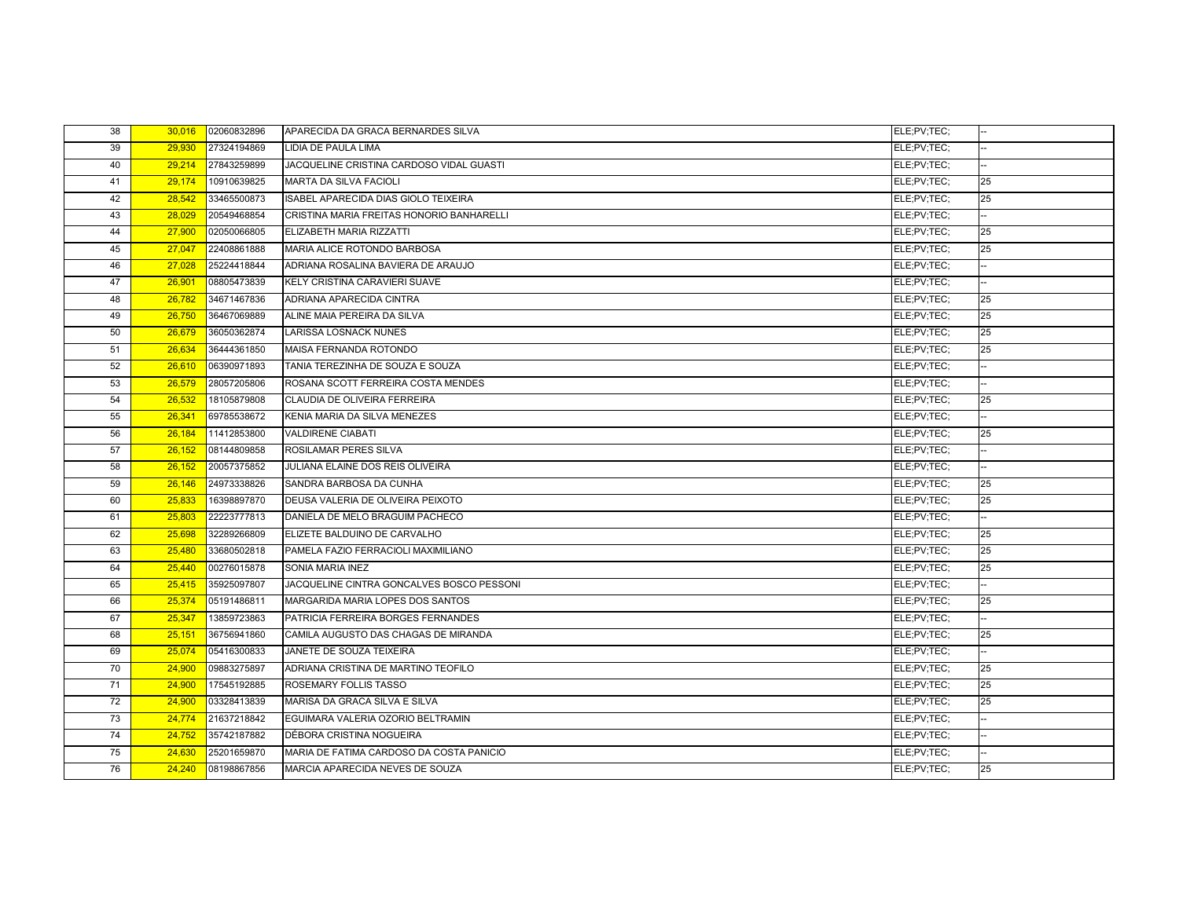| | | | | | |
|---|---|---|---|---|---|
| 38 | 30,016 | 02060832896 | APARECIDA DA GRACA BERNARDES SILVA | ELE;PV;TEC; | -- |
| 39 | 29,930 | 27324194869 | LIDIA DE PAULA LIMA | ELE;PV;TEC; | -- |
| 40 | 29,214 | 27843259899 | JACQUELINE CRISTINA CARDOSO VIDAL GUASTI | ELE;PV;TEC; | -- |
| 41 | 29,174 | 10910639825 | MARTA DA SILVA FACIOLI | ELE;PV;TEC; | 25 |
| 42 | 28,542 | 33465500873 | ISABEL APARECIDA DIAS GIOLO TEIXEIRA | ELE;PV;TEC; | 25 |
| 43 | 28,029 | 20549468854 | CRISTINA MARIA FREITAS HONORIO BANHARELLI | ELE;PV;TEC; | -- |
| 44 | 27,900 | 02050066805 | ELIZABETH MARIA RIZZATTI | ELE;PV;TEC; | 25 |
| 45 | 27,047 | 22408861888 | MARIA ALICE ROTONDO BARBOSA | ELE;PV;TEC; | 25 |
| 46 | 27,028 | 25224418844 | ADRIANA ROSALINA BAVIERA DE ARAUJO | ELE;PV;TEC; | -- |
| 47 | 26,901 | 08805473839 | KELY CRISTINA CARAVIERI SUAVE | ELE;PV;TEC; | -- |
| 48 | 26,782 | 34671467836 | ADRIANA APARECIDA CINTRA | ELE;PV;TEC; | 25 |
| 49 | 26,750 | 36467069889 | ALINE MAIA PEREIRA DA SILVA | ELE;PV;TEC; | 25 |
| 50 | 26,679 | 36050362874 | LARISSA LOSNACK NUNES | ELE;PV;TEC; | 25 |
| 51 | 26,634 | 36444361850 | MAISA FERNANDA ROTONDO | ELE;PV;TEC; | 25 |
| 52 | 26,610 | 06390971893 | TANIA TEREZINHA DE SOUZA E SOUZA | ELE;PV;TEC; | -- |
| 53 | 26,579 | 28057205806 | ROSANA SCOTT FERREIRA COSTA MENDES | ELE;PV;TEC; | -- |
| 54 | 26,532 | 18105879808 | CLAUDIA DE OLIVEIRA FERREIRA | ELE;PV;TEC; | 25 |
| 55 | 26,341 | 69785538672 | KENIA MARIA DA SILVA MENEZES | ELE;PV;TEC; | -- |
| 56 | 26,184 | 11412853800 | VALDIRENE CIABATI | ELE;PV;TEC; | 25 |
| 57 | 26,152 | 08144809858 | ROSILAMAR PERES SILVA | ELE;PV;TEC; | -- |
| 58 | 26,152 | 20057375852 | JULIANA ELAINE DOS REIS OLIVEIRA | ELE;PV;TEC; | -- |
| 59 | 26,146 | 24973338826 | SANDRA BARBOSA DA CUNHA | ELE;PV;TEC; | 25 |
| 60 | 25,833 | 16398897870 | DEUSA VALERIA DE OLIVEIRA PEIXOTO | ELE;PV;TEC; | 25 |
| 61 | 25,803 | 22223777813 | DANIELA DE MELO BRAGUIM PACHECO | ELE;PV;TEC; | -- |
| 62 | 25,698 | 32289266809 | ELIZETE BALDUINO DE CARVALHO | ELE;PV;TEC; | 25 |
| 63 | 25,480 | 33680502818 | PAMELA FAZIO FERRACIOLI MAXIMILIANO | ELE;PV;TEC; | 25 |
| 64 | 25,440 | 00276015878 | SONIA MARIA INEZ | ELE;PV;TEC; | 25 |
| 65 | 25,415 | 35925097807 | JACQUELINE CINTRA GONCALVES BOSCO PESSONI | ELE;PV;TEC; | -- |
| 66 | 25,374 | 05191486811 | MARGARIDA MARIA LOPES DOS SANTOS | ELE;PV;TEC; | 25 |
| 67 | 25,347 | 13859723863 | PATRICIA FERREIRA BORGES FERNANDES | ELE;PV;TEC; | -- |
| 68 | 25,151 | 36756941860 | CAMILA AUGUSTO DAS CHAGAS DE MIRANDA | ELE;PV;TEC; | 25 |
| 69 | 25,074 | 05416300833 | JANETE DE SOUZA TEIXEIRA | ELE;PV;TEC; | -- |
| 70 | 24,900 | 09883275897 | ADRIANA CRISTINA DE MARTINO TEOFILO | ELE;PV;TEC; | 25 |
| 71 | 24,900 | 17545192885 | ROSEMARY FOLLIS TASSO | ELE;PV;TEC; | 25 |
| 72 | 24,900 | 03328413839 | MARISA DA GRACA SILVA E SILVA | ELE;PV;TEC; | 25 |
| 73 | 24,774 | 21637218842 | EGUIMARA VALERIA OZORIO BELTRAMIN | ELE;PV;TEC; | -- |
| 74 | 24,752 | 35742187882 | DÉBORA CRISTINA NOGUEIRA | ELE;PV;TEC; | -- |
| 75 | 24,630 | 25201659870 | MARIA DE FATIMA CARDOSO DA COSTA PANICIO | ELE;PV;TEC; | -- |
| 76 | 24,240 | 08198867856 | MARCIA APARECIDA NEVES DE SOUZA | ELE;PV;TEC; | 25 |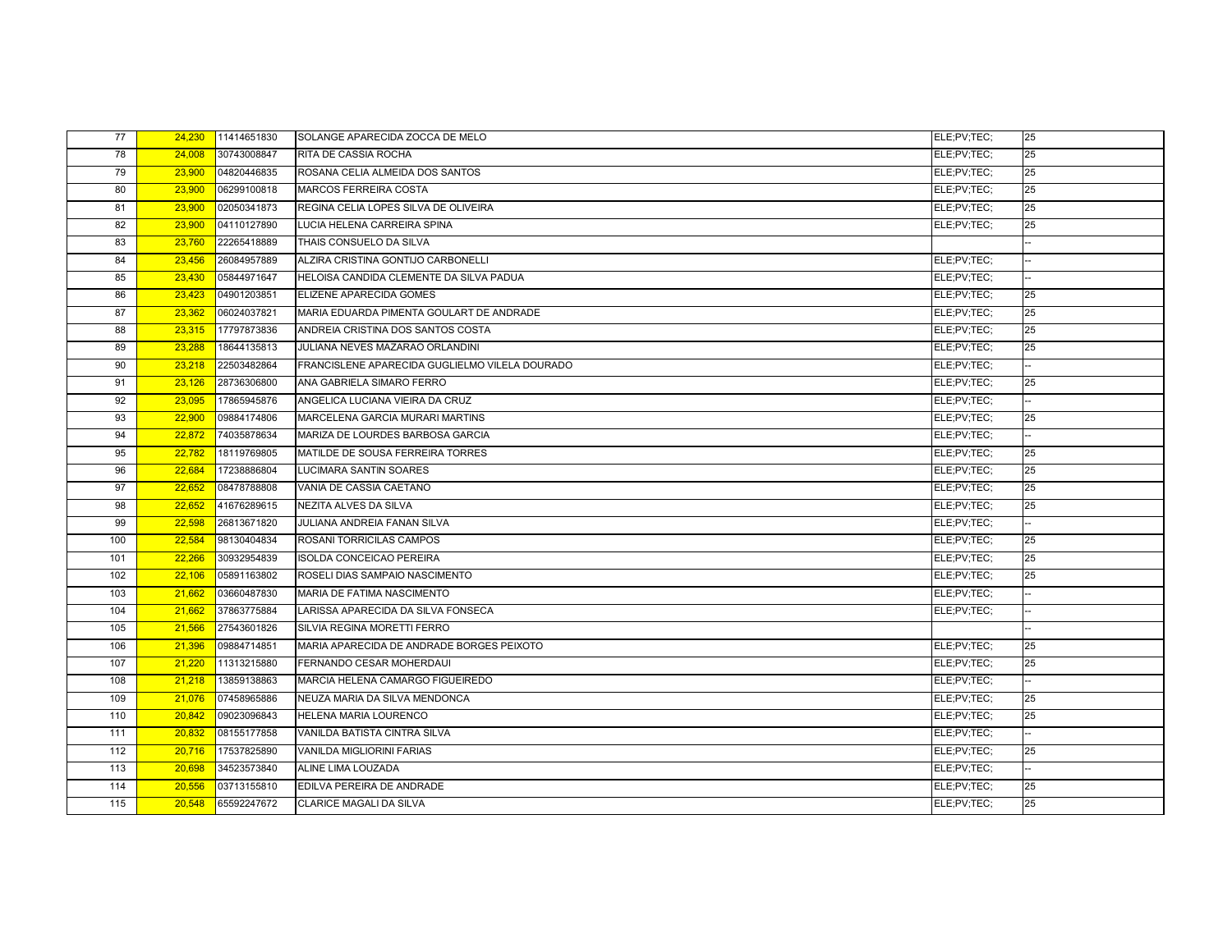| | | | | | |
|---|---|---|---|---|---|
| 77 | 24,230 | 11414651830 | SOLANGE APARECIDA ZOCCA DE MELO | ELE;PV;TEC; | 25 |
| 78 | 24,008 | 30743008847 | RITA DE CASSIA ROCHA | ELE;PV;TEC; | 25 |
| 79 | 23,900 | 04820446835 | ROSANA CELIA ALMEIDA DOS SANTOS | ELE;PV;TEC; | 25 |
| 80 | 23,900 | 06299100818 | MARCOS FERREIRA COSTA | ELE;PV;TEC; | 25 |
| 81 | 23,900 | 02050341873 | REGINA CELIA LOPES SILVA DE OLIVEIRA | ELE;PV;TEC; | 25 |
| 82 | 23,900 | 04110127890 | LUCIA HELENA CARREIRA SPINA | ELE;PV;TEC; | 25 |
| 83 | 23,760 | 22265418889 | THAIS CONSUELO DA SILVA | | -- |
| 84 | 23,456 | 26084957889 | ALZIRA CRISTINA GONTIJO CARBONELLI | ELE;PV;TEC; | -- |
| 85 | 23,430 | 05844971647 | HELOISA CANDIDA CLEMENTE DA SILVA PADUA | ELE;PV;TEC; | -- |
| 86 | 23,423 | 04901203851 | ELIZENE APARECIDA GOMES | ELE;PV;TEC; | 25 |
| 87 | 23,362 | 06024037821 | MARIA EDUARDA PIMENTA GOULART DE ANDRADE | ELE;PV;TEC; | 25 |
| 88 | 23,315 | 17797873836 | ANDREIA CRISTINA DOS SANTOS COSTA | ELE;PV;TEC; | 25 |
| 89 | 23,288 | 18644135813 | JULIANA NEVES MAZARAO ORLANDINI | ELE;PV;TEC; | 25 |
| 90 | 23,218 | 22503482864 | FRANCISLENE APARECIDA GUGLIELMO VILELA DOURADO | ELE;PV;TEC; | -- |
| 91 | 23,126 | 28736306800 | ANA GABRIELA SIMARO FERRO | ELE;PV;TEC; | 25 |
| 92 | 23,095 | 17865945876 | ANGELICA LUCIANA VIEIRA DA CRUZ | ELE;PV;TEC; | -- |
| 93 | 22,900 | 09884174806 | MARCELENA GARCIA MURARI MARTINS | ELE;PV;TEC; | 25 |
| 94 | 22,872 | 74035878634 | MARIZA DE LOURDES BARBOSA GARCIA | ELE;PV;TEC; | -- |
| 95 | 22,782 | 18119769805 | MATILDE DE SOUSA FERREIRA TORRES | ELE;PV;TEC; | 25 |
| 96 | 22,684 | 17238886804 | LUCIMARA SANTIN SOARES | ELE;PV;TEC; | 25 |
| 97 | 22,652 | 08478788808 | VANIA DE CASSIA CAETANO | ELE;PV;TEC; | 25 |
| 98 | 22,652 | 41676289615 | NEZITA ALVES DA SILVA | ELE;PV;TEC; | 25 |
| 99 | 22,598 | 26813671820 | JULIANA ANDREIA FANAN SILVA | ELE;PV;TEC; | -- |
| 100 | 22,584 | 98130404834 | ROSANI TORRICILAS CAMPOS | ELE;PV;TEC; | 25 |
| 101 | 22,266 | 30932954839 | ISOLDA CONCEICAO PEREIRA | ELE;PV;TEC; | 25 |
| 102 | 22,106 | 05891163802 | ROSELI DIAS SAMPAIO NASCIMENTO | ELE;PV;TEC; | 25 |
| 103 | 21,662 | 03660487830 | MARIA DE FATIMA NASCIMENTO | ELE;PV;TEC; | -- |
| 104 | 21,662 | 37863775884 | LARISSA APARECIDA DA SILVA FONSECA | ELE;PV;TEC; | -- |
| 105 | 21,566 | 27543601826 | SILVIA REGINA MORETTI FERRO | | -- |
| 106 | 21,396 | 09884714851 | MARIA APARECIDA DE ANDRADE BORGES PEIXOTO | ELE;PV;TEC; | 25 |
| 107 | 21,220 | 11313215880 | FERNANDO CESAR MOHERDAUI | ELE;PV;TEC; | 25 |
| 108 | 21,218 | 13859138863 | MARCIA HELENA CAMARGO FIGUEIREDO | ELE;PV;TEC; | -- |
| 109 | 21,076 | 07458965886 | NEUZA MARIA DA SILVA MENDONCA | ELE;PV;TEC; | 25 |
| 110 | 20,842 | 09023096843 | HELENA MARIA LOURENCO | ELE;PV;TEC; | 25 |
| 111 | 20,832 | 08155177858 | VANILDA BATISTA CINTRA SILVA | ELE;PV;TEC; | -- |
| 112 | 20,716 | 17537825890 | VANILDA MIGLIORINI FARIAS | ELE;PV;TEC; | 25 |
| 113 | 20,698 | 34523573840 | ALINE LIMA LOUZADA | ELE;PV;TEC; | -- |
| 114 | 20,556 | 03713155810 | EDILVA PEREIRA DE ANDRADE | ELE;PV;TEC; | 25 |
| 115 | 20,548 | 65592247672 | CLARICE MAGALI DA SILVA | ELE;PV;TEC; | 25 |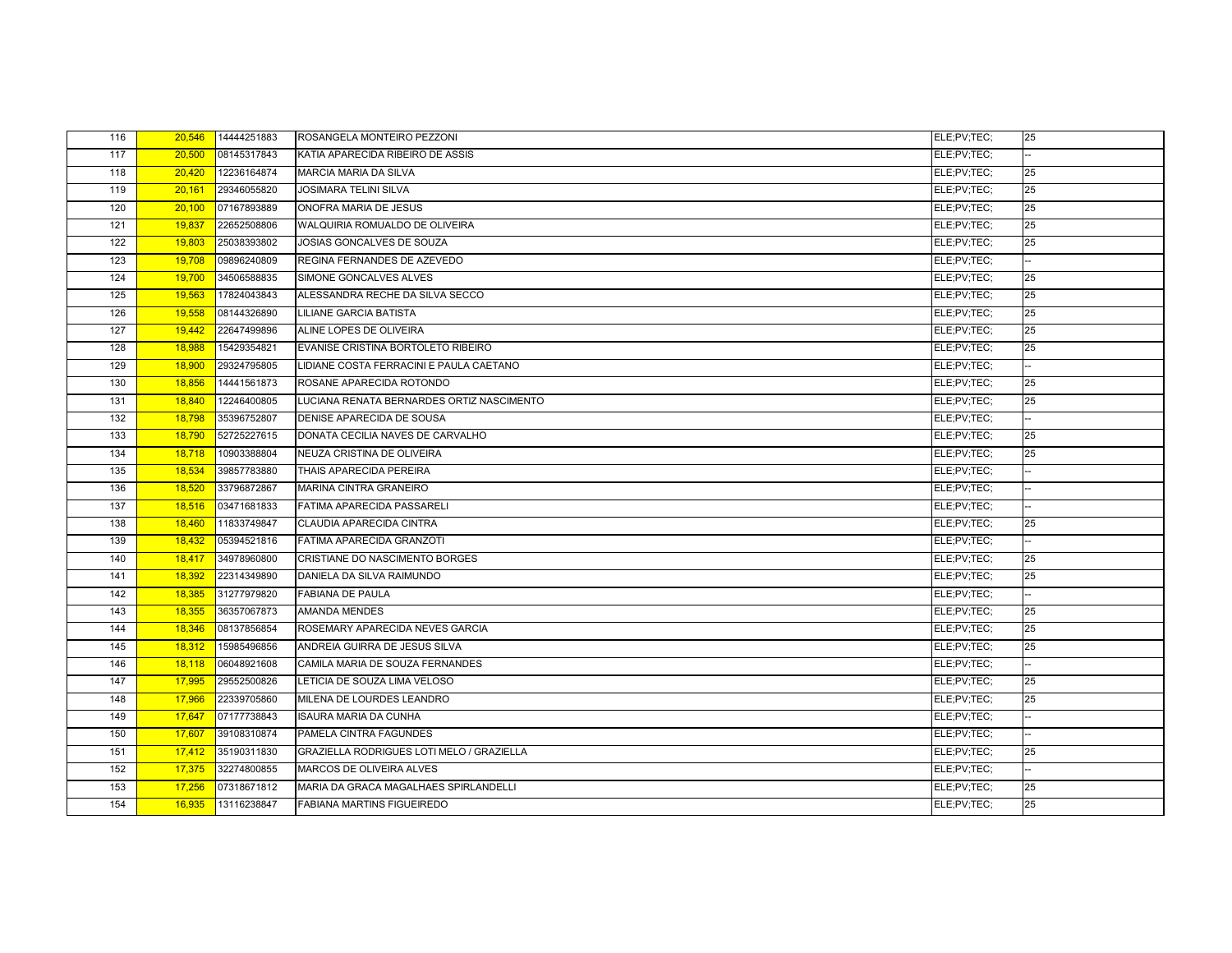| | | | | | |
|---|---|---|---|---|---|
| 116 | 20,546 | 14444251883 | ROSANGELA MONTEIRO PEZZONI | ELE;PV;TEC; | 25 |
| 117 | 20,500 | 08145317843 | KATIA APARECIDA RIBEIRO DE ASSIS | ELE;PV;TEC; | -- |
| 118 | 20,420 | 12236164874 | MARCIA MARIA DA SILVA | ELE;PV;TEC; | 25 |
| 119 | 20,161 | 29346055820 | JOSIMARA TELINI SILVA | ELE;PV;TEC; | 25 |
| 120 | 20,100 | 07167893889 | ONOFRA MARIA DE JESUS | ELE;PV;TEC; | 25 |
| 121 | 19,837 | 22652508806 | WALQUIRIA ROMUALDO DE OLIVEIRA | ELE;PV;TEC; | 25 |
| 122 | 19,803 | 25038393802 | JOSIAS GONCALVES DE SOUZA | ELE;PV;TEC; | 25 |
| 123 | 19,708 | 09896240809 | REGINA FERNANDES DE AZEVEDO | ELE;PV;TEC; | -- |
| 124 | 19,700 | 34506588835 | SIMONE GONCALVES ALVES | ELE;PV;TEC; | 25 |
| 125 | 19,563 | 17824043843 | ALESSANDRA RECHE DA SILVA SECCO | ELE;PV;TEC; | 25 |
| 126 | 19,558 | 08144326890 | LILIANE GARCIA BATISTA | ELE;PV;TEC; | 25 |
| 127 | 19,442 | 22647499896 | ALINE LOPES DE OLIVEIRA | ELE;PV;TEC; | 25 |
| 128 | 18,988 | 15429354821 | EVANISE CRISTINA BORTOLETO RIBEIRO | ELE;PV;TEC; | 25 |
| 129 | 18,900 | 29324795805 | LIDIANE COSTA FERRACINI E PAULA CAETANO | ELE;PV;TEC; | -- |
| 130 | 18,856 | 14441561873 | ROSANE APARECIDA ROTONDO | ELE;PV;TEC; | 25 |
| 131 | 18,840 | 12246400805 | LUCIANA RENATA BERNARDES ORTIZ NASCIMENTO | ELE;PV;TEC; | 25 |
| 132 | 18,798 | 35396752807 | DENISE APARECIDA DE SOUSA | ELE;PV;TEC; | -- |
| 133 | 18,790 | 52725227615 | DONATA CECILIA NAVES DE CARVALHO | ELE;PV;TEC; | 25 |
| 134 | 18,718 | 10903388804 | NEUZA CRISTINA DE OLIVEIRA | ELE;PV;TEC; | 25 |
| 135 | 18,534 | 39857783880 | THAIS APARECIDA PEREIRA | ELE;PV;TEC; | -- |
| 136 | 18,520 | 33796872867 | MARINA CINTRA GRANEIRO | ELE;PV;TEC; | -- |
| 137 | 18,516 | 03471681833 | FATIMA APARECIDA PASSARELI | ELE;PV;TEC; | -- |
| 138 | 18,460 | 11833749847 | CLAUDIA APARECIDA CINTRA | ELE;PV;TEC; | 25 |
| 139 | 18,432 | 05394521816 | FATIMA APARECIDA GRANZOTI | ELE;PV;TEC; | -- |
| 140 | 18,417 | 34978960800 | CRISTIANE DO NASCIMENTO BORGES | ELE;PV;TEC; | 25 |
| 141 | 18,392 | 22314349890 | DANIELA DA SILVA RAIMUNDO | ELE;PV;TEC; | 25 |
| 142 | 18,385 | 31277979820 | FABIANA DE PAULA | ELE;PV;TEC; | -- |
| 143 | 18,355 | 36357067873 | AMANDA MENDES | ELE;PV;TEC; | 25 |
| 144 | 18,346 | 08137856854 | ROSEMARY APARECIDA NEVES GARCIA | ELE;PV;TEC; | 25 |
| 145 | 18,312 | 15985496856 | ANDREIA GUIRRA DE JESUS SILVA | ELE;PV;TEC; | 25 |
| 146 | 18,118 | 06048921608 | CAMILA MARIA DE SOUZA FERNANDES | ELE;PV;TEC; | -- |
| 147 | 17,995 | 29552500826 | LETICIA DE SOUZA LIMA VELOSO | ELE;PV;TEC; | 25 |
| 148 | 17,966 | 22339705860 | MILENA DE LOURDES LEANDRO | ELE;PV;TEC; | 25 |
| 149 | 17,647 | 07177738843 | ISAURA MARIA DA CUNHA | ELE;PV;TEC; | -- |
| 150 | 17,607 | 39108310874 | PAMELA CINTRA FAGUNDES | ELE;PV;TEC; | -- |
| 151 | 17,412 | 35190311830 | GRAZIELLA RODRIGUES LOTI MELO / GRAZIELLA | ELE;PV;TEC; | 25 |
| 152 | 17,375 | 32274800855 | MARCOS DE OLIVEIRA ALVES | ELE;PV;TEC; | -- |
| 153 | 17,256 | 07318671812 | MARIA DA GRACA MAGALHAES SPIRLANDELLI | ELE;PV;TEC; | 25 |
| 154 | 16,935 | 13116238847 | FABIANA MARTINS FIGUEIREDO | ELE;PV;TEC; | 25 |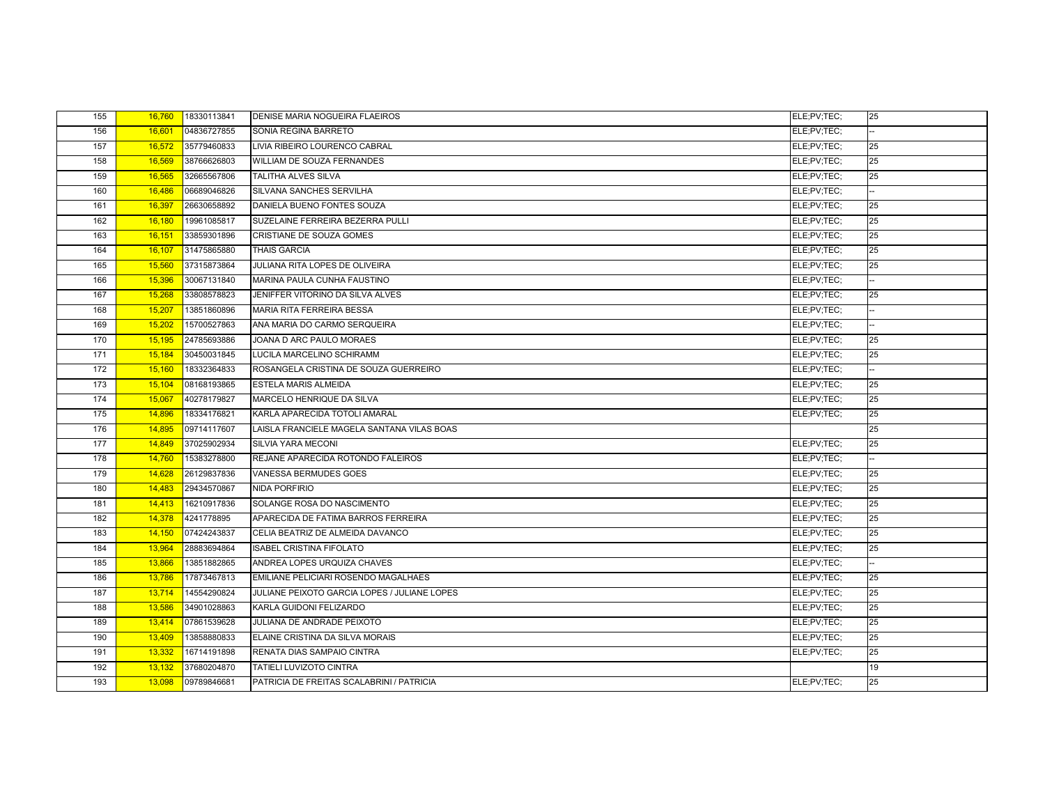| | | | | | |
|---|---|---|---|---|---|
| 155 | 16,760 | 18330113841 | DENISE MARIA NOGUEIRA FLAEIROS | ELE;PV;TEC; | 25 |
| 156 | 16,601 | 04836727855 | SONIA REGINA BARRETO | ELE;PV;TEC; | -- |
| 157 | 16,572 | 35779460833 | LIVIA RIBEIRO LOURENCO CABRAL | ELE;PV;TEC; | 25 |
| 158 | 16,569 | 38766626803 | WILLIAM DE SOUZA FERNANDES | ELE;PV;TEC; | 25 |
| 159 | 16,565 | 32665567806 | TALITHA ALVES SILVA | ELE;PV;TEC; | 25 |
| 160 | 16,486 | 06689046826 | SILVANA SANCHES SERVILHA | ELE;PV;TEC; | -- |
| 161 | 16,397 | 26630658892 | DANIELA BUENO FONTES SOUZA | ELE;PV;TEC; | 25 |
| 162 | 16,180 | 19961085817 | SUZELAINE FERREIRA BEZERRA PULLI | ELE;PV;TEC; | 25 |
| 163 | 16,151 | 33859301896 | CRISTIANE DE SOUZA GOMES | ELE;PV;TEC; | 25 |
| 164 | 16,107 | 31475865880 | THAIS GARCIA | ELE;PV;TEC; | 25 |
| 165 | 15,560 | 37315873864 | JULIANA RITA LOPES DE OLIVEIRA | ELE;PV;TEC; | 25 |
| 166 | 15,396 | 30067131840 | MARINA PAULA CUNHA FAUSTINO | ELE;PV;TEC; | -- |
| 167 | 15,268 | 33808578823 | JENIFFER VITORINO DA SILVA ALVES | ELE;PV;TEC; | 25 |
| 168 | 15,207 | 13851860896 | MARIA RITA FERREIRA BESSA | ELE;PV;TEC; | -- |
| 169 | 15,202 | 15700527863 | ANA MARIA DO CARMO SERQUEIRA | ELE;PV;TEC; | -- |
| 170 | 15,195 | 24785693886 | JOANA D ARC PAULO MORAES | ELE;PV;TEC; | 25 |
| 171 | 15,184 | 30450031845 | LUCILA MARCELINO SCHIRAMM | ELE;PV;TEC; | 25 |
| 172 | 15,160 | 18332364833 | ROSANGELA CRISTINA DE SOUZA GUERREIRO | ELE;PV;TEC; | -- |
| 173 | 15,104 | 08168193865 | ESTELA MARIS ALMEIDA | ELE;PV;TEC; | 25 |
| 174 | 15,067 | 40278179827 | MARCELO HENRIQUE DA SILVA | ELE;PV;TEC; | 25 |
| 175 | 14,896 | 18334176821 | KARLA APARECIDA TOTOLI AMARAL | ELE;PV;TEC; | 25 |
| 176 | 14,895 | 09714117607 | LAISLA FRANCIELE MAGELA SANTANA VILAS BOAS | | 25 |
| 177 | 14,849 | 37025902934 | SILVIA YARA MECONI | ELE;PV;TEC; | 25 |
| 178 | 14,760 | 15383278800 | REJANE APARECIDA ROTONDO FALEIROS | ELE;PV;TEC; | -- |
| 179 | 14,628 | 26129837836 | VANESSA BERMUDES GOES | ELE;PV;TEC; | 25 |
| 180 | 14,483 | 29434570867 | NIDA PORFIRIO | ELE;PV;TEC; | 25 |
| 181 | 14,413 | 16210917836 | SOLANGE ROSA DO NASCIMENTO | ELE;PV;TEC; | 25 |
| 182 | 14,378 | 4241778895 | APARECIDA DE FATIMA BARROS FERREIRA | ELE;PV;TEC; | 25 |
| 183 | 14,150 | 07424243837 | CELIA BEATRIZ DE ALMEIDA DAVANCO | ELE;PV;TEC; | 25 |
| 184 | 13,964 | 28883694864 | ISABEL CRISTINA FIFOLATO | ELE;PV;TEC; | 25 |
| 185 | 13,866 | 13851882865 | ANDREA LOPES URQUIZA CHAVES | ELE;PV;TEC; | -- |
| 186 | 13,786 | 17873467813 | EMILIANE PELICIARI ROSENDO MAGALHAES | ELE;PV;TEC; | 25 |
| 187 | 13,714 | 14554290824 | JULIANE PEIXOTO GARCIA LOPES / JULIANE LOPES | ELE;PV;TEC; | 25 |
| 188 | 13,586 | 34901028863 | KARLA GUIDONI FELIZARDO | ELE;PV;TEC; | 25 |
| 189 | 13,414 | 07861539628 | JULIANA DE ANDRADE PEIXOTO | ELE;PV;TEC; | 25 |
| 190 | 13,409 | 13858880833 | ELAINE CRISTINA DA SILVA MORAIS | ELE;PV;TEC; | 25 |
| 191 | 13,332 | 16714191898 | RENATA DIAS SAMPAIO CINTRA | ELE;PV;TEC; | 25 |
| 192 | 13,132 | 37680204870 | TATIELI LUVIZOTO CINTRA | | 19 |
| 193 | 13,098 | 09789846681 | PATRICIA DE FREITAS SCALABRINI / PATRICIA | ELE;PV;TEC; | 25 |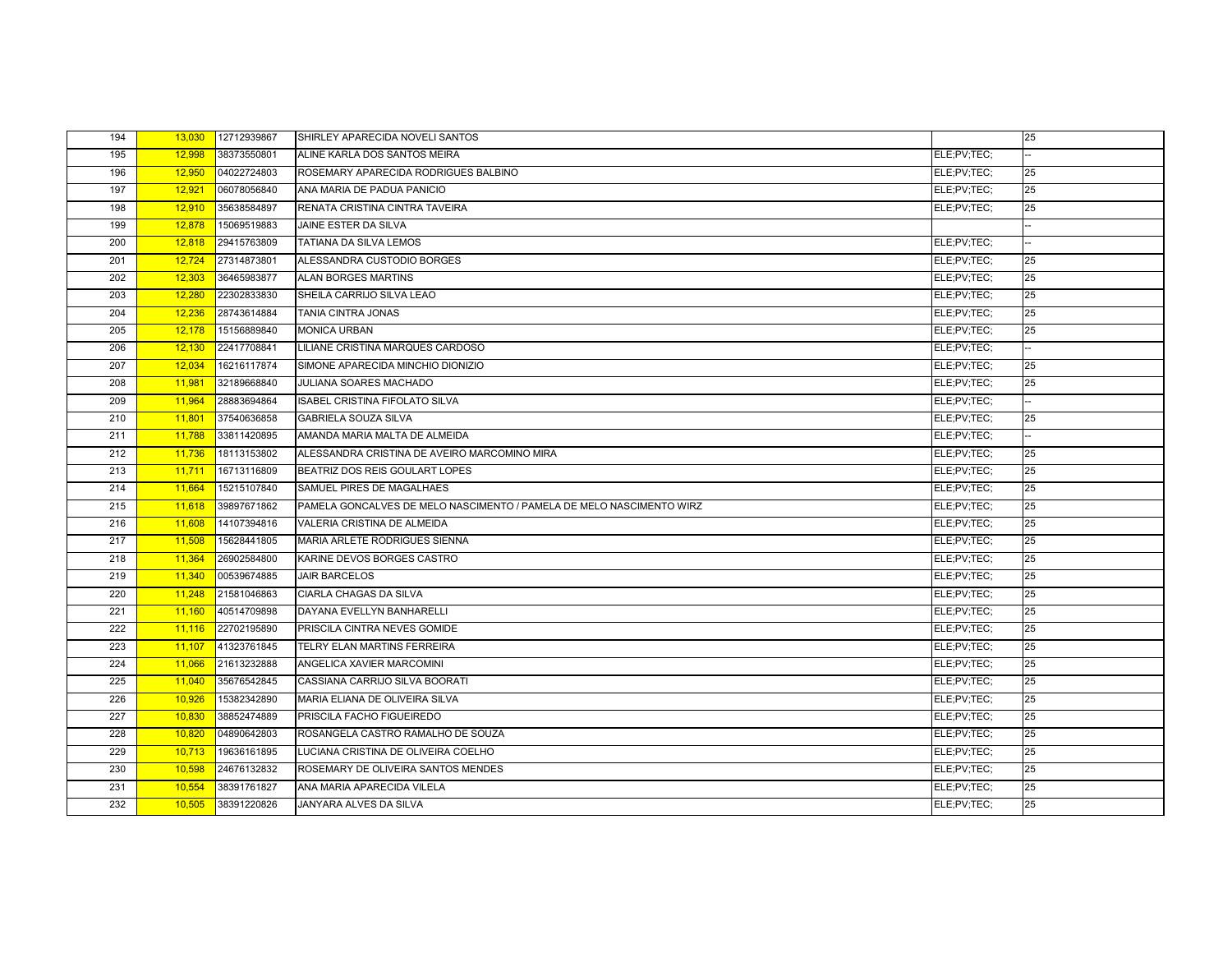| 194 | 13,030 | 12712939867 | SHIRLEY APARECIDA NOVELI SANTOS | | 25 |
|---|---|---|---|---|---|
| 195 | 12,998 | 38373550801 | ALINE KARLA DOS SANTOS MEIRA | ELE;PV;TEC; | -- |
| 196 | 12,950 | 04022724803 | ROSEMARY APARECIDA RODRIGUES BALBINO | ELE;PV;TEC; | 25 |
| 197 | 12,921 | 06078056840 | ANA MARIA DE PADUA PANICIO | ELE;PV;TEC; | 25 |
| 198 | 12,910 | 35638584897 | RENATA CRISTINA CINTRA TAVEIRA | ELE;PV;TEC; | 25 |
| 199 | 12,878 | 15069519883 | JAINE ESTER DA SILVA | | -- |
| 200 | 12,818 | 29415763809 | TATIANA DA SILVA LEMOS | ELE;PV;TEC; | -- |
| 201 | 12,724 | 27314873801 | ALESSANDRA CUSTODIO BORGES | ELE;PV;TEC; | 25 |
| 202 | 12,303 | 36465983877 | ALAN BORGES MARTINS | ELE;PV;TEC; | 25 |
| 203 | 12,280 | 22302833830 | SHEILA CARRIJO SILVA LEAO | ELE;PV;TEC; | 25 |
| 204 | 12,236 | 28743614884 | TANIA CINTRA JONAS | ELE;PV;TEC; | 25 |
| 205 | 12,178 | 15156889840 | MONICA URBAN | ELE;PV;TEC; | 25 |
| 206 | 12,130 | 22417708841 | LILIANE CRISTINA MARQUES CARDOSO | ELE;PV;TEC; | -- |
| 207 | 12,034 | 16216117874 | SIMONE APARECIDA MINCHIO DIONIZIO | ELE;PV;TEC; | 25 |
| 208 | 11,981 | 32189668840 | JULIANA SOARES MACHADO | ELE;PV;TEC; | 25 |
| 209 | 11,964 | 28883694864 | ISABEL CRISTINA FIFOLATO SILVA | ELE;PV;TEC; | -- |
| 210 | 11,801 | 37540636858 | GABRIELA SOUZA SILVA | ELE;PV;TEC; | 25 |
| 211 | 11,788 | 33811420895 | AMANDA MARIA MALTA DE ALMEIDA | ELE;PV;TEC; | -- |
| 212 | 11,736 | 18113153802 | ALESSANDRA CRISTINA DE AVEIRO MARCOMINO MIRA | ELE;PV;TEC; | 25 |
| 213 | 11,711 | 16713116809 | BEATRIZ DOS REIS GOULART LOPES | ELE;PV;TEC; | 25 |
| 214 | 11,664 | 15215107840 | SAMUEL PIRES DE MAGALHAES | ELE;PV;TEC; | 25 |
| 215 | 11,618 | 39897671862 | PAMELA GONCALVES DE MELO NASCIMENTO / PAMELA DE MELO NASCIMENTO WIRZ | ELE;PV;TEC; | 25 |
| 216 | 11,608 | 14107394816 | VALERIA CRISTINA DE ALMEIDA | ELE;PV;TEC; | 25 |
| 217 | 11,508 | 15628441805 | MARIA ARLETE RODRIGUES SIENNA | ELE;PV;TEC; | 25 |
| 218 | 11,364 | 26902584800 | KARINE DEVOS BORGES CASTRO | ELE;PV;TEC; | 25 |
| 219 | 11,340 | 00539674885 | JAIR BARCELOS | ELE;PV;TEC; | 25 |
| 220 | 11,248 | 21581046863 | CIARLA CHAGAS DA SILVA | ELE;PV;TEC; | 25 |
| 221 | 11,160 | 40514709898 | DAYANA EVELLYN BANHARELLI | ELE;PV;TEC; | 25 |
| 222 | 11,116 | 22702195890 | PRISCILA CINTRA NEVES GOMIDE | ELE;PV;TEC; | 25 |
| 223 | 11,107 | 41323761845 | TELRY ELAN MARTINS FERREIRA | ELE;PV;TEC; | 25 |
| 224 | 11,066 | 21613232888 | ANGELICA XAVIER MARCOMINI | ELE;PV;TEC; | 25 |
| 225 | 11,040 | 35676542845 | CASSIANA CARRIJO SILVA BOORATI | ELE;PV;TEC; | 25 |
| 226 | 10,926 | 15382342890 | MARIA ELIANA DE OLIVEIRA SILVA | ELE;PV;TEC; | 25 |
| 227 | 10,830 | 38852474889 | PRISCILA FACHO FIGUEIREDO | ELE;PV;TEC; | 25 |
| 228 | 10,820 | 04890642803 | ROSANGELA CASTRO RAMALHO DE SOUZA | ELE;PV;TEC; | 25 |
| 229 | 10,713 | 19636161895 | LUCIANA CRISTINA DE OLIVEIRA COELHO | ELE;PV;TEC; | 25 |
| 230 | 10,598 | 24676132832 | ROSEMARY DE OLIVEIRA SANTOS MENDES | ELE;PV;TEC; | 25 |
| 231 | 10,554 | 38391761827 | ANA MARIA APARECIDA VILELA | ELE;PV;TEC; | 25 |
| 232 | 10,505 | 38391220826 | JANYARA ALVES DA SILVA | ELE;PV;TEC; | 25 |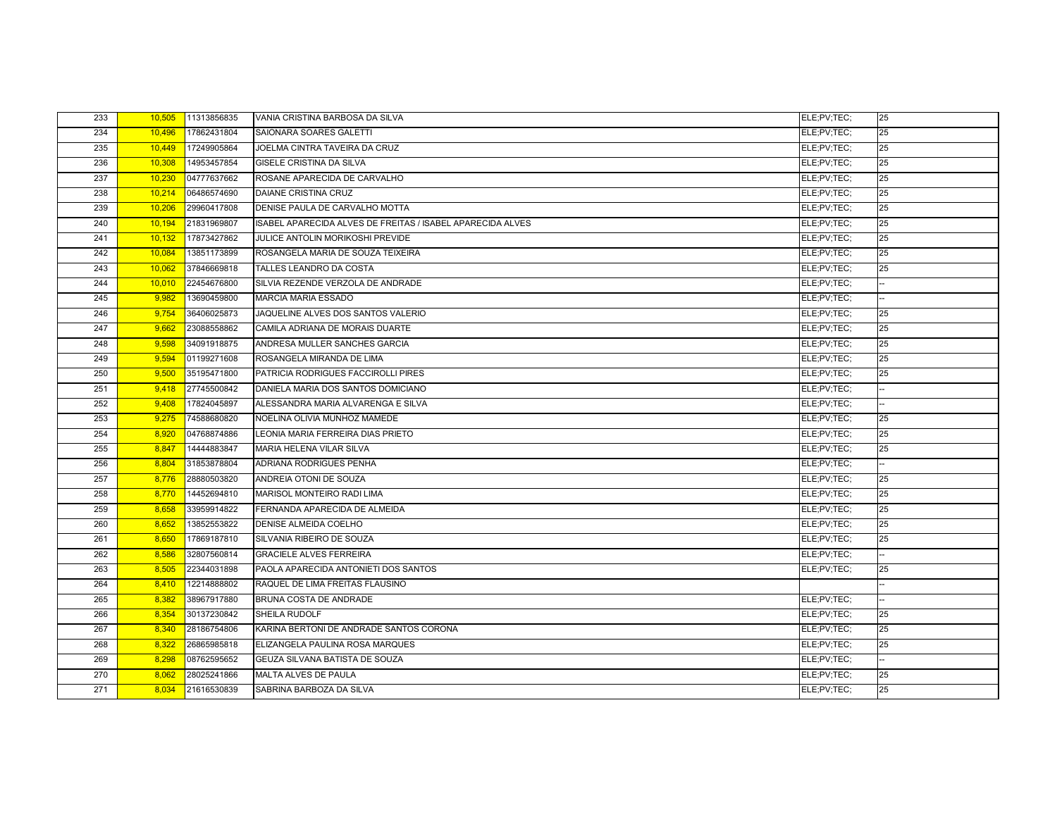| | | | | | |
|---|---|---|---|---|---|
| 233 | 10,505 | 11313856835 | VANIA CRISTINA BARBOSA DA SILVA | ELE;PV;TEC; | 25 |
| 234 | 10,496 | 17862431804 | SAIONARA SOARES GALETTI | ELE;PV;TEC; | 25 |
| 235 | 10,449 | 17249905864 | JOELMA CINTRA TAVEIRA DA CRUZ | ELE;PV;TEC; | 25 |
| 236 | 10,308 | 14953457854 | GISELE CRISTINA DA SILVA | ELE;PV;TEC; | 25 |
| 237 | 10,230 | 04777637662 | ROSANE APARECIDA DE CARVALHO | ELE;PV;TEC; | 25 |
| 238 | 10,214 | 06486574690 | DAIANE CRISTINA CRUZ | ELE;PV;TEC; | 25 |
| 239 | 10,206 | 29960417808 | DENISE PAULA DE CARVALHO MOTTA | ELE;PV;TEC; | 25 |
| 240 | 10,194 | 21831969807 | ISABEL APARECIDA ALVES DE FREITAS / ISABEL APARECIDA ALVES | ELE;PV;TEC; | 25 |
| 241 | 10,132 | 17873427862 | JULICE ANTOLIN MORIKOSHI PREVIDE | ELE;PV;TEC; | 25 |
| 242 | 10,084 | 13851173899 | ROSANGELA MARIA DE SOUZA TEIXEIRA | ELE;PV;TEC; | 25 |
| 243 | 10,062 | 37846669818 | TALLES LEANDRO DA COSTA | ELE;PV;TEC; | 25 |
| 244 | 10,010 | 22454676800 | SILVIA REZENDE VERZOLA DE ANDRADE | ELE;PV;TEC; | -- |
| 245 | 9,982 | 13690459800 | MARCIA MARIA ESSADO | ELE;PV;TEC; | -- |
| 246 | 9,754 | 36406025873 | JAQUELINE ALVES DOS SANTOS VALERIO | ELE;PV;TEC; | 25 |
| 247 | 9,662 | 23088558862 | CAMILA ADRIANA DE MORAIS DUARTE | ELE;PV;TEC; | 25 |
| 248 | 9,598 | 34091918875 | ANDRESA MULLER SANCHES GARCIA | ELE;PV;TEC; | 25 |
| 249 | 9,594 | 01199271608 | ROSANGELA MIRANDA DE LIMA | ELE;PV;TEC; | 25 |
| 250 | 9,500 | 35195471800 | PATRICIA RODRIGUES FACCIROLLI PIRES | ELE;PV;TEC; | 25 |
| 251 | 9,418 | 27745500842 | DANIELA MARIA DOS SANTOS DOMICIANO | ELE;PV;TEC; | -- |
| 252 | 9,408 | 17824045897 | ALESSANDRA MARIA ALVARENGA E SILVA | ELE;PV;TEC; | -- |
| 253 | 9,275 | 74588680820 | NOELINA OLIVIA MUNHOZ MAMEDE | ELE;PV;TEC; | 25 |
| 254 | 8,920 | 04768874886 | LEONIA MARIA FERREIRA DIAS PRIETO | ELE;PV;TEC; | 25 |
| 255 | 8,847 | 14444883847 | MARIA HELENA VILAR SILVA | ELE;PV;TEC; | 25 |
| 256 | 8,804 | 31853878804 | ADRIANA RODRIGUES PENHA | ELE;PV;TEC; | -- |
| 257 | 8,776 | 28880503820 | ANDREIA OTONI DE SOUZA | ELE;PV;TEC; | 25 |
| 258 | 8,770 | 14452694810 | MARISOL MONTEIRO RADI LIMA | ELE;PV;TEC; | 25 |
| 259 | 8,658 | 33959914822 | FERNANDA APARECIDA DE ALMEIDA | ELE;PV;TEC; | 25 |
| 260 | 8,652 | 13852553822 | DENISE ALMEIDA COELHO | ELE;PV;TEC; | 25 |
| 261 | 8,650 | 17869187810 | SILVANIA RIBEIRO DE SOUZA | ELE;PV;TEC; | 25 |
| 262 | 8,586 | 32807560814 | GRACIELE ALVES FERREIRA | ELE;PV;TEC; | -- |
| 263 | 8,505 | 22344031898 | PAOLA APARECIDA ANTONIETI DOS SANTOS | ELE;PV;TEC; | 25 |
| 264 | 8,410 | 12214888802 | RAQUEL DE LIMA FREITAS FLAUSINO | | -- |
| 265 | 8,382 | 38967917880 | BRUNA COSTA DE ANDRADE | ELE;PV;TEC; | -- |
| 266 | 8,354 | 30137230842 | SHEILA RUDOLF | ELE;PV;TEC; | 25 |
| 267 | 8,340 | 28186754806 | KARINA BERTONI DE ANDRADE SANTOS CORONA | ELE;PV;TEC; | 25 |
| 268 | 8,322 | 26865985818 | ELIZANGELA PAULINA ROSA MARQUES | ELE;PV;TEC; | 25 |
| 269 | 8,298 | 08762595652 | GEUZA SILVANA BATISTA DE SOUZA | ELE;PV;TEC; | -- |
| 270 | 8,062 | 28025241866 | MALTA ALVES DE PAULA | ELE;PV;TEC; | 25 |
| 271 | 8,034 | 21616530839 | SABRINA BARBOZA DA SILVA | ELE;PV;TEC; | 25 |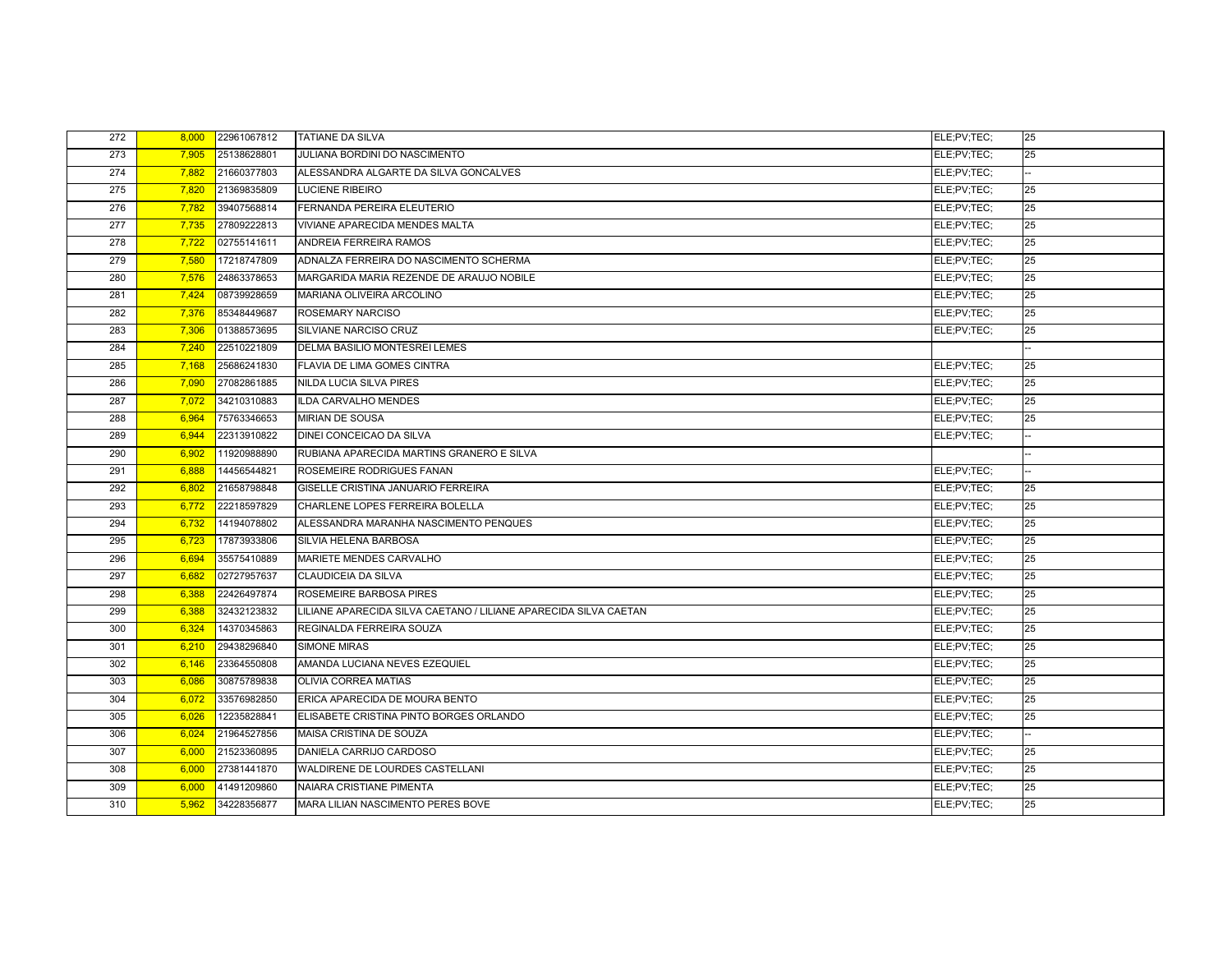| | | | | | |
|---|---|---|---|---|---|
| 272 | 8,000 | 22961067812 | TATIANE DA SILVA | ELE;PV;TEC; | 25 |
| 273 | 7,905 | 25138628801 | JULIANA BORDINI DO NASCIMENTO | ELE;PV;TEC; | 25 |
| 274 | 7,882 | 21660377803 | ALESSANDRA ALGARTE DA SILVA GONCALVES | ELE;PV;TEC; | -- |
| 275 | 7,820 | 21369835809 | LUCIENE RIBEIRO | ELE;PV;TEC; | 25 |
| 276 | 7,782 | 39407568814 | FERNANDA PEREIRA ELEUTERIO | ELE;PV;TEC; | 25 |
| 277 | 7,735 | 27809222813 | VIVIANE APARECIDA MENDES MALTA | ELE;PV;TEC; | 25 |
| 278 | 7,722 | 02755141611 | ANDREIA FERREIRA RAMOS | ELE;PV;TEC; | 25 |
| 279 | 7,580 | 17218747809 | ADNALZA FERREIRA DO NASCIMENTO SCHERMA | ELE;PV;TEC; | 25 |
| 280 | 7,576 | 24863378653 | MARGARIDA MARIA REZENDE DE ARAUJO NOBILE | ELE;PV;TEC; | 25 |
| 281 | 7,424 | 08739928659 | MARIANA OLIVEIRA ARCOLINO | ELE;PV;TEC; | 25 |
| 282 | 7,376 | 85348449687 | ROSEMARY NARCISO | ELE;PV;TEC; | 25 |
| 283 | 7,306 | 01388573695 | SILVIANE NARCISO CRUZ | ELE;PV;TEC; | 25 |
| 284 | 7,240 | 22510221809 | DELMA BASILIO MONTESREI LEMES | | -- |
| 285 | 7,168 | 25686241830 | FLAVIA DE LIMA GOMES CINTRA | ELE;PV;TEC; | 25 |
| 286 | 7,090 | 27082861885 | NILDA LUCIA SILVA PIRES | ELE;PV;TEC; | 25 |
| 287 | 7,072 | 34210310883 | ILDA CARVALHO MENDES | ELE;PV;TEC; | 25 |
| 288 | 6,964 | 75763346653 | MIRIAN DE SOUSA | ELE;PV;TEC; | 25 |
| 289 | 6,944 | 22313910822 | DINEI CONCEICAO DA SILVA | ELE;PV;TEC; | -- |
| 290 | 6,902 | 11920988890 | RUBIANA APARECIDA MARTINS GRANERO E SILVA | | -- |
| 291 | 6,888 | 14456544821 | ROSEMEIRE RODRIGUES FANAN | ELE;PV;TEC; | -- |
| 292 | 6,802 | 21658798848 | GISELLE CRISTINA JANUARIO FERREIRA | ELE;PV;TEC; | 25 |
| 293 | 6,772 | 22218597829 | CHARLENE LOPES FERREIRA BOLELLA | ELE;PV;TEC; | 25 |
| 294 | 6,732 | 14194078802 | ALESSANDRA MARANHA NASCIMENTO PENQUES | ELE;PV;TEC; | 25 |
| 295 | 6,723 | 17873933806 | SILVIA HELENA BARBOSA | ELE;PV;TEC; | 25 |
| 296 | 6,694 | 35575410889 | MARIETE MENDES CARVALHO | ELE;PV;TEC; | 25 |
| 297 | 6,682 | 02727957637 | CLAUDICEIA DA SILVA | ELE;PV;TEC; | 25 |
| 298 | 6,388 | 22426497874 | ROSEMEIRE BARBOSA PIRES | ELE;PV;TEC; | 25 |
| 299 | 6,388 | 32432123832 | LILIANE APARECIDA SILVA CAETANO / LILIANE APARECIDA SILVA CAETAN | ELE;PV;TEC; | 25 |
| 300 | 6,324 | 14370345863 | REGINALDA FERREIRA SOUZA | ELE;PV;TEC; | 25 |
| 301 | 6,210 | 29438296840 | SIMONE MIRAS | ELE;PV;TEC; | 25 |
| 302 | 6,146 | 23364550808 | AMANDA LUCIANA NEVES EZEQUIEL | ELE;PV;TEC; | 25 |
| 303 | 6,086 | 30875789838 | OLIVIA CORREA MATIAS | ELE;PV;TEC; | 25 |
| 304 | 6,072 | 33576982850 | ERICA APARECIDA DE MOURA BENTO | ELE;PV;TEC; | 25 |
| 305 | 6,026 | 12235828841 | ELISABETE CRISTINA PINTO BORGES ORLANDO | ELE;PV;TEC; | 25 |
| 306 | 6,024 | 21964527856 | MAISA CRISTINA DE SOUZA | ELE;PV;TEC; | -- |
| 307 | 6,000 | 21523360895 | DANIELA CARRIJO CARDOSO | ELE;PV;TEC; | 25 |
| 308 | 6,000 | 27381441870 | WALDIRENE DE LOURDES CASTELLANI | ELE;PV;TEC; | 25 |
| 309 | 6,000 | 41491209860 | NAIARA CRISTIANE PIMENTA | ELE;PV;TEC; | 25 |
| 310 | 5,962 | 34228356877 | MARA LILIAN NASCIMENTO PERES BOVE | ELE;PV;TEC; | 25 |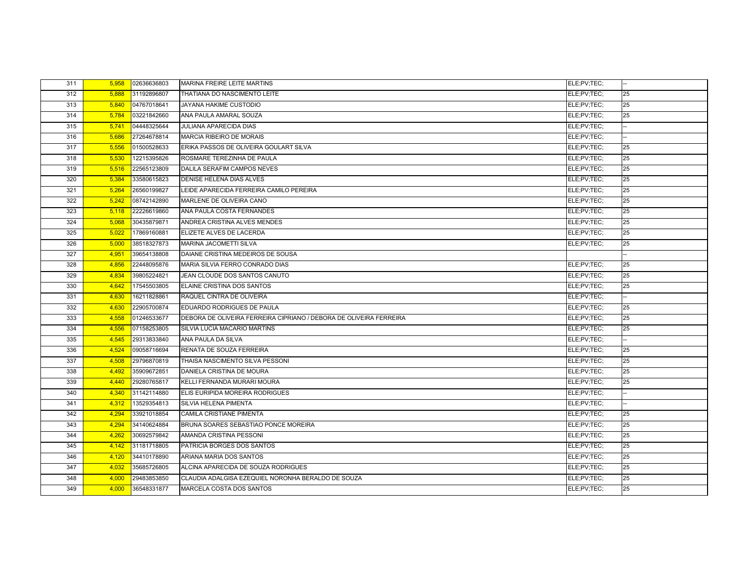| | | | | | |
|---|---|---|---|---|---|
| 311 | 5,958 | 02636636803 | MARINA FREIRE LEITE MARTINS | ELE;PV;TEC; | -- |
| 312 | 5,888 | 31192896807 | THATIANA DO NASCIMENTO LEITE | ELE;PV;TEC; | 25 |
| 313 | 5,840 | 04767018641 | JAYANA HAKIME CUSTODIO | ELE;PV;TEC; | 25 |
| 314 | 5,784 | 03221842660 | ANA PAULA AMARAL SOUZA | ELE;PV;TEC; | 25 |
| 315 | 5,741 | 04448325644 | JULIANA APARECIDA DIAS | ELE;PV;TEC; | -- |
| 316 | 5,686 | 27264678814 | MARCIA RIBEIRO DE MORAIS | ELE;PV;TEC; | -- |
| 317 | 5,556 | 01500528633 | ERIKA PASSOS DE OLIVEIRA GOULART SILVA | ELE;PV;TEC; | 25 |
| 318 | 5,530 | 12215395826 | ROSMARE TEREZINHA DE PAULA | ELE;PV;TEC; | 25 |
| 319 | 5,516 | 22565123809 | DALILA SERAFIM CAMPOS NEVES | ELE;PV;TEC; | 25 |
| 320 | 5,384 | 33580615823 | DENISE HELENA DIAS ALVES | ELE;PV;TEC; | 25 |
| 321 | 5,264 | 26560199827 | LEIDE APARECIDA FERREIRA CAMILO PEREIRA | ELE;PV;TEC; | 25 |
| 322 | 5,242 | 08742142890 | MARLENE DE OLIVEIRA CANO | ELE;PV;TEC; | 25 |
| 323 | 5,118 | 22226619860 | ANA PAULA COSTA FERNANDES | ELE;PV;TEC; | 25 |
| 324 | 5,068 | 30435879871 | ANDREA CRISTINA ALVES MENDES | ELE;PV;TEC; | 25 |
| 325 | 5,022 | 17869160881 | ELIZETE ALVES DE LACERDA | ELE;PV;TEC; | 25 |
| 326 | 5,000 | 38518327873 | MARINA JACOMETTI SILVA | ELE;PV;TEC; | 25 |
| 327 | 4,951 | 39654138808 | DAIANE CRISTINA MEDEIROS DE SOUSA | | -- |
| 328 | 4,856 | 22448095876 | MARIA SILVIA FERRO CONRADO DIAS | ELE;PV;TEC; | 25 |
| 329 | 4,834 | 39805224821 | JEAN CLOUDE DOS SANTOS CANUTO | ELE;PV;TEC; | 25 |
| 330 | 4,642 | 17545503805 | ELAINE CRISTINA DOS SANTOS | ELE;PV;TEC; | 25 |
| 331 | 4,630 | 16211828861 | RAQUEL CINTRA DE OLIVEIRA | ELE;PV;TEC; | -- |
| 332 | 4,630 | 22905700874 | EDUARDO RODRIGUES DE PAULA | ELE;PV;TEC; | 25 |
| 333 | 4,558 | 01246533677 | DEBORA DE OLIVEIRA FERREIRA CIPRIANO / DEBORA DE OLIVEIRA FERREIRA | ELE;PV;TEC; | 25 |
| 334 | 4,556 | 07158253805 | SILVIA LUCIA MACARIO MARTINS | ELE;PV;TEC; | 25 |
| 335 | 4,545 | 29313833840 | ANA PAULA DA SILVA | ELE;PV;TEC; | -- |
| 336 | 4,524 | 09058716694 | RENATA DE SOUZA FERREIRA | ELE;PV;TEC; | 25 |
| 337 | 4,508 | 29796870819 | THAISA NASCIMENTO SILVA PESSONI | ELE;PV;TEC; | 25 |
| 338 | 4,492 | 35909672851 | DANIELA CRISTINA DE MOURA | ELE;PV;TEC; | 25 |
| 339 | 4,440 | 29280765817 | KELLI FERNANDA MURARI MOURA | ELE;PV;TEC; | 25 |
| 340 | 4,340 | 31142114880 | ELIS EURIPIDA MOREIRA RODRIGUES | ELE;PV;TEC; | -- |
| 341 | 4,312 | 13529354813 | SILVIA HELENA PIMENTA | ELE;PV;TEC; | -- |
| 342 | 4,294 | 33921018854 | CAMILA CRISTIANE PIMENTA | ELE;PV;TEC; | 25 |
| 343 | 4,294 | 34140624884 | BRUNA SOARES SEBASTIAO PONCE MOREIRA | ELE;PV;TEC; | 25 |
| 344 | 4,262 | 30692579842 | AMANDA CRISTINA PESSONI | ELE;PV;TEC; | 25 |
| 345 | 4,142 | 31181718805 | PATRICIA BORGES DOS SANTOS | ELE;PV;TEC; | 25 |
| 346 | 4,120 | 34410178890 | ARIANA MARIA DOS SANTOS | ELE;PV;TEC; | 25 |
| 347 | 4,032 | 35685726805 | ALCINA APARECIDA DE SOUZA RODRIGUES | ELE;PV;TEC; | 25 |
| 348 | 4,000 | 29483853850 | CLAUDIA ADALGISA EZEQUIEL NORONHA BERALDO DE SOUZA | ELE;PV;TEC; | 25 |
| 349 | 4,000 | 36548331877 | MARCELA COSTA DOS SANTOS | ELE;PV;TEC; | 25 |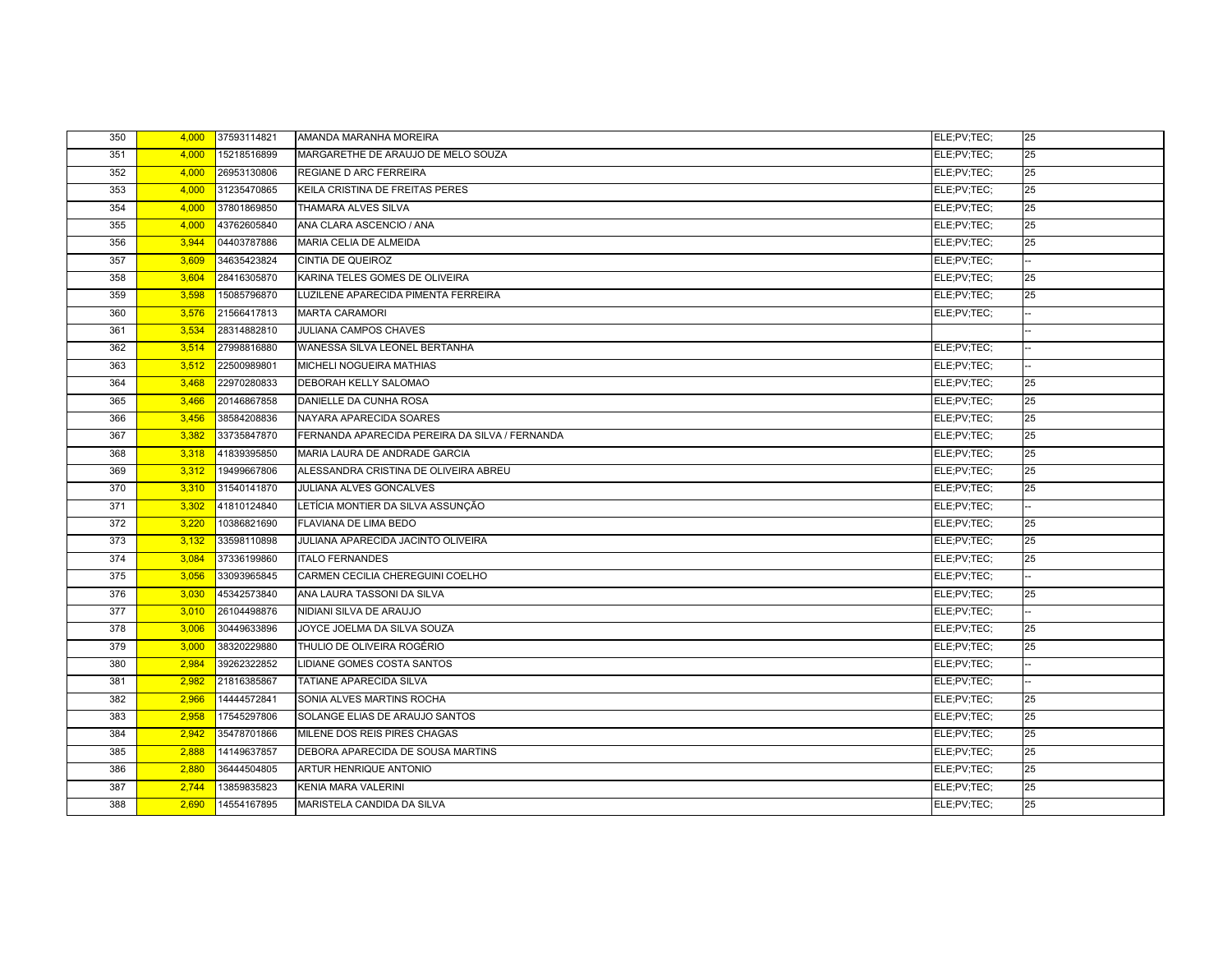| | | | | | |
|---|---|---|---|---|---|
| 350 | 4,000 | 37593114821 | AMANDA MARANHA MOREIRA | ELE;PV;TEC; | 25 |
| 351 | 4,000 | 15218516899 | MARGARETHE DE ARAUJO DE MELO SOUZA | ELE;PV;TEC; | 25 |
| 352 | 4,000 | 26953130806 | REGIANE D ARC FERREIRA | ELE;PV;TEC; | 25 |
| 353 | 4,000 | 31235470865 | KEILA CRISTINA DE FREITAS PERES | ELE;PV;TEC; | 25 |
| 354 | 4,000 | 37801869850 | THAMARA ALVES SILVA | ELE;PV;TEC; | 25 |
| 355 | 4,000 | 43762605840 | ANA CLARA ASCENCIO / ANA | ELE;PV;TEC; | 25 |
| 356 | 3,944 | 04403787886 | MARIA CELIA DE ALMEIDA | ELE;PV;TEC; | 25 |
| 357 | 3,609 | 34635423824 | CINTIA DE QUEIROZ | ELE;PV;TEC; | -- |
| 358 | 3,604 | 28416305870 | KARINA TELES GOMES DE OLIVEIRA | ELE;PV;TEC; | 25 |
| 359 | 3,598 | 15085796870 | LUZILENE APARECIDA PIMENTA FERREIRA | ELE;PV;TEC; | 25 |
| 360 | 3,576 | 21566417813 | MARTA CARAMORI | ELE;PV;TEC; | -- |
| 361 | 3,534 | 28314882810 | JULIANA CAMPOS CHAVES | | -- |
| 362 | 3,514 | 27998816880 | WANESSA SILVA LEONEL BERTANHA | ELE;PV;TEC; | -- |
| 363 | 3,512 | 22500989801 | MICHELI NOGUEIRA MATHIAS | ELE;PV;TEC; | -- |
| 364 | 3,468 | 22970280833 | DEBORAH KELLY SALOMAO | ELE;PV;TEC; | 25 |
| 365 | 3,466 | 20146867858 | DANIELLE DA CUNHA ROSA | ELE;PV;TEC; | 25 |
| 366 | 3,456 | 38584208836 | NAYARA APARECIDA SOARES | ELE;PV;TEC; | 25 |
| 367 | 3,382 | 33735847870 | FERNANDA APARECIDA PEREIRA DA SILVA / FERNANDA | ELE;PV;TEC; | 25 |
| 368 | 3,318 | 41839395850 | MARIA LAURA DE ANDRADE GARCIA | ELE;PV;TEC; | 25 |
| 369 | 3,312 | 19499667806 | ALESSANDRA CRISTINA DE OLIVEIRA ABREU | ELE;PV;TEC; | 25 |
| 370 | 3,310 | 31540141870 | JULIANA ALVES GONCALVES | ELE;PV;TEC; | 25 |
| 371 | 3,302 | 41810124840 | LETÍCIA MONTIER DA SILVA ASSUNÇÃO | ELE;PV;TEC; | -- |
| 372 | 3,220 | 10386821690 | FLAVIANA DE LIMA BEDO | ELE;PV;TEC; | 25 |
| 373 | 3,132 | 33598110898 | JULIANA APARECIDA JACINTO OLIVEIRA | ELE;PV;TEC; | 25 |
| 374 | 3,084 | 37336199860 | ITALO FERNANDES | ELE;PV;TEC; | 25 |
| 375 | 3,056 | 33093965845 | CARMEN CECILIA CHEREGUINI COELHO | ELE;PV;TEC; | -- |
| 376 | 3,030 | 45342573840 | ANA LAURA TASSONI DA SILVA | ELE;PV;TEC; | 25 |
| 377 | 3,010 | 26104498876 | NIDIANI SILVA DE ARAUJO | ELE;PV;TEC; | -- |
| 378 | 3,006 | 30449633896 | JOYCE JOELMA DA SILVA SOUZA | ELE;PV;TEC; | 25 |
| 379 | 3,000 | 38320229880 | THULIO DE OLIVEIRA ROGÉRIO | ELE;PV;TEC; | 25 |
| 380 | 2,984 | 39262322852 | LIDIANE GOMES COSTA SANTOS | ELE;PV;TEC; | -- |
| 381 | 2,982 | 21816385867 | TATIANE APARECIDA SILVA | ELE;PV;TEC; | -- |
| 382 | 2,966 | 14444572841 | SONIA ALVES MARTINS ROCHA | ELE;PV;TEC; | 25 |
| 383 | 2,958 | 17545297806 | SOLANGE ELIAS DE ARAUJO SANTOS | ELE;PV;TEC; | 25 |
| 384 | 2,942 | 35478701866 | MILENE DOS REIS PIRES CHAGAS | ELE;PV;TEC; | 25 |
| 385 | 2,888 | 14149637857 | DEBORA APARECIDA DE SOUSA MARTINS | ELE;PV;TEC; | 25 |
| 386 | 2,880 | 36444504805 | ARTUR HENRIQUE ANTONIO | ELE;PV;TEC; | 25 |
| 387 | 2,744 | 13859835823 | KENIA MARA VALERINI | ELE;PV;TEC; | 25 |
| 388 | 2,690 | 14554167895 | MARISTELA CANDIDA DA SILVA | ELE;PV;TEC; | 25 |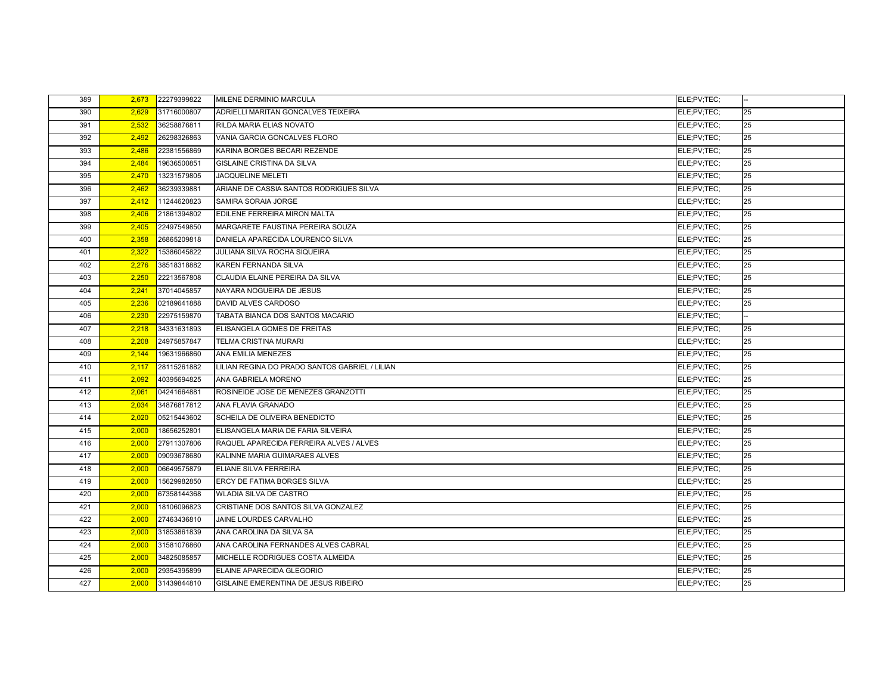| | | | | | |
|---|---|---|---|---|---|
| 389 | 2,673 | 22279399822 | MILENE DERMINIO MARCULA | ELE;PV;TEC; | -- |
| 390 | 2,629 | 31716000807 | ADRIELLI MARITAN GONCALVES TEIXEIRA | ELE;PV;TEC; | 25 |
| 391 | 2,532 | 36258876811 | RILDA MARIA ELIAS NOVATO | ELE;PV;TEC; | 25 |
| 392 | 2,492 | 26298326863 | VANIA GARCIA GONCALVES FLORO | ELE;PV;TEC; | 25 |
| 393 | 2,486 | 22381556869 | KARINA BORGES BECARI REZENDE | ELE;PV;TEC; | 25 |
| 394 | 2,484 | 19636500851 | GISLAINE CRISTINA DA SILVA | ELE;PV;TEC; | 25 |
| 395 | 2,470 | 13231579805 | JACQUELINE MELETI | ELE;PV;TEC; | 25 |
| 396 | 2,462 | 36239339881 | ARIANE DE CASSIA SANTOS RODRIGUES SILVA | ELE;PV;TEC; | 25 |
| 397 | 2,412 | 11244620823 | SAMIRA SORAIA JORGE | ELE;PV;TEC; | 25 |
| 398 | 2,406 | 21861394802 | EDILENE FERREIRA MIRON MALTA | ELE;PV;TEC; | 25 |
| 399 | 2,405 | 22497549850 | MARGARETE FAUSTINA PEREIRA SOUZA | ELE;PV;TEC; | 25 |
| 400 | 2,358 | 26865209818 | DANIELA APARECIDA LOURENCO SILVA | ELE;PV;TEC; | 25 |
| 401 | 2,322 | 15386045822 | JULIANA SILVA ROCHA SIQUEIRA | ELE;PV;TEC; | 25 |
| 402 | 2,276 | 38518318882 | KAREN FERNANDA SILVA | ELE;PV;TEC; | 25 |
| 403 | 2,250 | 22213567808 | CLAUDIA ELAINE PEREIRA DA SILVA | ELE;PV;TEC; | 25 |
| 404 | 2,241 | 37014045857 | NAYARA NOGUEIRA DE JESUS | ELE;PV;TEC; | 25 |
| 405 | 2,236 | 02189641888 | DAVID ALVES CARDOSO | ELE;PV;TEC; | 25 |
| 406 | 2,230 | 22975159870 | TABATA BIANCA DOS SANTOS MACARIO | ELE;PV;TEC; | -- |
| 407 | 2,218 | 34331631893 | ELISANGELA GOMES DE FREITAS | ELE;PV;TEC; | 25 |
| 408 | 2,208 | 24975857847 | TELMA CRISTINA MURARI | ELE;PV;TEC; | 25 |
| 409 | 2,144 | 19631966860 | ANA EMILIA MENEZES | ELE;PV;TEC; | 25 |
| 410 | 2,117 | 28115261882 | LILIAN REGINA DO PRADO SANTOS GABRIEL / LILIAN | ELE;PV;TEC; | 25 |
| 411 | 2,092 | 40395694825 | ANA GABRIELA MORENO | ELE;PV;TEC; | 25 |
| 412 | 2,061 | 04241664881 | ROSINEIDE JOSE DE MENEZES GRANZOTTI | ELE;PV;TEC; | 25 |
| 413 | 2,034 | 34876817812 | ANA FLAVIA GRANADO | ELE;PV;TEC; | 25 |
| 414 | 2,020 | 05215443602 | SCHEILA DE OLIVEIRA BENEDICTO | ELE;PV;TEC; | 25 |
| 415 | 2,000 | 18656252801 | ELISANGELA MARIA DE FARIA SILVEIRA | ELE;PV;TEC; | 25 |
| 416 | 2,000 | 27911307806 | RAQUEL APARECIDA FERREIRA ALVES / ALVES | ELE;PV;TEC; | 25 |
| 417 | 2,000 | 09093678680 | KALINNE MARIA GUIMARAES ALVES | ELE;PV;TEC; | 25 |
| 418 | 2,000 | 06649575879 | ELIANE SILVA FERREIRA | ELE;PV;TEC; | 25 |
| 419 | 2,000 | 15629982850 | ERCY DE FATIMA BORGES SILVA | ELE;PV;TEC; | 25 |
| 420 | 2,000 | 67358144368 | WLADIA SILVA DE CASTRO | ELE;PV;TEC; | 25 |
| 421 | 2,000 | 18106096823 | CRISTIANE DOS SANTOS SILVA GONZALEZ | ELE;PV;TEC; | 25 |
| 422 | 2,000 | 27463436810 | JAINE LOURDES CARVALHO | ELE;PV;TEC; | 25 |
| 423 | 2,000 | 31853861839 | ANA CAROLINA DA SILVA SA | ELE;PV;TEC; | 25 |
| 424 | 2,000 | 31581076860 | ANA CAROLINA FERNANDES ALVES CABRAL | ELE;PV;TEC; | 25 |
| 425 | 2,000 | 34825085857 | MICHELLE RODRIGUES COSTA ALMEIDA | ELE;PV;TEC; | 25 |
| 426 | 2,000 | 29354395899 | ELAINE APARECIDA GLEGORIO | ELE;PV;TEC; | 25 |
| 427 | 2,000 | 31439844810 | GISLAINE EMERENTINA DE JESUS RIBEIRO | ELE;PV;TEC; | 25 |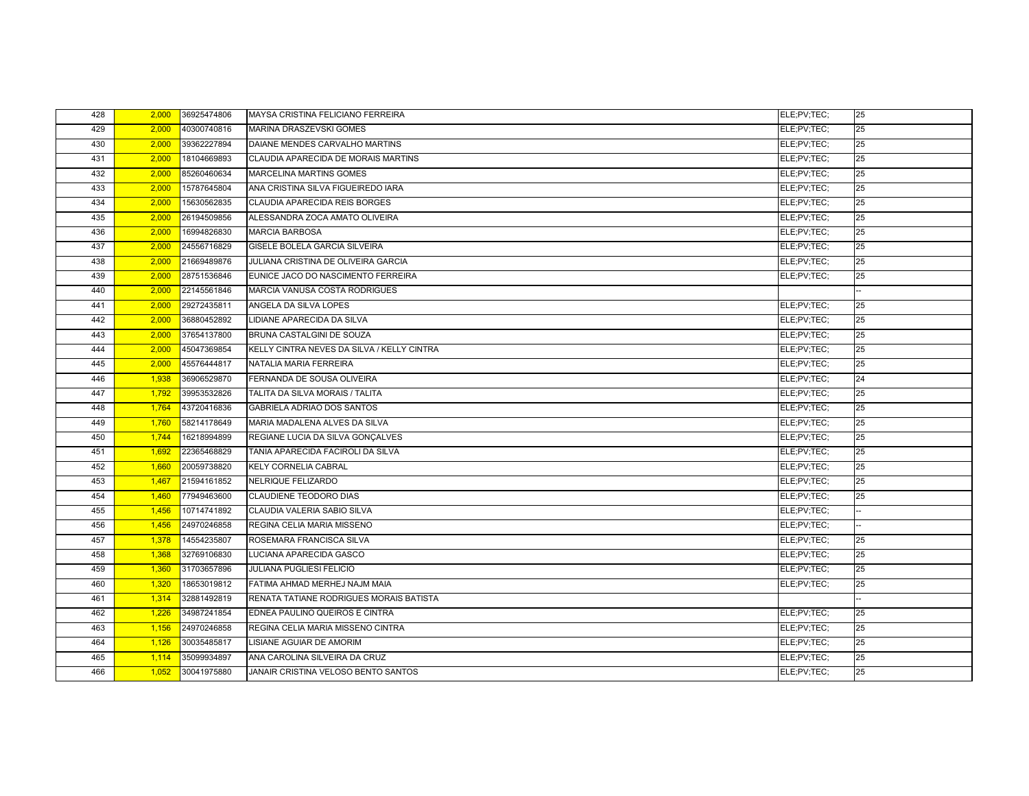| | | | | | |
|---|---|---|---|---|---|
| 428 | 2,000 | 36925474806 | MAYSA CRISTINA FELICIANO FERREIRA | ELE;PV;TEC; | 25 |
| 429 | 2,000 | 40300740816 | MARINA DRASZEVSKI GOMES | ELE;PV;TEC; | 25 |
| 430 | 2,000 | 39362227894 | DAIANE MENDES CARVALHO MARTINS | ELE;PV;TEC; | 25 |
| 431 | 2,000 | 18104669893 | CLAUDIA APARECIDA DE MORAIS MARTINS | ELE;PV;TEC; | 25 |
| 432 | 2,000 | 85260460634 | MARCELINA MARTINS GOMES | ELE;PV;TEC; | 25 |
| 433 | 2,000 | 15787645804 | ANA CRISTINA SILVA FIGUEIREDO IARA | ELE;PV;TEC; | 25 |
| 434 | 2,000 | 15630562835 | CLAUDIA APARECIDA REIS BORGES | ELE;PV;TEC; | 25 |
| 435 | 2,000 | 26194509856 | ALESSANDRA ZOCA AMATO OLIVEIRA | ELE;PV;TEC; | 25 |
| 436 | 2,000 | 16994826830 | MARCIA BARBOSA | ELE;PV;TEC; | 25 |
| 437 | 2,000 | 24556716829 | GISELE BOLELA GARCIA SILVEIRA | ELE;PV;TEC; | 25 |
| 438 | 2,000 | 21669489876 | JULIANA CRISTINA DE OLIVEIRA GARCIA | ELE;PV;TEC; | 25 |
| 439 | 2,000 | 28751536846 | EUNICE JACO DO NASCIMENTO FERREIRA | ELE;PV;TEC; | 25 |
| 440 | 2,000 | 22145561846 | MARCIA VANUSA COSTA RODRIGUES | | -- |
| 441 | 2,000 | 29272435811 | ANGELA DA SILVA LOPES | ELE;PV;TEC; | 25 |
| 442 | 2,000 | 36880452892 | LIDIANE APARECIDA DA SILVA | ELE;PV;TEC; | 25 |
| 443 | 2,000 | 37654137800 | BRUNA CASTALGINI DE SOUZA | ELE;PV;TEC; | 25 |
| 444 | 2,000 | 45047369854 | KELLY CINTRA NEVES DA SILVA / KELLY CINTRA | ELE;PV;TEC; | 25 |
| 445 | 2,000 | 45576444817 | NATALIA MARIA FERREIRA | ELE;PV;TEC; | 25 |
| 446 | 1,938 | 36906529870 | FERNANDA DE SOUSA OLIVEIRA | ELE;PV;TEC; | 24 |
| 447 | 1,792 | 39953532826 | TALITA DA SILVA MORAIS / TALITA | ELE;PV;TEC; | 25 |
| 448 | 1,764 | 43720416836 | GABRIELA ADRIAO DOS SANTOS | ELE;PV;TEC; | 25 |
| 449 | 1,760 | 58214178649 | MARIA MADALENA ALVES DA SILVA | ELE;PV;TEC; | 25 |
| 450 | 1,744 | 16218994899 | REGIANE LUCIA DA SILVA GONÇALVES | ELE;PV;TEC; | 25 |
| 451 | 1,692 | 22365468829 | TANIA APARECIDA FACIROLI DA SILVA | ELE;PV;TEC; | 25 |
| 452 | 1,660 | 20059738820 | KELY CORNELIA CABRAL | ELE;PV;TEC; | 25 |
| 453 | 1,467 | 21594161852 | NELRIQUE FELIZARDO | ELE;PV;TEC; | 25 |
| 454 | 1,460 | 77949463600 | CLAUDIENE TEODORO DIAS | ELE;PV;TEC; | 25 |
| 455 | 1,456 | 10714741892 | CLAUDIA VALERIA SABIO SILVA | ELE;PV;TEC; | -- |
| 456 | 1,456 | 24970246858 | REGINA CELIA MARIA MISSENO | ELE;PV;TEC; | -- |
| 457 | 1,378 | 14554235807 | ROSEMARA FRANCISCA SILVA | ELE;PV;TEC; | 25 |
| 458 | 1,368 | 32769106830 | LUCIANA APARECIDA GASCO | ELE;PV;TEC; | 25 |
| 459 | 1,360 | 31703657896 | JULIANA PUGLIESI FELICIO | ELE;PV;TEC; | 25 |
| 460 | 1,320 | 18653019812 | FATIMA AHMAD MERHEJ NAJM MAIA | ELE;PV;TEC; | 25 |
| 461 | 1,314 | 32881492819 | RENATA TATIANE RODRIGUES MORAIS BATISTA | | -- |
| 462 | 1,226 | 34987241854 | EDNEA PAULINO QUEIROS E CINTRA | ELE;PV;TEC; | 25 |
| 463 | 1,156 | 24970246858 | REGINA CELIA MARIA MISSENO CINTRA | ELE;PV;TEC; | 25 |
| 464 | 1,126 | 30035485817 | LISIANE AGUIAR DE AMORIM | ELE;PV;TEC; | 25 |
| 465 | 1,114 | 35099934897 | ANA CAROLINA SILVEIRA DA CRUZ | ELE;PV;TEC; | 25 |
| 466 | 1,052 | 30041975880 | JANAIR CRISTINA VELOSO BENTO SANTOS | ELE;PV;TEC; | 25 |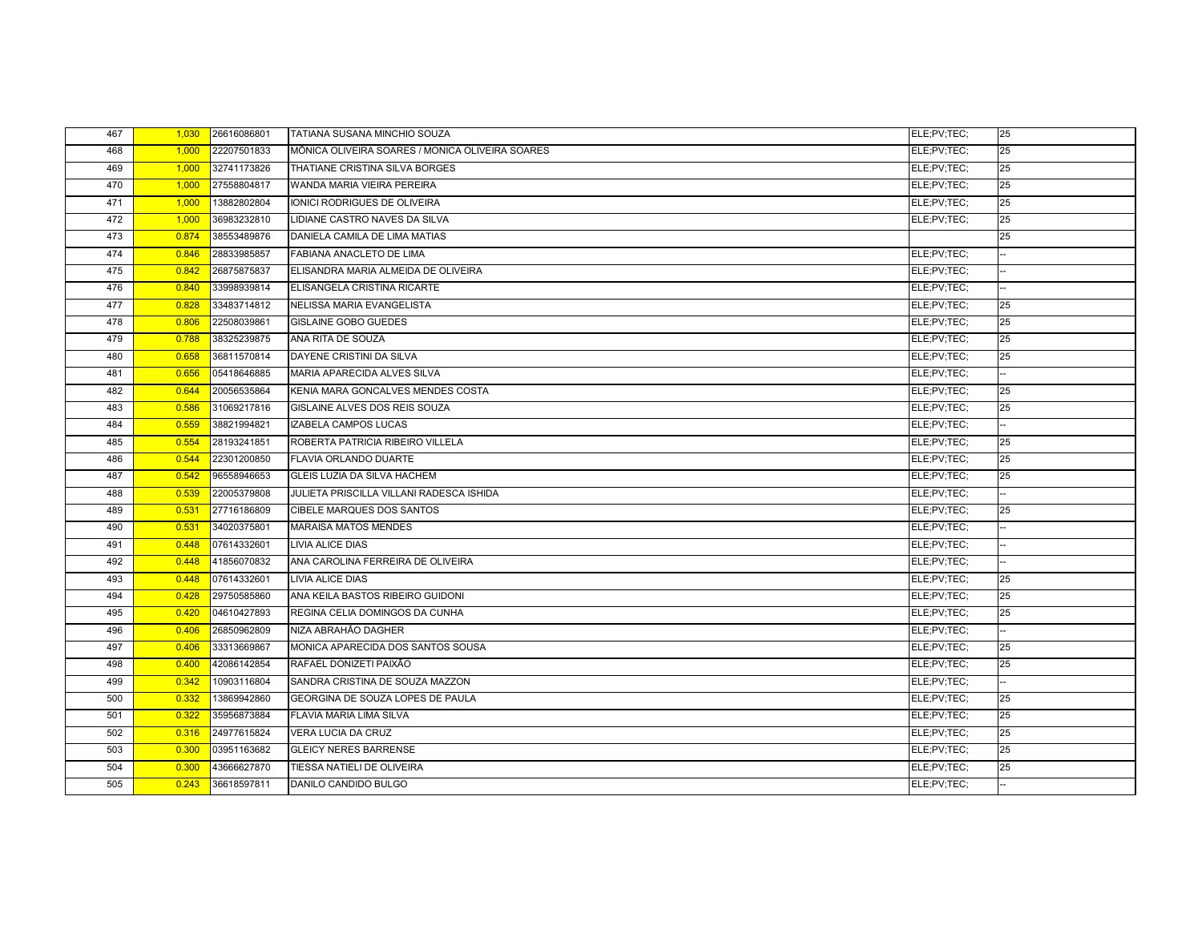| | | | | | |
|---|---|---|---|---|---|
| 467 | 1,030 | 26616086801 | TATIANA SUSANA MINCHIO SOUZA | ELE;PV;TEC; | 25 |
| 468 | 1,000 | 22207501833 | MÔNICA OLIVEIRA SOARES / MONICA OLIVEIRA SOARES | ELE;PV;TEC; | 25 |
| 469 | 1,000 | 32741173826 | THATIANE CRISTINA SILVA BORGES | ELE;PV;TEC; | 25 |
| 470 | 1,000 | 27558804817 | WANDA MARIA VIEIRA PEREIRA | ELE;PV;TEC; | 25 |
| 471 | 1,000 | 13882802804 | IONICI RODRIGUES DE OLIVEIRA | ELE;PV;TEC; | 25 |
| 472 | 1,000 | 36983232810 | LIDIANE CASTRO NAVES DA SILVA | ELE;PV;TEC; | 25 |
| 473 | 0.874 | 38553489876 | DANIELA CAMILA DE LIMA MATIAS | | 25 |
| 474 | 0.846 | 28833985857 | FABIANA ANACLETO DE LIMA | ELE;PV;TEC; | -- |
| 475 | 0.842 | 26875875837 | ELISANDRA MARIA ALMEIDA DE OLIVEIRA | ELE;PV;TEC; | -- |
| 476 | 0.840 | 33998939814 | ELISANGELA CRISTINA RICARTE | ELE;PV;TEC; | -- |
| 477 | 0.828 | 33483714812 | NELISSA MARIA EVANGELISTA | ELE;PV;TEC; | 25 |
| 478 | 0.806 | 22508039861 | GISLAINE GOBO GUEDES | ELE;PV;TEC; | 25 |
| 479 | 0.788 | 38325239875 | ANA RITA DE SOUZA | ELE;PV;TEC; | 25 |
| 480 | 0.658 | 36811570814 | DAYENE CRISTINI DA SILVA | ELE;PV;TEC; | 25 |
| 481 | 0.656 | 05418646885 | MARIA APARECIDA ALVES SILVA | ELE;PV;TEC; | -- |
| 482 | 0.644 | 20056535864 | KENIA MARA GONCALVES MENDES COSTA | ELE;PV;TEC; | 25 |
| 483 | 0.586 | 31069217816 | GISLAINE ALVES DOS REIS SOUZA | ELE;PV;TEC; | 25 |
| 484 | 0.559 | 38821994821 | IZABELA CAMPOS LUCAS | ELE;PV;TEC; | -- |
| 485 | 0.554 | 28193241851 | ROBERTA PATRICIA RIBEIRO VILLELA | ELE;PV;TEC; | 25 |
| 486 | 0.544 | 22301200850 | FLAVIA ORLANDO DUARTE | ELE;PV;TEC; | 25 |
| 487 | 0.542 | 96558946653 | GLEIS LUZIA DA SILVA HACHEM | ELE;PV;TEC; | 25 |
| 488 | 0.539 | 22005379808 | JULIETA PRISCILLA VILLANI RADESCA ISHIDA | ELE;PV;TEC; | -- |
| 489 | 0.531 | 27716186809 | CIBELE MARQUES DOS SANTOS | ELE;PV;TEC; | 25 |
| 490 | 0.531 | 34020375801 | MARAISA MATOS MENDES | ELE;PV;TEC; | -- |
| 491 | 0.448 | 07614332601 | LIVIA ALICE DIAS | ELE;PV;TEC; | -- |
| 492 | 0.448 | 41856070832 | ANA CAROLINA FERREIRA DE OLIVEIRA | ELE;PV;TEC; | -- |
| 493 | 0.448 | 07614332601 | LIVIA ALICE DIAS | ELE;PV;TEC; | 25 |
| 494 | 0.428 | 29750585860 | ANA KEILA BASTOS RIBEIRO GUIDONI | ELE;PV;TEC; | 25 |
| 495 | 0.420 | 04610427893 | REGINA CELIA DOMINGOS DA CUNHA | ELE;PV;TEC; | 25 |
| 496 | 0.406 | 26850962809 | NIZA ABRAHÃO DAGHER | ELE;PV;TEC; | -- |
| 497 | 0.406 | 33313669867 | MONICA APARECIDA DOS SANTOS SOUSA | ELE;PV;TEC; | 25 |
| 498 | 0.400 | 42086142854 | RAFAEL DONIZETI PAIXÃO | ELE;PV;TEC; | 25 |
| 499 | 0.342 | 10903116804 | SANDRA CRISTINA DE SOUZA MAZZON | ELE;PV;TEC; | -- |
| 500 | 0.332 | 13869942860 | GEORGINA DE SOUZA LOPES DE PAULA | ELE;PV;TEC; | 25 |
| 501 | 0.322 | 35956873884 | FLAVIA MARIA LIMA SILVA | ELE;PV;TEC; | 25 |
| 502 | 0.316 | 24977615824 | VERA LUCIA DA CRUZ | ELE;PV;TEC; | 25 |
| 503 | 0.300 | 03951163682 | GLEICY NERES BARRENSE | ELE;PV;TEC; | 25 |
| 504 | 0.300 | 43666627870 | TIESSA NATIELI DE OLIVEIRA | ELE;PV;TEC; | 25 |
| 505 | 0.243 | 36618597811 | DANILO CANDIDO BULGO | ELE;PV;TEC; | -- |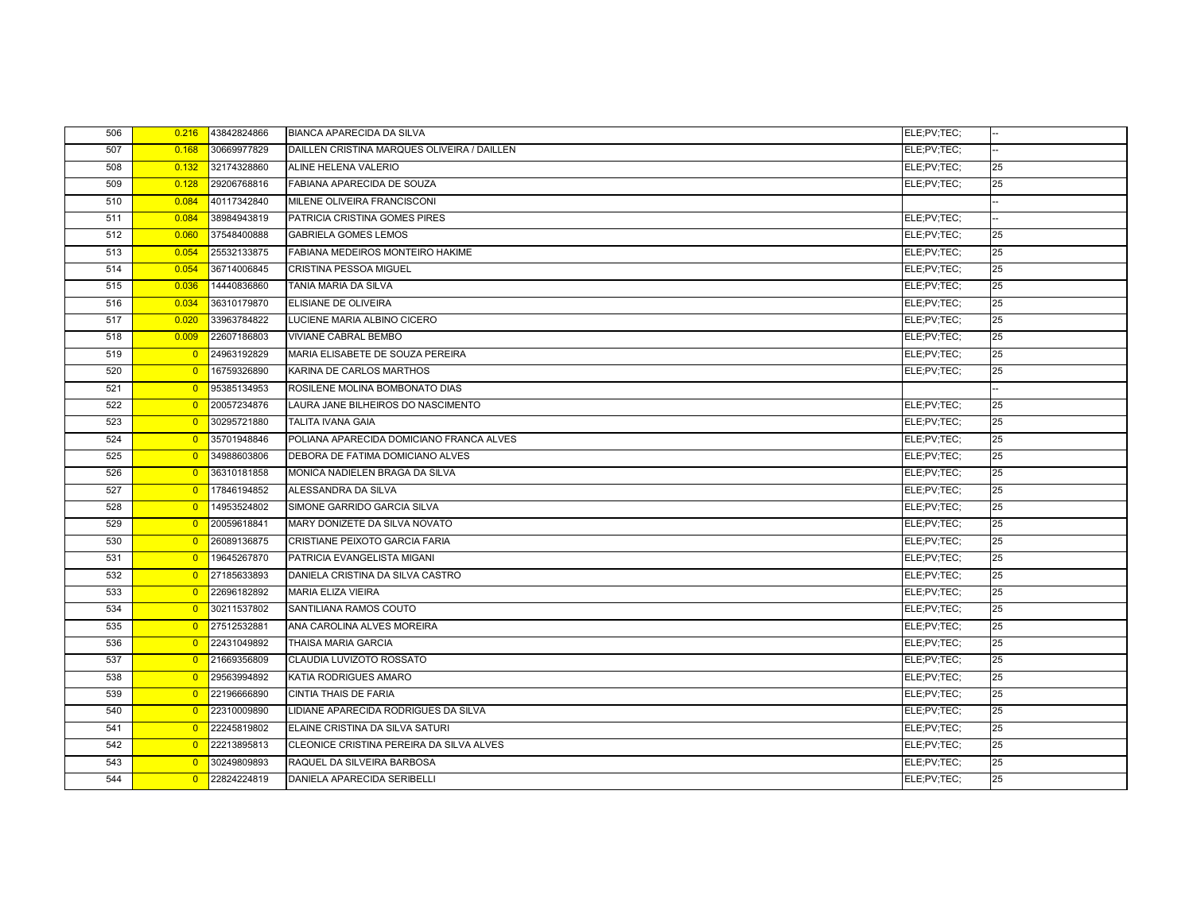| | | | | | |
|---|---|---|---|---|---|
| 506 | 0.216 | 43842824866 | BIANCA APARECIDA DA SILVA | ELE;PV;TEC; | -- |
| 507 | 0.168 | 30669977829 | DAILLEN CRISTINA MARQUES OLIVEIRA / DAILLEN | ELE;PV;TEC; | -- |
| 508 | 0.132 | 32174328860 | ALINE HELENA VALERIO | ELE;PV;TEC; | 25 |
| 509 | 0.128 | 29206768816 | FABIANA APARECIDA DE SOUZA | ELE;PV;TEC; | 25 |
| 510 | 0.084 | 40117342840 | MILENE OLIVEIRA FRANCISCONI | | -- |
| 511 | 0.084 | 38984943819 | PATRICIA CRISTINA GOMES PIRES | ELE;PV;TEC; | -- |
| 512 | 0.060 | 37548400888 | GABRIELA GOMES LEMOS | ELE;PV;TEC; | 25 |
| 513 | 0.054 | 25532133875 | FABIANA MEDEIROS MONTEIRO HAKIME | ELE;PV;TEC; | 25 |
| 514 | 0.054 | 36714006845 | CRISTINA PESSOA MIGUEL | ELE;PV;TEC; | 25 |
| 515 | 0.036 | 14440836860 | TANIA MARIA DA SILVA | ELE;PV;TEC; | 25 |
| 516 | 0.034 | 36310179870 | ELISIANE DE OLIVEIRA | ELE;PV;TEC; | 25 |
| 517 | 0.020 | 33963784822 | LUCIENE MARIA ALBINO CICERO | ELE;PV;TEC; | 25 |
| 518 | 0.009 | 22607186803 | VIVIANE CABRAL BEMBO | ELE;PV;TEC; | 25 |
| 519 | 0 | 24963192829 | MARIA ELISABETE DE SOUZA PEREIRA | ELE;PV;TEC; | 25 |
| 520 | 0 | 16759326890 | KARINA DE CARLOS MARTHOS | ELE;PV;TEC; | 25 |
| 521 | 0 | 95385134953 | ROSILENE MOLINA BOMBONATO DIAS | | -- |
| 522 | 0 | 20057234876 | LAURA JANE BILHEIROS DO NASCIMENTO | ELE;PV;TEC; | 25 |
| 523 | 0 | 30295721880 | TALITA IVANA GAIA | ELE;PV;TEC; | 25 |
| 524 | 0 | 35701948846 | POLIANA APARECIDA DOMICIANO FRANCA ALVES | ELE;PV;TEC; | 25 |
| 525 | 0 | 34988603806 | DEBORA DE FATIMA DOMICIANO ALVES | ELE;PV;TEC; | 25 |
| 526 | 0 | 36310181858 | MONICA NADIELEN BRAGA DA SILVA | ELE;PV;TEC; | 25 |
| 527 | 0 | 17846194852 | ALESSANDRA DA SILVA | ELE;PV;TEC; | 25 |
| 528 | 0 | 14953524802 | SIMONE GARRIDO GARCIA SILVA | ELE;PV;TEC; | 25 |
| 529 | 0 | 20059618841 | MARY DONIZETE DA SILVA NOVATO | ELE;PV;TEC; | 25 |
| 530 | 0 | 26089136875 | CRISTIANE PEIXOTO GARCIA FARIA | ELE;PV;TEC; | 25 |
| 531 | 0 | 19645267870 | PATRICIA EVANGELISTA MIGANI | ELE;PV;TEC; | 25 |
| 532 | 0 | 27185633893 | DANIELA CRISTINA DA SILVA CASTRO | ELE;PV;TEC; | 25 |
| 533 | 0 | 22696182892 | MARIA ELIZA VIEIRA | ELE;PV;TEC; | 25 |
| 534 | 0 | 30211537802 | SANTILIANA RAMOS COUTO | ELE;PV;TEC; | 25 |
| 535 | 0 | 27512532881 | ANA CAROLINA ALVES MOREIRA | ELE;PV;TEC; | 25 |
| 536 | 0 | 22431049892 | THAISA MARIA GARCIA | ELE;PV;TEC; | 25 |
| 537 | 0 | 21669356809 | CLAUDIA LUVIZOTO ROSSATO | ELE;PV;TEC; | 25 |
| 538 | 0 | 29563994892 | KATIA RODRIGUES AMARO | ELE;PV;TEC; | 25 |
| 539 | 0 | 22196666890 | CINTIA THAIS DE FARIA | ELE;PV;TEC; | 25 |
| 540 | 0 | 22310009890 | LIDIANE APARECIDA RODRIGUES DA SILVA | ELE;PV;TEC; | 25 |
| 541 | 0 | 22245819802 | ELAINE CRISTINA DA SILVA SATURI | ELE;PV;TEC; | 25 |
| 542 | 0 | 22213895813 | CLEONICE CRISTINA PEREIRA DA SILVA ALVES | ELE;PV;TEC; | 25 |
| 543 | 0 | 30249809893 | RAQUEL DA SILVEIRA BARBOSA | ELE;PV;TEC; | 25 |
| 544 | 0 | 22824224819 | DANIELA APARECIDA SERIBELLI | ELE;PV;TEC; | 25 |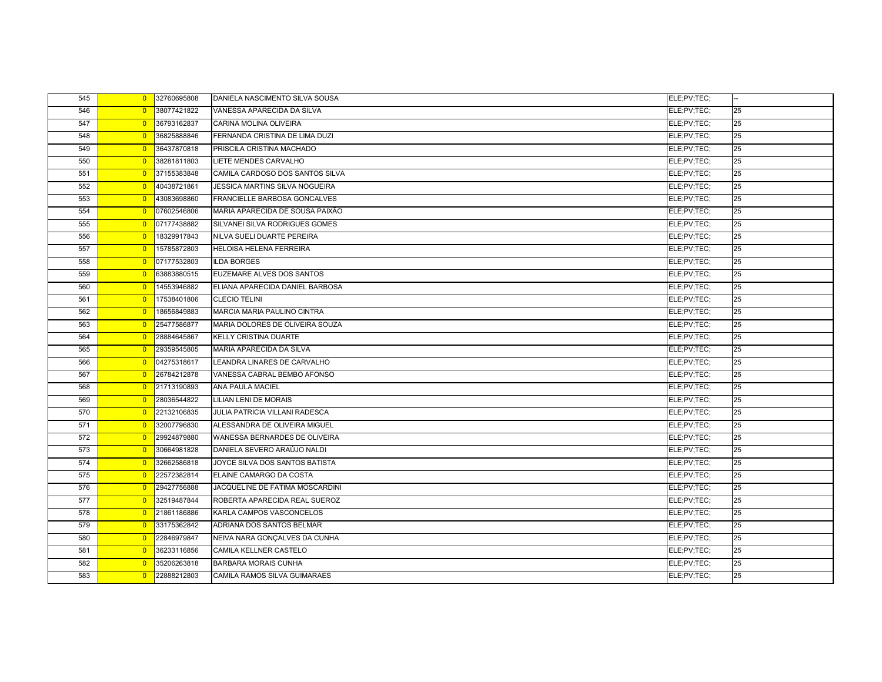| | | | | | |
|---|---|---|---|---|---|
| 545 | 0 | 32760695808 | DANIELA NASCIMENTO SILVA SOUSA | ELE;PV;TEC; | -- |
| 546 | 0 | 38077421822 | VANESSA APARECIDA DA SILVA | ELE;PV;TEC; | 25 |
| 547 | 0 | 36793162837 | CARINA MOLINA OLIVEIRA | ELE;PV;TEC; | 25 |
| 548 | 0 | 36825888846 | FERNANDA CRISTINA DE LIMA DUZI | ELE;PV;TEC; | 25 |
| 549 | 0 | 36437870818 | PRISCILA CRISTINA MACHADO | ELE;PV;TEC; | 25 |
| 550 | 0 | 38281811803 | LIETE MENDES CARVALHO | ELE;PV;TEC; | 25 |
| 551 | 0 | 37155383848 | CAMILA CARDOSO DOS SANTOS SILVA | ELE;PV;TEC; | 25 |
| 552 | 0 | 40438721861 | JESSICA MARTINS SILVA NOGUEIRA | ELE;PV;TEC; | 25 |
| 553 | 0 | 43083698860 | FRANCIELLE BARBOSA GONCALVES | ELE;PV;TEC; | 25 |
| 554 | 0 | 07602546806 | MARIA APARECIDA DE SOUSA PAIXÃO | ELE;PV;TEC; | 25 |
| 555 | 0 | 07177438882 | SILVANEI SILVA RODRIGUES GOMES | ELE;PV;TEC; | 25 |
| 556 | 0 | 18329917843 | NILVA SUELI DUARTE PEREIRA | ELE;PV;TEC; | 25 |
| 557 | 0 | 15785872803 | HELOISA HELENA FERREIRA | ELE;PV;TEC; | 25 |
| 558 | 0 | 07177532803 | ILDA BORGES | ELE;PV;TEC; | 25 |
| 559 | 0 | 63883880515 | EUZEMARE ALVES DOS SANTOS | ELE;PV;TEC; | 25 |
| 560 | 0 | 14553946882 | ELIANA APARECIDA DANIEL BARBOSA | ELE;PV;TEC; | 25 |
| 561 | 0 | 17538401806 | CLECIO TELINI | ELE;PV;TEC; | 25 |
| 562 | 0 | 18656849883 | MARCIA MARIA PAULINO CINTRA | ELE;PV;TEC; | 25 |
| 563 | 0 | 25477586877 | MARIA DOLORES DE OLIVEIRA SOUZA | ELE;PV;TEC; | 25 |
| 564 | 0 | 28884645867 | KELLY CRISTINA DUARTE | ELE;PV;TEC; | 25 |
| 565 | 0 | 29359545805 | MARIA APARECIDA DA SILVA | ELE;PV;TEC; | 25 |
| 566 | 0 | 04275318617 | LEANDRA LINARES DE CARVALHO | ELE;PV;TEC; | 25 |
| 567 | 0 | 26784212878 | VANESSA CABRAL BEMBO AFONSO | ELE;PV;TEC; | 25 |
| 568 | 0 | 21713190893 | ANA PAULA MACIEL | ELE;PV;TEC; | 25 |
| 569 | 0 | 28036544822 | LILIAN LENI DE MORAIS | ELE;PV;TEC; | 25 |
| 570 | 0 | 22132106835 | JULIA PATRICIA VILLANI RADESCA | ELE;PV;TEC; | 25 |
| 571 | 0 | 32007796830 | ALESSANDRA DE OLIVEIRA MIGUEL | ELE;PV;TEC; | 25 |
| 572 | 0 | 29924879880 | WANESSA BERNARDES DE OLIVEIRA | ELE;PV;TEC; | 25 |
| 573 | 0 | 30664981828 | DANIELA SEVERO ARAÚJO NALDI | ELE;PV;TEC; | 25 |
| 574 | 0 | 32662586818 | JOYCE SILVA DOS SANTOS BATISTA | ELE;PV;TEC; | 25 |
| 575 | 0 | 22572382814 | ELAINE CAMARGO DA COSTA | ELE;PV;TEC; | 25 |
| 576 | 0 | 29427756888 | JACQUELINE DE FATIMA MOSCARDINI | ELE;PV;TEC; | 25 |
| 577 | 0 | 32519487844 | ROBERTA APARECIDA REAL SUEROZ | ELE;PV;TEC; | 25 |
| 578 | 0 | 21861186886 | KARLA CAMPOS VASCONCELOS | ELE;PV;TEC; | 25 |
| 579 | 0 | 33175362842 | ADRIANA DOS SANTOS BELMAR | ELE;PV;TEC; | 25 |
| 580 | 0 | 22846979847 | NEIVA NARA GONÇALVES DA CUNHA | ELE;PV;TEC; | 25 |
| 581 | 0 | 36233116856 | CAMILA KELLNER CASTELO | ELE;PV;TEC; | 25 |
| 582 | 0 | 35206263818 | BARBARA MORAIS CUNHA | ELE;PV;TEC; | 25 |
| 583 | 0 | 22888212803 | CAMILA RAMOS SILVA GUIMARAES | ELE;PV;TEC; | 25 |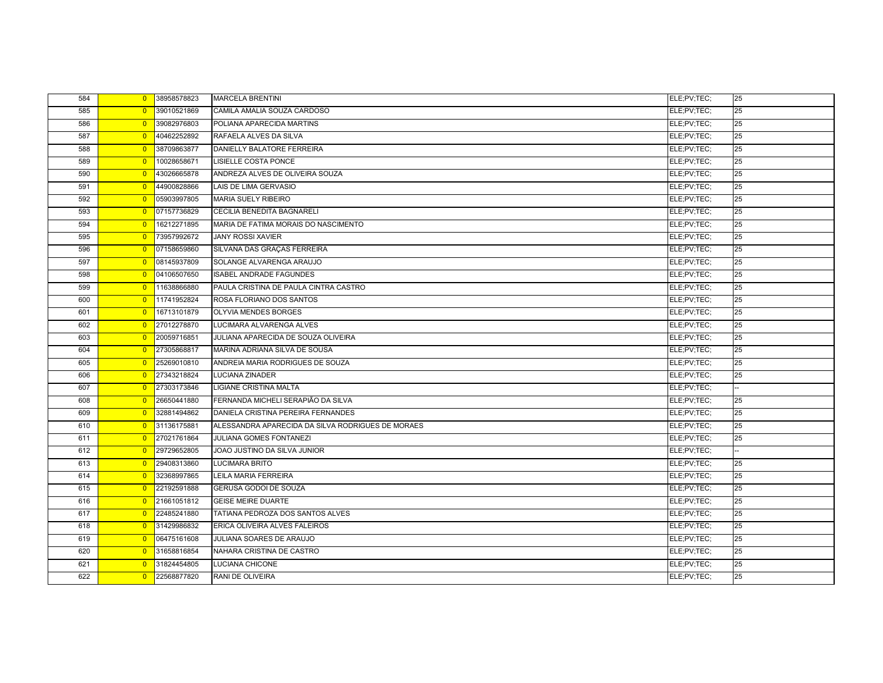| 584 | 0 | 38958578823 | MARCELA BRENTINI | ELE;PV;TEC; | 25 |
|---|---|---|---|---|---|
| 585 | 0 | 39010521869 | CAMILA AMALIA SOUZA CARDOSO | ELE;PV;TEC; | 25 |
| 586 | 0 | 39082976803 | POLIANA APARECIDA MARTINS | ELE;PV;TEC; | 25 |
| 587 | 0 | 40462252892 | RAFAELA ALVES DA SILVA | ELE;PV;TEC; | 25 |
| 588 | 0 | 38709863877 | DANIELLY BALATORE FERREIRA | ELE;PV;TEC; | 25 |
| 589 | 0 | 10028658671 | LISIELLE COSTA PONCE | ELE;PV;TEC; | 25 |
| 590 | 0 | 43026665878 | ANDREZA ALVES DE OLIVEIRA SOUZA | ELE;PV;TEC; | 25 |
| 591 | 0 | 44900828866 | LAIS DE LIMA GERVASIO | ELE;PV;TEC; | 25 |
| 592 | 0 | 05903997805 | MARIA SUELY RIBEIRO | ELE;PV;TEC; | 25 |
| 593 | 0 | 07157736829 | CECILIA BENEDITA BAGNARELI | ELE;PV;TEC; | 25 |
| 594 | 0 | 16212271895 | MARIA DE FATIMA MORAIS DO NASCIMENTO | ELE;PV;TEC; | 25 |
| 595 | 0 | 73957992672 | JANY ROSSI XAVIER | ELE;PV;TEC; | 25 |
| 596 | 0 | 07158659860 | SILVANA DAS GRAÇAS FERREIRA | ELE;PV;TEC; | 25 |
| 597 | 0 | 08145937809 | SOLANGE ALVARENGA ARAUJO | ELE;PV;TEC; | 25 |
| 598 | 0 | 04106507650 | ISABEL ANDRADE FAGUNDES | ELE;PV;TEC; | 25 |
| 599 | 0 | 11638866880 | PAULA CRISTINA DE PAULA CINTRA CASTRO | ELE;PV;TEC; | 25 |
| 600 | 0 | 11741952824 | ROSA FLORIANO DOS SANTOS | ELE;PV;TEC; | 25 |
| 601 | 0 | 16713101879 | OLYVIA MENDES BORGES | ELE;PV;TEC; | 25 |
| 602 | 0 | 27012278870 | LUCIMARA ALVARENGA ALVES | ELE;PV;TEC; | 25 |
| 603 | 0 | 20059716851 | JULIANA APARECIDA DE SOUZA OLIVEIRA | ELE;PV;TEC; | 25 |
| 604 | 0 | 27305868817 | MARINA ADRIANA SILVA DE SOUSA | ELE;PV;TEC; | 25 |
| 605 | 0 | 25269010810 | ANDREIA MARIA RODRIGUES DE SOUZA | ELE;PV;TEC; | 25 |
| 606 | 0 | 27343218824 | LUCIANA ZINADER | ELE;PV;TEC; | 25 |
| 607 | 0 | 27303173846 | LIGIANE CRISTINA MALTA | ELE;PV;TEC; | -- |
| 608 | 0 | 26650441880 | FERNANDA MICHELI SERAPIÃO DA SILVA | ELE;PV;TEC; | 25 |
| 609 | 0 | 32881494862 | DANIELA CRISTINA PEREIRA FERNANDES | ELE;PV;TEC; | 25 |
| 610 | 0 | 31136175881 | ALESSANDRA APARECIDA DA SILVA RODRIGUES DE MORAES | ELE;PV;TEC; | 25 |
| 611 | 0 | 27021761864 | JULIANA GOMES FONTANEZI | ELE;PV;TEC; | 25 |
| 612 | 0 | 29729652805 | JOAO JUSTINO DA SILVA JUNIOR | ELE;PV;TEC; | -- |
| 613 | 0 | 29408313860 | LUCIMARA BRITO | ELE;PV;TEC; | 25 |
| 614 | 0 | 32368997865 | LEILA MARIA FERREIRA | ELE;PV;TEC; | 25 |
| 615 | 0 | 22192591888 | GERUSA GODOI DE SOUZA | ELE;PV;TEC; | 25 |
| 616 | 0 | 21661051812 | GEISE MEIRE DUARTE | ELE;PV;TEC; | 25 |
| 617 | 0 | 22485241880 | TATIANA PEDROZA DOS SANTOS ALVES | ELE;PV;TEC; | 25 |
| 618 | 0 | 31429986832 | ERICA OLIVEIRA ALVES FALEIROS | ELE;PV;TEC; | 25 |
| 619 | 0 | 06475161608 | JULIANA SOARES DE ARAUJO | ELE;PV;TEC; | 25 |
| 620 | 0 | 31658816854 | NAHARA CRISTINA DE CASTRO | ELE;PV;TEC; | 25 |
| 621 | 0 | 31824454805 | LUCIANA CHICONE | ELE;PV;TEC; | 25 |
| 622 | 0 | 22568877820 | RANI DE OLIVEIRA | ELE;PV;TEC; | 25 |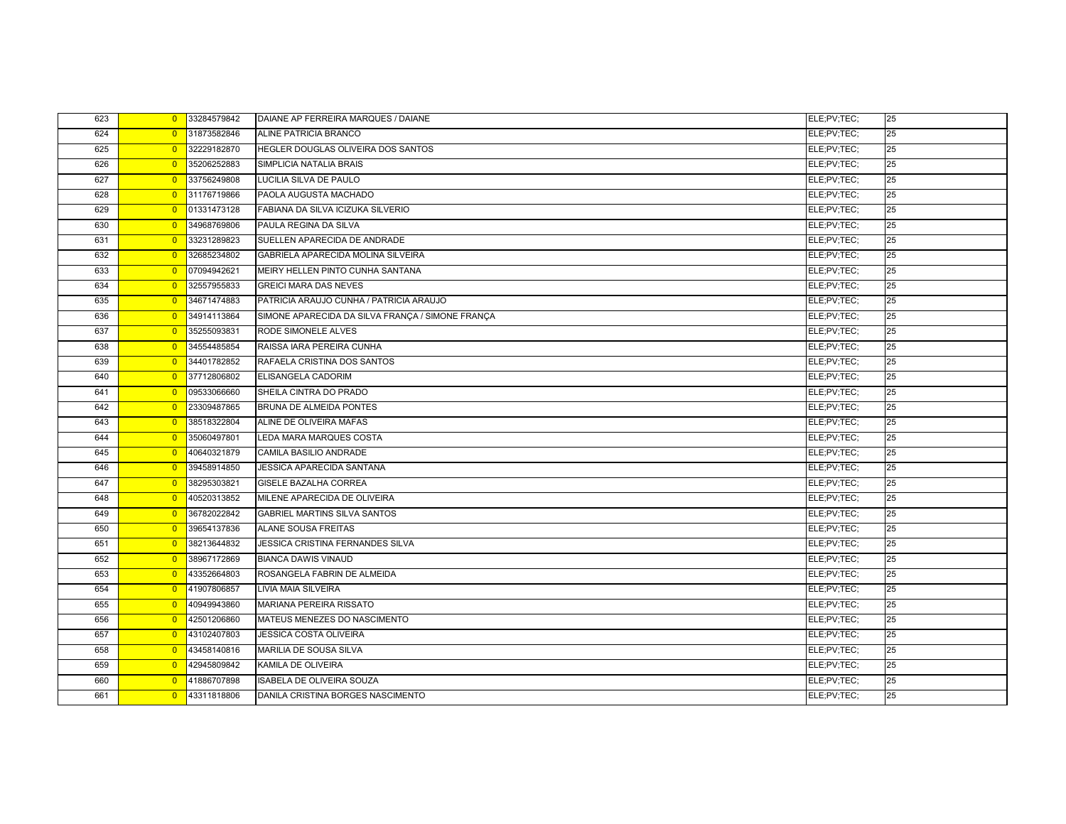| | | | | | |
|---|---|---|---|---|---|
| 623 | 0 | 33284579842 | DAIANE AP FERREIRA MARQUES / DAIANE | ELE;PV;TEC; | 25 |
| 624 | 0 | 31873582846 | ALINE PATRICIA BRANCO | ELE;PV;TEC; | 25 |
| 625 | 0 | 32229182870 | HEGLER DOUGLAS OLIVEIRA DOS SANTOS | ELE;PV;TEC; | 25 |
| 626 | 0 | 35206252883 | SIMPLICIA NATALIA BRAIS | ELE;PV;TEC; | 25 |
| 627 | 0 | 33756249808 | LUCILIA SILVA DE PAULO | ELE;PV;TEC; | 25 |
| 628 | 0 | 31176719866 | PAOLA AUGUSTA MACHADO | ELE;PV;TEC; | 25 |
| 629 | 0 | 01331473128 | FABIANA DA SILVA ICIZUKA SILVERIO | ELE;PV;TEC; | 25 |
| 630 | 0 | 34968769806 | PAULA REGINA DA SILVA | ELE;PV;TEC; | 25 |
| 631 | 0 | 33231289823 | SUELLEN APARECIDA DE ANDRADE | ELE;PV;TEC; | 25 |
| 632 | 0 | 32685234802 | GABRIELA APARECIDA MOLINA SILVEIRA | ELE;PV;TEC; | 25 |
| 633 | 0 | 07094942621 | MEIRY HELLEN PINTO CUNHA SANTANA | ELE;PV;TEC; | 25 |
| 634 | 0 | 32557955833 | GREICI MARA DAS NEVES | ELE;PV;TEC; | 25 |
| 635 | 0 | 34671474883 | PATRICIA ARAUJO CUNHA / PATRICIA ARAUJO | ELE;PV;TEC; | 25 |
| 636 | 0 | 34914113864 | SIMONE APARECIDA DA SILVA FRANÇA / SIMONE FRANÇA | ELE;PV;TEC; | 25 |
| 637 | 0 | 35255093831 | RODE SIMONELE ALVES | ELE;PV;TEC; | 25 |
| 638 | 0 | 34554485854 | RAISSA IARA PEREIRA CUNHA | ELE;PV;TEC; | 25 |
| 639 | 0 | 34401782852 | RAFAELA CRISTINA DOS SANTOS | ELE;PV;TEC; | 25 |
| 640 | 0 | 37712806802 | ELISANGELA CADORIM | ELE;PV;TEC; | 25 |
| 641 | 0 | 09533066660 | SHEILA CINTRA DO PRADO | ELE;PV;TEC; | 25 |
| 642 | 0 | 23309487865 | BRUNA DE ALMEIDA PONTES | ELE;PV;TEC; | 25 |
| 643 | 0 | 38518322804 | ALINE DE OLIVEIRA MAFAS | ELE;PV;TEC; | 25 |
| 644 | 0 | 35060497801 | LEDA MARA MARQUES COSTA | ELE;PV;TEC; | 25 |
| 645 | 0 | 40640321879 | CAMILA BASILIO ANDRADE | ELE;PV;TEC; | 25 |
| 646 | 0 | 39458914850 | JESSICA APARECIDA SANTANA | ELE;PV;TEC; | 25 |
| 647 | 0 | 38295303821 | GISELE BAZALHA CORREA | ELE;PV;TEC; | 25 |
| 648 | 0 | 40520313852 | MILENE APARECIDA DE OLIVEIRA | ELE;PV;TEC; | 25 |
| 649 | 0 | 36782022842 | GABRIEL MARTINS SILVA SANTOS | ELE;PV;TEC; | 25 |
| 650 | 0 | 39654137836 | ALANE SOUSA FREITAS | ELE;PV;TEC; | 25 |
| 651 | 0 | 38213644832 | JESSICA CRISTINA FERNANDES SILVA | ELE;PV;TEC; | 25 |
| 652 | 0 | 38967172869 | BIANCA DAWIS VINAUD | ELE;PV;TEC; | 25 |
| 653 | 0 | 43352664803 | ROSANGELA FABRIN DE ALMEIDA | ELE;PV;TEC; | 25 |
| 654 | 0 | 41907806857 | LIVIA MAIA SILVEIRA | ELE;PV;TEC; | 25 |
| 655 | 0 | 40949943860 | MARIANA PEREIRA RISSATO | ELE;PV;TEC; | 25 |
| 656 | 0 | 42501206860 | MATEUS MENEZES DO NASCIMENTO | ELE;PV;TEC; | 25 |
| 657 | 0 | 43102407803 | JESSICA COSTA OLIVEIRA | ELE;PV;TEC; | 25 |
| 658 | 0 | 43458140816 | MARILIA DE SOUSA SILVA | ELE;PV;TEC; | 25 |
| 659 | 0 | 42945809842 | KAMILA DE OLIVEIRA | ELE;PV;TEC; | 25 |
| 660 | 0 | 41886707898 | ISABELA DE OLIVEIRA SOUZA | ELE;PV;TEC; | 25 |
| 661 | 0 | 43311818806 | DANILA CRISTINA BORGES NASCIMENTO | ELE;PV;TEC; | 25 |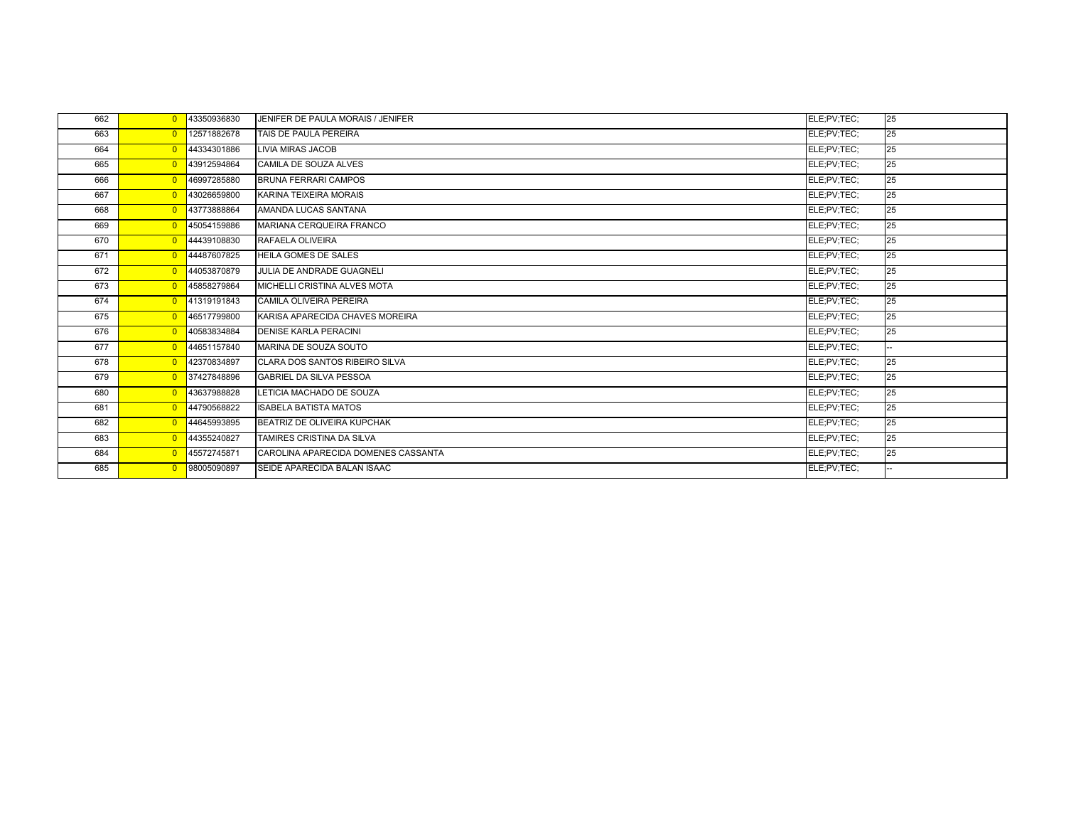| | | | | | |
|---|---|---|---|---|---|
| 662 | 0 | 43350936830 | JENIFER DE PAULA MORAIS / JENIFER | ELE;PV;TEC; | 25 |
| 663 | 0 | 12571882678 | TAIS DE PAULA PEREIRA | ELE;PV;TEC; | 25 |
| 664 | 0 | 44334301886 | LIVIA MIRAS JACOB | ELE;PV;TEC; | 25 |
| 665 | 0 | 43912594864 | CAMILA DE SOUZA ALVES | ELE;PV;TEC; | 25 |
| 666 | 0 | 46997285880 | BRUNA FERRARI CAMPOS | ELE;PV;TEC; | 25 |
| 667 | 0 | 43026659800 | KARINA TEIXEIRA MORAIS | ELE;PV;TEC; | 25 |
| 668 | 0 | 43773888864 | AMANDA LUCAS SANTANA | ELE;PV;TEC; | 25 |
| 669 | 0 | 45054159886 | MARIANA CERQUEIRA FRANCO | ELE;PV;TEC; | 25 |
| 670 | 0 | 44439108830 | RAFAELA OLIVEIRA | ELE;PV;TEC; | 25 |
| 671 | 0 | 44487607825 | HEILA GOMES DE SALES | ELE;PV;TEC; | 25 |
| 672 | 0 | 44053870879 | JULIA DE ANDRADE GUAGNELI | ELE;PV;TEC; | 25 |
| 673 | 0 | 45858279864 | MICHELLI CRISTINA ALVES MOTA | ELE;PV;TEC; | 25 |
| 674 | 0 | 41319191843 | CAMILA OLIVEIRA PEREIRA | ELE;PV;TEC; | 25 |
| 675 | 0 | 46517799800 | KARISA APARECIDA CHAVES MOREIRA | ELE;PV;TEC; | 25 |
| 676 | 0 | 40583834884 | DENISE KARLA PERACINI | ELE;PV;TEC; | 25 |
| 677 | 0 | 44651157840 | MARINA DE SOUZA SOUTO | ELE;PV;TEC; | -- |
| 678 | 0 | 42370834897 | CLARA DOS SANTOS RIBEIRO SILVA | ELE;PV;TEC; | 25 |
| 679 | 0 | 37427848896 | GABRIEL DA SILVA PESSOA | ELE;PV;TEC; | 25 |
| 680 | 0 | 43637988828 | LETICIA MACHADO DE SOUZA | ELE;PV;TEC; | 25 |
| 681 | 0 | 44790568822 | ISABELA BATISTA MATOS | ELE;PV;TEC; | 25 |
| 682 | 0 | 44645993895 | BEATRIZ DE OLIVEIRA KUPCHAK | ELE;PV;TEC; | 25 |
| 683 | 0 | 44355240827 | TAMIRES CRISTINA DA SILVA | ELE;PV;TEC; | 25 |
| 684 | 0 | 45572745871 | CAROLINA APARECIDA DOMENES CASSANTA | ELE;PV;TEC; | 25 |
| 685 | 0 | 98005090897 | SEIDE APARECIDA BALAN ISAAC | ELE;PV;TEC; | -- |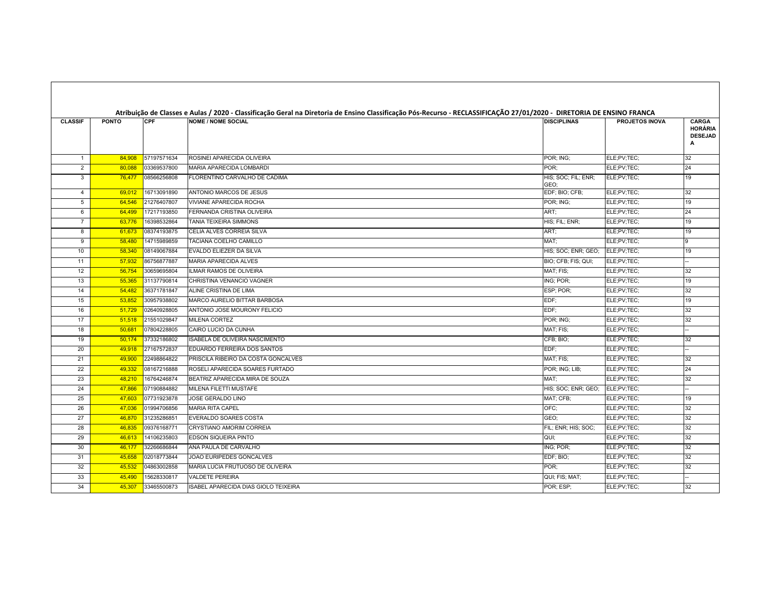**Atribuição de Classes e Aulas / 2020 - Classificação Geral na Diretoria de Ensino Classificação Pós-Recurso - RECLASSIFICAÇÃO 27/01/2020 - DIRETORIA DE ENSINO FRANCA**

| CLASSIF | PONTO | CPF | NOME / NOME SOCIAL | DISCIPLINAS | PROJETOS INOVA | CARGA HORÁRIA DESEJADA |
|---|---|---|---|---|---|---|
| 1 | 84,908 | 57197571634 | ROSINEI APARECIDA OLIVEIRA | POR; ING; | ELE;PV;TEC; | 32 |
| 2 | 80,088 | 03369537800 | MARIA APARECIDA LOMBARDI | POR; | ELE;PV;TEC; | 24 |
| 3 | 76,477 | 08566256808 | FLORENTINO CARVALHO DE CADIMA | HIS; SOC; FIL; ENR; GEO; | ELE;PV;TEC; | 19 |
| 4 | 69,012 | 16713091890 | ANTONIO MARCOS DE JESUS | EDF; BIO; CFB; | ELE;PV;TEC; | 32 |
| 5 | 64,546 | 21276407807 | VIVIANE APARECIDA ROCHA | POR; ING; | ELE;PV;TEC; | 19 |
| 6 | 64,499 | 17217193850 | FERNANDA CRISTINA OLIVEIRA | ART; | ELE;PV;TEC; | 24 |
| 7 | 63,776 | 16398532864 | TANIA TEIXEIRA SIMMONS | HIS; FIL; ENR; | ELE;PV;TEC; | 19 |
| 8 | 61,673 | 08374193875 | CELIA ALVES CORREIA SILVA | ART; | ELE;PV;TEC; | 19 |
| 9 | 58,480 | 14715989859 | TACIANA COELHO CAMILLO | MAT; | ELE;PV;TEC; | 9 |
| 10 | 58,340 | 08149067884 | EVALDO ELIEZER DA SILVA | HIS; SOC; ENR; GEO; | ELE;PV;TEC; | 19 |
| 11 | 57,932 | 86756877887 | MARIA APARECIDA ALVES | BIO; CFB; FIS; QUI; | ELE;PV;TEC; | -- |
| 12 | 56,754 | 30659695804 | ILMAR RAMOS DE OLIVEIRA | MAT; FIS; | ELE;PV;TEC; | 32 |
| 13 | 55,365 | 31137790814 | CHRISTINA VENANCIO VAGNER | ING; POR; | ELE;PV;TEC; | 19 |
| 14 | 54,482 | 36371781847 | ALINE CRISTINA DE LIMA | ESP; POR; | ELE;PV;TEC; | 32 |
| 15 | 53,852 | 30957938802 | MARCO AURELIO BITTAR BARBOSA | EDF; | ELE;PV;TEC; | 19 |
| 16 | 51,729 | 02640928805 | ANTONIO JOSE MOURONY FELICIO | EDF; | ELE;PV;TEC; | 32 |
| 17 | 51,518 | 21551029847 | MILENA CORTEZ | POR; ING; | ELE;PV;TEC; | 32 |
| 18 | 50,681 | 07804228805 | CAIRO LUCIO DA CUNHA | MAT; FIS; | ELE;PV;TEC; | -- |
| 19 | 50,174 | 37332186802 | ISABELA DE OLIVEIRA NASCIMENTO | CFB; BIO; | ELE;PV;TEC; | 32 |
| 20 | 49,918 | 27167572837 | EDUARDO FERREIRA DOS SANTOS | EDF; | ELE;PV;TEC; | -- |
| 21 | 49,900 | 22498864822 | PRISCILA RIBEIRO DA COSTA GONCALVES | MAT; FIS; | ELE;PV;TEC; | 32 |
| 22 | 49,332 | 08167216888 | ROSELI APARECIDA SOARES FURTADO | POR; ING; LIB; | ELE;PV;TEC; | 24 |
| 23 | 48,210 | 16764246874 | BEATRIZ APARECIDA MIRA DE SOUZA | MAT; | ELE;PV;TEC; | 32 |
| 24 | 47,866 | 07190884882 | MILENA FILETTI MUSTAFE | HIS; SOC; ENR; GEO; | ELE;PV;TEC; | -- |
| 25 | 47,603 | 07731923878 | JOSE GERALDO LINO | MAT; CFB; | ELE;PV;TEC; | 19 |
| 26 | 47,036 | 01994706856 | MARIA RITA CAPEL | OFC; | ELE;PV;TEC; | 32 |
| 27 | 46,870 | 31235286851 | EVERALDO SOARES COSTA | GEO; | ELE;PV;TEC; | 32 |
| 28 | 46,835 | 09376168771 | CRYSTIANO AMORIM CORREIA | FIL; ENR; HIS; SOC; | ELE;PV;TEC; | 32 |
| 29 | 46,613 | 14106235803 | EDSON SIQUEIRA PINTO | QUI; | ELE;PV;TEC; | 32 |
| 30 | 46,177 | 32266686844 | ANA PAULA DE CARVALHO | ING; POR; | ELE;PV;TEC; | 32 |
| 31 | 45,658 | 02018773844 | JOAO EURIPEDES GONCALVES | EDF; BIO; | ELE;PV;TEC; | 32 |
| 32 | 45,532 | 04863002858 | MARIA LUCIA FRUTUOSO DE OLIVEIRA | POR; | ELE;PV;TEC; | 32 |
| 33 | 45,490 | 15628330817 | VALDETE PEREIRA | QUI; FIS; MAT; | ELE;PV;TEC; | -- |
| 34 | 45,307 | 33465500873 | ISABEL APARECIDA DIAS GIOLO TEIXEIRA | POR; ESP; | ELE;PV;TEC; | 32 |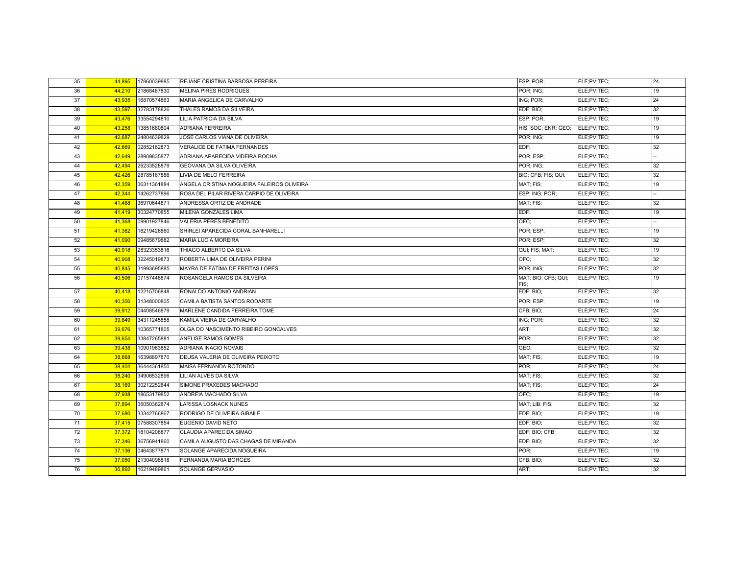| | | | | | | |
|---|---|---|---|---|---|---|
| 35 | 44,895 | 17860039885 | REJANE CRISTINA BARBOSA PEREIRA | ESP; POR; | ELE;PV;TEC; | 24 |
| 36 | 44,210 | 21868487830 | MELINA PIRES RODRIGUES | POR; ING; | ELE;PV;TEC; | 19 |
| 37 | 43,935 | 16870574863 | MARIA ANGELICA DE CARVALHO | ING; POR; | ELE;PV;TEC; | 24 |
| 38 | 43,597 | 32783178826 | THALES RAMOS DA SILVEIRA | EDF; BIO; | ELE;PV;TEC; | 32 |
| 39 | 43,476 | 33554294810 | LILIA PATRICIA DA SILVA | ESP; POR; | ELE;PV;TEC; | 19 |
| 40 | 43,258 | 13851680804 | ADRIANA FERREIRA | HIS; SOC; ENR; GEO; | ELE;PV;TEC; | 19 |
| 41 | 42,687 | 24804639829 | JOSE CARLOS VIANA DE OLIVEIRA | POR; ING; | ELE;PV;TEC; | 19 |
| 42 | 42,669 | 02852162873 | VERALICE DE FATIMA FERNANDES | EDF; | ELE;PV;TEC; | 32 |
| 43 | 42,649 | 28909835877 | ADRIANA APARECIDA VIDEIRA ROCHA | POR; ESP; | ELE;PV;TEC; | -- |
| 44 | 42,494 | 26233528879 | GEOVANA DA SILVA OLIVEIRA | POR; ING; | ELE;PV;TEC; | 32 |
| 45 | 42,426 | 28785167886 | LIVIA DE MELO FERREIRA | BIO; CFB; FIS; QUI; | ELE;PV;TEC; | 32 |
| 46 | 42,359 | 36311361884 | ANGELA CRISTINA NOGUEIRA FALEIROS OLIVEIRA | MAT; FIS; | ELE;PV;TEC; | 19 |
| 47 | 42,344 | 14262737896 | ROSA DEL PILAR RIVERA CARPIO DE OLIVEIRA | ESP; ING; POR; | ELE;PV;TEC; | -- |
| 48 | 41,488 | 36970644871 | ANDRESSA ORTIZ DE ANDRADE | MAT; FIS; | ELE;PV;TEC; | 32 |
| 49 | 41,419 | 30324770855 | MILENA GONZALES LIMA | EDF; | ELE;PV;TEC; | 19 |
| 50 | 41,368 | 09901927846 | VALERIA PERES BENEDITO | OFC; | ELE;PV;TEC; | -- |
| 51 | 41,362 | 16219426860 | SHIRLEI APARECIDA CORAL BANHARELLI | POR; ESP; | ELE;PV;TEC; | 19 |
| 52 | 41,090 | 09485679882 | MARIA LUCIA MOREIRA | POR; ESP; | ELE;PV;TEC; | 32 |
| 53 | 40,918 | 28323353816 | THIAGO ALBERTO DA SILVA | QUI; FIS; MAT; | ELE;PV;TEC; | 19 |
| 54 | 40,908 | 32245019873 | ROBERTA LIMA DE OLIVEIRA PERINI | OFC; | ELE;PV;TEC; | 32 |
| 55 | 40,845 | 31993695885 | MAYRA DE FATIMA DE FREITAS LOPES | POR; ING; | ELE;PV;TEC; | 32 |
| 56 | 40,506 | 07157448874 | ROSANGELA RAMOS DA SILVEIRA | MAT; BIO; CFB; QUI; FIS; | ELE;PV;TEC; | 19 |
| 57 | 40,418 | 12215706848 | RONALDO ANTONIO ANDRIAN | EDF; BIO; | ELE;PV;TEC; | 32 |
| 58 | 40,356 | 31348000805 | CAMILA BATISTA SANTOS RODARTE | POR; ESP; | ELE;PV;TEC; | 19 |
| 59 | 39,912 | 04408546879 | MARLENE CANDIDA FERREIRA TOME | CFB; BIO; | ELE;PV;TEC; | 24 |
| 60 | 39,849 | 34311245858 | KAMILA VIEIRA DE CARVALHO | ING; POR; | ELE;PV;TEC; | 32 |
| 61 | 39,676 | 10365771805 | OLGA DO NASCIMENTO RIBEIRO GONCALVES | ART; | ELE;PV;TEC; | 32 |
| 62 | 39,654 | 33847265881 | ANELISE RAMOS GOMES | POR; | ELE;PV;TEC; | 32 |
| 63 | 39,438 | 10901963852 | ADRIANA INACIO NOVAIS | GEO; | ELE;PV;TEC; | 32 |
| 64 | 38,668 | 16398897870 | DEUSA VALERIA DE OLIVEIRA PEIXOTO | MAT; FIS; | ELE;PV;TEC; | 19 |
| 65 | 38,404 | 36444361850 | MAISA FERNANDA ROTONDO | POR; | ELE;PV;TEC; | 24 |
| 66 | 38,240 | 34906532896 | LILIAN ALVES DA SILVA | MAT; FIS; | ELE;PV;TEC; | 32 |
| 67 | 38,169 | 30212252844 | SIMONE PRAXEDES MACHADO | MAT; FIS; | ELE;PV;TEC; | 24 |
| 68 | 37,938 | 18653179852 | ANDREIA MACHADO SILVA | OFC; | ELE;PV;TEC; | 19 |
| 69 | 37,894 | 36050362874 | LARISSA LOSNACK NUNES | MAT; LIB; FIS; | ELE;PV;TEC; | 32 |
| 70 | 37,680 | 33342766867 | RODRIGO DE OLIVEIRA GIBAILE | EDF; BIO; | ELE;PV;TEC; | 19 |
| 71 | 37,415 | 07588307854 | EUGENIO DAVID NETO | EDF; BIO; | ELE;PV;TEC; | 32 |
| 72 | 37,372 | 18104206877 | CLAUDIA APARECIDA SIMAO | EDF; BIO; CFB; | ELE;PV;TEC; | 32 |
| 73 | 37,346 | 36756941860 | CAMILA AUGUSTO DAS CHAGAS DE MIRANDA | EDF; BIO; | ELE;PV;TEC; | 32 |
| 74 | 37,136 | 04643877871 | SOLANGE APARECIDA NOGUEIRA | POR; | ELE;PV;TEC; | 19 |
| 75 | 37,050 | 21304098818 | FERNANDA MARIA BORGES | CFB; BIO; | ELE;PV;TEC; | 32 |
| 76 | 36,892 | 16219489861 | SOLANGE GERVASIO | ART; | ELE;PV;TEC; | 32 |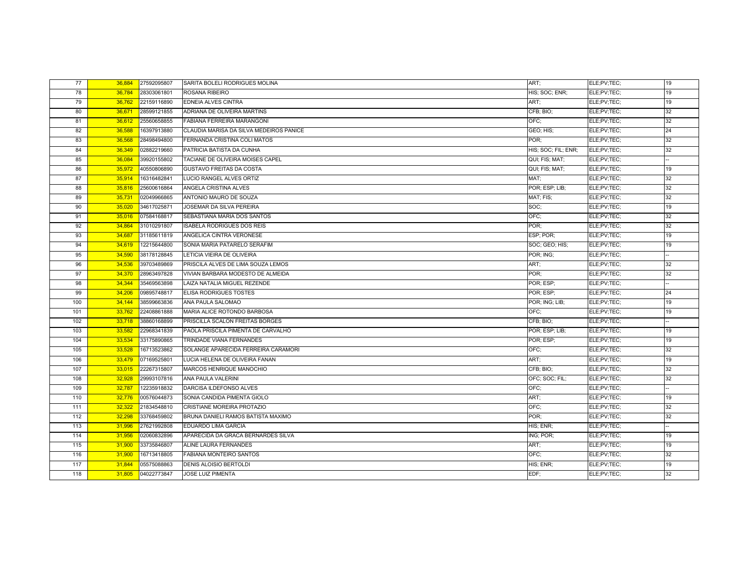| | | | | | | |
|---|---|---|---|---|---|---|
| 77 | 36,884 | 27592095807 | SARITA BOLELI RODRIGUES MOLINA | ART; | ELE;PV;TEC; | 19 |
| 78 | 36,784 | 28303061801 | ROSANA RIBEIRO | HIS; SOC; ENR; | ELE;PV;TEC; | 19 |
| 79 | 36,762 | 22159116890 | EDNEIA ALVES CINTRA | ART; | ELE;PV;TEC; | 19 |
| 80 | 36,671 | 28599121855 | ADRIANA DE OLIVEIRA MARTINS | CFB; BIO; | ELE;PV;TEC; | 32 |
| 81 | 36,612 | 25560658855 | FABIANA FERREIRA MARANGONI | OFC; | ELE;PV;TEC; | 32 |
| 82 | 36,588 | 16397913880 | CLAUDIA MARISA DA SILVA MEDEIROS PANICE | GEO; HIS; | ELE;PV;TEC; | 24 |
| 83 | 36,568 | 28498494800 | FERNANDA CRISTINA COLI MATOS | POR; | ELE;PV;TEC; | 32 |
| 84 | 36,349 | 02882219660 | PATRICIA BATISTA DA CUNHA | HIS; SOC; FIL; ENR; | ELE;PV;TEC; | 32 |
| 85 | 36,084 | 39920155802 | TACIANE DE OLIVEIRA MOISES CAPEL | QUI; FIS; MAT; | ELE;PV;TEC; | -- |
| 86 | 35,972 | 40550806890 | GUSTAVO FREITAS DA COSTA | QUI; FIS; MAT; | ELE;PV;TEC; | 19 |
| 87 | 35,914 | 16316482841 | LUCIO RANGEL ALVES ORTIZ | MAT; | ELE;PV;TEC; | 32 |
| 88 | 35,816 | 25600616864 | ANGELA CRISTINA ALVES | POR; ESP; LIB; | ELE;PV;TEC; | 32 |
| 89 | 35,731 | 02049966865 | ANTONIO MAURO DE SOUZA | MAT; FIS; | ELE;PV;TEC; | 32 |
| 90 | 35,020 | 34617025871 | JOSEMAR DA SILVA PEREIRA | SOC; | ELE;PV;TEC; | 19 |
| 91 | 35,016 | 07584168817 | SEBASTIANA MARIA DOS SANTOS | OFC; | ELE;PV;TEC; | 32 |
| 92 | 34,864 | 31010291807 | ISABELA RODRIGUES DOS REIS | POR; | ELE;PV;TEC; | 32 |
| 93 | 34,687 | 31185611819 | ANGELICA CINTRA VERONESE | ESP; POR; | ELE;PV;TEC; | 19 |
| 94 | 34,619 | 12215644800 | SONIA MARIA PATARELO SERAFIM | SOC; GEO; HIS; | ELE;PV;TEC; | 19 |
| 95 | 34,590 | 38178128845 | LETICIA VIEIRA DE OLIVEIRA | POR; ING; | ELE;PV;TEC; | -- |
| 96 | 34,536 | 39703489869 | PRISCILA ALVES DE LIMA SOUZA LEMOS | ART; | ELE;PV;TEC; | 32 |
| 97 | 34,370 | 28963497828 | VIVIAN BARBARA MODESTO DE ALMEIDA | POR; | ELE;PV;TEC; | 32 |
| 98 | 34,344 | 35469563898 | LAIZA NATALIA MIGUEL REZENDE | POR; ESP; | ELE;PV;TEC; | -- |
| 99 | 34,206 | 09895748817 | ELISA RODRIGUES TOSTES | POR; ESP; | ELE;PV;TEC; | 24 |
| 100 | 34,144 | 38599663836 | ANA PAULA SALOMAO | POR; ING; LIB; | ELE;PV;TEC; | 19 |
| 101 | 33,762 | 22408861888 | MARIA ALICE ROTONDO BARBOSA | OFC; | ELE;PV;TEC; | 19 |
| 102 | 33,718 | 38860168899 | PRISCILLA SCALON FREITAS BORGES | CFB; BIO; | ELE;PV;TEC; | -- |
| 103 | 33,582 | 22968341839 | PAOLA PRISCILA PIMENTA DE CARVALHO | POR; ESP; LIB; | ELE;PV;TEC; | 19 |
| 104 | 33,534 | 33175890865 | TRINDADE VIANA FERNANDES | POR; ESP; | ELE;PV;TEC; | 19 |
| 105 | 33,528 | 16713523862 | SOLANGE APARECIDA FERREIRA CARAMORI | OFC; | ELE;PV;TEC; | 32 |
| 106 | 33,479 | 07169525801 | LUCIA HELENA DE OLIVEIRA FANAN | ART; | ELE;PV;TEC; | 19 |
| 107 | 33,015 | 22267315807 | MARCOS HENRIQUE MANOCHIO | CFB; BIO; | ELE;PV;TEC; | 32 |
| 108 | 32,928 | 29993107816 | ANA PAULA VALERINI | OFC; SOC; FIL; | ELE;PV;TEC; | 32 |
| 109 | 32,787 | 12235918832 | DARCISA ILDEFONSO ALVES | OFC; | ELE;PV;TEC; | -- |
| 110 | 32,776 | 00576044873 | SONIA CANDIDA PIMENTA GIOLO | ART; | ELE;PV;TEC; | 19 |
| 111 | 32,322 | 21834548810 | CRISTIANE MOREIRA PROTAZIO | OFC; | ELE;PV;TEC; | 32 |
| 112 | 32,298 | 33768459802 | BRUNA DANIELI RAMOS BATISTA MAXIMO | POR; | ELE;PV;TEC; | 32 |
| 113 | 31,996 | 27621992808 | EDUARDO LIMA GARCIA | HIS; ENR; | ELE;PV;TEC; | -- |
| 114 | 31,956 | 02060832896 | APARECIDA DA GRACA BERNARDES SILVA | ING; POR; | ELE;PV;TEC; | 19 |
| 115 | 31,900 | 33735846807 | ALINE LAURA FERNANDES | ART; | ELE;PV;TEC; | 19 |
| 116 | 31,900 | 16713418805 | FABIANA MONTEIRO SANTOS | OFC; | ELE;PV;TEC; | 32 |
| 117 | 31,844 | 05575088863 | DENIS ALOISIO BERTOLDI | HIS; ENR; | ELE;PV;TEC; | 19 |
| 118 | 31,805 | 04022773847 | JOSE LUIZ PIMENTA | EDF; | ELE;PV;TEC; | 32 |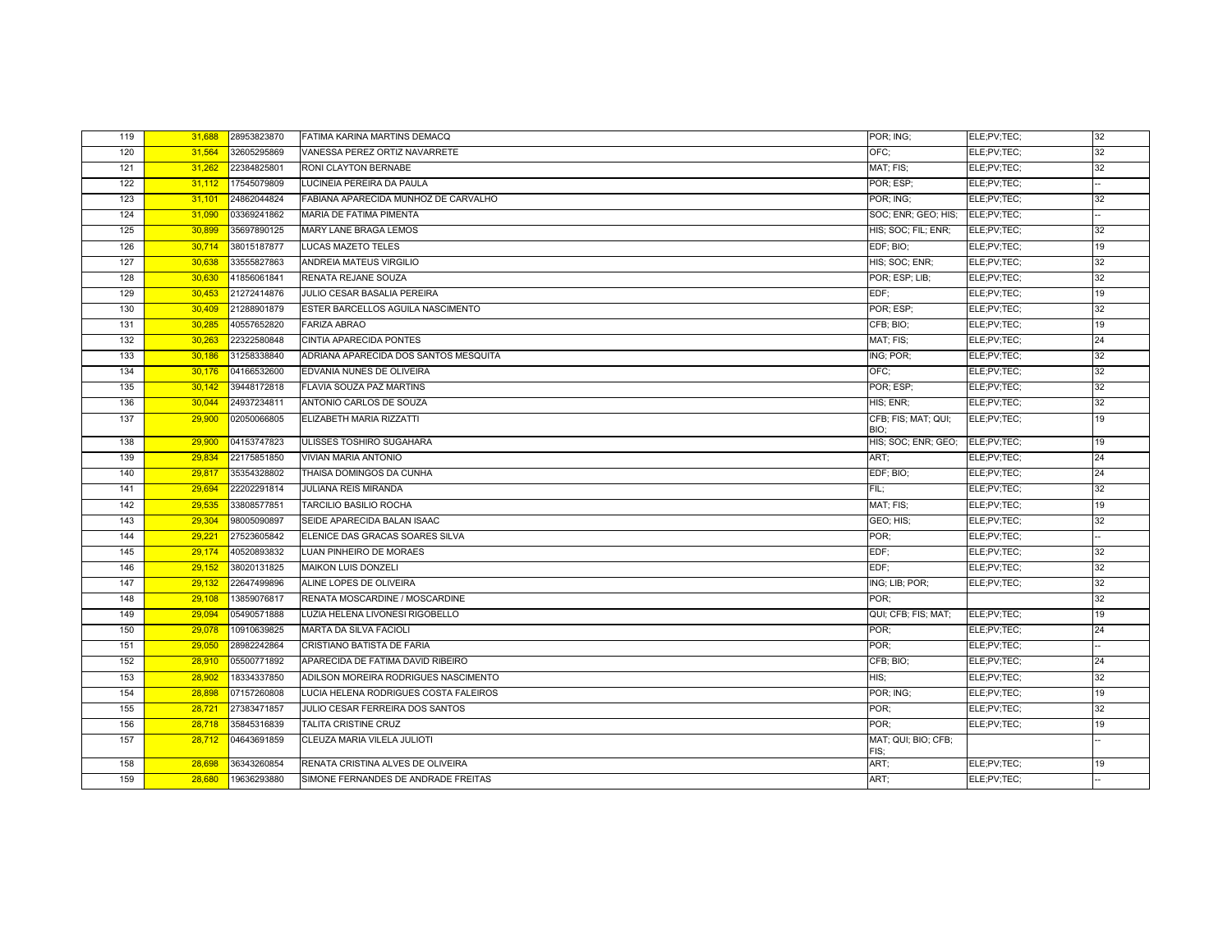| | | | | | | |
|---|---|---|---|---|---|---|
| 119 | 31,688 | 28953823870 | FATIMA KARINA MARTINS DEMACQ | POR; ING; | ELE;PV;TEC; | 32 |
| 120 | 31,564 | 32605295869 | VANESSA PEREZ ORTIZ NAVARRETE | OFC; | ELE;PV;TEC; | 32 |
| 121 | 31,262 | 22384825801 | RONI CLAYTON BERNABE | MAT; FIS; | ELE;PV;TEC; | 32 |
| 122 | 31,112 | 17545079809 | LUCINEIA PEREIRA DA PAULA | POR; ESP; | ELE;PV;TEC; | -- |
| 123 | 31,101 | 24862044824 | FABIANA APARECIDA MUNHOZ DE CARVALHO | POR; ING; | ELE;PV;TEC; | 32 |
| 124 | 31,090 | 03369241862 | MARIA DE FATIMA PIMENTA | SOC; ENR; GEO; HIS; | ELE;PV;TEC; | -- |
| 125 | 30,899 | 35697890125 | MARY LANE BRAGA LEMOS | HIS; SOC; FIL; ENR; | ELE;PV;TEC; | 32 |
| 126 | 30,714 | 38015187877 | LUCAS MAZETO TELES | EDF; BIO; | ELE;PV;TEC; | 19 |
| 127 | 30,638 | 33555827863 | ANDREIA MATEUS VIRGILIO | HIS; SOC; ENR; | ELE;PV;TEC; | 32 |
| 128 | 30,630 | 41856061841 | RENATA REJANE SOUZA | POR; ESP; LIB; | ELE;PV;TEC; | 32 |
| 129 | 30,453 | 21272414876 | JULIO CESAR BASALIA PEREIRA | EDF; | ELE;PV;TEC; | 19 |
| 130 | 30,409 | 21288901879 | ESTER BARCELLOS AGUILA NASCIMENTO | POR; ESP; | ELE;PV;TEC; | 32 |
| 131 | 30,285 | 40557652820 | FARIZA ABRAO | CFB; BIO; | ELE;PV;TEC; | 19 |
| 132 | 30,263 | 22322580848 | CINTIA APARECIDA PONTES | MAT; FIS; | ELE;PV;TEC; | 24 |
| 133 | 30,186 | 31258338840 | ADRIANA APARECIDA DOS SANTOS MESQUITA | ING; POR; | ELE;PV;TEC; | 32 |
| 134 | 30,176 | 04166532600 | EDVANIA NUNES DE OLIVEIRA | OFC; | ELE;PV;TEC; | 32 |
| 135 | 30,142 | 39448172818 | FLAVIA SOUZA PAZ MARTINS | POR; ESP; | ELE;PV;TEC; | 32 |
| 136 | 30,044 | 24937234811 | ANTONIO CARLOS DE SOUZA | HIS; ENR; | ELE;PV;TEC; | 32 |
| 137 | 29,900 | 02050066805 | ELIZABETH MARIA RIZZATTI | CFB; FIS; MAT; QUI; BIO; | ELE;PV;TEC; | 19 |
| 138 | 29,900 | 04153747823 | ULISSES TOSHIRO SUGAHARA | HIS; SOC; ENR; GEO; | ELE;PV;TEC; | 19 |
| 139 | 29,834 | 22175851850 | VIVIAN MARIA ANTONIO | ART; | ELE;PV;TEC; | 24 |
| 140 | 29,817 | 35354328802 | THAISA DOMINGOS DA CUNHA | EDF; BIO; | ELE;PV;TEC; | 24 |
| 141 | 29,694 | 22202291814 | JULIANA REIS MIRANDA | FIL; | ELE;PV;TEC; | 32 |
| 142 | 29,535 | 33808577851 | TARCILIO BASILIO ROCHA | MAT; FIS; | ELE;PV;TEC; | 19 |
| 143 | 29,304 | 98005090897 | SEIDE APARECIDA BALAN ISAAC | GEO; HIS; | ELE;PV;TEC; | 32 |
| 144 | 29,221 | 27523605842 | ELENICE DAS GRACAS SOARES SILVA | POR; | ELE;PV;TEC; | -- |
| 145 | 29,174 | 40520893832 | LUAN PINHEIRO DE MORAES | EDF; | ELE;PV;TEC; | 32 |
| 146 | 29,152 | 38020131825 | MAIKON LUIS DONZELI | EDF; | ELE;PV;TEC; | 32 |
| 147 | 29,132 | 22647499896 | ALINE LOPES DE OLIVEIRA | ING; LIB; POR; | ELE;PV;TEC; | 32 |
| 148 | 29,108 | 13859076817 | RENATA MOSCARDINE / MOSCARDINE | POR; | | 32 |
| 149 | 29,094 | 05490571888 | LUZIA HELENA LIVONESI RIGOBELLO | QUI; CFB; FIS; MAT; | ELE;PV;TEC; | 19 |
| 150 | 29,078 | 10910639825 | MARTA DA SILVA FACIOLI | POR; | ELE;PV;TEC; | 24 |
| 151 | 29,050 | 28982242864 | CRISTIANO BATISTA DE FARIA | POR; | ELE;PV;TEC; | -- |
| 152 | 28,910 | 05500771892 | APARECIDA DE FATIMA DAVID RIBEIRO | CFB; BIO; | ELE;PV;TEC; | 24 |
| 153 | 28,902 | 18334337850 | ADILSON MOREIRA RODRIGUES NASCIMENTO | HIS; | ELE;PV;TEC; | 32 |
| 154 | 28,898 | 07157260808 | LUCIA HELENA RODRIGUES COSTA FALEIROS | POR; ING; | ELE;PV;TEC; | 19 |
| 155 | 28,721 | 27383471857 | JULIO CESAR FERREIRA DOS SANTOS | POR; | ELE;PV;TEC; | 32 |
| 156 | 28,718 | 35845316839 | TALITA CRISTINE CRUZ | POR; | ELE;PV;TEC; | 19 |
| 157 | 28,712 | 04643691859 | CLEUZA MARIA VILELA JULIOTI | MAT; QUI; BIO; CFB; FIS; | | -- |
| 158 | 28,698 | 36343260854 | RENATA CRISTINA ALVES DE OLIVEIRA | ART; | ELE;PV;TEC; | 19 |
| 159 | 28,680 | 19636293880 | SIMONE FERNANDES DE ANDRADE FREITAS | ART; | ELE;PV;TEC; | -- |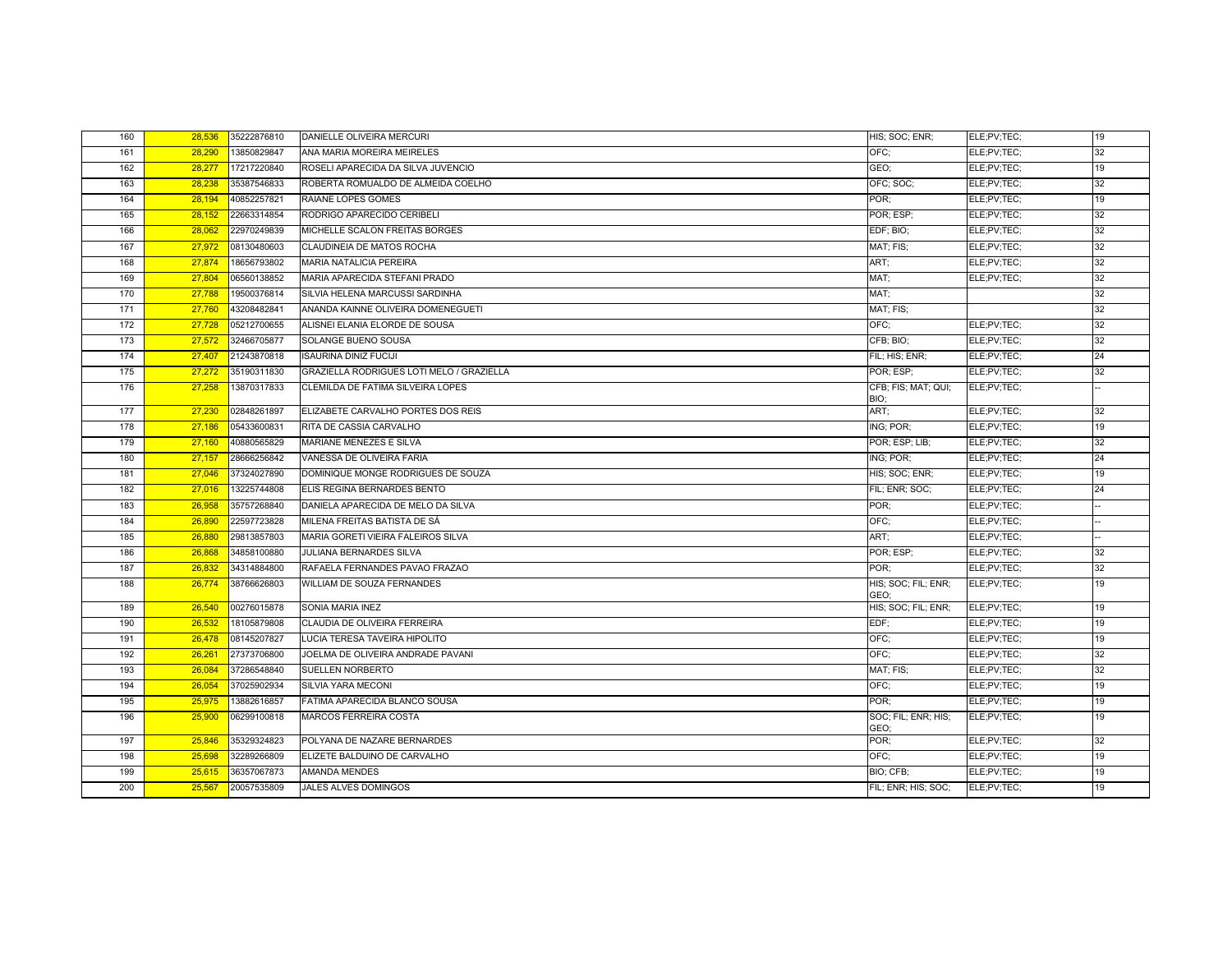| 160 | 28,536 | 35222876810 | DANIELLE OLIVEIRA MERCURI | HIS; SOC; ENR; | ELE;PV;TEC; | 19 |
|---|---|---|---|---|---|---|
| 161 | 28,290 | 13850829847 | ANA MARIA MOREIRA MEIRELES | OFC; | ELE;PV;TEC; | 32 |
| 162 | 28,277 | 17217220840 | ROSELI APARECIDA DA SILVA JUVENCIO | GEO; | ELE;PV;TEC; | 19 |
| 163 | 28,238 | 35387546833 | ROBERTA ROMUALDO DE ALMEIDA COELHO | OFC; SOC; | ELE;PV;TEC; | 32 |
| 164 | 28,194 | 40852257821 | RAIANE LOPES GOMES | POR; | ELE;PV;TEC; | 19 |
| 165 | 28,152 | 22663314854 | RODRIGO APARECIDO CERIBELI | POR; ESP; | ELE;PV;TEC; | 32 |
| 166 | 28,062 | 22970249839 | MICHELLE SCALON FREITAS BORGES | EDF; BIO; | ELE;PV;TEC; | 32 |
| 167 | 27,972 | 08130480603 | CLAUDINEIA DE MATOS ROCHA | MAT; FIS; | ELE;PV;TEC; | 32 |
| 168 | 27,874 | 18656793802 | MARIA NATALICIA PEREIRA | ART; | ELE;PV;TEC; | 32 |
| 169 | 27,804 | 06560138852 | MARIA APARECIDA STEFANI PRADO | MAT; | ELE;PV;TEC; | 32 |
| 170 | 27,788 | 19500376814 | SILVIA HELENA MARCUSSI SARDINHA | MAT; | | 32 |
| 171 | 27,760 | 43208482841 | ANANDA KAINNE OLIVEIRA DOMENEGUETI | MAT; FIS; | | 32 |
| 172 | 27,728 | 05212700655 | ALISNEI ELANIA ELORDE DE SOUSA | OFC; | ELE;PV;TEC; | 32 |
| 173 | 27,572 | 32466705877 | SOLANGE BUENO SOUSA | CFB; BIO; | ELE;PV;TEC; | 32 |
| 174 | 27,407 | 21243870818 | ISAURINA DINIZ FUCIJI | FIL; HIS; ENR; | ELE;PV;TEC; | 24 |
| 175 | 27,272 | 35190311830 | GRAZIELLA RODRIGUES LOTI MELO / GRAZIELLA | POR; ESP; | ELE;PV;TEC; | 32 |
| 176 | 27,258 | 13870317833 | CLEMILDA DE FATIMA SILVEIRA LOPES | CFB; FIS; MAT; QUI; BIO; | ELE;PV;TEC; | -- |
| 177 | 27,230 | 02848261897 | ELIZABETE CARVALHO PORTES DOS REIS | ART; | ELE;PV;TEC; | 32 |
| 178 | 27,186 | 05433600831 | RITA DE CASSIA CARVALHO | ING; POR; | ELE;PV;TEC; | 19 |
| 179 | 27,160 | 40880565829 | MARIANE MENEZES E SILVA | POR; ESP; LIB; | ELE;PV;TEC; | 32 |
| 180 | 27,157 | 28666256842 | VANESSA DE OLIVEIRA FARIA | ING; POR; | ELE;PV;TEC; | 24 |
| 181 | 27,046 | 37324027890 | DOMINIQUE MONGE RODRIGUES DE SOUZA | HIS; SOC; ENR; | ELE;PV;TEC; | 19 |
| 182 | 27,016 | 13225744808 | ELIS REGINA BERNARDES BENTO | FIL; ENR; SOC; | ELE;PV;TEC; | 24 |
| 183 | 26,958 | 35757268840 | DANIELA APARECIDA DE MELO DA SILVA | POR; | ELE;PV;TEC; | -- |
| 184 | 26,890 | 22597723828 | MILENA FREITAS BATISTA DE SÁ | OFC; | ELE;PV;TEC; | -- |
| 185 | 26,880 | 29813857803 | MARIA GORETI VIEIRA FALEIROS SILVA | ART; | ELE;PV;TEC; | -- |
| 186 | 26,868 | 34858100880 | JULIANA BERNARDES SILVA | POR; ESP; | ELE;PV;TEC; | 32 |
| 187 | 26,832 | 34314884800 | RAFAELA FERNANDES PAVAO FRAZAO | POR; | ELE;PV;TEC; | 32 |
| 188 | 26,774 | 38766626803 | WILLIAM DE SOUZA FERNANDES | HIS; SOC; FIL; ENR; GEO; | ELE;PV;TEC; | 19 |
| 189 | 26,540 | 00276015878 | SONIA MARIA INEZ | HIS; SOC; FIL; ENR; | ELE;PV;TEC; | 19 |
| 190 | 26,532 | 18105879808 | CLAUDIA DE OLIVEIRA FERREIRA | EDF; | ELE;PV;TEC; | 19 |
| 191 | 26,478 | 08145207827 | LUCIA TERESA TAVEIRA HIPOLITO | OFC; | ELE;PV;TEC; | 19 |
| 192 | 26,261 | 27373706800 | JOELMA DE OLIVEIRA ANDRADE PAVANI | OFC; | ELE;PV;TEC; | 32 |
| 193 | 26,084 | 37286548840 | SUELLEN NORBERTO | MAT; FIS; | ELE;PV;TEC; | 32 |
| 194 | 26,054 | 37025902934 | SILVIA YARA MECONI | OFC; | ELE;PV;TEC; | 19 |
| 195 | 25,975 | 13882616857 | FATIMA APARECIDA BLANCO SOUSA | POR; | ELE;PV;TEC; | 19 |
| 196 | 25,900 | 06299100818 | MARCOS FERREIRA COSTA | SOC; FIL; ENR; HIS; GEO; | ELE;PV;TEC; | 19 |
| 197 | 25,846 | 35329324823 | POLYANA DE NAZARE BERNARDES | POR; | ELE;PV;TEC; | 32 |
| 198 | 25,698 | 32289266809 | ELIZETE BALDUINO DE CARVALHO | OFC; | ELE;PV;TEC; | 19 |
| 199 | 25,615 | 36357067873 | AMANDA MENDES | BIO; CFB; | ELE;PV;TEC; | 19 |
| 200 | 25,567 | 20057535809 | JALES ALVES DOMINGOS | FIL; ENR; HIS; SOC; | ELE;PV;TEC; | 19 |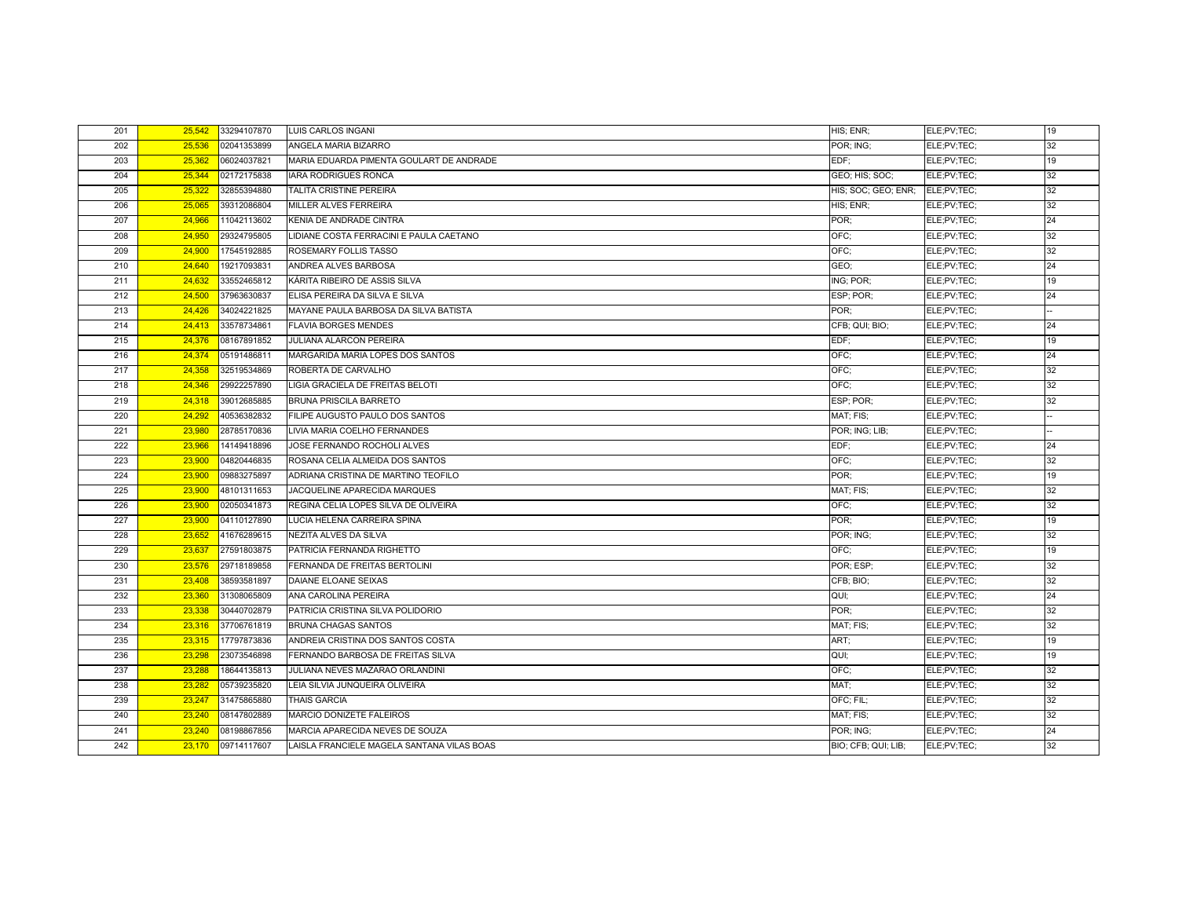| | | | | | | |
|---|---|---|---|---|---|---|
| 201 | 25,542 | 33294107870 | LUIS CARLOS INGANI | HIS; ENR; | ELE;PV;TEC; | 19 |
| 202 | 25,536 | 02041353899 | ANGELA MARIA BIZARRO | POR; ING; | ELE;PV;TEC; | 32 |
| 203 | 25,362 | 06024037821 | MARIA EDUARDA PIMENTA GOULART DE ANDRADE | EDF; | ELE;PV;TEC; | 19 |
| 204 | 25,344 | 02172175838 | IARA RODRIGUES RONCA | GEO; HIS; SOC; | ELE;PV;TEC; | 32 |
| 205 | 25,322 | 32855394880 | TALITA CRISTINE PEREIRA | HIS; SOC; GEO; ENR; | ELE;PV;TEC; | 32 |
| 206 | 25,065 | 39312086804 | MILLER ALVES FERREIRA | HIS; ENR; | ELE;PV;TEC; | 32 |
| 207 | 24,966 | 11042113602 | KENIA DE ANDRADE CINTRA | POR; | ELE;PV;TEC; | 24 |
| 208 | 24,950 | 29324795805 | LIDIANE COSTA FERRACINI E PAULA CAETANO | OFC; | ELE;PV;TEC; | 32 |
| 209 | 24,900 | 17545192885 | ROSEMARY FOLLIS TASSO | OFC; | ELE;PV;TEC; | 32 |
| 210 | 24,640 | 19217093831 | ANDREA ALVES BARBOSA | GEO; | ELE;PV;TEC; | 24 |
| 211 | 24,632 | 33552465812 | KÁRITA RIBEIRO DE ASSIS SILVA | ING; POR; | ELE;PV;TEC; | 19 |
| 212 | 24,500 | 37963630837 | ELISA PEREIRA DA SILVA E SILVA | ESP; POR; | ELE;PV;TEC; | 24 |
| 213 | 24,426 | 34024221825 | MAYANE PAULA BARBOSA DA SILVA BATISTA | POR; | ELE;PV;TEC; | -- |
| 214 | 24,413 | 33578734861 | FLAVIA BORGES MENDES | CFB; QUI; BIO; | ELE;PV;TEC; | 24 |
| 215 | 24,376 | 08167891852 | JULIANA ALARCON PEREIRA | EDF; | ELE;PV;TEC; | 19 |
| 216 | 24,374 | 05191486811 | MARGARIDA MARIA LOPES DOS SANTOS | OFC; | ELE;PV;TEC; | 24 |
| 217 | 24,358 | 32519534869 | ROBERTA DE CARVALHO | OFC; | ELE;PV;TEC; | 32 |
| 218 | 24,346 | 29922257890 | LIGIA GRACIELA DE FREITAS BELOTI | OFC; | ELE;PV;TEC; | 32 |
| 219 | 24,318 | 39012685885 | BRUNA PRISCILA BARRETO | ESP; POR; | ELE;PV;TEC; | 32 |
| 220 | 24,292 | 40536382832 | FILIPE AUGUSTO PAULO DOS SANTOS | MAT; FIS; | ELE;PV;TEC; | -- |
| 221 | 23,980 | 28785170836 | LIVIA MARIA COELHO FERNANDES | POR; ING; LIB; | ELE;PV;TEC; | -- |
| 222 | 23,966 | 14149418896 | JOSE FERNANDO ROCHOLI ALVES | EDF; | ELE;PV;TEC; | 24 |
| 223 | 23,900 | 04820446835 | ROSANA CELIA ALMEIDA DOS SANTOS | OFC; | ELE;PV;TEC; | 32 |
| 224 | 23,900 | 09883275897 | ADRIANA CRISTINA DE MARTINO TEOFILO | POR; | ELE;PV;TEC; | 19 |
| 225 | 23,900 | 48101311653 | JACQUELINE APARECIDA MARQUES | MAT; FIS; | ELE;PV;TEC; | 32 |
| 226 | 23,900 | 02050341873 | REGINA CELIA LOPES SILVA DE OLIVEIRA | OFC; | ELE;PV;TEC; | 32 |
| 227 | 23,900 | 04110127890 | LUCIA HELENA CARREIRA SPINA | POR; | ELE;PV;TEC; | 19 |
| 228 | 23,652 | 41676289615 | NEZITA ALVES DA SILVA | POR; ING; | ELE;PV;TEC; | 32 |
| 229 | 23,637 | 27591803875 | PATRICIA FERNANDA RIGHETTO | OFC; | ELE;PV;TEC; | 19 |
| 230 | 23,576 | 29718189858 | FERNANDA DE FREITAS BERTOLINI | POR; ESP; | ELE;PV;TEC; | 32 |
| 231 | 23,408 | 38593581897 | DAIANE ELOANE SEIXAS | CFB; BIO; | ELE;PV;TEC; | 32 |
| 232 | 23,360 | 31308065809 | ANA CAROLINA PEREIRA | QUI; | ELE;PV;TEC; | 24 |
| 233 | 23,338 | 30440702879 | PATRICIA CRISTINA SILVA POLIDORIO | POR; | ELE;PV;TEC; | 32 |
| 234 | 23,316 | 37706761819 | BRUNA CHAGAS SANTOS | MAT; FIS; | ELE;PV;TEC; | 32 |
| 235 | 23,315 | 17797873836 | ANDREIA CRISTINA DOS SANTOS COSTA | ART; | ELE;PV;TEC; | 19 |
| 236 | 23,298 | 23073546898 | FERNANDO BARBOSA DE FREITAS SILVA | QUI; | ELE;PV;TEC; | 19 |
| 237 | 23,288 | 18644135813 | JULIANA NEVES MAZARAO ORLANDINI | OFC; | ELE;PV;TEC; | 32 |
| 238 | 23,282 | 05739235820 | LEIA SILVIA JUNQUEIRA OLIVEIRA | MAT; | ELE;PV;TEC; | 32 |
| 239 | 23,247 | 31475865880 | THAIS GARCIA | OFC; FIL; | ELE;PV;TEC; | 32 |
| 240 | 23,240 | 08147802889 | MARCIO DONIZETE FALEIROS | MAT; FIS; | ELE;PV;TEC; | 32 |
| 241 | 23,240 | 08198867856 | MARCIA APARECIDA NEVES DE SOUZA | POR; ING; | ELE;PV;TEC; | 24 |
| 242 | 23,170 | 09714117607 | LAISLA FRANCIELE MAGELA SANTANA VILAS BOAS | BIO; CFB; QUI; LIB; | ELE;PV;TEC; | 32 |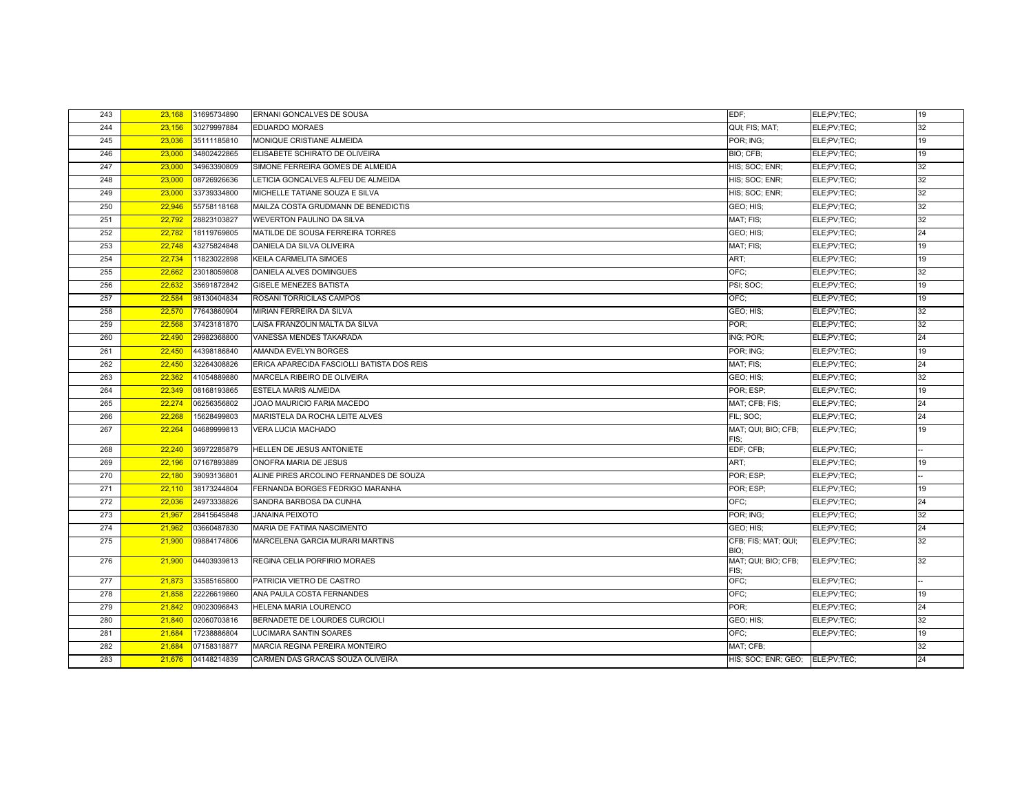| | | | | | | |
|---|---|---|---|---|---|---|
| 243 | 23,168 | 31695734890 | ERNANI GONCALVES DE SOUSA | EDF; | ELE;PV;TEC; | 19 |
| 244 | 23,156 | 30279997884 | EDUARDO MORAES | QUI; FIS; MAT; | ELE;PV;TEC; | 32 |
| 245 | 23,036 | 35111185810 | MONIQUE CRISTIANE ALMEIDA | POR; ING; | ELE;PV;TEC; | 19 |
| 246 | 23,000 | 34802422865 | ELISABETE SCHIRATO DE OLIVEIRA | BIO; CFB; | ELE;PV;TEC; | 19 |
| 247 | 23,000 | 34963390809 | SIMONE FERREIRA GOMES DE ALMEIDA | HIS; SOC; ENR; | ELE;PV;TEC; | 32 |
| 248 | 23,000 | 08726926636 | LETICIA GONCALVES ALFEU DE ALMEIDA | HIS; SOC; ENR; | ELE;PV;TEC; | 32 |
| 249 | 23,000 | 33739334800 | MICHELLE TATIANE SOUZA E SILVA | HIS; SOC; ENR; | ELE;PV;TEC; | 32 |
| 250 | 22,946 | 55758118168 | MAILZA COSTA GRUDMANN DE BENEDICTIS | GEO; HIS; | ELE;PV;TEC; | 32 |
| 251 | 22,792 | 28823103827 | WEVERTON PAULINO DA SILVA | MAT; FIS; | ELE;PV;TEC; | 32 |
| 252 | 22,782 | 18119769805 | MATILDE DE SOUSA FERREIRA TORRES | GEO; HIS; | ELE;PV;TEC; | 24 |
| 253 | 22,748 | 43275824848 | DANIELA DA SILVA OLIVEIRA | MAT; FIS; | ELE;PV;TEC; | 19 |
| 254 | 22,734 | 11823022898 | KEILA CARMELITA SIMOES | ART; | ELE;PV;TEC; | 19 |
| 255 | 22,662 | 23018059808 | DANIELA ALVES DOMINGUES | OFC; | ELE;PV;TEC; | 32 |
| 256 | 22,632 | 35691872842 | GISELE MENEZES BATISTA | PSI; SOC; | ELE;PV;TEC; | 19 |
| 257 | 22,584 | 98130404834 | ROSANI TORRICILAS CAMPOS | OFC; | ELE;PV;TEC; | 19 |
| 258 | 22,570 | 77643860904 | MIRIAN FERREIRA DA SILVA | GEO; HIS; | ELE;PV;TEC; | 32 |
| 259 | 22,568 | 37423181870 | LAISA FRANZOLIN MALTA DA SILVA | POR; | ELE;PV;TEC; | 32 |
| 260 | 22,490 | 29982368800 | VANESSA MENDES TAKARADA | ING; POR; | ELE;PV;TEC; | 24 |
| 261 | 22,450 | 44398186840 | AMANDA EVELYN BORGES | POR; ING; | ELE;PV;TEC; | 19 |
| 262 | 22,450 | 32264308826 | ERICA APARECIDA FASCIOLLI BATISTA DOS REIS | MAT; FIS; | ELE;PV;TEC; | 24 |
| 263 | 22,362 | 41054889880 | MARCELA RIBEIRO DE OLIVEIRA | GEO; HIS; | ELE;PV;TEC; | 32 |
| 264 | 22,349 | 08168193865 | ESTELA MARIS ALMEIDA | POR; ESP; | ELE;PV;TEC; | 19 |
| 265 | 22,274 | 06256356802 | JOAO MAURICIO FARIA MACEDO | MAT; CFB; FIS; | ELE;PV;TEC; | 24 |
| 266 | 22,268 | 15628499803 | MARISTELA DA ROCHA LEITE ALVES | FIL; SOC; | ELE;PV;TEC; | 24 |
| 267 | 22,264 | 04689999813 | VERA LUCIA MACHADO | MAT; QUI; BIO; CFB; FIS; | ELE;PV;TEC; | 19 |
| 268 | 22,240 | 36972285879 | HELLEN DE JESUS ANTONIETE | EDF; CFB; | ELE;PV;TEC; | -- |
| 269 | 22,196 | 07167893889 | ONOFRA MARIA DE JESUS | ART; | ELE;PV;TEC; | 19 |
| 270 | 22,180 | 39093136801 | ALINE PIRES ARCOLINO FERNANDES DE SOUZA | POR; ESP; | ELE;PV;TEC; | -- |
| 271 | 22,110 | 38173244804 | FERNANDA BORGES FEDRIGO MARANHA | POR; ESP; | ELE;PV;TEC; | 19 |
| 272 | 22,036 | 24973338826 | SANDRA BARBOSA DA CUNHA | OFC; | ELE;PV;TEC; | 24 |
| 273 | 21,967 | 28415645848 | JANAINA PEIXOTO | POR; ING; | ELE;PV;TEC; | 32 |
| 274 | 21,962 | 03660487830 | MARIA DE FATIMA NASCIMENTO | GEO; HIS; | ELE;PV;TEC; | 24 |
| 275 | 21,900 | 09884174806 | MARCELENA GARCIA MURARI MARTINS | CFB; FIS; MAT; QUI; BIO; | ELE;PV;TEC; | 32 |
| 276 | 21,900 | 04403939813 | REGINA CELIA PORFIRIO MORAES | MAT; QUI; BIO; CFB; FIS; | ELE;PV;TEC; | 32 |
| 277 | 21,873 | 33585165800 | PATRICIA VIETRO DE CASTRO | OFC; | ELE;PV;TEC; | -- |
| 278 | 21,858 | 22226619860 | ANA PAULA COSTA FERNANDES | OFC; | ELE;PV;TEC; | 19 |
| 279 | 21,842 | 09023096843 | HELENA MARIA LOURENCO | POR; | ELE;PV;TEC; | 24 |
| 280 | 21,840 | 02060703816 | BERNADETE DE LOURDES CURCIOLI | GEO; HIS; | ELE;PV;TEC; | 32 |
| 281 | 21,684 | 17238886804 | LUCIMARA SANTIN SOARES | OFC; | ELE;PV;TEC; | 19 |
| 282 | 21,684 | 07158318877 | MARCIA REGINA PEREIRA MONTEIRO | MAT; CFB; | | 32 |
| 283 | 21,676 | 04148214839 | CARMEN DAS GRACAS SOUZA OLIVEIRA | HIS; SOC; ENR; GEO; | ELE;PV;TEC; | 24 |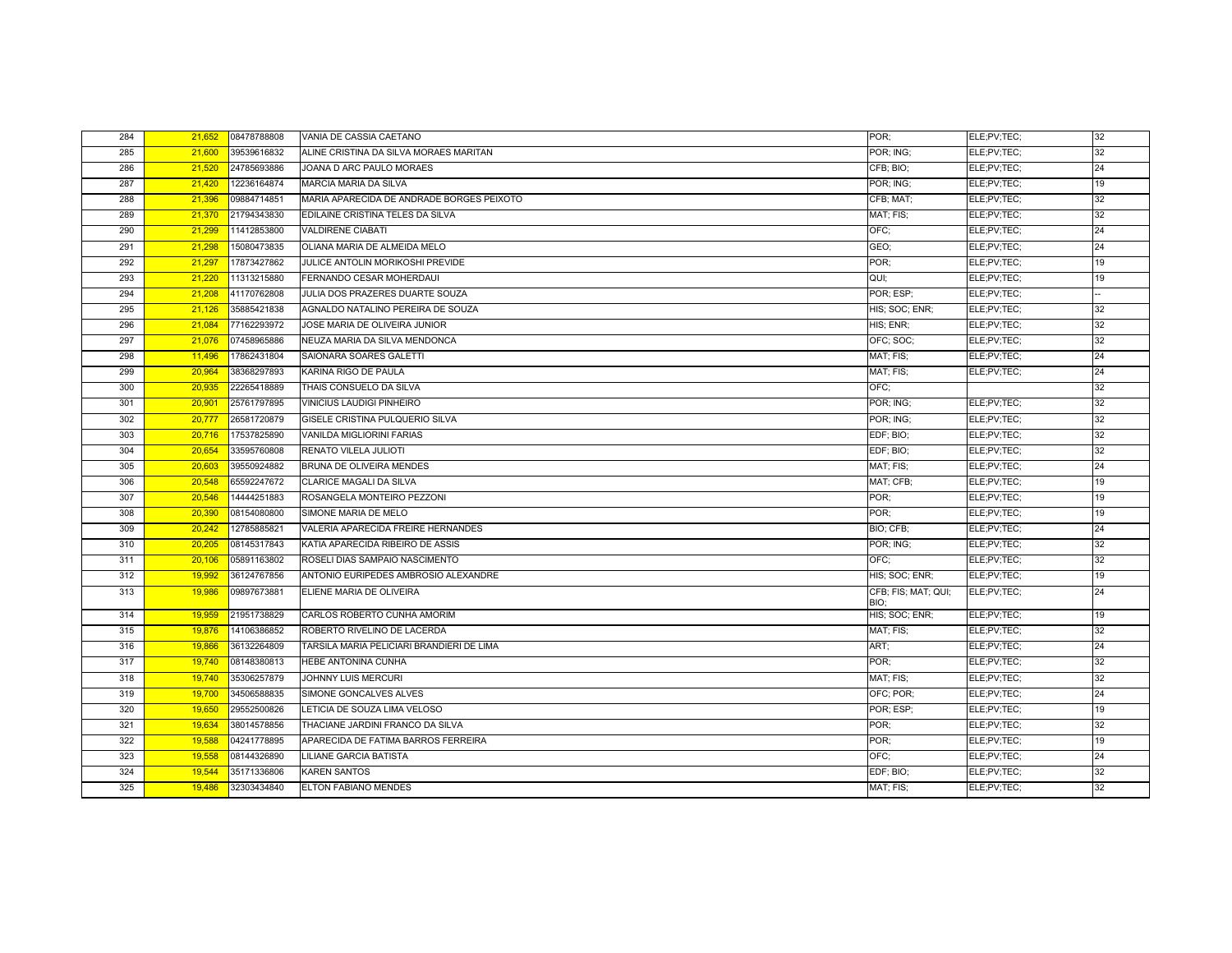| | | | | | | |
|---|---|---|---|---|---|---|
| 284 | 21,652 | 08478788808 | VANIA DE CASSIA CAETANO | POR; | ELE;PV;TEC; | 32 |
| 285 | 21,600 | 39539616832 | ALINE CRISTINA DA SILVA MORAES MARITAN | POR; ING; | ELE;PV;TEC; | 32 |
| 286 | 21,520 | 24785693886 | JOANA D ARC PAULO MORAES | CFB; BIO; | ELE;PV;TEC; | 24 |
| 287 | 21,420 | 12236164874 | MARCIA MARIA DA SILVA | POR; ING; | ELE;PV;TEC; | 19 |
| 288 | 21,396 | 09884714851 | MARIA APARECIDA DE ANDRADE BORGES PEIXOTO | CFB; MAT; | ELE;PV;TEC; | 32 |
| 289 | 21,370 | 21794343830 | EDILAINE CRISTINA TELES DA SILVA | MAT; FIS; | ELE;PV;TEC; | 32 |
| 290 | 21,299 | 11412853800 | VALDIRENE CIABATI | OFC; | ELE;PV;TEC; | 24 |
| 291 | 21,298 | 15080473835 | OLIANA MARIA DE ALMEIDA MELO | GEO; | ELE;PV;TEC; | 24 |
| 292 | 21,297 | 17873427862 | JULICE ANTOLIN MORIKOSHI PREVIDE | POR; | ELE;PV;TEC; | 19 |
| 293 | 21,220 | 11313215880 | FERNANDO CESAR MOHERDAUI | QUI; | ELE;PV;TEC; | 19 |
| 294 | 21,208 | 41170762808 | JULIA DOS PRAZERES DUARTE SOUZA | POR; ESP; | ELE;PV;TEC; | -- |
| 295 | 21,126 | 35885421838 | AGNALDO NATALINO PEREIRA DE SOUZA | HIS; SOC; ENR; | ELE;PV;TEC; | 32 |
| 296 | 21,084 | 77162293972 | JOSE MARIA DE OLIVEIRA JUNIOR | HIS; ENR; | ELE;PV;TEC; | 32 |
| 297 | 21,076 | 07458965886 | NEUZA MARIA DA SILVA MENDONCA | OFC; SOC; | ELE;PV;TEC; | 32 |
| 298 | 11,496 | 17862431804 | SAIONARA SOARES GALETTI | MAT; FIS; | ELE;PV;TEC; | 24 |
| 299 | 20,964 | 38368297893 | KARINA RIGO DE PAULA | MAT; FIS; | ELE;PV;TEC; | 24 |
| 300 | 20,935 | 22265418889 | THAIS CONSUELO DA SILVA | OFC; | | 32 |
| 301 | 20,901 | 25761797895 | VINICIUS LAUDIGI PINHEIRO | POR; ING; | ELE;PV;TEC; | 32 |
| 302 | 20,777 | 26581720879 | GISELE CRISTINA PULQUERIO SILVA | POR; ING; | ELE;PV;TEC; | 32 |
| 303 | 20,716 | 17537825890 | VANILDA MIGLIORINI FARIAS | EDF; BIO; | ELE;PV;TEC; | 32 |
| 304 | 20,654 | 33595760808 | RENATO VILELA JULIOTI | EDF; BIO; | ELE;PV;TEC; | 32 |
| 305 | 20,603 | 39550924882 | BRUNA DE OLIVEIRA MENDES | MAT; FIS; | ELE;PV;TEC; | 24 |
| 306 | 20,548 | 65592247672 | CLARICE MAGALI DA SILVA | MAT; CFB; | ELE;PV;TEC; | 19 |
| 307 | 20,546 | 14444251883 | ROSANGELA MONTEIRO PEZZONI | POR; | ELE;PV;TEC; | 19 |
| 308 | 20,390 | 08154080800 | SIMONE MARIA DE MELO | POR; | ELE;PV;TEC; | 19 |
| 309 | 20,242 | 12785885821 | VALERIA APARECIDA FREIRE HERNANDES | BIO; CFB; | ELE;PV;TEC; | 24 |
| 310 | 20,205 | 08145317843 | KATIA APARECIDA RIBEIRO DE ASSIS | POR; ING; | ELE;PV;TEC; | 32 |
| 311 | 20,106 | 05891163802 | ROSELI DIAS SAMPAIO NASCIMENTO | OFC; | ELE;PV;TEC; | 32 |
| 312 | 19,992 | 36124767856 | ANTONIO EURIPEDES AMBROSIO ALEXANDRE | HIS; SOC; ENR; | ELE;PV;TEC; | 19 |
| 313 | 19,986 | 09897673881 | ELIENE MARIA DE OLIVEIRA | CFB; FIS; MAT; QUI; BIO; | ELE;PV;TEC; | 24 |
| 314 | 19,959 | 21951738829 | CARLOS ROBERTO CUNHA AMORIM | HIS; SOC; ENR; | ELE;PV;TEC; | 19 |
| 315 | 19,876 | 14106386852 | ROBERTO RIVELINO DE LACERDA | MAT; FIS; | ELE;PV;TEC; | 32 |
| 316 | 19,866 | 36132264809 | TARSILA MARIA PELICIARI BRANDIERI DE LIMA | ART; | ELE;PV;TEC; | 24 |
| 317 | 19,740 | 08148380813 | HEBE ANTONINA CUNHA | POR; | ELE;PV;TEC; | 32 |
| 318 | 19,740 | 35306257879 | JOHNNY LUIS MERCURI | MAT; FIS; | ELE;PV;TEC; | 32 |
| 319 | 19,700 | 34506588835 | SIMONE GONCALVES ALVES | OFC; POR; | ELE;PV;TEC; | 24 |
| 320 | 19,650 | 29552500826 | LETICIA DE SOUZA LIMA VELOSO | POR; ESP; | ELE;PV;TEC; | 19 |
| 321 | 19,634 | 38014578856 | THACIANE JARDINI FRANCO DA SILVA | POR; | ELE;PV;TEC; | 32 |
| 322 | 19,588 | 04241778895 | APARECIDA DE FATIMA BARROS FERREIRA | POR; | ELE;PV;TEC; | 19 |
| 323 | 19,558 | 08144326890 | LILIANE GARCIA BATISTA | OFC; | ELE;PV;TEC; | 24 |
| 324 | 19,544 | 35171336806 | KAREN SANTOS | EDF; BIO; | ELE;PV;TEC; | 32 |
| 325 | 19,486 | 32303434840 | ELTON FABIANO MENDES | MAT; FIS; | ELE;PV;TEC; | 32 |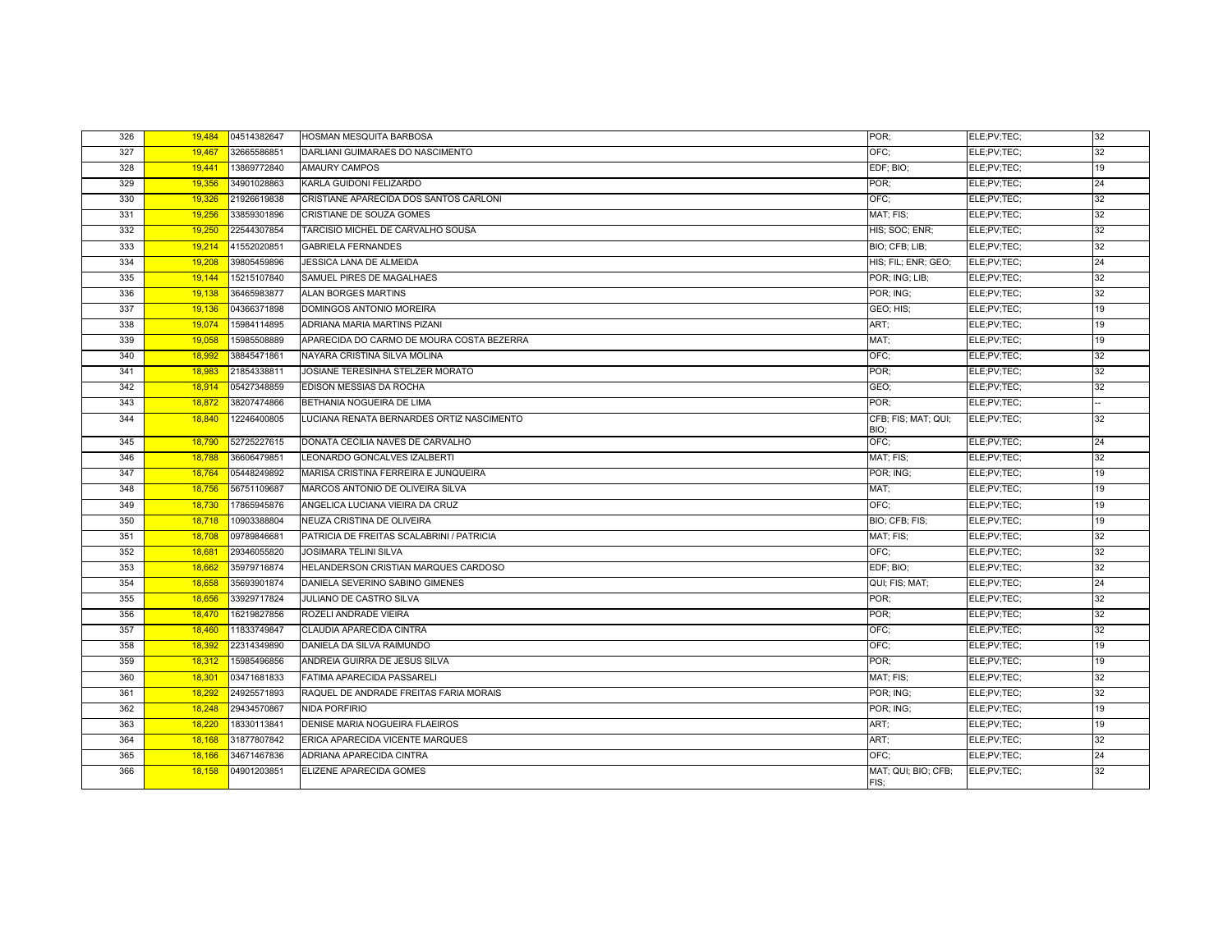| 326 | 19,484 | 04514382647 | HOSMAN MESQUITA BARBOSA | POR; | ELE;PV;TEC; | 32 |
|---|---|---|---|---|---|---|
| 327 | 19,467 | 32665586851 | DARLIANI GUIMARAES DO NASCIMENTO | OFC; | ELE;PV;TEC; | 32 |
| 328 | 19,441 | 13869772840 | AMAURY CAMPOS | EDF; BIO; | ELE;PV;TEC; | 19 |
| 329 | 19,356 | 34901028863 | KARLA GUIDONI FELIZARDO | POR; | ELE;PV;TEC; | 24 |
| 330 | 19,326 | 21926619838 | CRISTIANE APARECIDA DOS SANTOS CARLONI | OFC; | ELE;PV;TEC; | 32 |
| 331 | 19,256 | 33859301896 | CRISTIANE DE SOUZA GOMES | MAT; FIS; | ELE;PV;TEC; | 32 |
| 332 | 19,250 | 22544307854 | TARCISIO MICHEL DE CARVALHO SOUSA | HIS; SOC; ENR; | ELE;PV;TEC; | 32 |
| 333 | 19,214 | 41552020851 | GABRIELA FERNANDES | BIO; CFB; LIB; | ELE;PV;TEC; | 32 |
| 334 | 19,208 | 39805459896 | JESSICA LANA DE ALMEIDA | HIS; FIL; ENR; GEO; | ELE;PV;TEC; | 24 |
| 335 | 19,144 | 15215107840 | SAMUEL PIRES DE MAGALHAES | POR; ING; LIB; | ELE;PV;TEC; | 32 |
| 336 | 19,138 | 36465983877 | ALAN BORGES MARTINS | POR; ING; | ELE;PV;TEC; | 32 |
| 337 | 19,136 | 04366371898 | DOMINGOS ANTONIO MOREIRA | GEO; HIS; | ELE;PV;TEC; | 19 |
| 338 | 19,074 | 15984114895 | ADRIANA MARIA MARTINS PIZANI | ART; | ELE;PV;TEC; | 19 |
| 339 | 19,058 | 15985508889 | APARECIDA DO CARMO DE MOURA COSTA BEZERRA | MAT; | ELE;PV;TEC; | 19 |
| 340 | 18,992 | 38845471861 | NAYARA CRISTINA SILVA MOLINA | OFC; | ELE;PV;TEC; | 32 |
| 341 | 18,983 | 21854338811 | JOSIANE TERESINHA STELZER MORATO | POR; | ELE;PV;TEC; | 32 |
| 342 | 18,914 | 05427348859 | EDISON MESSIAS DA ROCHA | GEO; | ELE;PV;TEC; | 32 |
| 343 | 18,872 | 38207474866 | BETHANIA NOGUEIRA DE LIMA | POR; | ELE;PV;TEC; | -- |
| 344 | 18,840 | 12246400805 | LUCIANA RENATA BERNARDES ORTIZ NASCIMENTO | CFB; FIS; MAT; QUI; BIO; | ELE;PV;TEC; | 32 |
| 345 | 18,790 | 52725227615 | DONATA CECILIA NAVES DE CARVALHO | OFC; | ELE;PV;TEC; | 24 |
| 346 | 18,788 | 36606479851 | LEONARDO GONCALVES IZALBERTI | MAT; FIS; | ELE;PV;TEC; | 32 |
| 347 | 18,764 | 05448249892 | MARISA CRISTINA FERREIRA E JUNQUEIRA | POR; ING; | ELE;PV;TEC; | 19 |
| 348 | 18,756 | 56751109687 | MARCOS ANTONIO DE OLIVEIRA SILVA | MAT; | ELE;PV;TEC; | 19 |
| 349 | 18,730 | 17865945876 | ANGELICA LUCIANA VIEIRA DA CRUZ | OFC; | ELE;PV;TEC; | 19 |
| 350 | 18,718 | 10903388804 | NEUZA CRISTINA DE OLIVEIRA | BIO; CFB; FIS; | ELE;PV;TEC; | 19 |
| 351 | 18,708 | 09789846681 | PATRICIA DE FREITAS SCALABRINI / PATRICIA | MAT; FIS; | ELE;PV;TEC; | 32 |
| 352 | 18,681 | 29346055820 | JOSIMARA TELINI SILVA | OFC; | ELE;PV;TEC; | 32 |
| 353 | 18,662 | 35979716874 | HELANDERSON CRISTIAN MARQUES CARDOSO | EDF; BIO; | ELE;PV;TEC; | 32 |
| 354 | 18,658 | 35693901874 | DANIELA SEVERINO SABINO GIMENES | QUI; FIS; MAT; | ELE;PV;TEC; | 24 |
| 355 | 18,656 | 33929717824 | JULIANO DE CASTRO SILVA | POR; | ELE;PV;TEC; | 32 |
| 356 | 18,470 | 16219827856 | ROZELI ANDRADE VIEIRA | POR; | ELE;PV;TEC; | 32 |
| 357 | 18,460 | 11833749847 | CLAUDIA APARECIDA CINTRA | OFC; | ELE;PV;TEC; | 32 |
| 358 | 18,392 | 22314349890 | DANIELA DA SILVA RAIMUNDO | OFC; | ELE;PV;TEC; | 19 |
| 359 | 18,312 | 15985496856 | ANDREIA GUIRRA DE JESUS SILVA | POR; | ELE;PV;TEC; | 19 |
| 360 | 18,301 | 03471681833 | FATIMA APARECIDA PASSARELI | MAT; FIS; | ELE;PV;TEC; | 32 |
| 361 | 18,292 | 24925571893 | RAQUEL DE ANDRADE FREITAS FARIA MORAIS | POR; ING; | ELE;PV;TEC; | 32 |
| 362 | 18,248 | 29434570867 | NIDA PORFIRIO | POR; ING; | ELE;PV;TEC; | 19 |
| 363 | 18,220 | 18330113841 | DENISE MARIA NOGUEIRA FLAEIROS | ART; | ELE;PV;TEC; | 19 |
| 364 | 18,168 | 31877807842 | ERICA APARECIDA VICENTE MARQUES | ART; | ELE;PV;TEC; | 32 |
| 365 | 18,166 | 34671467836 | ADRIANA APARECIDA CINTRA | OFC; | ELE;PV;TEC; | 24 |
| 366 | 18,158 | 04901203851 | ELIZENE APARECIDA GOMES | MAT; QUI; BIO; CFB; FIS; | ELE;PV;TEC; | 32 |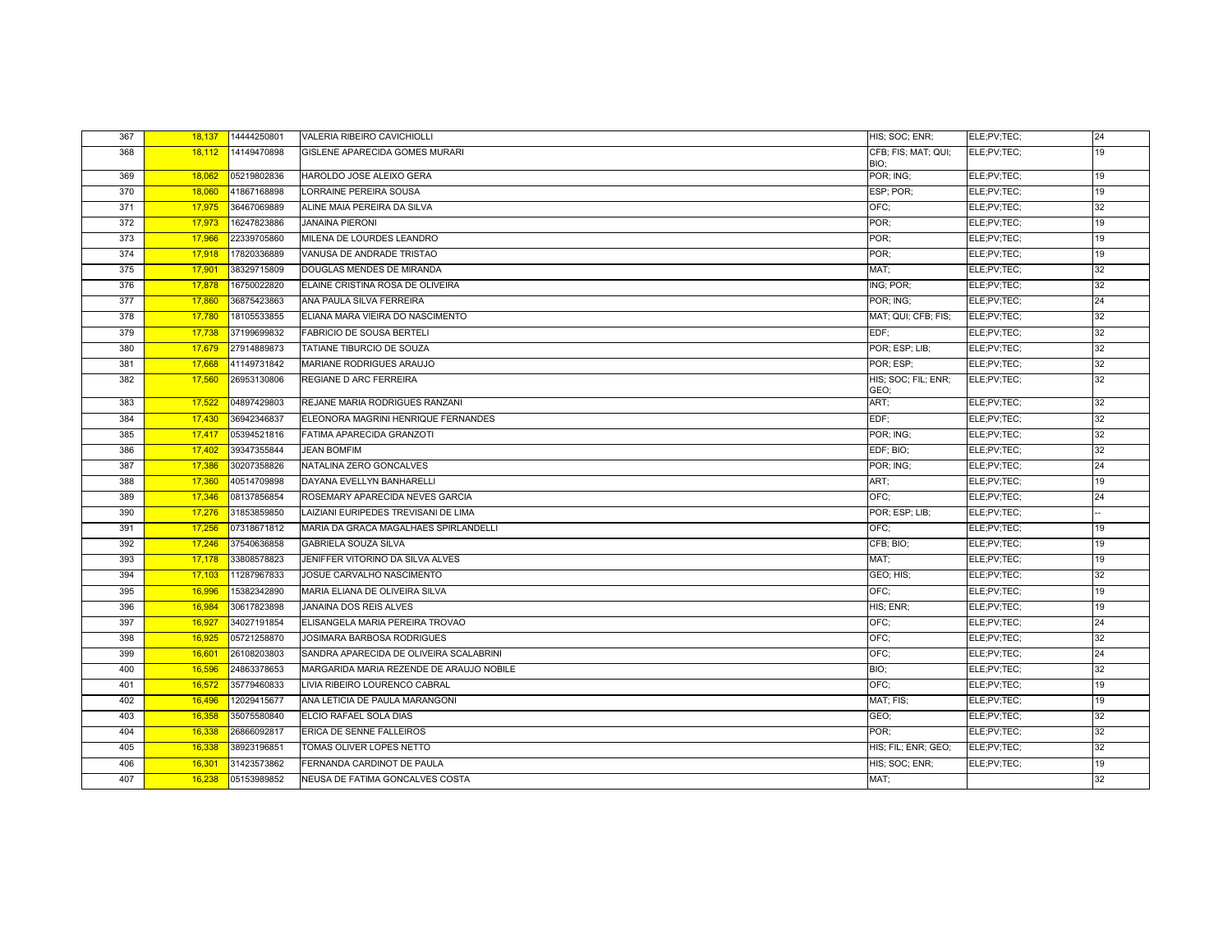| | | | | | | |
|---|---|---|---|---|---|---|
| 367 | 18,137 | 14444250801 | VALERIA RIBEIRO CAVICHIOLLI | HIS; SOC; ENR; | ELE;PV;TEC; | 24 |
| 368 | 18,112 | 14149470898 | GISLENE APARECIDA GOMES MURARI | CFB; FIS; MAT; QUI; BIO; | ELE;PV;TEC; | 19 |
| 369 | 18,062 | 05219802836 | HAROLDO JOSE ALEIXO GERA | POR; ING; | ELE;PV;TEC; | 19 |
| 370 | 18,060 | 41867168898 | LORRAINE PEREIRA SOUSA | ESP; POR; | ELE;PV;TEC; | 19 |
| 371 | 17,975 | 36467069889 | ALINE MAIA PEREIRA DA SILVA | OFC; | ELE;PV;TEC; | 32 |
| 372 | 17,973 | 16247823886 | JANAINA PIERONI | POR; | ELE;PV;TEC; | 19 |
| 373 | 17,966 | 22339705860 | MILENA DE LOURDES LEANDRO | POR; | ELE;PV;TEC; | 19 |
| 374 | 17,918 | 17820336889 | VANUSA DE ANDRADE TRISTAO | POR; | ELE;PV;TEC; | 19 |
| 375 | 17,901 | 38329715809 | DOUGLAS MENDES DE MIRANDA | MAT; | ELE;PV;TEC; | 32 |
| 376 | 17,878 | 16750022820 | ELAINE CRISTINA ROSA DE OLIVEIRA | ING; POR; | ELE;PV;TEC; | 32 |
| 377 | 17,860 | 36875423863 | ANA PAULA SILVA FERREIRA | POR; ING; | ELE;PV;TEC; | 24 |
| 378 | 17,780 | 18105533855 | ELIANA MARA VIEIRA DO NASCIMENTO | MAT; QUI; CFB; FIS; | ELE;PV;TEC; | 32 |
| 379 | 17,738 | 37199699832 | FABRICIO DE SOUSA BERTELI | EDF; | ELE;PV;TEC; | 32 |
| 380 | 17,679 | 27914889873 | TATIANE TIBURCIO DE SOUZA | POR; ESP; LIB; | ELE;PV;TEC; | 32 |
| 381 | 17,668 | 41149731842 | MARIANE RODRIGUES ARAUJO | POR; ESP; | ELE;PV;TEC; | 32 |
| 382 | 17,560 | 26953130806 | REGIANE D ARC FERREIRA | HIS; SOC; FIL; ENR; GEO; | ELE;PV;TEC; | 32 |
| 383 | 17,522 | 04897429803 | REJANE MARIA RODRIGUES RANZANI | ART; | ELE;PV;TEC; | 32 |
| 384 | 17,430 | 36942346837 | ELEONORA MAGRINI HENRIQUE FERNANDES | EDF; | ELE;PV;TEC; | 32 |
| 385 | 17,417 | 05394521816 | FATIMA APARECIDA GRANZOTI | POR; ING; | ELE;PV;TEC; | 32 |
| 386 | 17,402 | 39347355844 | JEAN BOMFIM | EDF; BIO; | ELE;PV;TEC; | 32 |
| 387 | 17,386 | 30207358826 | NATALINA ZERO GONCALVES | POR; ING; | ELE;PV;TEC; | 24 |
| 388 | 17,360 | 40514709898 | DAYANA EVELLYN BANHARELLI | ART; | ELE;PV;TEC; | 19 |
| 389 | 17,346 | 08137856854 | ROSEMARY APARECIDA NEVES GARCIA | OFC; | ELE;PV;TEC; | 24 |
| 390 | 17,276 | 31853859850 | LAIZIANI EURIPEDES TREVISANI DE LIMA | POR; ESP; LIB; | ELE;PV;TEC; | -- |
| 391 | 17,256 | 07318671812 | MARIA DA GRACA MAGALHAES SPIRLANDELLI | OFC; | ELE;PV;TEC; | 19 |
| 392 | 17,246 | 37540636858 | GABRIELA SOUZA SILVA | CFB; BIO; | ELE;PV;TEC; | 19 |
| 393 | 17,178 | 33808578823 | JENIFFER VITORINO DA SILVA ALVES | MAT; | ELE;PV;TEC; | 19 |
| 394 | 17,103 | 11287967833 | JOSUE CARVALHO NASCIMENTO | GEO; HIS; | ELE;PV;TEC; | 32 |
| 395 | 16,996 | 15382342890 | MARIA ELIANA DE OLIVEIRA SILVA | OFC; | ELE;PV;TEC; | 19 |
| 396 | 16,984 | 30617823898 | JANAINA DOS REIS ALVES | HIS; ENR; | ELE;PV;TEC; | 19 |
| 397 | 16,927 | 34027191854 | ELISANGELA MARIA PEREIRA TROVAO | OFC; | ELE;PV;TEC; | 24 |
| 398 | 16,925 | 05721258870 | JOSIMARA BARBOSA RODRIGUES | OFC; | ELE;PV;TEC; | 32 |
| 399 | 16,601 | 26108203803 | SANDRA APARECIDA DE OLIVEIRA SCALABRINI | OFC; | ELE;PV;TEC; | 24 |
| 400 | 16,596 | 24863378653 | MARGARIDA MARIA REZENDE DE ARAUJO NOBILE | BIO; | ELE;PV;TEC; | 32 |
| 401 | 16,572 | 35779460833 | LIVIA RIBEIRO LOURENCO CABRAL | OFC; | ELE;PV;TEC; | 19 |
| 402 | 16,496 | 12029415677 | ANA LETICIA DE PAULA MARANGONI | MAT; FIS; | ELE;PV;TEC; | 19 |
| 403 | 16,358 | 35075580840 | ELCIO RAFAEL SOLA DIAS | GEO; | ELE;PV;TEC; | 32 |
| 404 | 16,338 | 26866092817 | ERICA DE SENNE FALLEIROS | POR; | ELE;PV;TEC; | 32 |
| 405 | 16,338 | 38923196851 | TOMAS OLIVER LOPES NETTO | HIS; FIL; ENR; GEO; | ELE;PV;TEC; | 32 |
| 406 | 16,301 | 31423573862 | FERNANDA CARDINOT DE PAULA | HIS; SOC; ENR; | ELE;PV;TEC; | 19 |
| 407 | 16,238 | 05153989852 | NEUSA DE FATIMA GONCALVES COSTA | MAT; | | 32 |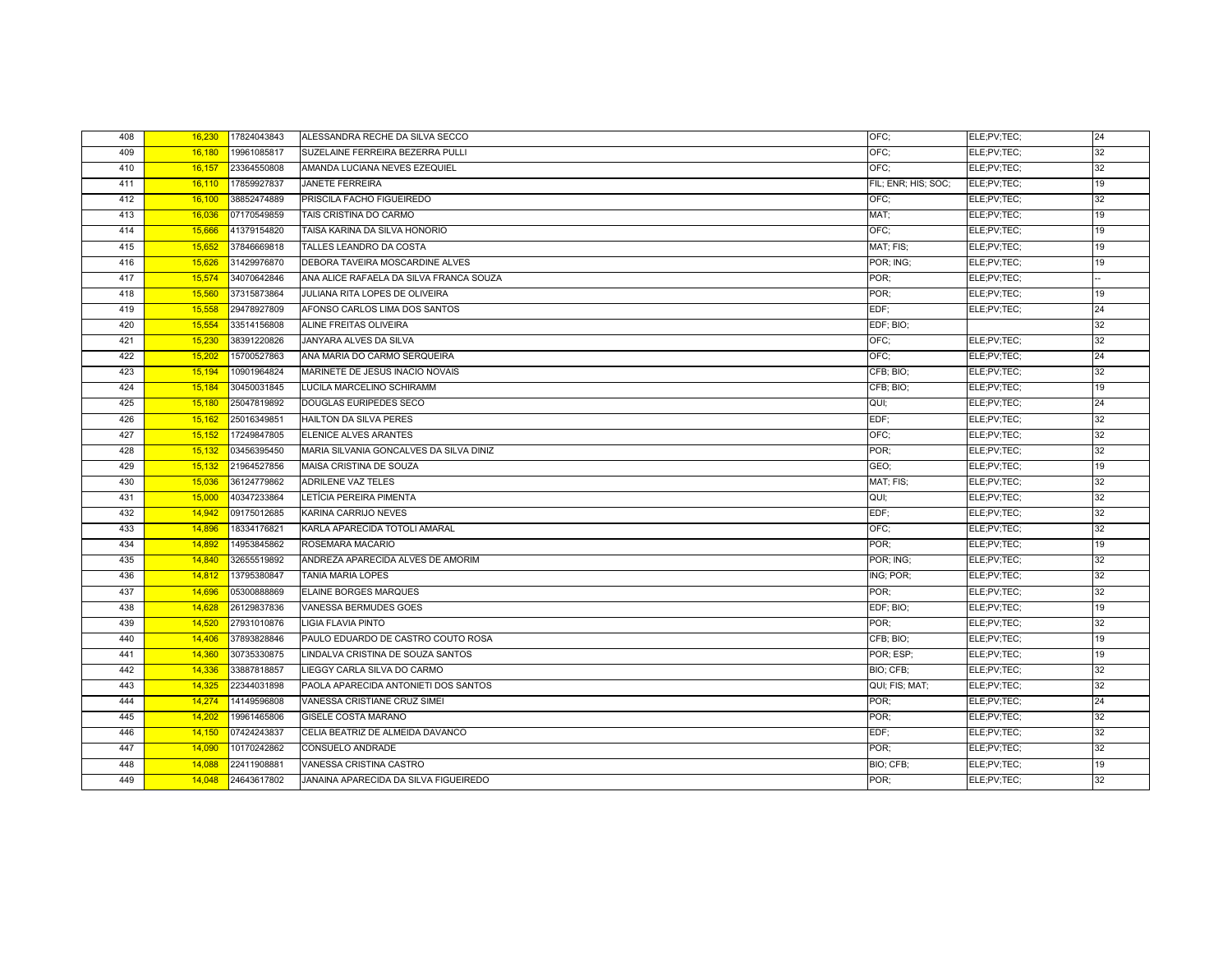| | | | | | | |
|---|---|---|---|---|---|---|
| 408 | 16,230 | 17824043843 | ALESSANDRA RECHE DA SILVA SECCO | OFC; | ELE;PV;TEC; | 24 |
| 409 | 16,180 | 19961085817 | SUZELAINE FERREIRA BEZERRA PULLI | OFC; | ELE;PV;TEC; | 32 |
| 410 | 16,157 | 23364550808 | AMANDA LUCIANA NEVES EZEQUIEL | OFC; | ELE;PV;TEC; | 32 |
| 411 | 16,110 | 17859927837 | JANETE FERREIRA | FIL; ENR; HIS; SOC; | ELE;PV;TEC; | 19 |
| 412 | 16,100 | 38852474889 | PRISCILA FACHO FIGUEIREDO | OFC; | ELE;PV;TEC; | 32 |
| 413 | 16,036 | 07170549859 | TAIS CRISTINA DO CARMO | MAT; | ELE;PV;TEC; | 19 |
| 414 | 15,666 | 41379154820 | TAISA KARINA DA SILVA HONORIO | OFC; | ELE;PV;TEC; | 19 |
| 415 | 15,652 | 37846669818 | TALLES LEANDRO DA COSTA | MAT; FIS; | ELE;PV;TEC; | 19 |
| 416 | 15,626 | 31429976870 | DEBORA TAVEIRA MOSCARDINE ALVES | POR; ING; | ELE;PV;TEC; | 19 |
| 417 | 15,574 | 34070642846 | ANA ALICE RAFAELA DA SILVA FRANCA SOUZA | POR; | ELE;PV;TEC; | -- |
| 418 | 15,560 | 37315873864 | JULIANA RITA LOPES DE OLIVEIRA | POR; | ELE;PV;TEC; | 19 |
| 419 | 15,558 | 29478927809 | AFONSO CARLOS LIMA DOS SANTOS | EDF; | ELE;PV;TEC; | 24 |
| 420 | 15,554 | 33514156808 | ALINE FREITAS OLIVEIRA | EDF; BIO; | | 32 |
| 421 | 15,230 | 38391220826 | JANYARA ALVES DA SILVA | OFC; | ELE;PV;TEC; | 32 |
| 422 | 15,202 | 15700527863 | ANA MARIA DO CARMO SERQUEIRA | OFC; | ELE;PV;TEC; | 24 |
| 423 | 15,194 | 10901964824 | MARINETE DE JESUS INACIO NOVAIS | CFB; BIO; | ELE;PV;TEC; | 32 |
| 424 | 15,184 | 30450031845 | LUCILA MARCELINO SCHIRAMM | CFB; BIO; | ELE;PV;TEC; | 19 |
| 425 | 15,180 | 25047819892 | DOUGLAS EURIPEDES SECO | QUI; | ELE;PV;TEC; | 24 |
| 426 | 15,162 | 25016349851 | HAILTON DA SILVA PERES | EDF; | ELE;PV;TEC; | 32 |
| 427 | 15,152 | 17249847805 | ELENICE ALVES ARANTES | OFC; | ELE;PV;TEC; | 32 |
| 428 | 15,132 | 03456395450 | MARIA SILVANIA GONCALVES DA SILVA DINIZ | POR; | ELE;PV;TEC; | 32 |
| 429 | 15,132 | 21964527856 | MAISA CRISTINA DE SOUZA | GEO; | ELE;PV;TEC; | 19 |
| 430 | 15,036 | 36124779862 | ADRILENE VAZ TELES | MAT; FIS; | ELE;PV;TEC; | 32 |
| 431 | 15,000 | 40347233864 | LETÍCIA PEREIRA PIMENTA | QUI; | ELE;PV;TEC; | 32 |
| 432 | 14,942 | 09175012685 | KARINA CARRIJO NEVES | EDF; | ELE;PV;TEC; | 32 |
| 433 | 14,896 | 18334176821 | KARLA APARECIDA TOTOLI AMARAL | OFC; | ELE;PV;TEC; | 32 |
| 434 | 14,892 | 14953845862 | ROSEMARA MACARIO | POR; | ELE;PV;TEC; | 19 |
| 435 | 14,840 | 32655519892 | ANDREZA APARECIDA ALVES DE AMORIM | POR; ING; | ELE;PV;TEC; | 32 |
| 436 | 14,812 | 13795380847 | TANIA MARIA LOPES | ING; POR; | ELE;PV;TEC; | 32 |
| 437 | 14,696 | 05300888869 | ELAINE BORGES MARQUES | POR; | ELE;PV;TEC; | 32 |
| 438 | 14,628 | 26129837836 | VANESSA BERMUDES GOES | EDF; BIO; | ELE;PV;TEC; | 19 |
| 439 | 14,520 | 27931010876 | LIGIA FLAVIA PINTO | POR; | ELE;PV;TEC; | 32 |
| 440 | 14,406 | 37893828846 | PAULO EDUARDO DE CASTRO COUTO ROSA | CFB; BIO; | ELE;PV;TEC; | 19 |
| 441 | 14,360 | 30735330875 | LINDALVA CRISTINA DE SOUZA SANTOS | POR; ESP; | ELE;PV;TEC; | 19 |
| 442 | 14,336 | 33887818857 | LIEGGY CARLA SILVA DO CARMO | BIO; CFB; | ELE;PV;TEC; | 32 |
| 443 | 14,325 | 22344031898 | PAOLA APARECIDA ANTONIETI DOS SANTOS | QUI; FIS; MAT; | ELE;PV;TEC; | 32 |
| 444 | 14,274 | 14149596808 | VANESSA CRISTIANE CRUZ SIMEI | POR; | ELE;PV;TEC; | 24 |
| 445 | 14,202 | 19961465806 | GISELE COSTA MARANO | POR; | ELE;PV;TEC; | 32 |
| 446 | 14,150 | 07424243837 | CELIA BEATRIZ DE ALMEIDA DAVANCO | EDF; | ELE;PV;TEC; | 32 |
| 447 | 14,090 | 10170242862 | CONSUELO ANDRADE | POR; | ELE;PV;TEC; | 32 |
| 448 | 14,088 | 22411908881 | VANESSA CRISTINA CASTRO | BIO; CFB; | ELE;PV;TEC; | 19 |
| 449 | 14,048 | 24643617802 | JANAINA APARECIDA DA SILVA FIGUEIREDO | POR; | ELE;PV;TEC; | 32 |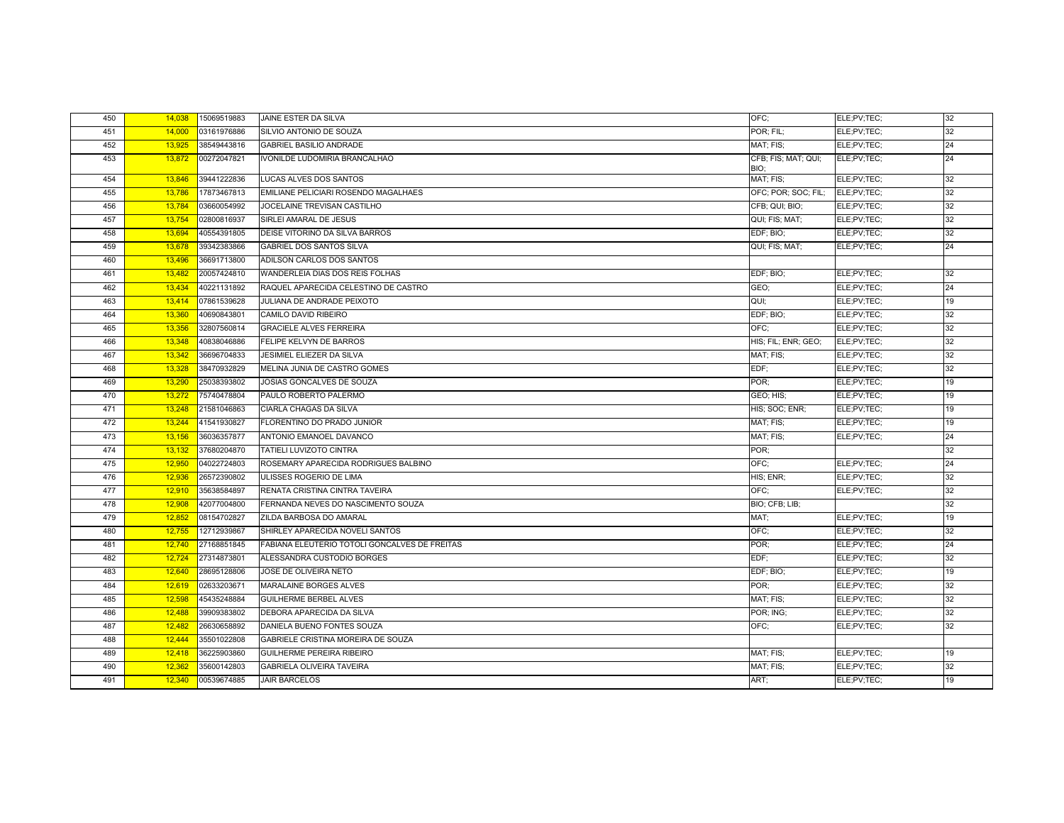| 450 | 14,038 | 15069519883 | JAINE ESTER DA SILVA | OFC; | ELE;PV;TEC; | 32 |
|---|---|---|---|---|---|---|
| 451 | 14,000 | 03161976886 | SILVIO ANTONIO DE SOUZA | POR; FIL; | ELE;PV;TEC; | 32 |
| 452 | 13,925 | 38549443816 | GABRIEL BASILIO ANDRADE | MAT; FIS; | ELE;PV;TEC; | 24 |
| 453 | 13,872 | 00272047821 | IVONILDE LUDOMIRIA BRANCALHAO | CFB; FIS; MAT; QUI; BIO; | ELE;PV;TEC; | 24 |
| 454 | 13,846 | 39441222836 | LUCAS ALVES DOS SANTOS | MAT; FIS; | ELE;PV;TEC; | 32 |
| 455 | 13,786 | 17873467813 | EMILIANE PELICIARI ROSENDO MAGALHAES | OFC; POR; SOC; FIL; | ELE;PV;TEC; | 32 |
| 456 | 13,784 | 03660054992 | JOCELAINE TREVISAN CASTILHO | CFB; QUI; BIO; | ELE;PV;TEC; | 32 |
| 457 | 13,754 | 02800816937 | SIRLEI AMARAL DE JESUS | QUI; FIS; MAT; | ELE;PV;TEC; | 32 |
| 458 | 13,694 | 40554391805 | DEISE VITORINO DA SILVA BARROS | EDF; BIO; | ELE;PV;TEC; | 32 |
| 459 | 13,678 | 39342383866 | GABRIEL DOS SANTOS SILVA | QUI; FIS; MAT; | ELE;PV;TEC; | 24 |
| 460 | 13,496 | 36691713800 | ADILSON CARLOS DOS SANTOS | | | |
| 461 | 13,482 | 20057424810 | WANDERLEIA DIAS DOS REIS FOLHAS | EDF; BIO; | ELE;PV;TEC; | 32 |
| 462 | 13,434 | 40221131892 | RAQUEL APARECIDA CELESTINO DE CASTRO | GEO; | ELE;PV;TEC; | 24 |
| 463 | 13,414 | 07861539628 | JULIANA DE ANDRADE PEIXOTO | QUI; | ELE;PV;TEC; | 19 |
| 464 | 13,360 | 40690843801 | CAMILO DAVID RIBEIRO | EDF; BIO; | ELE;PV;TEC; | 32 |
| 465 | 13,356 | 32807560814 | GRACIELE ALVES FERREIRA | OFC; | ELE;PV;TEC; | 32 |
| 466 | 13,348 | 40838046886 | FELIPE KELVYN DE BARROS | HIS; FIL; ENR; GEO; | ELE;PV;TEC; | 32 |
| 467 | 13,342 | 36696704833 | JESIMIEL ELIEZER DA SILVA | MAT; FIS; | ELE;PV;TEC; | 32 |
| 468 | 13,328 | 38470932829 | MELINA JUNIA DE CASTRO GOMES | EDF; | ELE;PV;TEC; | 32 |
| 469 | 13,290 | 25038393802 | JOSIAS GONCALVES DE SOUZA | POR; | ELE;PV;TEC; | 19 |
| 470 | 13,272 | 75740478804 | PAULO ROBERTO PALERMO | GEO; HIS; | ELE;PV;TEC; | 19 |
| 471 | 13,248 | 21581046863 | CIARLA CHAGAS DA SILVA | HIS; SOC; ENR; | ELE;PV;TEC; | 19 |
| 472 | 13,244 | 41541930827 | FLORENTINO DO PRADO JUNIOR | MAT; FIS; | ELE;PV;TEC; | 19 |
| 473 | 13,156 | 36036357877 | ANTONIO EMANOEL DAVANCO | MAT; FIS; | ELE;PV;TEC; | 24 |
| 474 | 13,132 | 37680204870 | TATIELI LUVIZOTO CINTRA | POR; | | 32 |
| 475 | 12,950 | 04022724803 | ROSEMARY APARECIDA RODRIGUES BALBINO | OFC; | ELE;PV;TEC; | 24 |
| 476 | 12,936 | 26572390802 | ULISSES ROGERIO DE LIMA | HIS; ENR; | ELE;PV;TEC; | 32 |
| 477 | 12,910 | 35638584897 | RENATA CRISTINA CINTRA TAVEIRA | OFC; | ELE;PV;TEC; | 32 |
| 478 | 12,908 | 42077004800 | FERNANDA NEVES DO NASCIMENTO SOUZA | BIO; CFB; LIB; | | 32 |
| 479 | 12,852 | 08154702827 | ZILDA BARBOSA DO AMARAL | MAT; | ELE;PV;TEC; | 19 |
| 480 | 12,755 | 12712939867 | SHIRLEY APARECIDA NOVELI SANTOS | OFC; | ELE;PV;TEC; | 32 |
| 481 | 12,740 | 27168851845 | FABIANA ELEUTERIO TOTOLI GONCALVES DE FREITAS | POR; | ELE;PV;TEC; | 24 |
| 482 | 12,724 | 27314873801 | ALESSANDRA CUSTODIO BORGES | EDF; | ELE;PV;TEC; | 32 |
| 483 | 12,640 | 28695128806 | JOSE DE OLIVEIRA NETO | EDF; BIO; | ELE;PV;TEC; | 19 |
| 484 | 12,619 | 02633203671 | MARALAINE BORGES ALVES | POR; | ELE;PV;TEC; | 32 |
| 485 | 12,598 | 45435248884 | GUILHERME BERBEL ALVES | MAT; FIS; | ELE;PV;TEC; | 32 |
| 486 | 12,488 | 39909383802 | DEBORA APARECIDA DA SILVA | POR; ING; | ELE;PV;TEC; | 32 |
| 487 | 12,482 | 26630658892 | DANIELA BUENO FONTES SOUZA | OFC; | ELE;PV;TEC; | 32 |
| 488 | 12,444 | 35501022808 | GABRIELE CRISTINA MOREIRA DE SOUZA | | | |
| 489 | 12,418 | 36225903860 | GUILHERME PEREIRA RIBEIRO | MAT; FIS; | ELE;PV;TEC; | 19 |
| 490 | 12,362 | 35600142803 | GABRIELA OLIVEIRA TAVEIRA | MAT; FIS; | ELE;PV;TEC; | 32 |
| 491 | 12,340 | 00539674885 | JAIR BARCELOS | ART; | ELE;PV;TEC; | 19 |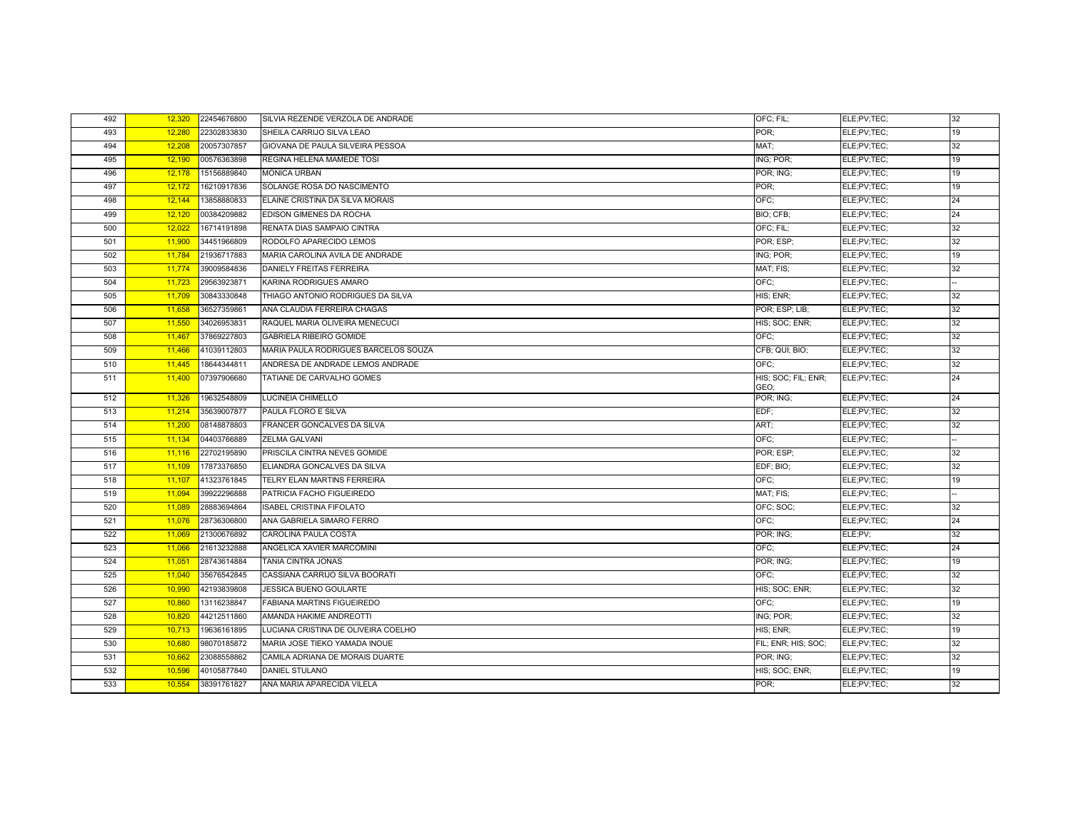| | | | | | | |
|---|---|---|---|---|---|---|
| 492 | 12,320 | 22454676800 | SILVIA REZENDE VERZOLA DE ANDRADE | OFC; FIL; | ELE;PV;TEC; | 32 |
| 493 | 12,280 | 22302833830 | SHEILA CARRIJO SILVA LEAO | POR; | ELE;PV;TEC; | 19 |
| 494 | 12,208 | 20057307857 | GIOVANA DE PAULA SILVEIRA PESSOA | MAT; | ELE;PV;TEC; | 32 |
| 495 | 12,190 | 00576363898 | REGINA HELENA MAMEDE TOSI | ING; POR; | ELE;PV;TEC; | 19 |
| 496 | 12,178 | 15156889840 | MONICA URBAN | POR; ING; | ELE;PV;TEC; | 19 |
| 497 | 12,172 | 16210917836 | SOLANGE ROSA DO NASCIMENTO | POR; | ELE;PV;TEC; | 19 |
| 498 | 12,144 | 13858880833 | ELAINE CRISTINA DA SILVA MORAIS | OFC; | ELE;PV;TEC; | 24 |
| 499 | 12,120 | 00384209882 | EDISON GIMENES DA ROCHA | BIO; CFB; | ELE;PV;TEC; | 24 |
| 500 | 12,022 | 16714191898 | RENATA DIAS SAMPAIO CINTRA | OFC; FIL; | ELE;PV;TEC; | 32 |
| 501 | 11,900 | 34451966809 | RODOLFO APARECIDO LEMOS | POR; ESP; | ELE;PV;TEC; | 32 |
| 502 | 11,784 | 21936717883 | MARIA CAROLINA AVILA DE ANDRADE | ING; POR; | ELE;PV;TEC; | 19 |
| 503 | 11,774 | 39009584836 | DANIELY FREITAS FERREIRA | MAT; FIS; | ELE;PV;TEC; | 32 |
| 504 | 11,723 | 29563923871 | KARINA RODRIGUES AMARO | OFC; | ELE;PV;TEC; | -- |
| 505 | 11,709 | 30843330848 | THIAGO ANTONIO RODRIGUES DA SILVA | HIS; ENR; | ELE;PV;TEC; | 32 |
| 506 | 11,658 | 36527359861 | ANA CLAUDIA FERREIRA CHAGAS | POR; ESP; LIB; | ELE;PV;TEC; | 32 |
| 507 | 11,550 | 34026953831 | RAQUEL MARIA OLIVEIRA MENECUCI | HIS; SOC; ENR; | ELE;PV;TEC; | 32 |
| 508 | 11,467 | 37869227803 | GABRIELA RIBEIRO GOMIDE | OFC; | ELE;PV;TEC; | 32 |
| 509 | 11,466 | 41039112803 | MARIA PAULA RODRIGUES BARCELOS SOUZA | CFB; QUI; BIO; | ELE;PV;TEC; | 32 |
| 510 | 11,445 | 18644344811 | ANDRESA DE ANDRADE LEMOS ANDRADE | OFC; | ELE;PV;TEC; | 32 |
| 511 | 11,400 | 07397906680 | TATIANE DE CARVALHO GOMES | HIS; SOC; FIL; ENR; GEO; | ELE;PV;TEC; | 24 |
| 512 | 11,326 | 19632548809 | LUCINEIA CHIMELLO | POR; ING; | ELE;PV;TEC; | 24 |
| 513 | 11,214 | 35639007877 | PAULA FLORO E SILVA | EDF; | ELE;PV;TEC; | 32 |
| 514 | 11,200 | 08148878803 | FRANCER GONCALVES DA SILVA | ART; | ELE;PV;TEC; | 32 |
| 515 | 11,134 | 04403766889 | ZELMA GALVANI | OFC; | ELE;PV;TEC; | -- |
| 516 | 11,116 | 22702195890 | PRISCILA CINTRA NEVES GOMIDE | POR; ESP; | ELE;PV;TEC; | 32 |
| 517 | 11,109 | 17873376850 | ELIANDRA GONCALVES DA SILVA | EDF; BIO; | ELE;PV;TEC; | 32 |
| 518 | 11,107 | 41323761845 | TELRY ELAN MARTINS FERREIRA | OFC; | ELE;PV;TEC; | 19 |
| 519 | 11,094 | 39922296888 | PATRICIA FACHO FIGUEIREDO | MAT; FIS; | ELE;PV;TEC; | -- |
| 520 | 11,089 | 28883694864 | ISABEL CRISTINA FIFOLATO | OFC; SOC; | ELE;PV;TEC; | 32 |
| 521 | 11,076 | 28736306800 | ANA GABRIELA SIMARO FERRO | OFC; | ELE;PV;TEC; | 24 |
| 522 | 11,069 | 21300676892 | CAROLINA PAULA COSTA | POR; ING; | ELE;PV; | 32 |
| 523 | 11,066 | 21613232888 | ANGELICA XAVIER MARCOMINI | OFC; | ELE;PV;TEC; | 24 |
| 524 | 11,051 | 28743614884 | TANIA CINTRA JONAS | POR; ING; | ELE;PV;TEC; | 19 |
| 525 | 11,040 | 35676542845 | CASSIANA CARRIJO SILVA BOORATI | OFC; | ELE;PV;TEC; | 32 |
| 526 | 10,990 | 42193839808 | JESSICA BUENO GOULARTE | HIS; SOC; ENR; | ELE;PV;TEC; | 32 |
| 527 | 10,860 | 13116238847 | FABIANA MARTINS FIGUEIREDO | OFC; | ELE;PV;TEC; | 19 |
| 528 | 10,820 | 44212511860 | AMANDA HAKIME ANDREOTTI | ING; POR; | ELE;PV;TEC; | 32 |
| 529 | 10,713 | 19636161895 | LUCIANA CRISTINA DE OLIVEIRA COELHO | HIS; ENR; | ELE;PV;TEC; | 19 |
| 530 | 10,680 | 98070185872 | MARIA JOSE TIEKO YAMADA INOUE | FIL; ENR; HIS; SOC; | ELE;PV;TEC; | 32 |
| 531 | 10,662 | 23088558862 | CAMILA ADRIANA DE MORAIS DUARTE | POR; ING; | ELE;PV;TEC; | 32 |
| 532 | 10,596 | 40105877840 | DANIEL STULANO | HIS; SOC; ENR; | ELE;PV;TEC; | 19 |
| 533 | 10,554 | 38391761827 | ANA MARIA APARECIDA VILELA | POR; | ELE;PV;TEC; | 32 |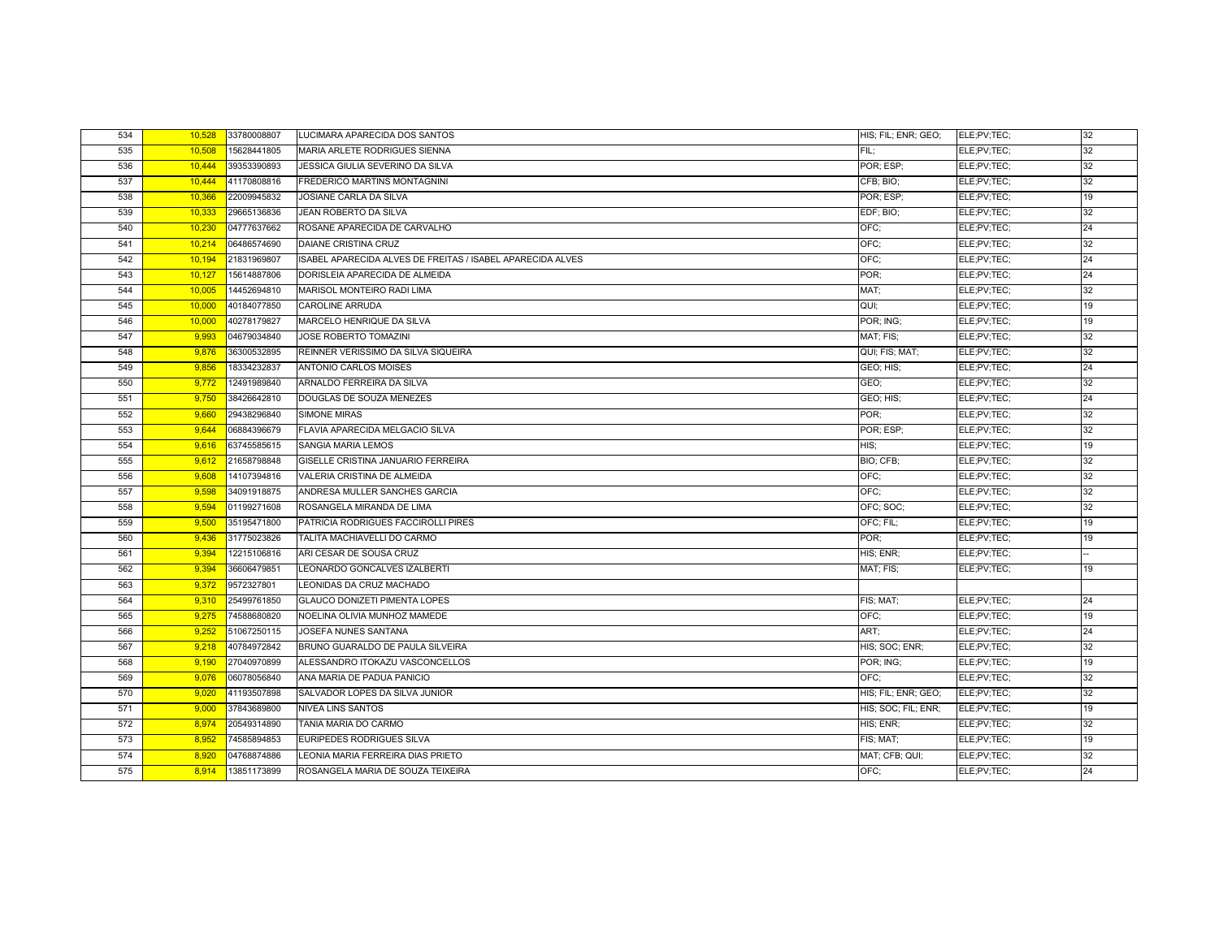| | | | | | | |
|---|---|---|---|---|---|---|
| 534 | 10,528 | 33780008807 | LUCIMARA APARECIDA DOS SANTOS | HIS; FIL; ENR; GEO; | ELE;PV;TEC; | 32 |
| 535 | 10,508 | 15628441805 | MARIA ARLETE RODRIGUES SIENNA | FIL; | ELE;PV;TEC; | 32 |
| 536 | 10,444 | 39353390893 | JESSICA GIULIA SEVERINO DA SILVA | POR; ESP; | ELE;PV;TEC; | 32 |
| 537 | 10,444 | 41170808816 | FREDERICO MARTINS MONTAGNINI | CFB; BIO; | ELE;PV;TEC; | 32 |
| 538 | 10,366 | 22009945832 | JOSIANE CARLA DA SILVA | POR; ESP; | ELE;PV;TEC; | 19 |
| 539 | 10,333 | 29665136836 | JEAN ROBERTO DA SILVA | EDF; BIO; | ELE;PV;TEC; | 32 |
| 540 | 10,230 | 04777637662 | ROSANE APARECIDA DE CARVALHO | OFC; | ELE;PV;TEC; | 24 |
| 541 | 10,214 | 06486574690 | DAIANE CRISTINA CRUZ | OFC; | ELE;PV;TEC; | 32 |
| 542 | 10,194 | 21831969807 | ISABEL APARECIDA ALVES DE FREITAS / ISABEL APARECIDA ALVES | OFC; | ELE;PV;TEC; | 24 |
| 543 | 10,127 | 15614887806 | DORISLEIA APARECIDA DE ALMEIDA | POR; | ELE;PV;TEC; | 24 |
| 544 | 10,005 | 14452694810 | MARISOL MONTEIRO RADI LIMA | MAT; | ELE;PV;TEC; | 32 |
| 545 | 10,000 | 40184077850 | CAROLINE ARRUDA | QUI; | ELE;PV;TEC; | 19 |
| 546 | 10,000 | 40278179827 | MARCELO HENRIQUE DA SILVA | POR; ING; | ELE;PV;TEC; | 19 |
| 547 | 9,993 | 04679034840 | JOSE ROBERTO TOMAZINI | MAT; FIS; | ELE;PV;TEC; | 32 |
| 548 | 9,876 | 36300532895 | REINNER VERISSIMO DA SILVA SIQUEIRA | QUI; FIS; MAT; | ELE;PV;TEC; | 32 |
| 549 | 9,856 | 18334232837 | ANTONIO CARLOS MOISES | GEO; HIS; | ELE;PV;TEC; | 24 |
| 550 | 9,772 | 12491989840 | ARNALDO FERREIRA DA SILVA | GEO; | ELE;PV;TEC; | 32 |
| 551 | 9,750 | 38426642810 | DOUGLAS DE SOUZA MENEZES | GEO; HIS; | ELE;PV;TEC; | 24 |
| 552 | 9,660 | 29438296840 | SIMONE MIRAS | POR; | ELE;PV;TEC; | 32 |
| 553 | 9,644 | 06884396679 | FLAVIA APARECIDA MELGACIO SILVA | POR; ESP; | ELE;PV;TEC; | 32 |
| 554 | 9,616 | 63745585615 | SANGIA MARIA LEMOS | HIS; | ELE;PV;TEC; | 19 |
| 555 | 9,612 | 21658798848 | GISELLE CRISTINA JANUARIO FERREIRA | BIO; CFB; | ELE;PV;TEC; | 32 |
| 556 | 9,608 | 14107394816 | VALERIA CRISTINA DE ALMEIDA | OFC; | ELE;PV;TEC; | 32 |
| 557 | 9,598 | 34091918875 | ANDRESA MULLER SANCHES GARCIA | OFC; | ELE;PV;TEC; | 32 |
| 558 | 9,594 | 01199271608 | ROSANGELA MIRANDA DE LIMA | OFC; SOC; | ELE;PV;TEC; | 32 |
| 559 | 9,500 | 35195471800 | PATRICIA RODRIGUES FACCIROLLI PIRES | OFC; FIL; | ELE;PV;TEC; | 19 |
| 560 | 9,436 | 31775023826 | TALITA MACHIAVELLI DO CARMO | POR; | ELE;PV;TEC; | 19 |
| 561 | 9,394 | 12215106816 | ARI CESAR DE SOUSA CRUZ | HIS; ENR; | ELE;PV;TEC; | -- |
| 562 | 9,394 | 36606479851 | LEONARDO GONCALVES IZALBERTI | MAT; FIS; | ELE;PV;TEC; | 19 |
| 563 | 9,372 | 9572327801 | LEONIDAS DA CRUZ MACHADO | | | |
| 564 | 9,310 | 25499761850 | GLAUCO DONIZETI PIMENTA LOPES | FIS; MAT; | ELE;PV;TEC; | 24 |
| 565 | 9,275 | 74588680820 | NOELINA OLIVIA MUNHOZ MAMEDE | OFC; | ELE;PV;TEC; | 19 |
| 566 | 9,252 | 51067250115 | JOSEFA NUNES SANTANA | ART; | ELE;PV;TEC; | 24 |
| 567 | 9,218 | 40784972842 | BRUNO GUARALDO DE PAULA SILVEIRA | HIS; SOC; ENR; | ELE;PV;TEC; | 32 |
| 568 | 9,190 | 27040970899 | ALESSANDRO ITOKAZU VASCONCELLOS | POR; ING; | ELE;PV;TEC; | 19 |
| 569 | 9,076 | 06078056840 | ANA MARIA DE PADUA PANICIO | OFC; | ELE;PV;TEC; | 32 |
| 570 | 9,020 | 41193507898 | SALVADOR LOPES DA SILVA JUNIOR | HIS; FIL; ENR; GEO; | ELE;PV;TEC; | 32 |
| 571 | 9,000 | 37843689800 | NIVEA LINS SANTOS | HIS; SOC; FIL; ENR; | ELE;PV;TEC; | 19 |
| 572 | 8,974 | 20549314890 | TANIA MARIA DO CARMO | HIS; ENR; | ELE;PV;TEC; | 32 |
| 573 | 8,952 | 74585894853 | EURIPEDES RODRIGUES SILVA | FIS; MAT; | ELE;PV;TEC; | 19 |
| 574 | 8,920 | 04768874886 | LEONIA MARIA FERREIRA DIAS PRIETO | MAT; CFB; QUI; | ELE;PV;TEC; | 32 |
| 575 | 8,914 | 13851173899 | ROSANGELA MARIA DE SOUZA TEIXEIRA | OFC; | ELE;PV;TEC; | 24 |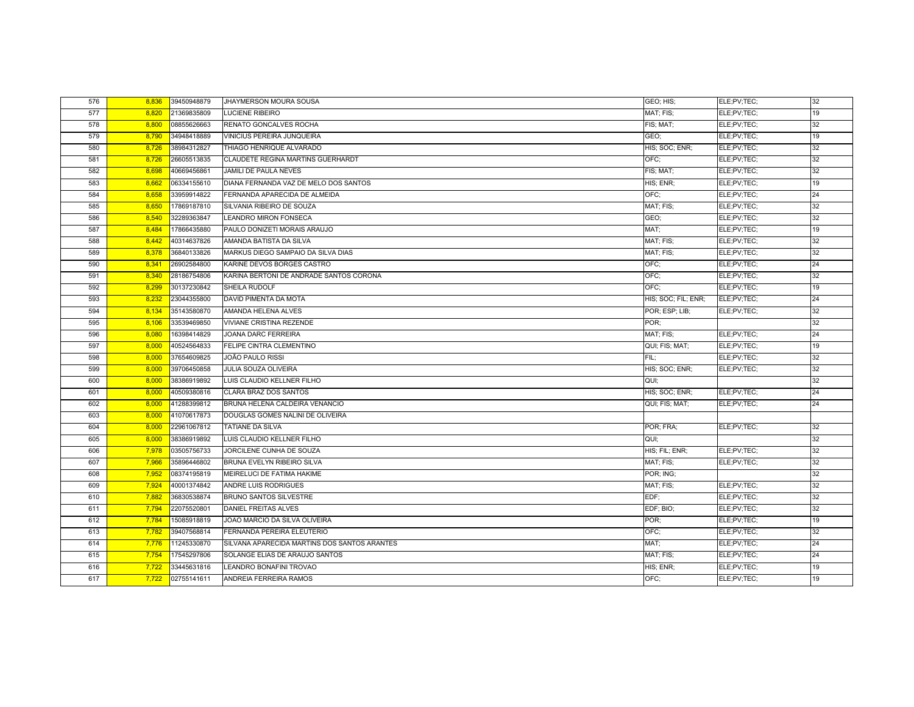| | | | | | | |
|---|---|---|---|---|---|---|
| 576 | 8,836 | 39450948879 | JHAYMERSON MOURA SOUSA | GEO; HIS; | ELE;PV;TEC; | 32 |
| 577 | 8,820 | 21369835809 | LUCIENE RIBEIRO | MAT; FIS; | ELE;PV;TEC; | 19 |
| 578 | 8,800 | 08855626663 | RENATO GONCALVES ROCHA | FIS; MAT; | ELE;PV;TEC; | 32 |
| 579 | 8,790 | 34948418889 | VINICIUS PEREIRA JUNQUEIRA | GEO; | ELE;PV;TEC; | 19 |
| 580 | 8,726 | 38984312827 | THIAGO HENRIQUE ALVARADO | HIS; SOC; ENR; | ELE;PV;TEC; | 32 |
| 581 | 8,726 | 26605513835 | CLAUDETE REGINA MARTINS GUERHARDT | OFC; | ELE;PV;TEC; | 32 |
| 582 | 8,698 | 40669456861 | JAMILI DE PAULA NEVES | FIS; MAT; | ELE;PV;TEC; | 32 |
| 583 | 8,662 | 06334155610 | DIANA FERNANDA VAZ DE MELO DOS SANTOS | HIS; ENR; | ELE;PV;TEC; | 19 |
| 584 | 8,658 | 33959914822 | FERNANDA APARECIDA DE ALMEIDA | OFC; | ELE;PV;TEC; | 24 |
| 585 | 8,650 | 17869187810 | SILVANIA RIBEIRO DE SOUZA | MAT; FIS; | ELE;PV;TEC; | 32 |
| 586 | 8,540 | 32289363847 | LEANDRO MIRON FONSECA | GEO; | ELE;PV;TEC; | 32 |
| 587 | 8,484 | 17866435880 | PAULO DONIZETI MORAIS ARAUJO | MAT; | ELE;PV;TEC; | 19 |
| 588 | 8,442 | 40314637826 | AMANDA BATISTA DA SILVA | MAT; FIS; | ELE;PV;TEC; | 32 |
| 589 | 8,378 | 36840133826 | MARKUS DIEGO SAMPAIO DA SILVA DIAS | MAT; FIS; | ELE;PV;TEC; | 32 |
| 590 | 8,341 | 26902584800 | KARINE DEVOS BORGES CASTRO | OFC; | ELE;PV;TEC; | 24 |
| 591 | 8,340 | 28186754806 | KARINA BERTONI DE ANDRADE SANTOS CORONA | OFC; | ELE;PV;TEC; | 32 |
| 592 | 8,299 | 30137230842 | SHEILA RUDOLF | OFC; | ELE;PV;TEC; | 19 |
| 593 | 8,232 | 23044355800 | DAVID PIMENTA DA MOTA | HIS; SOC; FIL; ENR; | ELE;PV;TEC; | 24 |
| 594 | 8,134 | 35143580870 | AMANDA HELENA ALVES | POR; ESP; LIB; | ELE;PV;TEC; | 32 |
| 595 | 8,106 | 33539469850 | VIVIANE CRISTINA REZENDE | POR; | | 32 |
| 596 | 8,080 | 16398414829 | JOANA DARC FERREIRA | MAT; FIS; | ELE;PV;TEC; | 24 |
| 597 | 8,000 | 40524564833 | FELIPE CINTRA CLEMENTINO | QUI; FIS; MAT; | ELE;PV;TEC; | 19 |
| 598 | 8,000 | 37654609825 | JOÃO PAULO RISSI | FIL; | ELE;PV;TEC; | 32 |
| 599 | 8,000 | 39706450858 | JULIA SOUZA OLIVEIRA | HIS; SOC; ENR; | ELE;PV;TEC; | 32 |
| 600 | 8,000 | 38386919892 | LUIS CLAUDIO KELLNER FILHO | QUI; | | 32 |
| 601 | 8,000 | 40509380816 | CLARA BRAZ DOS SANTOS | HIS; SOC; ENR; | ELE;PV;TEC; | 24 |
| 602 | 8,000 | 41288399812 | BRUNA HELENA CALDEIRA VENANCIO | QUI; FIS; MAT; | ELE;PV;TEC; | 24 |
| 603 | 8,000 | 41070617873 | DOUGLAS GOMES NALINI DE OLIVEIRA | | | |
| 604 | 8,000 | 22961067812 | TATIANE DA SILVA | POR; FRA; | ELE;PV;TEC; | 32 |
| 605 | 8,000 | 38386919892 | LUIS CLAUDIO KELLNER FILHO | QUI; | | 32 |
| 606 | 7,978 | 03505756733 | JORCILENE CUNHA DE SOUZA | HIS; FIL; ENR; | ELE;PV;TEC; | 32 |
| 607 | 7,966 | 35896446802 | BRUNA EVELYN RIBEIRO SILVA | MAT; FIS; | ELE;PV;TEC; | 32 |
| 608 | 7,952 | 08374195819 | MEIRELUCI DE FATIMA HAKIME | POR; ING; | | 32 |
| 609 | 7,924 | 40001374842 | ANDRE LUIS RODRIGUES | MAT; FIS; | ELE;PV;TEC; | 32 |
| 610 | 7,882 | 36830538874 | BRUNO SANTOS SILVESTRE | EDF; | ELE;PV;TEC; | 32 |
| 611 | 7,794 | 22075520801 | DANIEL FREITAS ALVES | EDF; BIO; | ELE;PV;TEC; | 32 |
| 612 | 7,784 | 15085918819 | JOAO MARCIO DA SILVA OLIVEIRA | POR; | ELE;PV;TEC; | 19 |
| 613 | 7,782 | 39407568814 | FERNANDA PEREIRA ELEUTERIO | OFC; | ELE;PV;TEC; | 32 |
| 614 | 7,776 | 11245330870 | SILVANA APARECIDA MARTINS DOS SANTOS ARANTES | MAT; | ELE;PV;TEC; | 24 |
| 615 | 7,754 | 17545297806 | SOLANGE ELIAS DE ARAUJO SANTOS | MAT; FIS; | ELE;PV;TEC; | 24 |
| 616 | 7,722 | 33445631816 | LEANDRO BONAFINI TROVAO | HIS; ENR; | ELE;PV;TEC; | 19 |
| 617 | 7,722 | 02755141611 | ANDREIA FERREIRA RAMOS | OFC; | ELE;PV;TEC; | 19 |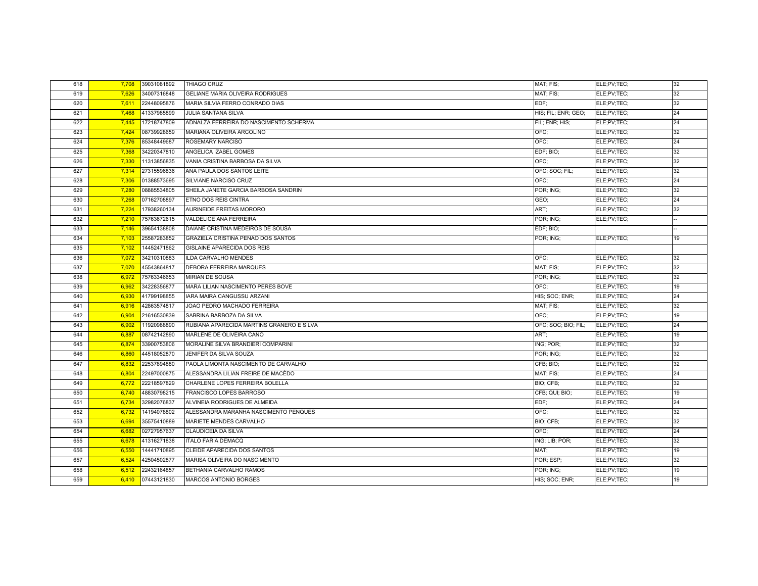| | | | | | | |
|---|---|---|---|---|---|---|
| 618 | 7,708 | 39031081892 | THIAGO CRUZ | MAT; FIS; | ELE;PV;TEC; | 32 |
| 619 | 7,626 | 34007316848 | GELIANE MARIA OLIVEIRA RODRIGUES | MAT; FIS; | ELE;PV;TEC; | 32 |
| 620 | 7,611 | 22448095876 | MARIA SILVIA FERRO CONRADO DIAS | EDF; | ELE;PV;TEC; | 32 |
| 621 | 7,468 | 41337985899 | JULIA SANTANA SILVA | HIS; FIL; ENR; GEO; | ELE;PV;TEC; | 24 |
| 622 | 7,445 | 17218747809 | ADNALZA FERREIRA DO NASCIMENTO SCHERMA | FIL; ENR; HIS; | ELE;PV;TEC; | 24 |
| 623 | 7,424 | 08739928659 | MARIANA OLIVEIRA ARCOLINO | OFC; | ELE;PV;TEC; | 32 |
| 624 | 7,376 | 85348449687 | ROSEMARY NARCISO | OFC; | ELE;PV;TEC; | 24 |
| 625 | 7,368 | 34220347810 | ANGELICA IZABEL GOMES | EDF; BIO; | ELE;PV;TEC; | 32 |
| 626 | 7,330 | 11313856835 | VANIA CRISTINA BARBOSA DA SILVA | OFC; | ELE;PV;TEC; | 32 |
| 627 | 7,314 | 27315596836 | ANA PAULA DOS SANTOS LEITE | OFC; SOC; FIL; | ELE;PV;TEC; | 32 |
| 628 | 7,306 | 01388573695 | SILVIANE NARCISO CRUZ | OFC; | ELE;PV;TEC; | 24 |
| 629 | 7,280 | 08885534805 | SHEILA JANETE GARCIA BARBOSA SANDRIN | POR; ING; | ELE;PV;TEC; | 32 |
| 630 | 7,268 | 07162708897 | ETNO DOS REIS CINTRA | GEO; | ELE;PV;TEC; | 24 |
| 631 | 7,224 | 17938260134 | AURINEIDE FREITAS MORORO | ART; | ELE;PV;TEC; | 32 |
| 632 | 7,210 | 75763672615 | VALDELICE ANA FERREIRA | POR; ING; | ELE;PV;TEC; | -- |
| 633 | 7,146 | 39654138808 | DAIANE CRISTINA MEDEIROS DE SOUSA | EDF; BIO; | | -- |
| 634 | 7,103 | 25587283852 | GRAZIELA CRISTINA PENAO DOS SANTOS | POR; ING; | ELE;PV;TEC; | 19 |
| 635 | 7,102 | 14452471862 | GISLAINE APARECIDA DOS REIS | | | |
| 636 | 7,072 | 34210310883 | ILDA CARVALHO MENDES | OFC; | ELE;PV;TEC; | 32 |
| 637 | 7,070 | 45543864817 | DEBORA FERREIRA MARQUES | MAT; FIS; | ELE;PV;TEC; | 32 |
| 638 | 6,972 | 75763346653 | MIRIAN DE SOUSA | POR; ING; | ELE;PV;TEC; | 32 |
| 639 | 6,962 | 34228356877 | MARA LILIAN NASCIMENTO PERES BOVE | OFC; | ELE;PV;TEC; | 19 |
| 640 | 6,930 | 41799198855 | IARA MAIRA CANGUSSU ARZANI | HIS; SOC; ENR; | ELE;PV;TEC; | 24 |
| 641 | 6,916 | 42863574817 | JOAO PEDRO MACHADO FERREIRA | MAT; FIS; | ELE;PV;TEC; | 32 |
| 642 | 6,904 | 21616530839 | SABRINA BARBOZA DA SILVA | OFC; | ELE;PV;TEC; | 19 |
| 643 | 6,902 | 11920988890 | RUBIANA APARECIDA MARTINS GRANERO E SILVA | OFC; SOC; BIO; FIL; | ELE;PV;TEC; | 24 |
| 644 | 6,887 | 08742142890 | MARLENE DE OLIVEIRA CANO | ART; | ELE;PV;TEC; | 19 |
| 645 | 6,874 | 33900753806 | MORALINE SILVA BRANDIERI COMPARINI | ING; POR; | ELE;PV;TEC; | 32 |
| 646 | 6,860 | 44518052870 | JENIFER DA SILVA SOUZA | POR; ING; | ELE;PV;TEC; | 32 |
| 647 | 6,832 | 22537894880 | PAOLA LIMONTA NASCIMENTO DE CARVALHO | CFB; BIO; | ELE;PV;TEC; | 32 |
| 648 | 6,804 | 22497000875 | ALESSANDRA LILIAN FREIRE DE MACÊDO | MAT; FIS; | ELE;PV;TEC; | 24 |
| 649 | 6,772 | 22218597829 | CHARLENE LOPES FERREIRA BOLELLA | BIO; CFB; | ELE;PV;TEC; | 32 |
| 650 | 6,740 | 48830798215 | FRANCISCO LOPES BARROSO | CFB; QUI; BIO; | ELE;PV;TEC; | 19 |
| 651 | 6,734 | 32982076837 | ALVINEIA RODRIGUES DE ALMEIDA | EDF; | ELE;PV;TEC; | 24 |
| 652 | 6,732 | 14194078802 | ALESSANDRA MARANHA NASCIMENTO PENQUES | OFC; | ELE;PV;TEC; | 32 |
| 653 | 6,694 | 35575410889 | MARIETE MENDES CARVALHO | BIO; CFB; | ELE;PV;TEC; | 32 |
| 654 | 6,682 | 02727957637 | CLAUDICEIA DA SILVA | OFC; | ELE;PV;TEC; | 24 |
| 655 | 6,678 | 41316271838 | ITALO FARIA DEMACQ | ING; LIB; POR; | ELE;PV;TEC; | 32 |
| 656 | 6,550 | 14441710895 | CLEIDE APARECIDA DOS SANTOS | MAT; | ELE;PV;TEC; | 19 |
| 657 | 6,524 | 42504502877 | MARISA OLIVEIRA DO NASCIMENTO | POR; ESP; | ELE;PV;TEC; | 32 |
| 658 | 6,512 | 22432164857 | BETHANIA CARVALHO RAMOS | POR; ING; | ELE;PV;TEC; | 19 |
| 659 | 6,410 | 07443121830 | MARCOS ANTONIO BORGES | HIS; SOC; ENR; | ELE;PV;TEC; | 19 |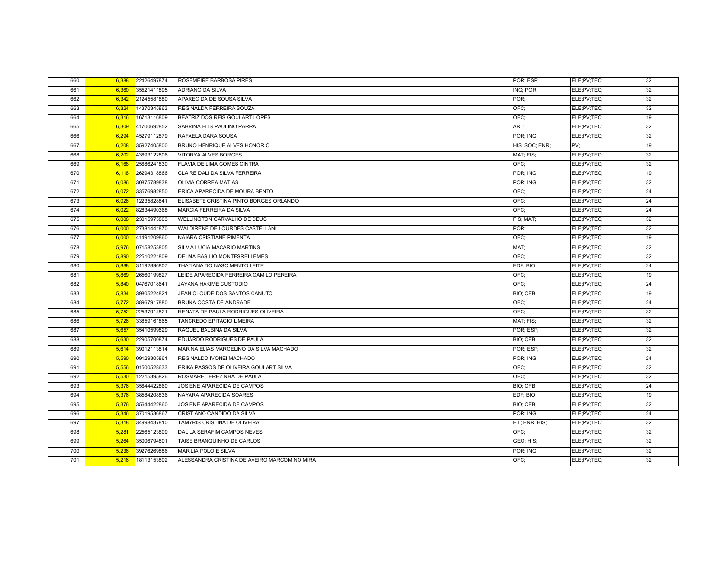| 660 | 6,388 | 22426497874 | ROSEMEIRE BARBOSA PIRES | POR; ESP; | ELE;PV;TEC; | 32 |
|---|---|---|---|---|---|---|
| 661 | 6,360 | 35521411895 | ADRIANO DA SILVA | ING; POR; | ELE;PV;TEC; | 32 |
| 662 | 6,342 | 21245581880 | APARECIDA DE SOUSA SILVA | POR; | ELE;PV;TEC; | 32 |
| 663 | 6,324 | 14370345863 | REGINALDA FERREIRA SOUZA | OFC; | ELE;PV;TEC; | 32 |
| 664 | 6,316 | 16713116809 | BEATRIZ DOS REIS GOULART LOPES | OFC; | ELE;PV;TEC; | 19 |
| 665 | 6,309 | 41700692852 | SABRINA ELIS PAULINO PARRA | ART; | ELE;PV;TEC; | 32 |
| 666 | 6,294 | 45279112879 | RAFAELA DARA SOUSA | POR; ING; | ELE;PV;TEC; | 32 |
| 667 | 6,208 | 35927405800 | BRUNO HENRIQUE ALVES HONORIO | HIS; SOC; ENR; | PV; | 19 |
| 668 | 6,202 | 43693122806 | VITORYA ALVES BORGES | MAT; FIS; | ELE;PV;TEC; | 32 |
| 669 | 6,168 | 25686241830 | FLAVIA DE LIMA GOMES CINTRA | OFC; | ELE;PV;TEC; | 32 |
| 670 | 6,118 | 26294318866 | CLAIRE DALI DA SILVA FERREIRA | POR; ING; | ELE;PV;TEC; | 19 |
| 671 | 6,086 | 30875789838 | OLIVIA CORREA MATIAS | POR; ING; | ELE;PV;TEC; | 32 |
| 672 | 6,072 | 33576982850 | ERICA APARECIDA DE MOURA BENTO | OFC; | ELE;PV;TEC; | 24 |
| 673 | 6,026 | 12235828841 | ELISABETE CRISTINA PINTO BORGES ORLANDO | OFC; | ELE;PV;TEC; | 24 |
| 674 | 6,022 | 82834490368 | MARCIA FERREIRA DA SILVA | OFC; | ELE;PV;TEC; | 24 |
| 675 | 6,008 | 23015975803 | WELLINGTON CARVALHO DE DEUS | FIS; MAT; | ELE;PV;TEC; | 32 |
| 676 | 6,000 | 27381441870 | WALDIRENE DE LOURDES CASTELLANI | POR; | ELE;PV;TEC; | 32 |
| 677 | 6,000 | 41491209860 | NAIARA CRISTIANE PIMENTA | OFC; | ELE;PV;TEC; | 19 |
| 678 | 5,976 | 07158253805 | SILVIA LUCIA MACARIO MARTINS | MAT; | ELE;PV;TEC; | 32 |
| 679 | 5,890 | 22510221809 | DELMA BASILIO MONTESREI LEMES | OFC; | ELE;PV;TEC; | 32 |
| 680 | 5,888 | 31192896807 | THATIANA DO NASCIMENTO LEITE | EDF; BIO; | ELE;PV;TEC; | 24 |
| 681 | 5,869 | 26560199827 | LEIDE APARECIDA FERREIRA CAMILO PEREIRA | OFC; | ELE;PV;TEC; | 19 |
| 682 | 5,840 | 04767018641 | JAYANA HAKIME CUSTODIO | OFC; | ELE;PV;TEC; | 24 |
| 683 | 5,834 | 39805224821 | JEAN CLOUDE DOS SANTOS CANUTO | BIO; CFB; | ELE;PV;TEC; | 19 |
| 684 | 5,772 | 38967917880 | BRUNA COSTA DE ANDRADE | OFC; | ELE;PV;TEC; | 24 |
| 685 | 5,752 | 22537914821 | RENATA DE PAULA RODRIGUES OLIVEIRA | OFC; | ELE;PV;TEC; | 32 |
| 686 | 5,726 | 33859161865 | TANCREDO EPITACIO LIMEIRA | MAT; FIS; | ELE;PV;TEC; | 32 |
| 687 | 5,657 | 35410599829 | RAQUEL BALBINA DA SILVA | POR; ESP; | ELE;PV;TEC; | 32 |
| 688 | 5,630 | 22905700874 | EDUARDO RODRIGUES DE PAULA | BIO; CFB; | ELE;PV;TEC; | 32 |
| 689 | 5,614 | 39012113814 | MARINA ELIAS MARCELINO DA SILVA MACHADO | POR; ESP; | ELE;PV;TEC; | 32 |
| 690 | 5,590 | 09129305861 | REGINALDO IVONEI MACHADO | POR; ING; | ELE;PV;TEC; | 24 |
| 691 | 5,556 | 01500528633 | ERIKA PASSOS DE OLIVEIRA GOULART SILVA | OFC; | ELE;PV;TEC; | 32 |
| 692 | 5,530 | 12215395826 | ROSMARE TEREZINHA DE PAULA | OFC; | ELE;PV;TEC; | 32 |
| 693 | 5,376 | 35644422860 | JOSIENE APARECIDA DE CAMPOS | BIO; CFB; | ELE;PV;TEC; | 24 |
| 694 | 5,376 | 38584208836 | NAYARA APARECIDA SOARES | EDF; BIO; | ELE;PV;TEC; | 19 |
| 695 | 5,376 | 35644422860 | JOSIENE APARECIDA DE CAMPOS | BIO; CFB; | ELE;PV;TEC; | 32 |
| 696 | 5,346 | 37019536867 | CRISTIANO CANDIDO DA SILVA | POR; ING; | ELE;PV;TEC; | 24 |
| 697 | 5,318 | 34998437810 | TAMYRIS CRISTINA DE OLIVEIRA | FIL; ENR; HIS; | ELE;PV;TEC; | 32 |
| 698 | 5,281 | 22565123809 | DALILA SERAFIM CAMPOS NEVES | OFC; | ELE;PV;TEC; | 32 |
| 699 | 5,264 | 35006794801 | TAISE BRANQUINHO DE CARLOS | GEO; HIS; | ELE;PV;TEC; | 32 |
| 700 | 5,236 | 39276269886 | MARILIA POLO E SILVA | POR; ING; | ELE;PV;TEC; | 32 |
| 701 | 5,216 | 18113153802 | ALESSANDRA CRISTINA DE AVEIRO MARCOMINO MIRA | OFC; | ELE;PV;TEC; | 32 |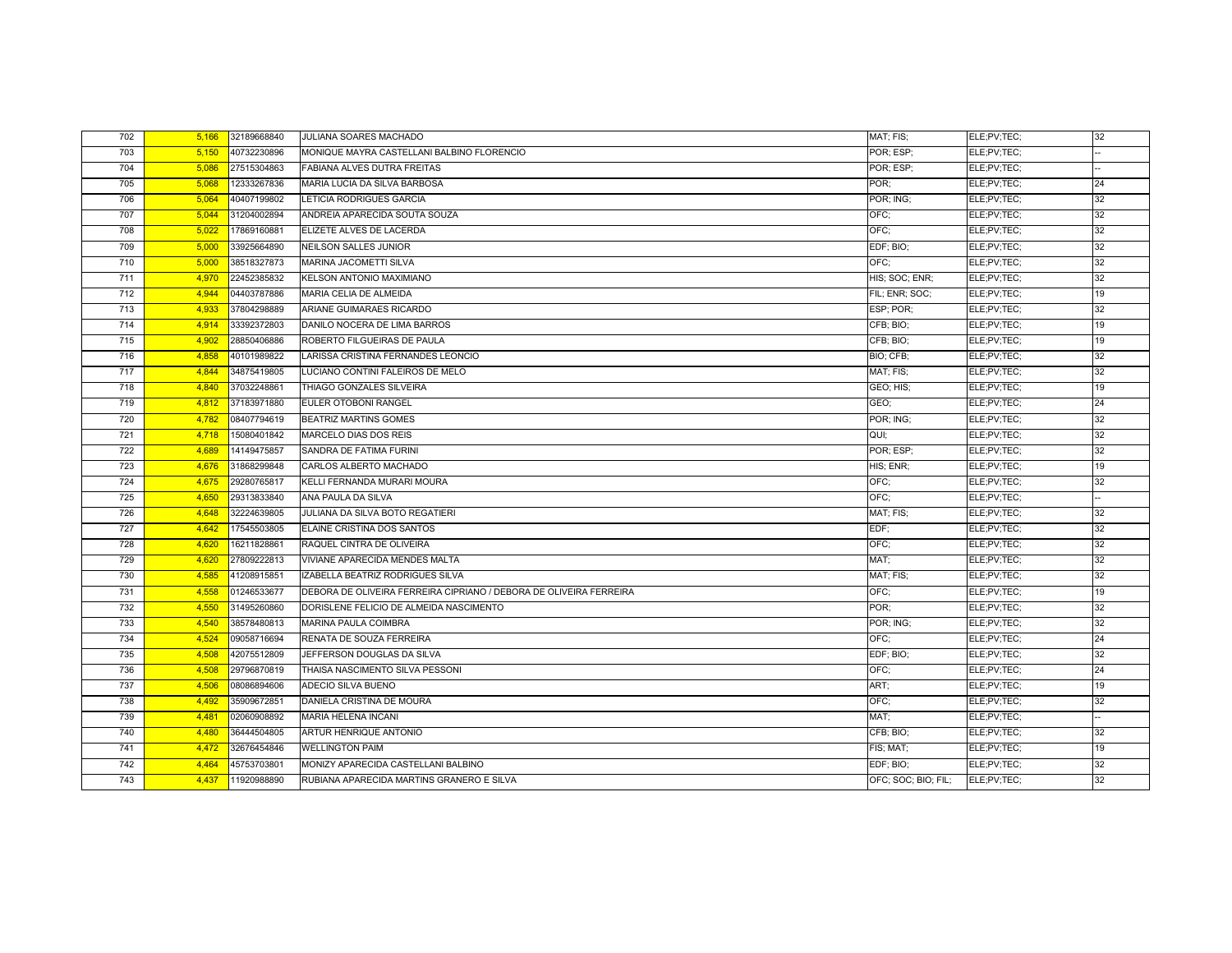| | | | | | | |
|---|---|---|---|---|---|---|
| 702 | 5,166 | 32189668840 | JULIANA SOARES MACHADO | MAT; FIS; | ELE;PV;TEC; | 32 |
| 703 | 5,150 | 40732230896 | MONIQUE MAYRA CASTELLANI BALBINO FLORENCIO | POR; ESP; | ELE;PV;TEC; | -- |
| 704 | 5,086 | 27515304863 | FABIANA ALVES DUTRA FREITAS | POR; ESP; | ELE;PV;TEC; | -- |
| 705 | 5,068 | 12333267836 | MARIA LUCIA DA SILVA BARBOSA | POR; | ELE;PV;TEC; | 24 |
| 706 | 5,064 | 40407199802 | LETICIA RODRIGUES GARCIA | POR; ING; | ELE;PV;TEC; | 32 |
| 707 | 5,044 | 31204002894 | ANDREIA APARECIDA SOUTA SOUZA | OFC; | ELE;PV;TEC; | 32 |
| 708 | 5,022 | 17869160881 | ELIZETE ALVES DE LACERDA | OFC; | ELE;PV;TEC; | 32 |
| 709 | 5,000 | 33925664890 | NEILSON SALLES JUNIOR | EDF; BIO; | ELE;PV;TEC; | 32 |
| 710 | 5,000 | 38518327873 | MARINA JACOMETTI SILVA | OFC; | ELE;PV;TEC; | 32 |
| 711 | 4,970 | 22452385832 | KELSON ANTONIO MAXIMIANO | HIS; SOC; ENR; | ELE;PV;TEC; | 32 |
| 712 | 4,944 | 04403787886 | MARIA CELIA DE ALMEIDA | FIL; ENR; SOC; | ELE;PV;TEC; | 19 |
| 713 | 4,933 | 37804298889 | ARIANE GUIMARAES RICARDO | ESP; POR; | ELE;PV;TEC; | 32 |
| 714 | 4,914 | 33392372803 | DANILO NOCERA DE LIMA BARROS | CFB; BIO; | ELE;PV;TEC; | 19 |
| 715 | 4,902 | 28850406886 | ROBERTO FILGUEIRAS DE PAULA | CFB; BIO; | ELE;PV;TEC; | 19 |
| 716 | 4,858 | 40101989822 | LARISSA CRISTINA FERNANDES LEONCIO | BIO; CFB; | ELE;PV;TEC; | 32 |
| 717 | 4,844 | 34875419805 | LUCIANO CONTINI FALEIROS DE MELO | MAT; FIS; | ELE;PV;TEC; | 32 |
| 718 | 4,840 | 37032248861 | THIAGO GONZALES SILVEIRA | GEO; HIS; | ELE;PV;TEC; | 19 |
| 719 | 4,812 | 37183971880 | EULER OTOBONI RANGEL | GEO; | ELE;PV;TEC; | 24 |
| 720 | 4,782 | 08407794619 | BEATRIZ MARTINS GOMES | POR; ING; | ELE;PV;TEC; | 32 |
| 721 | 4,718 | 15080401842 | MARCELO DIAS DOS REIS | QUI; | ELE;PV;TEC; | 32 |
| 722 | 4,689 | 14149475857 | SANDRA DE FATIMA FURINI | POR; ESP; | ELE;PV;TEC; | 32 |
| 723 | 4,676 | 31868299848 | CARLOS ALBERTO MACHADO | HIS; ENR; | ELE;PV;TEC; | 19 |
| 724 | 4,675 | 29280765817 | KELLI FERNANDA MURARI MOURA | OFC; | ELE;PV;TEC; | 32 |
| 725 | 4,650 | 29313833840 | ANA PAULA DA SILVA | OFC; | ELE;PV;TEC; | -- |
| 726 | 4,648 | 32224639805 | JULIANA DA SILVA BOTO REGATIERI | MAT; FIS; | ELE;PV;TEC; | 32 |
| 727 | 4,642 | 17545503805 | ELAINE CRISTINA DOS SANTOS | EDF; | ELE;PV;TEC; | 32 |
| 728 | 4,620 | 16211828861 | RAQUEL CINTRA DE OLIVEIRA | OFC; | ELE;PV;TEC; | 32 |
| 729 | 4,620 | 27809222813 | VIVIANE APARECIDA MENDES MALTA | MAT; | ELE;PV;TEC; | 32 |
| 730 | 4,585 | 41208915851 | IZABELLA BEATRIZ RODRIGUES SILVA | MAT; FIS; | ELE;PV;TEC; | 32 |
| 731 | 4,558 | 01246533677 | DEBORA DE OLIVEIRA FERREIRA CIPRIANO / DEBORA DE OLIVEIRA FERREIRA | OFC; | ELE;PV;TEC; | 19 |
| 732 | 4,550 | 31495260860 | DORISLENE FELICIO DE ALMEIDA NASCIMENTO | POR; | ELE;PV;TEC; | 32 |
| 733 | 4,540 | 38578480813 | MARINA PAULA COIMBRA | POR; ING; | ELE;PV;TEC; | 32 |
| 734 | 4,524 | 09058716694 | RENATA DE SOUZA FERREIRA | OFC; | ELE;PV;TEC; | 24 |
| 735 | 4,508 | 42075512809 | JEFFERSON DOUGLAS DA SILVA | EDF; BIO; | ELE;PV;TEC; | 32 |
| 736 | 4,508 | 29796870819 | THAISA NASCIMENTO SILVA PESSONI | OFC; | ELE;PV;TEC; | 24 |
| 737 | 4,506 | 08086894606 | ADECIO SILVA BUENO | ART; | ELE;PV;TEC; | 19 |
| 738 | 4,492 | 35909672851 | DANIELA CRISTINA DE MOURA | OFC; | ELE;PV;TEC; | 32 |
| 739 | 4,481 | 02060908892 | MARIA HELENA INCANI | MAT; | ELE;PV;TEC; | -- |
| 740 | 4,480 | 36444504805 | ARTUR HENRIQUE ANTONIO | CFB; BIO; | ELE;PV;TEC; | 32 |
| 741 | 4,472 | 32676454846 | WELLINGTON PAIM | FIS; MAT; | ELE;PV;TEC; | 19 |
| 742 | 4,464 | 45753703801 | MONIZY APARECIDA CASTELLANI BALBINO | EDF; BIO; | ELE;PV;TEC; | 32 |
| 743 | 4,437 | 11920988890 | RUBIANA APARECIDA MARTINS GRANERO E SILVA | OFC; SOC; BIO; FIL; | ELE;PV;TEC; | 32 |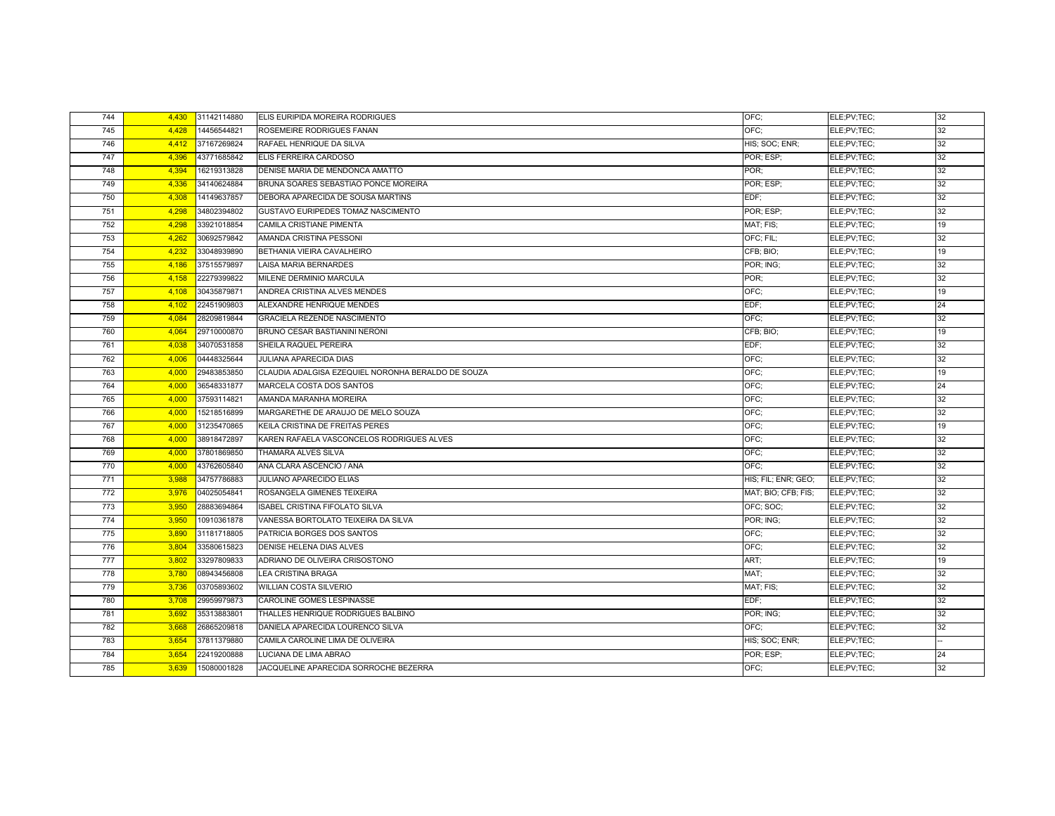| | | | | | | |
|---|---|---|---|---|---|---|
| 744 | 4,430 | 31142114880 | ELIS EURIPIDA MOREIRA RODRIGUES | OFC; | ELE;PV;TEC; | 32 |
| 745 | 4,428 | 14456544821 | ROSEMEIRE RODRIGUES FANAN | OFC; | ELE;PV;TEC; | 32 |
| 746 | 4,412 | 37167269824 | RAFAEL HENRIQUE DA SILVA | HIS; SOC; ENR; | ELE;PV;TEC; | 32 |
| 747 | 4,396 | 43771685842 | ELIS FERREIRA CARDOSO | POR; ESP; | ELE;PV;TEC; | 32 |
| 748 | 4,394 | 16219313828 | DENISE MARIA DE MENDONCA AMATTO | POR; | ELE;PV;TEC; | 32 |
| 749 | 4,336 | 34140624884 | BRUNA SOARES SEBASTIAO PONCE MOREIRA | POR; ESP; | ELE;PV;TEC; | 32 |
| 750 | 4,308 | 14149637857 | DEBORA APARECIDA DE SOUSA MARTINS | EDF; | ELE;PV;TEC; | 32 |
| 751 | 4,298 | 34802394802 | GUSTAVO EURIPEDES TOMAZ NASCIMENTO | POR; ESP; | ELE;PV;TEC; | 32 |
| 752 | 4,298 | 33921018854 | CAMILA CRISTIANE PIMENTA | MAT; FIS; | ELE;PV;TEC; | 19 |
| 753 | 4,262 | 30692579842 | AMANDA CRISTINA PESSONI | OFC; FIL; | ELE;PV;TEC; | 32 |
| 754 | 4,232 | 33048939890 | BETHANIA VIEIRA CAVALHEIRO | CFB; BIO; | ELE;PV;TEC; | 19 |
| 755 | 4,186 | 37515579897 | LAISA MARIA BERNARDES | POR; ING; | ELE;PV;TEC; | 32 |
| 756 | 4,158 | 22279399822 | MILENE DERMINIO MARCULA | POR; | ELE;PV;TEC; | 32 |
| 757 | 4,108 | 30435879871 | ANDREA CRISTINA ALVES MENDES | OFC; | ELE;PV;TEC; | 19 |
| 758 | 4,102 | 22451909803 | ALEXANDRE HENRIQUE MENDES | EDF; | ELE;PV;TEC; | 24 |
| 759 | 4,084 | 28209819844 | GRACIELA REZENDE NASCIMENTO | OFC; | ELE;PV;TEC; | 32 |
| 760 | 4,064 | 29710000870 | BRUNO CESAR BASTIANINI NERONI | CFB; BIO; | ELE;PV;TEC; | 19 |
| 761 | 4,038 | 34070531858 | SHEILA RAQUEL PEREIRA | EDF; | ELE;PV;TEC; | 32 |
| 762 | 4,006 | 04448325644 | JULIANA APARECIDA DIAS | OFC; | ELE;PV;TEC; | 32 |
| 763 | 4,000 | 29483853850 | CLAUDIA ADALGISA EZEQUIEL NORONHA BERALDO DE SOUZA | OFC; | ELE;PV;TEC; | 19 |
| 764 | 4,000 | 36548331877 | MARCELA COSTA DOS SANTOS | OFC; | ELE;PV;TEC; | 24 |
| 765 | 4,000 | 37593114821 | AMANDA MARANHA MOREIRA | OFC; | ELE;PV;TEC; | 32 |
| 766 | 4,000 | 15218516899 | MARGARETHE DE ARAUJO DE MELO SOUZA | OFC; | ELE;PV;TEC; | 32 |
| 767 | 4,000 | 31235470865 | KEILA CRISTINA DE FREITAS PERES | OFC; | ELE;PV;TEC; | 19 |
| 768 | 4,000 | 38918472897 | KAREN RAFAELA VASCONCELOS RODRIGUES ALVES | OFC; | ELE;PV;TEC; | 32 |
| 769 | 4,000 | 37801869850 | THAMARA ALVES SILVA | OFC; | ELE;PV;TEC; | 32 |
| 770 | 4,000 | 43762605840 | ANA CLARA ASCENCIO / ANA | OFC; | ELE;PV;TEC; | 32 |
| 771 | 3,988 | 34757786883 | JULIANO APARECIDO ELIAS | HIS; FIL; ENR; GEO; | ELE;PV;TEC; | 32 |
| 772 | 3,976 | 04025054841 | ROSANGELA GIMENES TEIXEIRA | MAT; BIO; CFB; FIS; | ELE;PV;TEC; | 32 |
| 773 | 3,950 | 28883694864 | ISABEL CRISTINA FIFOLATO SILVA | OFC; SOC; | ELE;PV;TEC; | 32 |
| 774 | 3,950 | 10910361878 | VANESSA BORTOLATO TEIXEIRA DA SILVA | POR; ING; | ELE;PV;TEC; | 32 |
| 775 | 3,890 | 31181718805 | PATRICIA BORGES DOS SANTOS | OFC; | ELE;PV;TEC; | 32 |
| 776 | 3,804 | 33580615823 | DENISE HELENA DIAS ALVES | OFC; | ELE;PV;TEC; | 32 |
| 777 | 3,802 | 33297809833 | ADRIANO DE OLIVEIRA CRISOSTONO | ART; | ELE;PV;TEC; | 19 |
| 778 | 3,780 | 08943456808 | LEA CRISTINA BRAGA | MAT; | ELE;PV;TEC; | 32 |
| 779 | 3,736 | 03705893602 | WILLIAN COSTA SILVERIO | MAT; FIS; | ELE;PV;TEC; | 32 |
| 780 | 3,708 | 29959979873 | CAROLINE GOMES LESPINASSE | EDF; | ELE;PV;TEC; | 32 |
| 781 | 3,692 | 35313883801 | THALLES HENRIQUE RODRIGUES BALBINO | POR; ING; | ELE;PV;TEC; | 32 |
| 782 | 3,668 | 26865209818 | DANIELA APARECIDA LOURENCO SILVA | OFC; | ELE;PV;TEC; | 32 |
| 783 | 3,654 | 37811379880 | CAMILA CAROLINE LIMA DE OLIVEIRA | HIS; SOC; ENR; | ELE;PV;TEC; | -- |
| 784 | 3,654 | 22419200888 | LUCIANA DE LIMA ABRAO | POR; ESP; | ELE;PV;TEC; | 24 |
| 785 | 3,639 | 15080001828 | JACQUELINE APARECIDA SORROCHE BEZERRA | OFC; | ELE;PV;TEC; | 32 |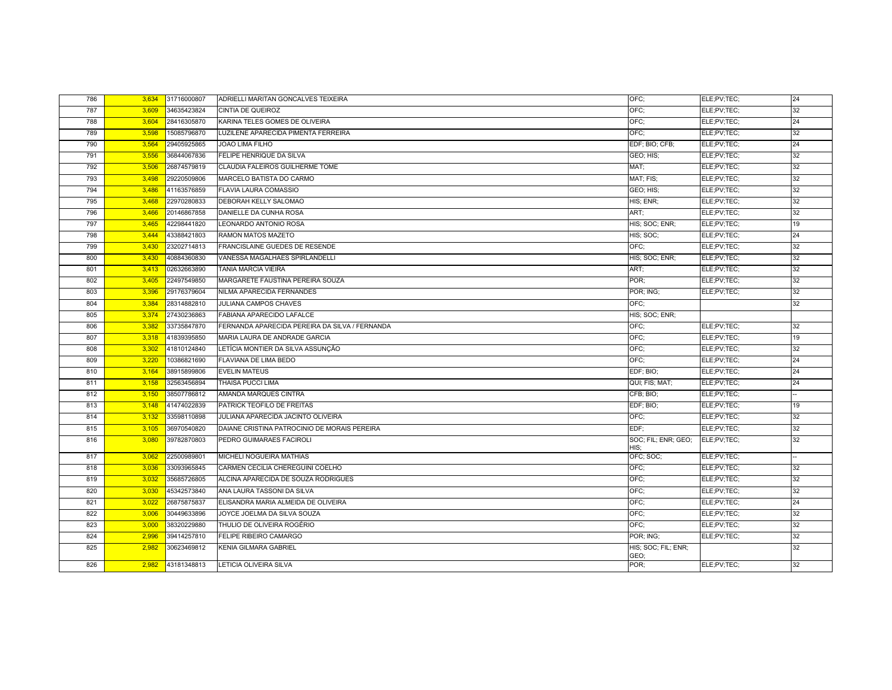| | | | | | | |
|---|---|---|---|---|---|---|
| 786 | 3,634 | 31716000807 | ADRIELLI MARITAN GONCALVES TEIXEIRA | OFC; | ELE;PV;TEC; | 24 |
| 787 | 3,609 | 34635423824 | CINTIA DE QUEIROZ | OFC; | ELE;PV;TEC; | 32 |
| 788 | 3,604 | 28416305870 | KARINA TELES GOMES DE OLIVEIRA | OFC; | ELE;PV;TEC; | 24 |
| 789 | 3,598 | 15085796870 | LUZILENE APARECIDA PIMENTA FERREIRA | OFC; | ELE;PV;TEC; | 32 |
| 790 | 3,564 | 29405925865 | JOAO LIMA FILHO | EDF; BIO; CFB; | ELE;PV;TEC; | 24 |
| 791 | 3,556 | 36844067836 | FELIPE HENRIQUE DA SILVA | GEO; HIS; | ELE;PV;TEC; | 32 |
| 792 | 3,506 | 26874579819 | CLAUDIA FALEIROS GUILHERME TOME | MAT; | ELE;PV;TEC; | 32 |
| 793 | 3,498 | 29220509806 | MARCELO BATISTA DO CARMO | MAT; FIS; | ELE;PV;TEC; | 32 |
| 794 | 3,486 | 41163576859 | FLAVIA LAURA COMASSIO | GEO; HIS; | ELE;PV;TEC; | 32 |
| 795 | 3,468 | 22970280833 | DEBORAH KELLY SALOMAO | HIS; ENR; | ELE;PV;TEC; | 32 |
| 796 | 3,466 | 20146867858 | DANIELLE DA CUNHA ROSA | ART; | ELE;PV;TEC; | 32 |
| 797 | 3,465 | 42298441820 | LEONARDO ANTONIO ROSA | HIS; SOC; ENR; | ELE;PV;TEC; | 19 |
| 798 | 3,444 | 43388421803 | RAMON MATOS MAZETO | HIS; SOC; | ELE;PV;TEC; | 24 |
| 799 | 3,430 | 23202714813 | FRANCISLAINE GUEDES DE RESENDE | OFC; | ELE;PV;TEC; | 32 |
| 800 | 3,430 | 40884360830 | VANESSA MAGALHAES SPIRLANDELLI | HIS; SOC; ENR; | ELE;PV;TEC; | 32 |
| 801 | 3,413 | 02632663890 | TANIA MARCIA VIEIRA | ART; | ELE;PV;TEC; | 32 |
| 802 | 3,405 | 22497549850 | MARGARETE FAUSTINA PEREIRA SOUZA | POR; | ELE;PV;TEC; | 32 |
| 803 | 3,396 | 29176379604 | NILMA APARECIDA FERNANDES | POR; ING; | ELE;PV;TEC; | 32 |
| 804 | 3,384 | 28314882810 | JULIANA CAMPOS CHAVES | OFC; | | 32 |
| 805 | 3,374 | 27430236863 | FABIANA APARECIDO LAFALCE | HIS; SOC; ENR; | | |
| 806 | 3,382 | 33735847870 | FERNANDA APARECIDA PEREIRA DA SILVA / FERNANDA | OFC; | ELE;PV;TEC; | 32 |
| 807 | 3,318 | 41839395850 | MARIA LAURA DE ANDRADE GARCIA | OFC; | ELE;PV;TEC; | 19 |
| 808 | 3,302 | 41810124840 | LETÍCIA MONTIER DA SILVA ASSUNÇÃO | OFC; | ELE;PV;TEC; | 32 |
| 809 | 3,220 | 10386821690 | FLAVIANA DE LIMA BEDO | OFC; | ELE;PV;TEC; | 24 |
| 810 | 3,164 | 38915899806 | EVELIN MATEUS | EDF; BIO; | ELE;PV;TEC; | 24 |
| 811 | 3,158 | 32563456894 | THAISA PUCCI LIMA | QUI; FIS; MAT; | ELE;PV;TEC; | 24 |
| 812 | 3,150 | 38507786812 | AMANDA MARQUES CINTRA | CFB; BIO; | ELE;PV;TEC; | -- |
| 813 | 3,148 | 41474022839 | PATRICK TEOFILO DE FREITAS | EDF; BIO; | ELE;PV;TEC; | 19 |
| 814 | 3,132 | 33598110898 | JULIANA APARECIDA JACINTO OLIVEIRA | OFC; | ELE;PV;TEC; | 32 |
| 815 | 3,105 | 36970540820 | DAIANE CRISTINA PATROCINIO DE MORAIS PEREIRA | EDF; | ELE;PV;TEC; | 32 |
| 816 | 3,080 | 39782870803 | PEDRO GUIMARAES FACIROLI | SOC; FIL; ENR; GEO; HIS; | ELE;PV;TEC; | 32 |
| 817 | 3,062 | 22500989801 | MICHELI NOGUEIRA MATHIAS | OFC; SOC; | ELE;PV;TEC; | -- |
| 818 | 3,036 | 33093965845 | CARMEN CECILIA CHEREGUINI COELHO | OFC; | ELE;PV;TEC; | 32 |
| 819 | 3,032 | 35685726805 | ALCINA APARECIDA DE SOUZA RODRIGUES | OFC; | ELE;PV;TEC; | 32 |
| 820 | 3,030 | 45342573840 | ANA LAURA TASSONI DA SILVA | OFC; | ELE;PV;TEC; | 32 |
| 821 | 3,022 | 26875875837 | ELISANDRA MARIA ALMEIDA DE OLIVEIRA | OFC; | ELE;PV;TEC; | 24 |
| 822 | 3,006 | 30449633896 | JOYCE JOELMA DA SILVA SOUZA | OFC; | ELE;PV;TEC; | 32 |
| 823 | 3,000 | 38320229880 | THULIO DE OLIVEIRA ROGÉRIO | OFC; | ELE;PV;TEC; | 32 |
| 824 | 2,996 | 39414257810 | FELIPE RIBEIRO CAMARGO | POR; ING; | ELE;PV;TEC; | 32 |
| 825 | 2,982 | 30623469812 | KENIA GILMARA GABRIEL | HIS; SOC; FIL; ENR; GEO; | | 32 |
| 826 | 2,982 | 43181348813 | LETICIA OLIVEIRA SILVA | POR; | ELE;PV;TEC; | 32 |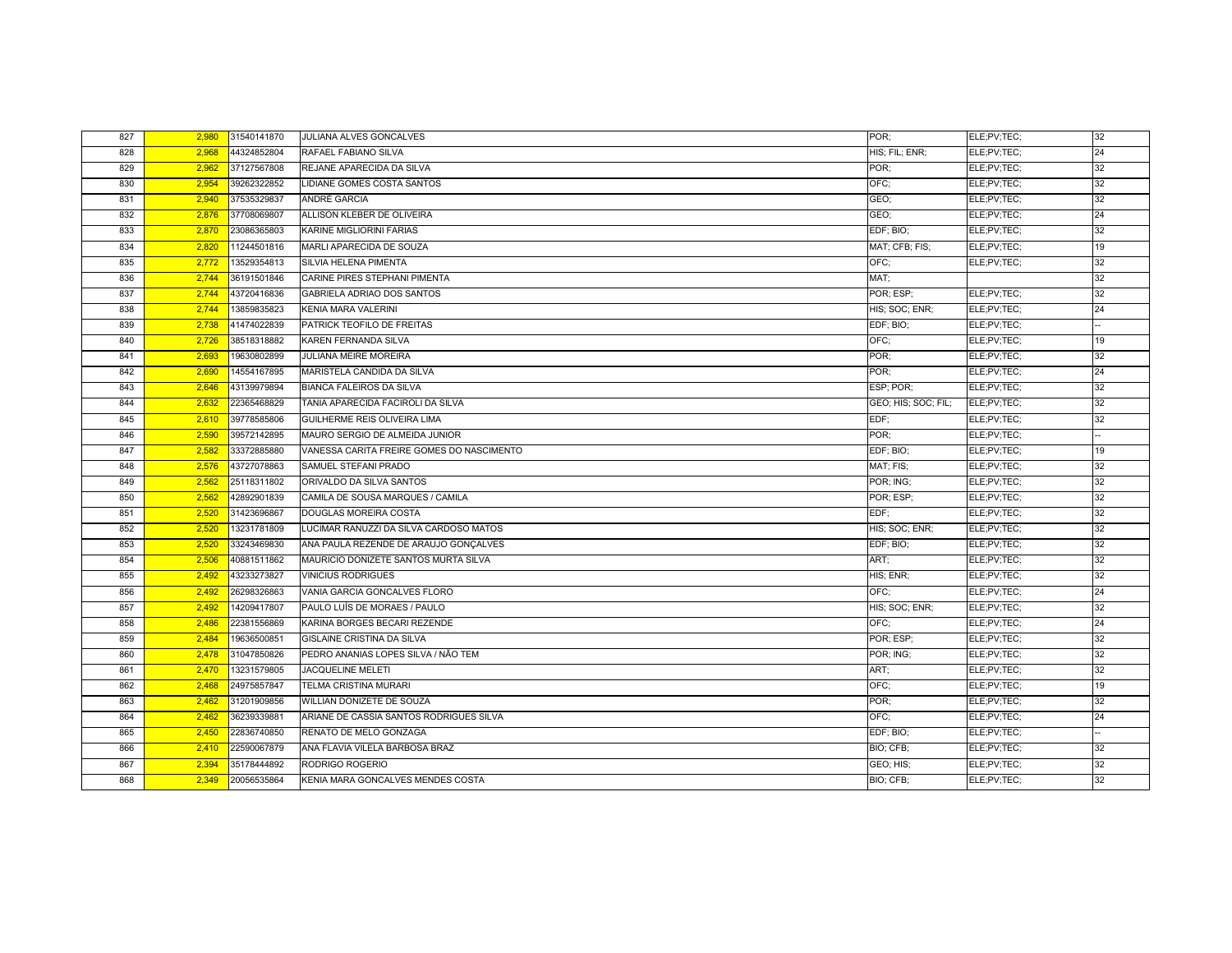| | | | | | | |
|---|---|---|---|---|---|---|
| 827 | 2,980 | 31540141870 | JULIANA ALVES GONCALVES | POR; | ELE;PV;TEC; | 32 |
| 828 | 2,968 | 44324852804 | RAFAEL FABIANO SILVA | HIS; FIL; ENR; | ELE;PV;TEC; | 24 |
| 829 | 2,962 | 37127567808 | REJANE APARECIDA DA SILVA | POR; | ELE;PV;TEC; | 32 |
| 830 | 2,954 | 39262322852 | LIDIANE GOMES COSTA SANTOS | OFC; | ELE;PV;TEC; | 32 |
| 831 | 2,940 | 37535329837 | ANDRÉ GARCIA | GEO; | ELE;PV;TEC; | 32 |
| 832 | 2,876 | 37708069807 | ALLISON KLEBER DE OLIVEIRA | GEO; | ELE;PV;TEC; | 24 |
| 833 | 2,870 | 23086365803 | KARINE MIGLIORINI FARIAS | EDF; BIO; | ELE;PV;TEC; | 32 |
| 834 | 2,820 | 11244501816 | MARLI APARECIDA DE SOUZA | MAT; CFB; FIS; | ELE;PV;TEC; | 19 |
| 835 | 2,772 | 13529354813 | SILVIA HELENA PIMENTA | OFC; | ELE;PV;TEC; | 32 |
| 836 | 2,744 | 36191501846 | CARINE PIRES STEPHANI PIMENTA | MAT; | | 32 |
| 837 | 2,744 | 43720416836 | GABRIELA ADRIAO DOS SANTOS | POR; ESP; | ELE;PV;TEC; | 32 |
| 838 | 2,744 | 13859835823 | KENIA MARA VALERINI | HIS; SOC; ENR; | ELE;PV;TEC; | 24 |
| 839 | 2,738 | 41474022839 | PATRICK TEOFILO DE FREITAS | EDF; BIO; | ELE;PV;TEC; | -- |
| 840 | 2,726 | 38518318882 | KAREN FERNANDA SILVA | OFC; | ELE;PV;TEC; | 19 |
| 841 | 2,693 | 19630802899 | JULIANA MEIRE MOREIRA | POR; | ELE;PV;TEC; | 32 |
| 842 | 2,690 | 14554167895 | MARISTELA CANDIDA DA SILVA | POR; | ELE;PV;TEC; | 24 |
| 843 | 2,646 | 43139979894 | BIANCA FALEIROS DA SILVA | ESP; POR; | ELE;PV;TEC; | 32 |
| 844 | 2,632 | 22365468829 | TANIA APARECIDA FACIROLI DA SILVA | GEO; HIS; SOC; FIL; | ELE;PV;TEC; | 32 |
| 845 | 2,610 | 39778585806 | GUILHERME REIS OLIVEIRA LIMA | EDF; | ELE;PV;TEC; | 32 |
| 846 | 2,590 | 39572142895 | MAURO SERGIO DE ALMEIDA JUNIOR | POR; | ELE;PV;TEC; | -- |
| 847 | 2,582 | 33372885880 | VANESSA CARITA FREIRE GOMES DO NASCIMENTO | EDF; BIO; | ELE;PV;TEC; | 19 |
| 848 | 2,576 | 43727078863 | SAMUEL STEFANI PRADO | MAT; FIS; | ELE;PV;TEC; | 32 |
| 849 | 2,562 | 25118311802 | ORIVALDO DA SILVA SANTOS | POR; ING; | ELE;PV;TEC; | 32 |
| 850 | 2,562 | 42892901839 | CAMILA DE SOUSA MARQUES / CAMILA | POR; ESP; | ELE;PV;TEC; | 32 |
| 851 | 2,520 | 31423696867 | DOUGLAS MOREIRA COSTA | EDF; | ELE;PV;TEC; | 32 |
| 852 | 2,520 | 13231781809 | LUCIMAR RANUZZI DA SILVA CARDOSO MATOS | HIS; SOC; ENR; | ELE;PV;TEC; | 32 |
| 853 | 2,520 | 33243469830 | ANA PAULA REZENDE DE ARAUJO GONÇALVES | EDF; BIO; | ELE;PV;TEC; | 32 |
| 854 | 2,506 | 40881511862 | MAURICIO DONIZETE SANTOS MURTA SILVA | ART; | ELE;PV;TEC; | 32 |
| 855 | 2,492 | 43233273827 | VINICIUS RODRIGUES | HIS; ENR; | ELE;PV;TEC; | 32 |
| 856 | 2,492 | 26298326863 | VANIA GARCIA GONCALVES FLORO | OFC; | ELE;PV;TEC; | 24 |
| 857 | 2,492 | 14209417807 | PAULO LUÍS DE MORAES / PAULO | HIS; SOC; ENR; | ELE;PV;TEC; | 32 |
| 858 | 2,486 | 22381556869 | KARINA BORGES BECARI REZENDE | OFC; | ELE;PV;TEC; | 24 |
| 859 | 2,484 | 19636500851 | GISLAINE CRISTINA DA SILVA | POR; ESP; | ELE;PV;TEC; | 32 |
| 860 | 2,478 | 31047850826 | PEDRO ANANIAS LOPES SILVA / NÃO TEM | POR; ING; | ELE;PV;TEC; | 32 |
| 861 | 2,470 | 13231579805 | JACQUELINE MELETI | ART; | ELE;PV;TEC; | 32 |
| 862 | 2,468 | 24975857847 | TELMA CRISTINA MURARI | OFC; | ELE;PV;TEC; | 19 |
| 863 | 2,462 | 31201909856 | WILLIAN DONIZETE DE SOUZA | POR; | ELE;PV;TEC; | 32 |
| 864 | 2,462 | 36239339881 | ARIANE DE CASSIA SANTOS RODRIGUES SILVA | OFC; | ELE;PV;TEC; | 24 |
| 865 | 2,450 | 22836740850 | RENATO DE MELO GONZAGA | EDF; BIO; | ELE;PV;TEC; | -- |
| 866 | 2,410 | 22590067879 | ANA FLAVIA VILELA BARBOSA BRAZ | BIO; CFB; | ELE;PV;TEC; | 32 |
| 867 | 2,394 | 35178444892 | RODRIGO ROGERIO | GEO; HIS; | ELE;PV;TEC; | 32 |
| 868 | 2,349 | 20056535864 | KENIA MARA GONCALVES MENDES COSTA | BIO; CFB; | ELE;PV;TEC; | 32 |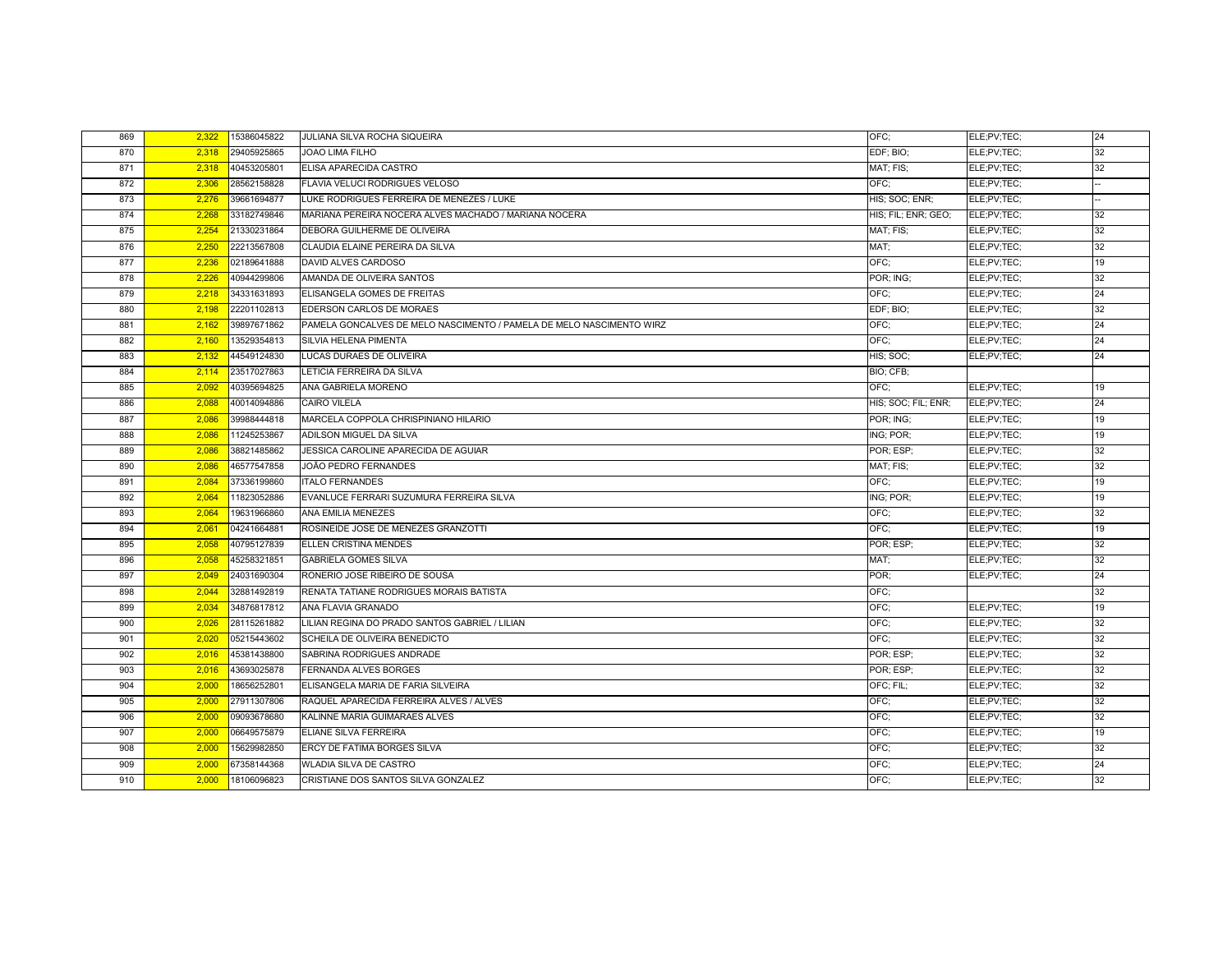| | | | | | | |
|---|---|---|---|---|---|---|
| 869 | 2,322 | 15386045822 | JULIANA SILVA ROCHA SIQUEIRA | OFC; | ELE;PV;TEC; | 24 |
| 870 | 2,318 | 29405925865 | JOAO LIMA FILHO | EDF; BIO; | ELE;PV;TEC; | 32 |
| 871 | 2,318 | 40453205801 | ELISA APARECIDA CASTRO | MAT; FIS; | ELE;PV;TEC; | 32 |
| 872 | 2,306 | 28562158828 | FLAVIA VELUCI RODRIGUES VELOSO | OFC; | ELE;PV;TEC; | -- |
| 873 | 2,276 | 39661694877 | LUKE RODRIGUES FERREIRA DE MENEZES / LUKE | HIS; SOC; ENR; | ELE;PV;TEC; | -- |
| 874 | 2,268 | 33182749846 | MARIANA PEREIRA NOCERA ALVES MACHADO / MARIANA NOCERA | HIS; FIL; ENR; GEO; | ELE;PV;TEC; | 32 |
| 875 | 2,254 | 21330231864 | DEBORA GUILHERME DE OLIVEIRA | MAT; FIS; | ELE;PV;TEC; | 32 |
| 876 | 2,250 | 22213567808 | CLAUDIA ELAINE PEREIRA DA SILVA | MAT; | ELE;PV;TEC; | 32 |
| 877 | 2,236 | 02189641888 | DAVID ALVES CARDOSO | OFC; | ELE;PV;TEC; | 19 |
| 878 | 2,226 | 40944299806 | AMANDA DE OLIVEIRA SANTOS | POR; ING; | ELE;PV;TEC; | 32 |
| 879 | 2,218 | 34331631893 | ELISANGELA GOMES DE FREITAS | OFC; | ELE;PV;TEC; | 24 |
| 880 | 2,198 | 22201102813 | EDERSON CARLOS DE MORAES | EDF; BIO; | ELE;PV;TEC; | 32 |
| 881 | 2,162 | 39897671862 | PAMELA GONCALVES DE MELO NASCIMENTO / PAMELA DE MELO NASCIMENTO WIRZ | OFC; | ELE;PV;TEC; | 24 |
| 882 | 2,160 | 13529354813 | SILVIA HELENA PIMENTA | OFC; | ELE;PV;TEC; | 24 |
| 883 | 2,132 | 44549124830 | LUCAS DURAES DE OLIVEIRA | HIS; SOC; | ELE;PV;TEC; | 24 |
| 884 | 2,114 | 23517027863 | LETICIA FERREIRA DA SILVA | BIO; CFB; | | |
| 885 | 2,092 | 40395694825 | ANA GABRIELA MORENO | OFC; | ELE;PV;TEC; | 19 |
| 886 | 2,088 | 40014094886 | CAIRO VILELA | HIS; SOC; FIL; ENR; | ELE;PV;TEC; | 24 |
| 887 | 2,086 | 39988444818 | MARCELA COPPOLA CHRISPINIANO HILARIO | POR; ING; | ELE;PV;TEC; | 19 |
| 888 | 2,086 | 11245253867 | ADILSON MIGUEL DA SILVA | ING; POR; | ELE;PV;TEC; | 19 |
| 889 | 2,086 | 38821485862 | JESSICA CAROLINE APARECIDA DE AGUIAR | POR; ESP; | ELE;PV;TEC; | 32 |
| 890 | 2,086 | 46577547858 | JOÃO PEDRO FERNANDES | MAT; FIS; | ELE;PV;TEC; | 32 |
| 891 | 2,084 | 37336199860 | ITALO FERNANDES | OFC; | ELE;PV;TEC; | 19 |
| 892 | 2,064 | 11823052886 | EVANLUCE FERRARI SUZUMURA FERREIRA SILVA | ING; POR; | ELE;PV;TEC; | 19 |
| 893 | 2,064 | 19631966860 | ANA EMILIA MENEZES | OFC; | ELE;PV;TEC; | 32 |
| 894 | 2,061 | 04241664881 | ROSINEIDE JOSE DE MENEZES GRANZOTTI | OFC; | ELE;PV;TEC; | 19 |
| 895 | 2,058 | 40795127839 | ELLEN CRISTINA MENDES | POR; ESP; | ELE;PV;TEC; | 32 |
| 896 | 2,058 | 45258321851 | GABRIELA GOMES SILVA | MAT; | ELE;PV;TEC; | 32 |
| 897 | 2,049 | 24031690304 | RONERIO JOSE RIBEIRO DE SOUSA | POR; | ELE;PV;TEC; | 24 |
| 898 | 2,044 | 32881492819 | RENATA TATIANE RODRIGUES MORAIS BATISTA | OFC; | | 32 |
| 899 | 2,034 | 34876817812 | ANA FLAVIA GRANADO | OFC; | ELE;PV;TEC; | 19 |
| 900 | 2,026 | 28115261882 | LILIAN REGINA DO PRADO SANTOS GABRIEL / LILIAN | OFC; | ELE;PV;TEC; | 32 |
| 901 | 2,020 | 05215443602 | SCHEILA DE OLIVEIRA BENEDICTO | OFC; | ELE;PV;TEC; | 32 |
| 902 | 2,016 | 45381438800 | SABRINA RODRIGUES ANDRADE | POR; ESP; | ELE;PV;TEC; | 32 |
| 903 | 2,016 | 43693025878 | FERNANDA ALVES BORGES | POR; ESP; | ELE;PV;TEC; | 32 |
| 904 | 2,000 | 18656252801 | ELISANGELA MARIA DE FARIA SILVEIRA | OFC; FIL; | ELE;PV;TEC; | 32 |
| 905 | 2,000 | 27911307806 | RAQUEL APARECIDA FERREIRA ALVES / ALVES | OFC; | ELE;PV;TEC; | 32 |
| 906 | 2,000 | 09093678680 | KALINNE MARIA GUIMARAES ALVES | OFC; | ELE;PV;TEC; | 32 |
| 907 | 2,000 | 06649575879 | ELIANE SILVA FERREIRA | OFC; | ELE;PV;TEC; | 19 |
| 908 | 2,000 | 15629982850 | ERCY DE FATIMA BORGES SILVA | OFC; | ELE;PV;TEC; | 32 |
| 909 | 2,000 | 67358144368 | WLADIA SILVA DE CASTRO | OFC; | ELE;PV;TEC; | 24 |
| 910 | 2,000 | 18106096823 | CRISTIANE DOS SANTOS SILVA GONZALEZ | OFC; | ELE;PV;TEC; | 32 |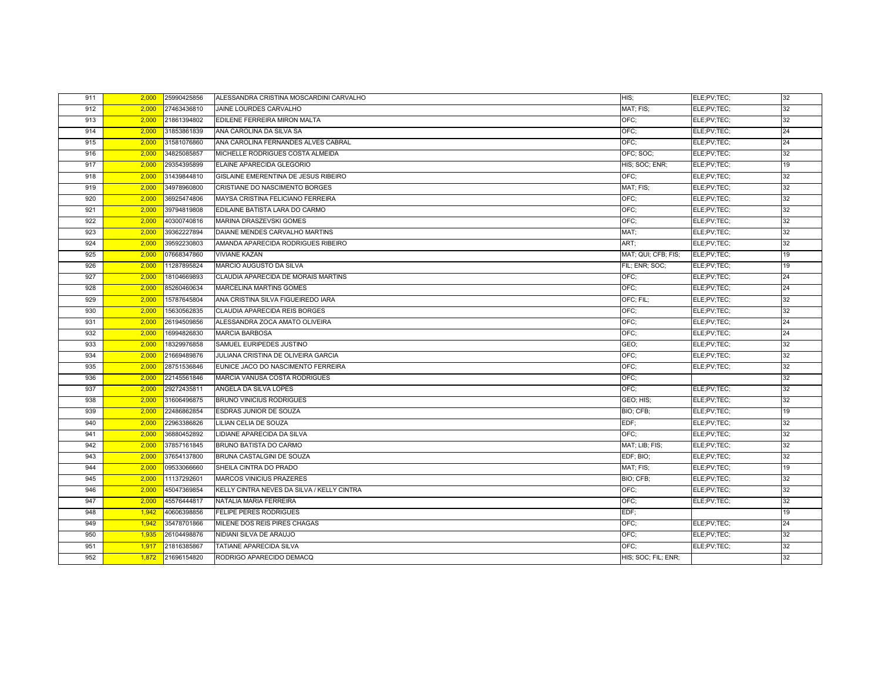| | | | | | | |
|---|---|---|---|---|---|---|
| 911 | 2,000 | 25990425856 | ALESSANDRA CRISTINA MOSCARDINI CARVALHO | HIS; | ELE;PV;TEC; | 32 |
| 912 | 2,000 | 27463436810 | JAINE LOURDES CARVALHO | MAT; FIS; | ELE;PV;TEC; | 32 |
| 913 | 2,000 | 21861394802 | EDILENE FERREIRA MIRON MALTA | OFC; | ELE;PV;TEC; | 32 |
| 914 | 2,000 | 31853861839 | ANA CAROLINA DA SILVA SA | OFC; | ELE;PV;TEC; | 24 |
| 915 | 2,000 | 31581076860 | ANA CAROLINA FERNANDES ALVES CABRAL | OFC; | ELE;PV;TEC; | 24 |
| 916 | 2,000 | 34825085857 | MICHELLE RODRIGUES COSTA ALMEIDA | OFC; SOC; | ELE;PV;TEC; | 32 |
| 917 | 2,000 | 29354395899 | ELAINE APARECIDA GLEGORIO | HIS; SOC; ENR; | ELE;PV;TEC; | 19 |
| 918 | 2,000 | 31439844810 | GISLAINE EMERENTINA DE JESUS RIBEIRO | OFC; | ELE;PV;TEC; | 32 |
| 919 | 2,000 | 34978960800 | CRISTIANE DO NASCIMENTO BORGES | MAT; FIS; | ELE;PV;TEC; | 32 |
| 920 | 2,000 | 36925474806 | MAYSA CRISTINA FELICIANO FERREIRA | OFC; | ELE;PV;TEC; | 32 |
| 921 | 2,000 | 39794819808 | EDILAINE BATISTA LARA DO CARMO | OFC; | ELE;PV;TEC; | 32 |
| 922 | 2,000 | 40300740816 | MARINA DRASZEVSKI GOMES | OFC; | ELE;PV;TEC; | 32 |
| 923 | 2,000 | 39362227894 | DAIANE MENDES CARVALHO MARTINS | MAT; | ELE;PV;TEC; | 32 |
| 924 | 2,000 | 39592230803 | AMANDA APARECIDA RODRIGUES RIBEIRO | ART; | ELE;PV;TEC; | 32 |
| 925 | 2,000 | 07668347860 | VIVIANE KAZAN | MAT; QUI; CFB; FIS; | ELE;PV;TEC; | 19 |
| 926 | 2,000 | 11287895824 | MARCIO AUGUSTO DA SILVA | FIL; ENR; SOC; | ELE;PV;TEC; | 19 |
| 927 | 2,000 | 18104669893 | CLAUDIA APARECIDA DE MORAIS MARTINS | OFC; | ELE;PV;TEC; | 24 |
| 928 | 2,000 | 85260460634 | MARCELINA MARTINS GOMES | OFC; | ELE;PV;TEC; | 24 |
| 929 | 2,000 | 15787645804 | ANA CRISTINA SILVA FIGUEIREDO IARA | OFC; FIL; | ELE;PV;TEC; | 32 |
| 930 | 2,000 | 15630562835 | CLAUDIA APARECIDA REIS BORGES | OFC; | ELE;PV;TEC; | 32 |
| 931 | 2,000 | 26194509856 | ALESSANDRA ZOCA AMATO OLIVEIRA | OFC; | ELE;PV;TEC; | 24 |
| 932 | 2,000 | 16994826830 | MARCIA BARBOSA | OFC; | ELE;PV;TEC; | 24 |
| 933 | 2,000 | 18329976858 | SAMUEL EURIPEDES JUSTINO | GEO; | ELE;PV;TEC; | 32 |
| 934 | 2,000 | 21669489876 | JULIANA CRISTINA DE OLIVEIRA GARCIA | OFC; | ELE;PV;TEC; | 32 |
| 935 | 2,000 | 28751536846 | EUNICE JACO DO NASCIMENTO FERREIRA | OFC; | ELE;PV;TEC; | 32 |
| 936 | 2,000 | 22145561846 | MARCIA VANUSA COSTA RODRIGUES | OFC; | | 32 |
| 937 | 2,000 | 29272435811 | ANGELA DA SILVA LOPES | OFC; | ELE;PV;TEC; | 32 |
| 938 | 2,000 | 31606496875 | BRUNO VINICIUS RODRIGUES | GEO; HIS; | ELE;PV;TEC; | 32 |
| 939 | 2,000 | 22486862854 | ESDRAS JUNIOR DE SOUZA | BIO; CFB; | ELE;PV;TEC; | 19 |
| 940 | 2,000 | 22963386826 | LILIAN CELIA DE SOUZA | EDF; | ELE;PV;TEC; | 32 |
| 941 | 2,000 | 36880452892 | LIDIANE APARECIDA DA SILVA | OFC; | ELE;PV;TEC; | 32 |
| 942 | 2,000 | 37857161845 | BRUNO BATISTA DO CARMO | MAT; LIB; FIS; | ELE;PV;TEC; | 32 |
| 943 | 2,000 | 37654137800 | BRUNA CASTALGINI DE SOUZA | EDF; BIO; | ELE;PV;TEC; | 32 |
| 944 | 2,000 | 09533066660 | SHEILA CINTRA DO PRADO | MAT; FIS; | ELE;PV;TEC; | 19 |
| 945 | 2,000 | 11137292601 | MARCOS VINICIUS PRAZERES | BIO; CFB; | ELE;PV;TEC; | 32 |
| 946 | 2,000 | 45047369854 | KELLY CINTRA NEVES DA SILVA / KELLY CINTRA | OFC; | ELE;PV;TEC; | 32 |
| 947 | 2,000 | 45576444817 | NATALIA MARIA FERREIRA | OFC; | ELE;PV;TEC; | 32 |
| 948 | 1,942 | 40606398856 | FELIPE PERES RODRIGUES | EDF; | | 19 |
| 949 | 1,942 | 35478701866 | MILENE DOS REIS PIRES CHAGAS | OFC; | ELE;PV;TEC; | 24 |
| 950 | 1,935 | 26104498876 | NIDIANI SILVA DE ARAUJO | OFC; | ELE;PV;TEC; | 32 |
| 951 | 1,917 | 21816385867 | TATIANE APARECIDA SILVA | OFC; | ELE;PV;TEC; | 32 |
| 952 | 1,872 | 21696154820 | RODRIGO APARECIDO DEMACQ | HIS; SOC; FIL; ENR; | | 32 |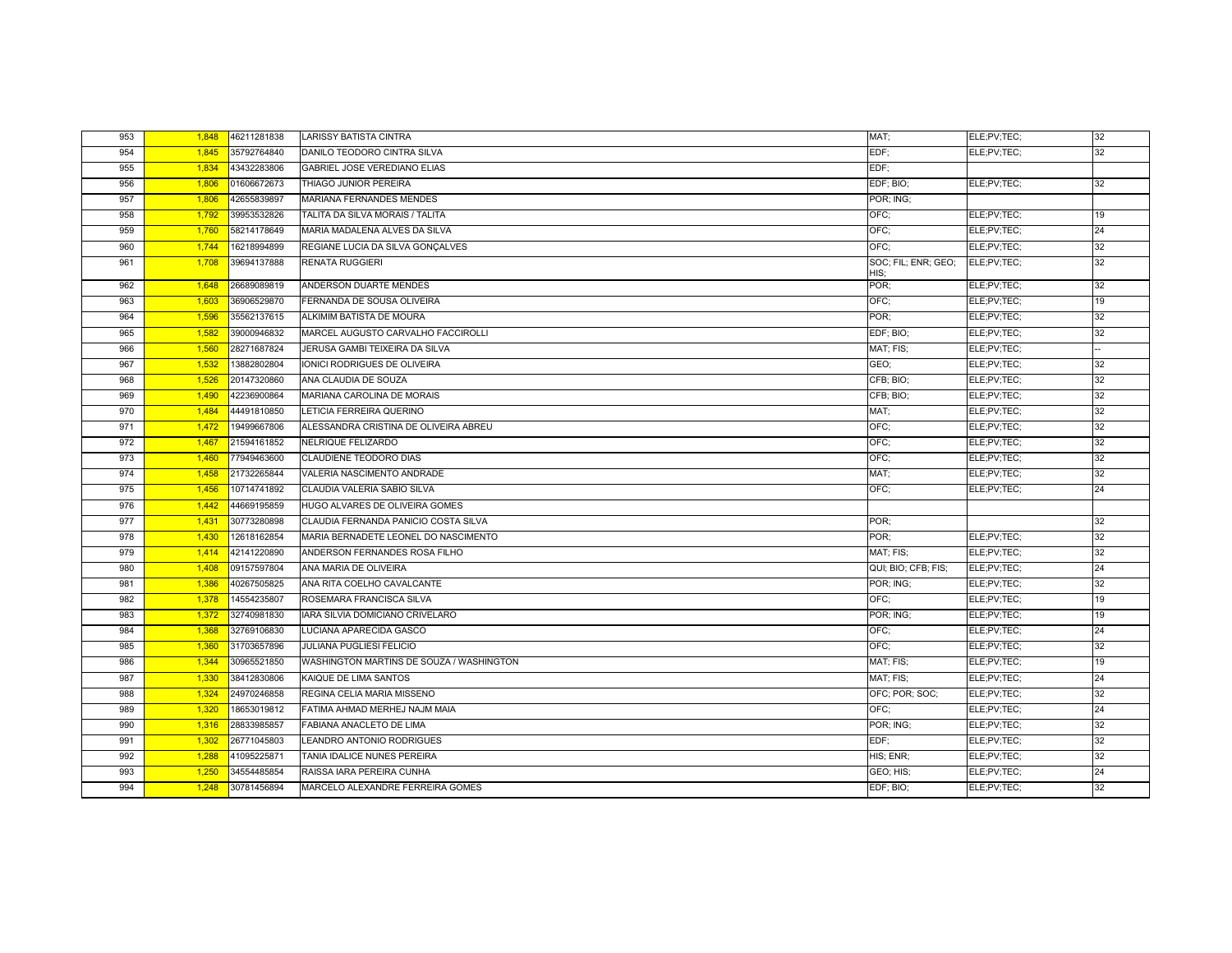| | | | | | | |
|---|---|---|---|---|---|---|
| 953 | 1,848 | 46211281838 | LARISSY BATISTA CINTRA | MAT; | ELE;PV;TEC; | 32 |
| 954 | 1,845 | 35792764840 | DANILO TEODORO CINTRA SILVA | EDF; | ELE;PV;TEC; | 32 |
| 955 | 1,834 | 43432283806 | GABRIEL JOSE VEREDIANO ELIAS | EDF; | | |
| 956 | 1,806 | 01606672673 | THIAGO JUNIOR PEREIRA | EDF; BIO; | ELE;PV;TEC; | 32 |
| 957 | 1,806 | 42655839897 | MARIANA FERNANDES MENDES | POR; ING; | | |
| 958 | 1,792 | 39953532826 | TALITA DA SILVA MORAIS / TALITA | OFC; | ELE;PV;TEC; | 19 |
| 959 | 1,760 | 58214178649 | MARIA MADALENA ALVES DA SILVA | OFC; | ELE;PV;TEC; | 24 |
| 960 | 1,744 | 16218994899 | REGIANE LUCIA DA SILVA GONÇALVES | OFC; | ELE;PV;TEC; | 32 |
| 961 | 1,708 | 39694137888 | RENATA RUGGIERI | SOC; FIL; ENR; GEO; HIS; | ELE;PV;TEC; | 32 |
| 962 | 1,648 | 26689089819 | ANDERSON DUARTE MENDES | POR; | ELE;PV;TEC; | 32 |
| 963 | 1,603 | 36906529870 | FERNANDA DE SOUSA OLIVEIRA | OFC; | ELE;PV;TEC; | 19 |
| 964 | 1,596 | 35562137615 | ALKIMIM BATISTA DE MOURA | POR; | ELE;PV;TEC; | 32 |
| 965 | 1,582 | 39000946832 | MARCEL AUGUSTO CARVALHO FACCIROLLI | EDF; BIO; | ELE;PV;TEC; | 32 |
| 966 | 1,560 | 28271687824 | JERUSA GAMBI TEIXEIRA DA SILVA | MAT; FIS; | ELE;PV;TEC; | -- |
| 967 | 1,532 | 13882802804 | IONICI RODRIGUES DE OLIVEIRA | GEO; | ELE;PV;TEC; | 32 |
| 968 | 1,526 | 20147320860 | ANA CLAUDIA DE SOUZA | CFB; BIO; | ELE;PV;TEC; | 32 |
| 969 | 1,490 | 42236900864 | MARIANA CAROLINA DE MORAIS | CFB; BIO; | ELE;PV;TEC; | 32 |
| 970 | 1,484 | 44491810850 | LETICIA FERREIRA QUERINO | MAT; | ELE;PV;TEC; | 32 |
| 971 | 1,472 | 19499667806 | ALESSANDRA CRISTINA DE OLIVEIRA ABREU | OFC; | ELE;PV;TEC; | 32 |
| 972 | 1,467 | 21594161852 | NELRIQUE FELIZARDO | OFC; | ELE;PV;TEC; | 32 |
| 973 | 1,460 | 77949463600 | CLAUDIENE TEODORO DIAS | OFC; | ELE;PV;TEC; | 32 |
| 974 | 1,458 | 21732265844 | VALERIA NASCIMENTO ANDRADE | MAT; | ELE;PV;TEC; | 32 |
| 975 | 1,456 | 10714741892 | CLAUDIA VALERIA SABIO SILVA | OFC; | ELE;PV;TEC; | 24 |
| 976 | 1,442 | 44669195859 | HUGO ALVARES DE OLIVEIRA GOMES | | | |
| 977 | 1,431 | 30773280898 | CLAUDIA FERNANDA PANICIO COSTA SILVA | POR; | | 32 |
| 978 | 1,430 | 12618162854 | MARIA BERNADETE LEONEL DO NASCIMENTO | POR; | ELE;PV;TEC; | 32 |
| 979 | 1,414 | 42141220890 | ANDERSON FERNANDES ROSA FILHO | MAT; FIS; | ELE;PV;TEC; | 32 |
| 980 | 1,408 | 09157597804 | ANA MARIA DE OLIVEIRA | QUI; BIO; CFB; FIS; | ELE;PV;TEC; | 24 |
| 981 | 1,386 | 40267505825 | ANA RITA COELHO CAVALCANTE | POR; ING; | ELE;PV;TEC; | 32 |
| 982 | 1,378 | 14554235807 | ROSEMARA FRANCISCA SILVA | OFC; | ELE;PV;TEC; | 19 |
| 983 | 1,372 | 32740981830 | IARA SILVIA DOMICIANO CRIVELARO | POR; ING; | ELE;PV;TEC; | 19 |
| 984 | 1,368 | 32769106830 | LUCIANA APARECIDA GASCO | OFC; | ELE;PV;TEC; | 24 |
| 985 | 1,360 | 31703657896 | JULIANA PUGLIESI FELICIO | OFC; | ELE;PV;TEC; | 32 |
| 986 | 1,344 | 30965521850 | WASHINGTON MARTINS DE SOUZA / WASHINGTON | MAT; FIS; | ELE;PV;TEC; | 19 |
| 987 | 1,330 | 38412830806 | KAIQUE DE LIMA SANTOS | MAT; FIS; | ELE;PV;TEC; | 24 |
| 988 | 1,324 | 24970246858 | REGINA CELIA MARIA MISSENO | OFC; POR; SOC; | ELE;PV;TEC; | 32 |
| 989 | 1,320 | 18653019812 | FATIMA AHMAD MERHEJ NAJM MAIA | OFC; | ELE;PV;TEC; | 24 |
| 990 | 1,316 | 28833985857 | FABIANA ANACLETO DE LIMA | POR; ING; | ELE;PV;TEC; | 32 |
| 991 | 1,302 | 26771045803 | LEANDRO ANTONIO RODRIGUES | EDF; | ELE;PV;TEC; | 32 |
| 992 | 1,288 | 41095225871 | TANIA IDALICE NUNES PEREIRA | HIS; ENR; | ELE;PV;TEC; | 32 |
| 993 | 1,250 | 34554485854 | RAISSA IARA PEREIRA CUNHA | GEO; HIS; | ELE;PV;TEC; | 24 |
| 994 | 1,248 | 30781456894 | MARCELO ALEXANDRE FERREIRA GOMES | EDF; BIO; | ELE;PV;TEC; | 32 |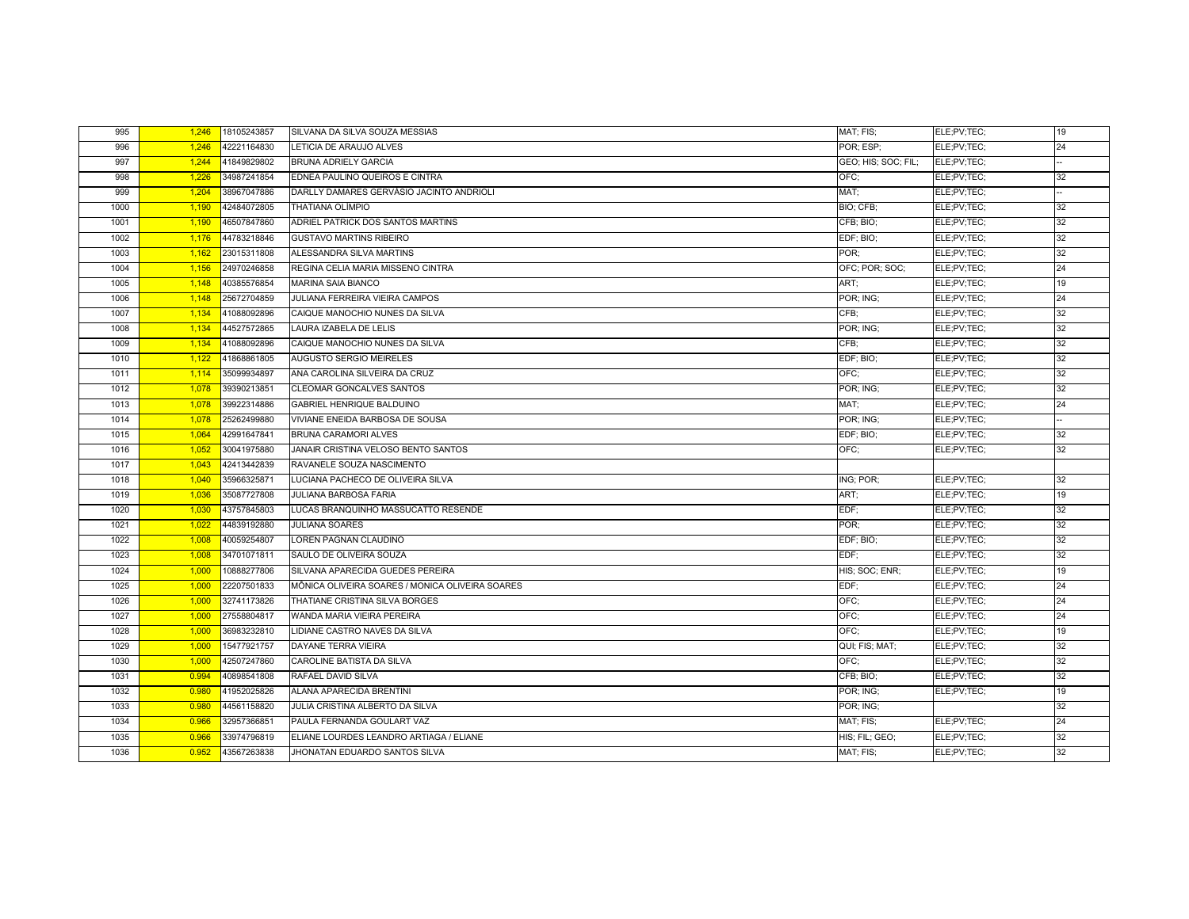| | | | | | | |
|---|---|---|---|---|---|---|
| 995 | 1,246 | 18105243857 | SILVANA DA SILVA SOUZA MESSIAS | MAT; FIS; | ELE;PV;TEC; | 19 |
| 996 | 1,246 | 42221164830 | LETICIA DE ARAUJO ALVES | POR; ESP; | ELE;PV;TEC; | 24 |
| 997 | 1,244 | 41849829802 | BRUNA ADRIELY GARCIA | GEO; HIS; SOC; FIL; | ELE;PV;TEC; | -- |
| 998 | 1,226 | 34987241854 | EDNEA PAULINO QUEIROS E CINTRA | OFC; | ELE;PV;TEC; | 32 |
| 999 | 1,204 | 38967047886 | DARLLY DAMARES GERVÁSIO JACINTO ANDRIOLI | MAT; | ELE;PV;TEC; | -- |
| 1000 | 1,190 | 42484072805 | THATIANA OLÍMPIO | BIO; CFB; | ELE;PV;TEC; | 32 |
| 1001 | 1,190 | 46507847860 | ADRIEL PATRICK DOS SANTOS MARTINS | CFB; BIO; | ELE;PV;TEC; | 32 |
| 1002 | 1,176 | 44783218846 | GUSTAVO MARTINS RIBEIRO | EDF; BIO; | ELE;PV;TEC; | 32 |
| 1003 | 1,162 | 23015311808 | ALESSANDRA SILVA MARTINS | POR; | ELE;PV;TEC; | 32 |
| 1004 | 1,156 | 24970246858 | REGINA CELIA MARIA MISSENO CINTRA | OFC; POR; SOC; | ELE;PV;TEC; | 24 |
| 1005 | 1,148 | 40385576854 | MARINA SAIA BIANCO | ART; | ELE;PV;TEC; | 19 |
| 1006 | 1,148 | 25672704859 | JULIANA FERREIRA VIEIRA CAMPOS | POR; ING; | ELE;PV;TEC; | 24 |
| 1007 | 1,134 | 41088092896 | CAIQUE MANOCHIO NUNES DA SILVA | CFB; | ELE;PV;TEC; | 32 |
| 1008 | 1,134 | 44527572865 | LAURA IZABELA DE LELIS | POR; ING; | ELE;PV;TEC; | 32 |
| 1009 | 1,134 | 41088092896 | CAIQUE MANOCHIO NUNES DA SILVA | CFB; | ELE;PV;TEC; | 32 |
| 1010 | 1,122 | 41868861805 | AUGUSTO SERGIO MEIRELES | EDF; BIO; | ELE;PV;TEC; | 32 |
| 1011 | 1,114 | 35099934897 | ANA CAROLINA SILVEIRA DA CRUZ | OFC; | ELE;PV;TEC; | 32 |
| 1012 | 1,078 | 39390213851 | CLEOMAR GONCALVES SANTOS | POR; ING; | ELE;PV;TEC; | 32 |
| 1013 | 1,078 | 39922314886 | GABRIEL HENRIQUE BALDUINO | MAT; | ELE;PV;TEC; | 24 |
| 1014 | 1,078 | 25262499880 | VIVIANE ENEIDA BARBOSA DE SOUSA | POR; ING; | ELE;PV;TEC; | -- |
| 1015 | 1,064 | 42991647841 | BRUNA CARAMORI ALVES | EDF; BIO; | ELE;PV;TEC; | 32 |
| 1016 | 1,052 | 30041975880 | JANAIR CRISTINA VELOSO BENTO SANTOS | OFC; | ELE;PV;TEC; | 32 |
| 1017 | 1,043 | 42413442839 | RAVANELE SOUZA NASCIMENTO | | | |
| 1018 | 1,040 | 35966325871 | LUCIANA PACHECO DE OLIVEIRA SILVA | ING; POR; | ELE;PV;TEC; | 32 |
| 1019 | 1,036 | 35087727808 | JULIANA BARBOSA FARIA | ART; | ELE;PV;TEC; | 19 |
| 1020 | 1,030 | 43757845803 | LUCAS BRANQUINHO MASSUCATTO RESENDE | EDF; | ELE;PV;TEC; | 32 |
| 1021 | 1,022 | 44839192880 | JULIANA SOARES | POR; | ELE;PV;TEC; | 32 |
| 1022 | 1,008 | 40059254807 | LOREN PAGNAN CLAUDINO | EDF; BIO; | ELE;PV;TEC; | 32 |
| 1023 | 1,008 | 34701071811 | SAULO DE OLIVEIRA SOUZA | EDF; | ELE;PV;TEC; | 32 |
| 1024 | 1,000 | 10888277806 | SILVANA APARECIDA GUEDES PEREIRA | HIS; SOC; ENR; | ELE;PV;TEC; | 19 |
| 1025 | 1,000 | 22207501833 | MÕNICA OLIVEIRA SOARES / MONICA OLIVEIRA SOARES | EDF; | ELE;PV;TEC; | 24 |
| 1026 | 1,000 | 32741173826 | THATIANE CRISTINA SILVA BORGES | OFC; | ELE;PV;TEC; | 24 |
| 1027 | 1,000 | 27558804817 | WANDA MARIA VIEIRA PEREIRA | OFC; | ELE;PV;TEC; | 24 |
| 1028 | 1,000 | 36983232810 | LIDIANE CASTRO NAVES DA SILVA | OFC; | ELE;PV;TEC; | 19 |
| 1029 | 1,000 | 15477921757 | DAYANE TERRA VIEIRA | QUI; FIS; MAT; | ELE;PV;TEC; | 32 |
| 1030 | 1,000 | 42507247860 | CAROLINE BATISTA DA SILVA | OFC; | ELE;PV;TEC; | 32 |
| 1031 | 0.994 | 40898541808 | RAFAEL DAVID SILVA | CFB; BIO; | ELE;PV;TEC; | 32 |
| 1032 | 0.980 | 41952025826 | ALANA APARECIDA BRENTINI | POR; ING; | ELE;PV;TEC; | 19 |
| 1033 | 0.980 | 44561158820 | JULIA CRISTINA ALBERTO DA SILVA | POR; ING; | | 32 |
| 1034 | 0.966 | 32957366851 | PAULA FERNANDA GOULART VAZ | MAT; FIS; | ELE;PV;TEC; | 24 |
| 1035 | 0.966 | 33974796819 | ELIANE LOURDES LEANDRO ARTIAGA / ELIANE | HIS; FIL; GEO; | ELE;PV;TEC; | 32 |
| 1036 | 0.952 | 43567263838 | JHONATAN EDUARDO SANTOS SILVA | MAT; FIS; | ELE;PV;TEC; | 32 |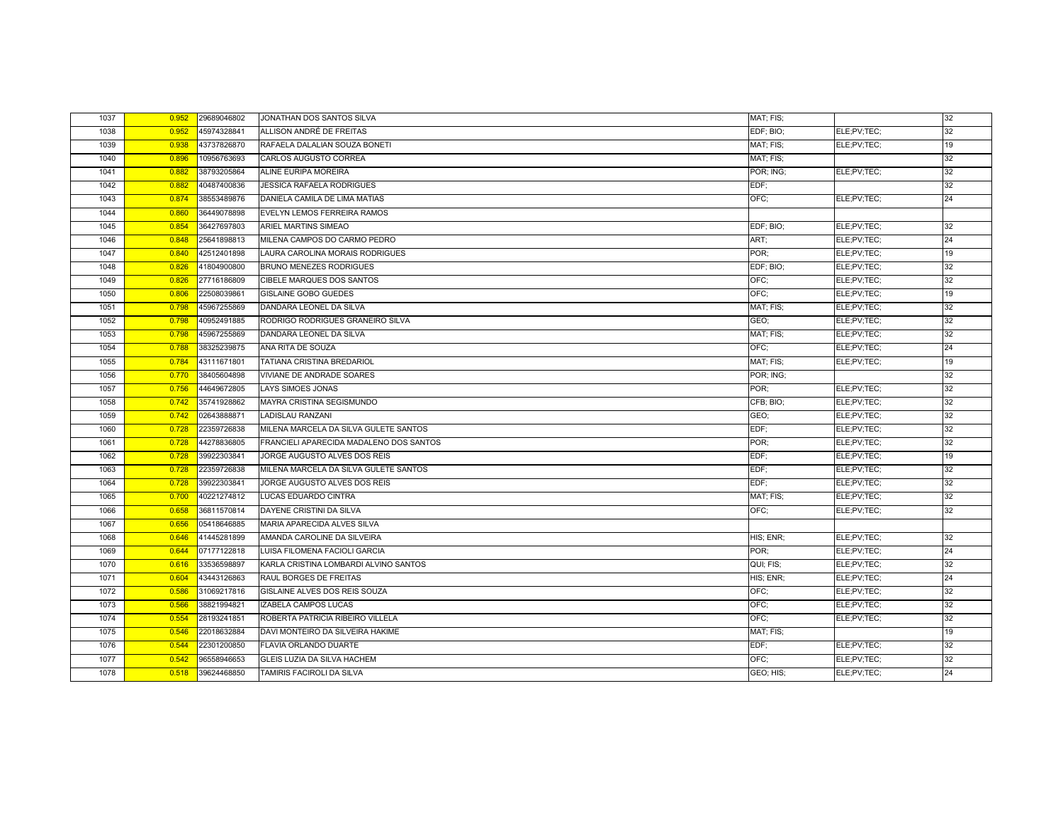| | | | | | | |
|---|---|---|---|---|---|---|
| 1037 | 0.952 | 29689046802 | JONATHAN DOS SANTOS SILVA | MAT; FIS; | | 32 |
| 1038 | 0.952 | 45974328841 | ALLISON ANDRÉ DE FREITAS | EDF; BIO; | ELE;PV;TEC; | 32 |
| 1039 | 0.938 | 43737826870 | RAFAELA DALALIAN SOUZA BONETI | MAT; FIS; | ELE;PV;TEC; | 19 |
| 1040 | 0.896 | 10956763693 | CARLOS AUGUSTO CORREA | MAT; FIS; | | 32 |
| 1041 | 0.882 | 38793205864 | ALINE EURIPA MOREIRA | POR; ING; | ELE;PV;TEC; | 32 |
| 1042 | 0.882 | 40487400836 | JESSICA RAFAELA RODRIGUES | EDF; | | 32 |
| 1043 | 0.874 | 38553489876 | DANIELA CAMILA DE LIMA MATIAS | OFC; | ELE;PV;TEC; | 24 |
| 1044 | 0.860 | 36449078898 | EVELYN LEMOS FERREIRA RAMOS | | | |
| 1045 | 0.854 | 36427697803 | ARIEL MARTINS SIMEAO | EDF; BIO; | ELE;PV;TEC; | 32 |
| 1046 | 0.848 | 25641898813 | MILENA CAMPOS DO CARMO PEDRO | ART; | ELE;PV;TEC; | 24 |
| 1047 | 0.840 | 42512401898 | LAURA CAROLINA MORAIS RODRIGUES | POR; | ELE;PV;TEC; | 19 |
| 1048 | 0.826 | 41804900800 | BRUNO MENEZES RODRIGUES | EDF; BIO; | ELE;PV;TEC; | 32 |
| 1049 | 0.826 | 27716186809 | CIBELE MARQUES DOS SANTOS | OFC; | ELE;PV;TEC; | 32 |
| 1050 | 0.806 | 22508039861 | GISLAINE GOBO GUEDES | OFC; | ELE;PV;TEC; | 19 |
| 1051 | 0.798 | 45967255869 | DANDARA LEONEL DA SILVA | MAT; FIS; | ELE;PV;TEC; | 32 |
| 1052 | 0.798 | 40952491885 | RODRIGO RODRIGUES GRANEIRO SILVA | GEO; | ELE;PV;TEC; | 32 |
| 1053 | 0.798 | 45967255869 | DANDARA LEONEL DA SILVA | MAT; FIS; | ELE;PV;TEC; | 32 |
| 1054 | 0.788 | 38325239875 | ANA RITA DE SOUZA | OFC; | ELE;PV;TEC; | 24 |
| 1055 | 0.784 | 43111671801 | TATIANA CRISTINA BREDARIOL | MAT; FIS; | ELE;PV;TEC; | 19 |
| 1056 | 0.770 | 38405604898 | VIVIANE DE ANDRADE SOARES | POR; ING; | | 32 |
| 1057 | 0.756 | 44649672805 | LAYS SIMOES JONAS | POR; | ELE;PV;TEC; | 32 |
| 1058 | 0.742 | 35741928862 | MAYRA CRISTINA SEGISMUNDO | CFB; BIO; | ELE;PV;TEC; | 32 |
| 1059 | 0.742 | 02643888871 | LADISLAU RANZANI | GEO; | ELE;PV;TEC; | 32 |
| 1060 | 0.728 | 22359726838 | MILENA MARCELA DA SILVA GULETE SANTOS | EDF; | ELE;PV;TEC; | 32 |
| 1061 | 0.728 | 44278836805 | FRANCIELI APARECIDA MADALENO DOS SANTOS | POR; | ELE;PV;TEC; | 32 |
| 1062 | 0.728 | 39922303841 | JORGE AUGUSTO ALVES DOS REIS | EDF; | ELE;PV;TEC; | 19 |
| 1063 | 0.728 | 22359726838 | MILENA MARCELA DA SILVA GULETE SANTOS | EDF; | ELE;PV;TEC; | 32 |
| 1064 | 0.728 | 39922303841 | JORGE AUGUSTO ALVES DOS REIS | EDF; | ELE;PV;TEC; | 32 |
| 1065 | 0.700 | 40221274812 | LUCAS EDUARDO CINTRA | MAT; FIS; | ELE;PV;TEC; | 32 |
| 1066 | 0.658 | 36811570814 | DAYENE CRISTINI DA SILVA | OFC; | ELE;PV;TEC; | 32 |
| 1067 | 0.656 | 05418646885 | MARIA APARECIDA ALVES SILVA | | | |
| 1068 | 0.646 | 41445281899 | AMANDA CAROLINE DA SILVEIRA | HIS; ENR; | ELE;PV;TEC; | 32 |
| 1069 | 0.644 | 07177122818 | LUISA FILOMENA FACIOLI GARCIA | POR; | ELE;PV;TEC; | 24 |
| 1070 | 0.616 | 33536598897 | KARLA CRISTINA LOMBARDI ALVINO SANTOS | QUI; FIS; | ELE;PV;TEC; | 32 |
| 1071 | 0.604 | 43443126863 | RAUL BORGES DE FREITAS | HIS; ENR; | ELE;PV;TEC; | 24 |
| 1072 | 0.586 | 31069217816 | GISLAINE ALVES DOS REIS SOUZA | OFC; | ELE;PV;TEC; | 32 |
| 1073 | 0.566 | 38821994821 | IZABELA CAMPOS LUCAS | OFC; | ELE;PV;TEC; | 32 |
| 1074 | 0.554 | 28193241851 | ROBERTA PATRICIA RIBEIRO VILLELA | OFC; | ELE;PV;TEC; | 32 |
| 1075 | 0.546 | 22018632884 | DAVI MONTEIRO DA SILVEIRA HAKIME | MAT; FIS; | | 19 |
| 1076 | 0.544 | 22301200850 | FLAVIA ORLANDO DUARTE | EDF; | ELE;PV;TEC; | 32 |
| 1077 | 0.542 | 96558946653 | GLEIS LUZIA DA SILVA HACHEM | OFC; | ELE;PV;TEC; | 32 |
| 1078 | 0.518 | 39624468850 | TAMIRIS FACIROLI DA SILVA | GEO; HIS; | ELE;PV;TEC; | 24 |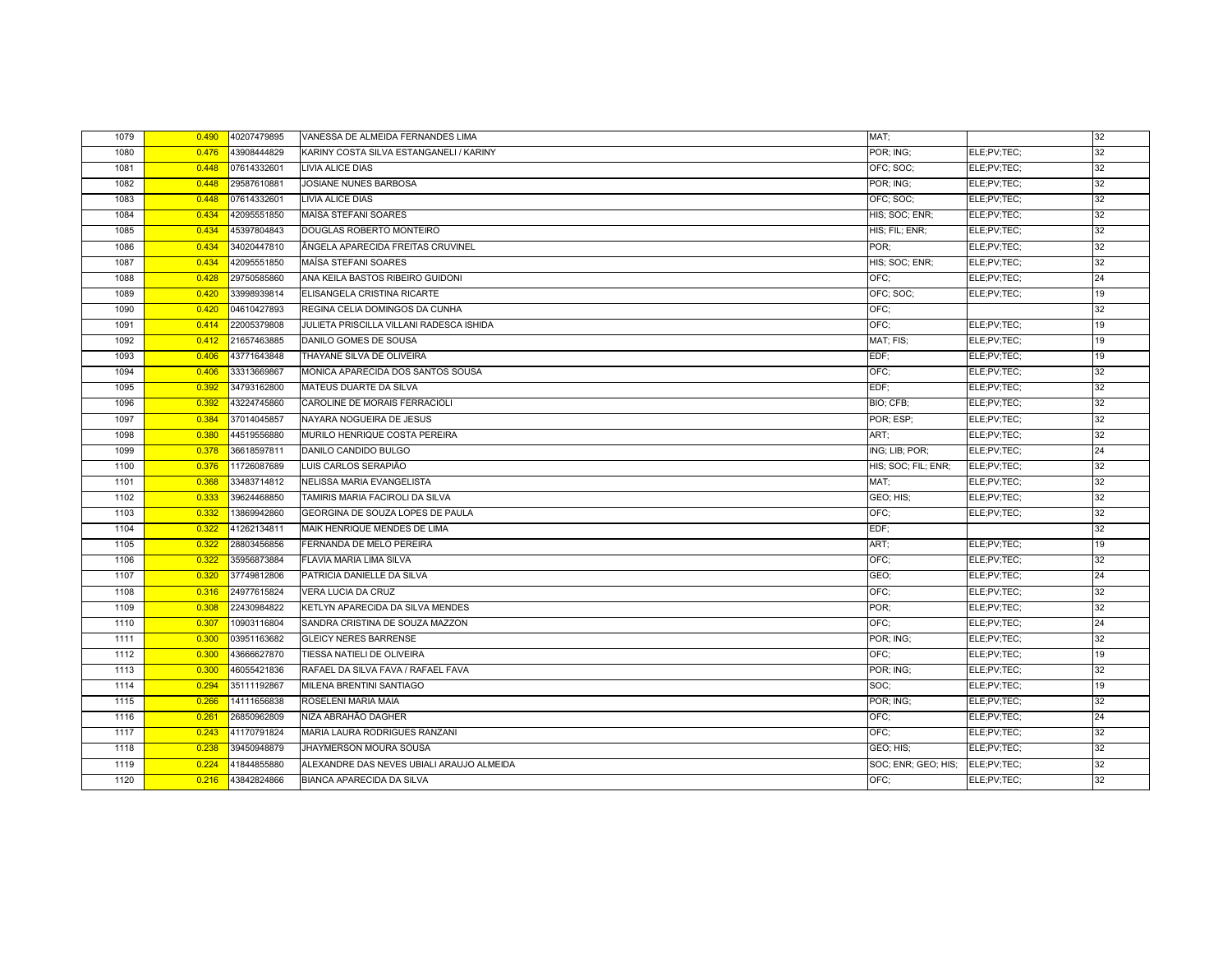| 1079 | 0.490 | 40207479895 | VANESSA DE ALMEIDA FERNANDES LIMA | MAT; | | 32 |
|---|---|---|---|---|---|---|
| 1080 | 0.476 | 43908444829 | KARINY COSTA SILVA ESTANGANELI / KARINY | POR; ING; | ELE;PV;TEC; | 32 |
| 1081 | 0.448 | 07614332601 | LIVIA ALICE DIAS | OFC; SOC; | ELE;PV;TEC; | 32 |
| 1082 | 0.448 | 29587610881 | JOSIANE NUNES BARBOSA | POR; ING; | ELE;PV;TEC; | 32 |
| 1083 | 0.448 | 07614332601 | LIVIA ALICE DIAS | OFC; SOC; | ELE;PV;TEC; | 32 |
| 1084 | 0.434 | 42095551850 | MAÍSA STEFANI SOARES | HIS; SOC; ENR; | ELE;PV;TEC; | 32 |
| 1085 | 0.434 | 45397804843 | DOUGLAS ROBERTO MONTEIRO | HIS; FIL; ENR; | ELE;PV;TEC; | 32 |
| 1086 | 0.434 | 34020447810 | ÂNGELA APARECIDA FREITAS CRUVINEL | POR; | ELE;PV;TEC; | 32 |
| 1087 | 0.434 | 42095551850 | MAÍSA STEFANI SOARES | HIS; SOC; ENR; | ELE;PV;TEC; | 32 |
| 1088 | 0.428 | 29750585860 | ANA KEILA BASTOS RIBEIRO GUIDONI | OFC; | ELE;PV;TEC; | 24 |
| 1089 | 0.420 | 33998939814 | ELISANGELA CRISTINA RICARTE | OFC; SOC; | ELE;PV;TEC; | 19 |
| 1090 | 0.420 | 04610427893 | REGINA CELIA DOMINGOS DA CUNHA | OFC; | | 32 |
| 1091 | 0.414 | 22005379808 | JULIETA PRISCILLA VILLANI RADESCA ISHIDA | OFC; | ELE;PV;TEC; | 19 |
| 1092 | 0.412 | 21657463885 | DANILO GOMES DE SOUSA | MAT; FIS; | ELE;PV;TEC; | 19 |
| 1093 | 0.406 | 43771643848 | THAYANE SILVA DE OLIVEIRA | EDF; | ELE;PV;TEC; | 19 |
| 1094 | 0.406 | 33313669867 | MONICA APARECIDA DOS SANTOS SOUSA | OFC; | ELE;PV;TEC; | 32 |
| 1095 | 0.392 | 34793162800 | MATEUS DUARTE DA SILVA | EDF; | ELE;PV;TEC; | 32 |
| 1096 | 0.392 | 43224745860 | CAROLINE DE MORAIS FERRACIOLI | BIO; CFB; | ELE;PV;TEC; | 32 |
| 1097 | 0.384 | 37014045857 | NAYARA NOGUEIRA DE JESUS | POR; ESP; | ELE;PV;TEC; | 32 |
| 1098 | 0.380 | 44519556880 | MURILO HENRIQUE COSTA PEREIRA | ART; | ELE;PV;TEC; | 32 |
| 1099 | 0.378 | 36618597811 | DANILO CANDIDO BULGO | ING; LIB; POR; | ELE;PV;TEC; | 24 |
| 1100 | 0.376 | 11726087689 | LUIS CARLOS SERAPIÃO | HIS; SOC; FIL; ENR; | ELE;PV;TEC; | 32 |
| 1101 | 0.368 | 33483714812 | NELISSA MARIA EVANGELISTA | MAT; | ELE;PV;TEC; | 32 |
| 1102 | 0.333 | 39624468850 | TAMIRIS MARIA FACIROLI DA SILVA | GEO; HIS; | ELE;PV;TEC; | 32 |
| 1103 | 0.332 | 13869942860 | GEORGINA DE SOUZA LOPES DE PAULA | OFC; | ELE;PV;TEC; | 32 |
| 1104 | 0.322 | 41262134811 | MAIK HENRIQUE MENDES DE LIMA | EDF; | | 32 |
| 1105 | 0.322 | 28803456856 | FERNANDA DE MELO PEREIRA | ART; | ELE;PV;TEC; | 19 |
| 1106 | 0.322 | 35956873884 | FLAVIA MARIA LIMA SILVA | OFC; | ELE;PV;TEC; | 32 |
| 1107 | 0.320 | 37749812806 | PATRICIA DANIELLE DA SILVA | GEO; | ELE;PV;TEC; | 24 |
| 1108 | 0.316 | 24977615824 | VERA LUCIA DA CRUZ | OFC; | ELE;PV;TEC; | 32 |
| 1109 | 0.308 | 22430984822 | KETLYN APARECIDA DA SILVA MENDES | POR; | ELE;PV;TEC; | 32 |
| 1110 | 0.307 | 10903116804 | SANDRA CRISTINA DE SOUZA MAZZON | OFC; | ELE;PV;TEC; | 24 |
| 1111 | 0.300 | 03951163682 | GLEICY NERES BARRENSE | POR; ING; | ELE;PV;TEC; | 32 |
| 1112 | 0.300 | 43666627870 | TIESSA NATIELI DE OLIVEIRA | OFC; | ELE;PV;TEC; | 19 |
| 1113 | 0.300 | 46055421836 | RAFAEL DA SILVA FAVA / RAFAEL FAVA | POR; ING; | ELE;PV;TEC; | 32 |
| 1114 | 0.294 | 35111192867 | MILENA BRENTINI SANTIAGO | SOC; | ELE;PV;TEC; | 19 |
| 1115 | 0.266 | 14111656838 | ROSELENI MARIA MAIA | POR; ING; | ELE;PV;TEC; | 32 |
| 1116 | 0.261 | 26850962809 | NIZA ABRAHÃO DAGHER | OFC; | ELE;PV;TEC; | 24 |
| 1117 | 0.243 | 41170791824 | MARIA LAURA RODRIGUES RANZANI | OFC; | ELE;PV;TEC; | 32 |
| 1118 | 0.238 | 39450948879 | JHAYMERSON MOURA SOUSA | GEO; HIS; | ELE;PV;TEC; | 32 |
| 1119 | 0.224 | 41844855880 | ALEXANDRE DAS NEVES UBIALI ARAUJO ALMEIDA | SOC; ENR; GEO; HIS; | ELE;PV;TEC; | 32 |
| 1120 | 0.216 | 43842824866 | BIANCA APARECIDA DA SILVA | OFC; | ELE;PV;TEC; | 32 |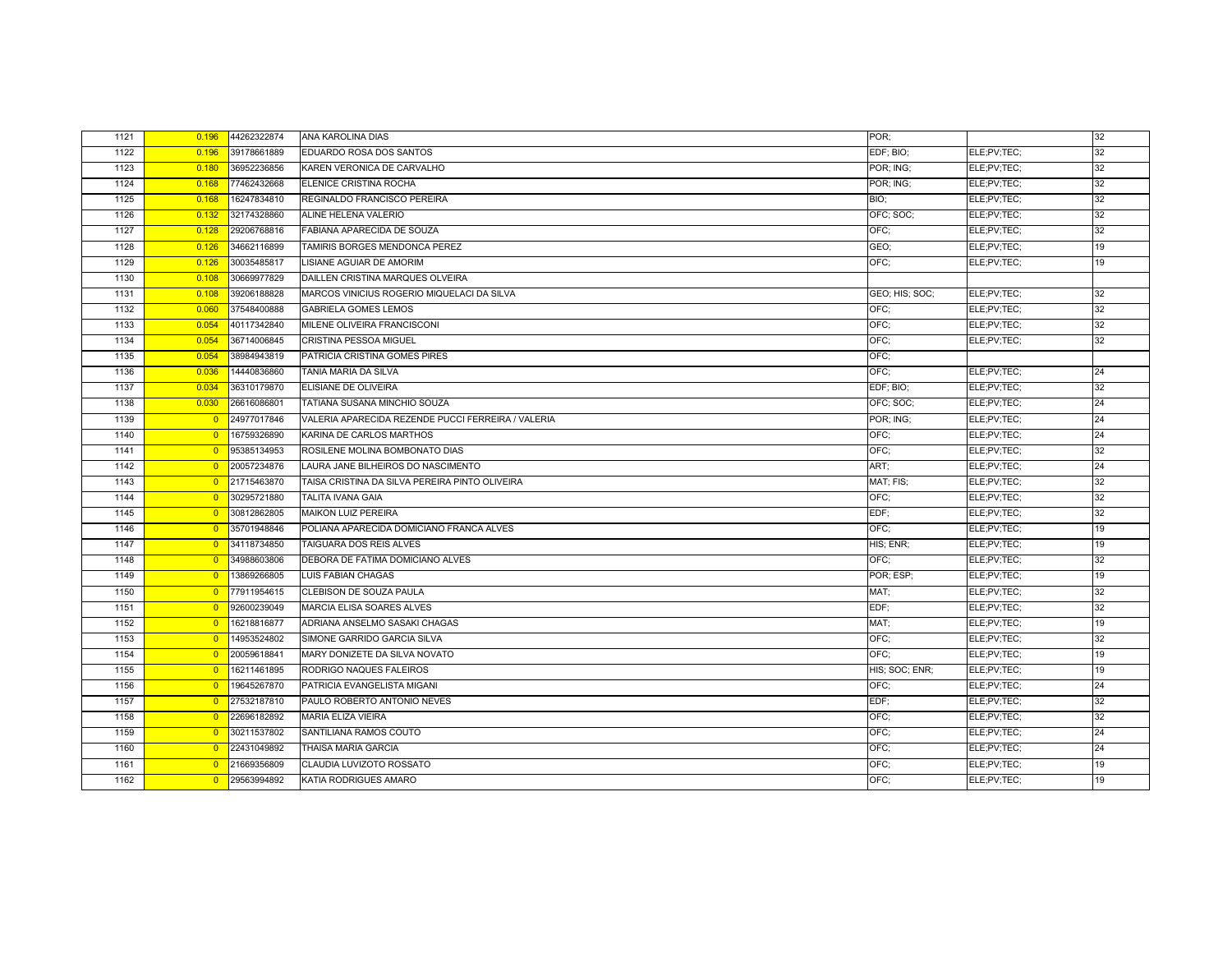| | | | | | | |
|---|---|---|---|---|---|---|
| 1121 | 0.196 | 44262322874 | ANA KAROLINA DIAS | POR; | | 32 |
| 1122 | 0.196 | 39178661889 | EDUARDO ROSA DOS SANTOS | EDF; BIO; | ELE;PV;TEC; | 32 |
| 1123 | 0.180 | 36952236856 | KAREN VERONICA DE CARVALHO | POR; ING; | ELE;PV;TEC; | 32 |
| 1124 | 0.168 | 77462432668 | ELENICE CRISTINA ROCHA | POR; ING; | ELE;PV;TEC; | 32 |
| 1125 | 0.168 | 16247834810 | REGINALDO FRANCISCO PEREIRA | BIO; | ELE;PV;TEC; | 32 |
| 1126 | 0.132 | 32174328860 | ALINE HELENA VALERIO | OFC; SOC; | ELE;PV;TEC; | 32 |
| 1127 | 0.128 | 29206768816 | FABIANA APARECIDA DE SOUZA | OFC; | ELE;PV;TEC; | 32 |
| 1128 | 0.126 | 34662116899 | TAMIRIS BORGES MENDONCA PEREZ | GEO; | ELE;PV;TEC; | 19 |
| 1129 | 0.126 | 30035485817 | LISIANE AGUIAR DE AMORIM | OFC; | ELE;PV;TEC; | 19 |
| 1130 | 0.108 | 30669977829 | DAILLEN CRISTINA MARQUES OLVEIRA | | | |
| 1131 | 0.108 | 39206188828 | MARCOS VINICIUS ROGERIO MIQUELACI DA SILVA | GEO; HIS; SOC; | ELE;PV;TEC; | 32 |
| 1132 | 0.060 | 37548400888 | GABRIELA GOMES LEMOS | OFC; | ELE;PV;TEC; | 32 |
| 1133 | 0.054 | 40117342840 | MILENE OLIVEIRA FRANCISCONI | OFC; | ELE;PV;TEC; | 32 |
| 1134 | 0.054 | 36714006845 | CRISTINA PESSOA MIGUEL | OFC; | ELE;PV;TEC; | 32 |
| 1135 | 0.054 | 38984943819 | PATRICIA CRISTINA GOMES PIRES | OFC; | | |
| 1136 | 0.036 | 14440836860 | TANIA MARIA DA SILVA | OFC; | ELE;PV;TEC; | 24 |
| 1137 | 0.034 | 36310179870 | ELISIANE DE OLIVEIRA | EDF; BIO; | ELE;PV;TEC; | 32 |
| 1138 | 0.030 | 26616086801 | TATIANA SUSANA MINCHIO SOUZA | OFC; SOC; | ELE;PV;TEC; | 24 |
| 1139 | 0 | 24977017846 | VALERIA APARECIDA REZENDE PUCCI FERREIRA / VALERIA | POR; ING; | ELE;PV;TEC; | 24 |
| 1140 | 0 | 16759326890 | KARINA DE CARLOS MARTHOS | OFC; | ELE;PV;TEC; | 24 |
| 1141 | 0 | 95385134953 | ROSILENE MOLINA BOMBONATO DIAS | OFC; | ELE;PV;TEC; | 32 |
| 1142 | 0 | 20057234876 | LAURA JANE BILHEIROS DO NASCIMENTO | ART; | ELE;PV;TEC; | 24 |
| 1143 | 0 | 21715463870 | TAISA CRISTINA DA SILVA PEREIRA PINTO OLIVEIRA | MAT; FIS; | ELE;PV;TEC; | 32 |
| 1144 | 0 | 30295721880 | TALITA IVANA GAIA | OFC; | ELE;PV;TEC; | 32 |
| 1145 | 0 | 30812862805 | MAIKON LUIZ PEREIRA | EDF; | ELE;PV;TEC; | 32 |
| 1146 | 0 | 35701948846 | POLIANA APARECIDA DOMICIANO FRANCA ALVES | OFC; | ELE;PV;TEC; | 19 |
| 1147 | 0 | 34118734850 | TAIGUARA DOS REIS ALVES | HIS; ENR; | ELE;PV;TEC; | 19 |
| 1148 | 0 | 34988603806 | DEBORA DE FATIMA DOMICIANO ALVES | OFC; | ELE;PV;TEC; | 32 |
| 1149 | 0 | 13869266805 | LUIS FABIAN CHAGAS | POR; ESP; | ELE;PV;TEC; | 19 |
| 1150 | 0 | 77911954615 | CLEBISON DE SOUZA PAULA | MAT; | ELE;PV;TEC; | 32 |
| 1151 | 0 | 92600239049 | MARCIA ELISA SOARES ALVES | EDF; | ELE;PV;TEC; | 32 |
| 1152 | 0 | 16218816877 | ADRIANA ANSELMO SASAKI CHAGAS | MAT; | ELE;PV;TEC; | 19 |
| 1153 | 0 | 14953524802 | SIMONE GARRIDO GARCIA SILVA | OFC; | ELE;PV;TEC; | 32 |
| 1154 | 0 | 20059618841 | MARY DONIZETE DA SILVA NOVATO | OFC; | ELE;PV;TEC; | 19 |
| 1155 | 0 | 16211461895 | RODRIGO NAQUES FALEIROS | HIS; SOC; ENR; | ELE;PV;TEC; | 19 |
| 1156 | 0 | 19645267870 | PATRICIA EVANGELISTA MIGANI | OFC; | ELE;PV;TEC; | 24 |
| 1157 | 0 | 27532187810 | PAULO ROBERTO ANTONIO NEVES | EDF; | ELE;PV;TEC; | 32 |
| 1158 | 0 | 22696182892 | MARIA ELIZA VIEIRA | OFC; | ELE;PV;TEC; | 32 |
| 1159 | 0 | 30211537802 | SANTILIANA RAMOS COUTO | OFC; | ELE;PV;TEC; | 24 |
| 1160 | 0 | 22431049892 | THAISA MARIA GARCIA | OFC; | ELE;PV;TEC; | 24 |
| 1161 | 0 | 21669356809 | CLAUDIA LUVIZOTO ROSSATO | OFC; | ELE;PV;TEC; | 19 |
| 1162 | 0 | 29563994892 | KATIA RODRIGUES AMARO | OFC; | ELE;PV;TEC; | 19 |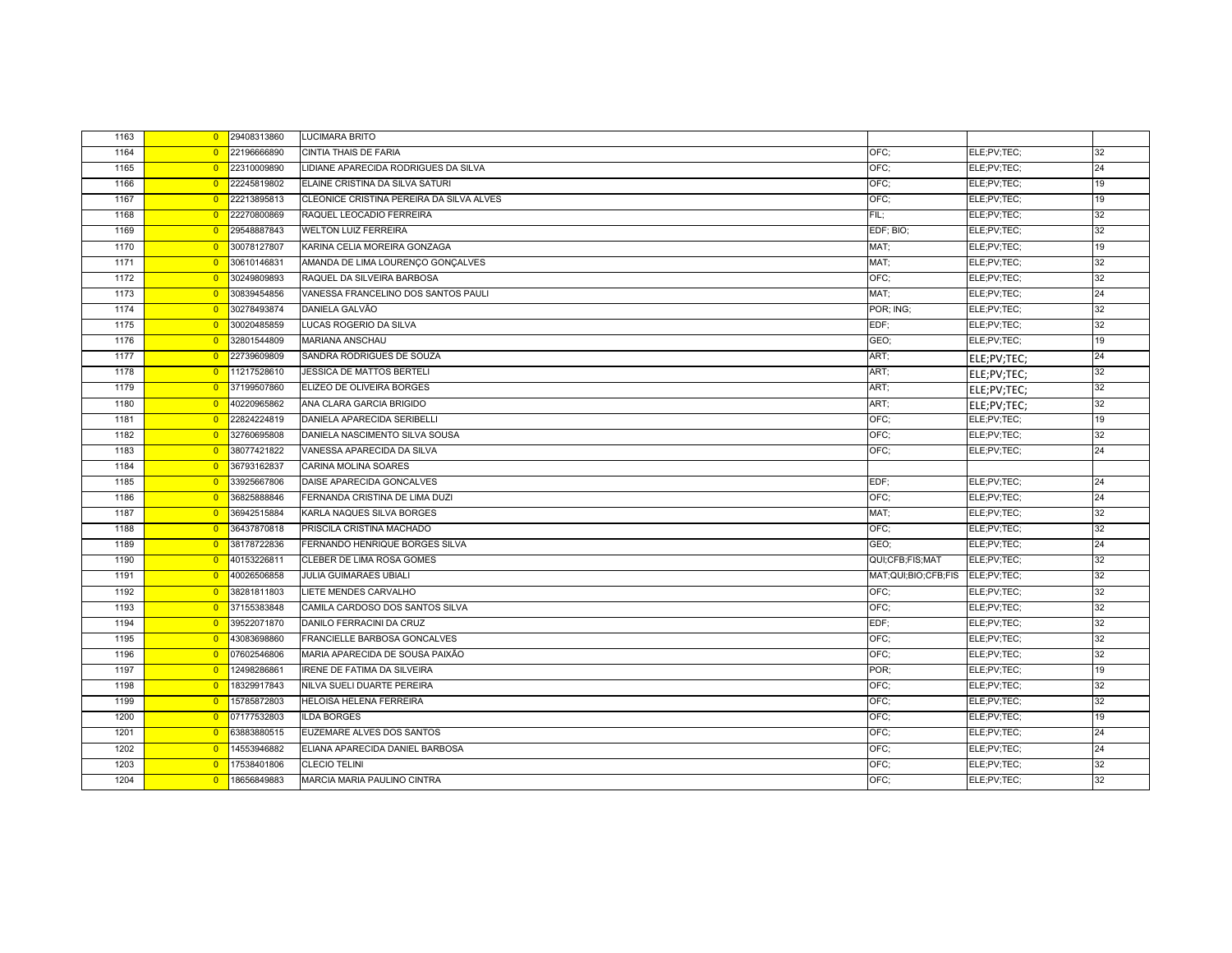| | | | | | | |
|---|---|---|---|---|---|---|
| 1163 | 0 | 29408313860 | LUCIMARA BRITO | | | |
| 1164 | 0 | 22196666890 | CINTIA THAIS DE FARIA | OFC; | ELE;PV;TEC; | 32 |
| 1165 | 0 | 22310009890 | LIDIANE APARECIDA RODRIGUES DA SILVA | OFC; | ELE;PV;TEC; | 24 |
| 1166 | 0 | 22245819802 | ELAINE CRISTINA DA SILVA SATURI | OFC; | ELE;PV;TEC; | 19 |
| 1167 | 0 | 22213895813 | CLEONICE CRISTINA PEREIRA DA SILVA ALVES | OFC; | ELE;PV;TEC; | 19 |
| 1168 | 0 | 22270800869 | RAQUEL LEOCADIO FERREIRA | FIL; | ELE;PV;TEC; | 32 |
| 1169 | 0 | 29548887843 | WELTON LUIZ FERREIRA | EDF; BIO; | ELE;PV;TEC; | 32 |
| 1170 | 0 | 30078127807 | KARINA CELIA MOREIRA GONZAGA | MAT; | ELE;PV;TEC; | 19 |
| 1171 | 0 | 30610146831 | AMANDA DE LIMA LOURENÇO GONÇALVES | MAT; | ELE;PV;TEC; | 32 |
| 1172 | 0 | 30249809893 | RAQUEL DA SILVEIRA BARBOSA | OFC; | ELE;PV;TEC; | 32 |
| 1173 | 0 | 30839454856 | VANESSA FRANCELINO DOS SANTOS PAULI | MAT; | ELE;PV;TEC; | 24 |
| 1174 | 0 | 30278493874 | DANIELA GALVÃO | POR; ING; | ELE;PV;TEC; | 32 |
| 1175 | 0 | 30020485859 | LUCAS ROGERIO DA SILVA | EDF; | ELE;PV;TEC; | 32 |
| 1176 | 0 | 32801544809 | MARIANA ANSCHAU | GEO; | ELE;PV;TEC; | 19 |
| 1177 | 0 | 22739609809 | SANDRA RODRIGUES DE SOUZA | ART; | ELE;PV;TEC; | 24 |
| 1178 | 0 | 11217528610 | JESSICA DE MATTOS BERTELI | ART; | ELE;PV;TEC; | 32 |
| 1179 | 0 | 37199507860 | ELIZEO DE OLIVEIRA BORGES | ART; | ELE;PV;TEC; | 32 |
| 1180 | 0 | 40220965862 | ANA CLARA GARCIA BRIGIDO | ART; | ELE;PV;TEC; | 32 |
| 1181 | 0 | 22824224819 | DANIELA APARECIDA SERIBELLI | OFC; | ELE;PV;TEC; | 19 |
| 1182 | 0 | 32760695808 | DANIELA NASCIMENTO SILVA SOUSA | OFC; | ELE;PV;TEC; | 32 |
| 1183 | 0 | 38077421822 | VANESSA APARECIDA DA SILVA | OFC; | ELE;PV;TEC; | 24 |
| 1184 | 0 | 36793162837 | CARINA MOLINA SOARES | | | |
| 1185 | 0 | 33925667806 | DAISE APARECIDA GONCALVES | EDF; | ELE;PV;TEC; | 24 |
| 1186 | 0 | 36825888846 | FERNANDA CRISTINA DE LIMA DUZI | OFC; | ELE;PV;TEC; | 24 |
| 1187 | 0 | 36942515884 | KARLA NAQUES SILVA BORGES | MAT; | ELE;PV;TEC; | 32 |
| 1188 | 0 | 36437870818 | PRISCILA CRISTINA MACHADO | OFC; | ELE;PV;TEC; | 32 |
| 1189 | 0 | 38178722836 | FERNANDO HENRIQUE BORGES SILVA | GEO; | ELE;PV;TEC; | 24 |
| 1190 | 0 | 40153226811 | CLEBER DE LIMA ROSA GOMES | QUI;CFB;FIS;MAT | ELE;PV;TEC; | 32 |
| 1191 | 0 | 40026506858 | JULIA GUIMARAES UBIALI | MAT;QUI;BIO;CFB;FIS | ELE;PV;TEC; | 32 |
| 1192 | 0 | 38281811803 | LIETE MENDES CARVALHO | OFC; | ELE;PV;TEC; | 32 |
| 1193 | 0 | 37155383848 | CAMILA CARDOSO DOS SANTOS SILVA | OFC; | ELE;PV;TEC; | 32 |
| 1194 | 0 | 39522071870 | DANILO FERRACINI DA CRUZ | EDF; | ELE;PV;TEC; | 32 |
| 1195 | 0 | 43083698860 | FRANCIELLE BARBOSA GONCALVES | OFC; | ELE;PV;TEC; | 32 |
| 1196 | 0 | 07602546806 | MARIA APARECIDA DE SOUSA PAIXÃO | OFC; | ELE;PV;TEC; | 32 |
| 1197 | 0 | 12498286861 | IRENE DE FATIMA DA SILVEIRA | POR; | ELE;PV;TEC; | 19 |
| 1198 | 0 | 18329917843 | NILVA SUELI DUARTE PEREIRA | OFC; | ELE;PV;TEC; | 32 |
| 1199 | 0 | 15785872803 | HELOISA HELENA FERREIRA | OFC; | ELE;PV;TEC; | 32 |
| 1200 | 0 | 07177532803 | ILDA BORGES | OFC; | ELE;PV;TEC; | 19 |
| 1201 | 0 | 63883880515 | EUZEMARE ALVES DOS SANTOS | OFC; | ELE;PV;TEC; | 24 |
| 1202 | 0 | 14553946882 | ELIANA APARECIDA DANIEL BARBOSA | OFC; | ELE;PV;TEC; | 24 |
| 1203 | 0 | 17538401806 | CLECIO TELINI | OFC; | ELE;PV;TEC; | 32 |
| 1204 | 0 | 18656849883 | MARCIA MARIA PAULINO CINTRA | OFC; | ELE;PV;TEC; | 32 |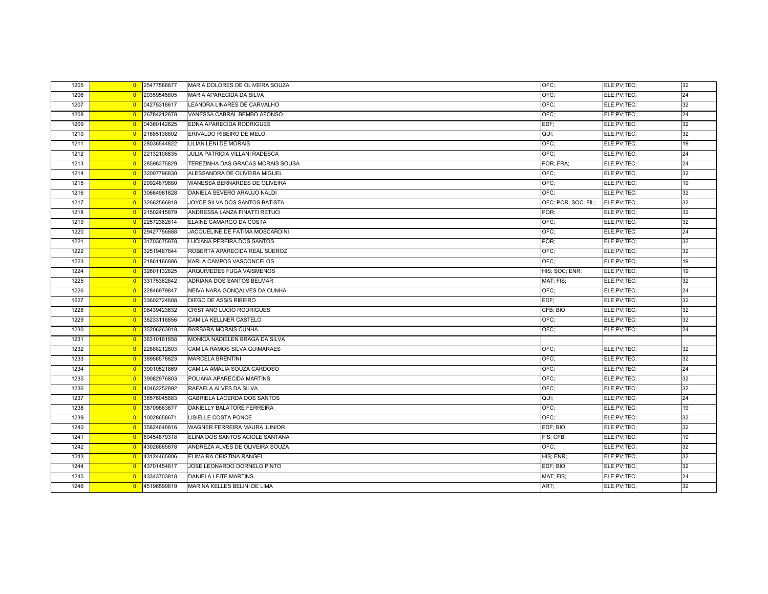| | | | | | | |
|---|---|---|---|---|---|---|
| 1205 | 0 | 25477586877 | MARIA DOLORES DE OLIVEIRA SOUZA | OFC; | ELE;PV;TEC; | 32 |
| 1206 | 0 | 29359545805 | MARIA APARECIDA DA SILVA | OFC; | ELE;PV;TEC; | 24 |
| 1207 | 0 | 04275318617 | LEANDRA LINARES DE CARVALHO | OFC; | ELE;PV;TEC; | 32 |
| 1208 | 0 | 26784212878 | VANESSA CABRAL BEMBO AFONSO | OFC; | ELE;PV;TEC; | 24 |
| 1209 | 0 | 04360142625 | EDNA APARECIDA RODRIGUES | EDF; | ELE;PV;TEC; | 32 |
| 1210 | 0 | 21685138802 | ERIVALDO RIBEIRO DE MELO | QUI; | ELE;PV;TEC; | 32 |
| 1211 | 0 | 28036544822 | LILIAN LENI DE MORAIS | OFC; | ELE;PV;TEC; | 19 |
| 1212 | 0 | 22132106835 | JULIA PATRICIA VILLANI RADESCA | OFC; | ELE;PV;TEC; | 24 |
| 1213 | 0 | 28598375829 | TEREZINHA DAS GRACAS MORAIS SOUSA | POR; FRA; | ELE;PV;TEC; | 24 |
| 1214 | 0 | 32007796830 | ALESSANDRA DE OLIVEIRA MIGUEL | OFC; | ELE;PV;TEC; | 32 |
| 1215 | 0 | 29924879880 | WANESSA BERNARDES DE OLIVEIRA | OFC; | ELE;PV;TEC; | 19 |
| 1216 | 0 | 30664981828 | DANIELA SEVERO ARAÚJO NALDI | OFC; | ELE;PV;TEC; | 32 |
| 1217 | 0 | 32662586818 | JOYCE SILVA DOS SANTOS BATISTA | OFC; POR; SOC; FIL; | ELE;PV;TEC; | 32 |
| 1218 | 0 | 21502415879 | ANDRESSA LANZA FINATTI RETUCI | POR; | ELE;PV;TEC; | 32 |
| 1219 | 0 | 22572382814 | ELAINE CAMARGO DA COSTA | OFC; | ELE;PV;TEC; | 32 |
| 1220 | 0 | 29427756888 | JACQUELINE DE FATIMA MOSCARDINI | OFC; | ELE;PV;TEC; | 24 |
| 1221 | 0 | 31703675878 | LUCIANA PEREIRA DOS SANTOS | POR; | ELE;PV;TEC; | 32 |
| 1222 | 0 | 32519487844 | ROBERTA APARECIDA REAL SUEROZ | OFC; | ELE;PV;TEC; | 32 |
| 1223 | 0 | 21861186886 | KARLA CAMPOS VASCONCELOS | OFC; | ELE;PV;TEC; | 19 |
| 1224 | 0 | 32601132825 | ARQUIMEDES FUGA VAISMENOS | HIS; SOC; ENR; | ELE;PV;TEC; | 19 |
| 1225 | 0 | 33175362842 | ADRIANA DOS SANTOS BELMAR | MAT; FIS; | ELE;PV;TEC; | 32 |
| 1226 | 0 | 22846979847 | NEIVA NARA GONÇALVES DA CUNHA | OFC; | ELE;PV;TEC; | 24 |
| 1227 | 0 | 33602724808 | DIEGO DE ASSIS RIBEIRO | EDF; | ELE;PV;TEC; | 32 |
| 1228 | 0 | 08439423632 | CRISTIANO LUCIO RODRIGUES | CFB; BIO; | ELE;PV;TEC; | 32 |
| 1229 | 0 | 36233116856 | CAMILA KELLNER CASTELO | OFC; | ELE;PV;TEC; | 32 |
| 1230 | 0 | 35206263818 | BARBARA MORAIS CUNHA | OFC; | ELE;PV;TEC; | 24 |
| 1231 | 0 | 36310181858 | MONICA NADIELEN BRAGA DA SILVA | | | |
| 1232 | 0 | 22888212803 | CAMILA RAMOS SILVA GUIMARAES | OFC; | ELE;PV;TEC; | 32 |
| 1233 | 0 | 38958578823 | MARCELA BRENTINI | OFC; | ELE;PV;TEC; | 32 |
| 1234 | 0 | 39010521869 | CAMILA AMALIA SOUZA CARDOSO | OFC; | ELE;PV;TEC; | 24 |
| 1235 | 0 | 39082976803 | POLIANA APARECIDA MARTINS | OFC; | ELE;PV;TEC; | 32 |
| 1236 | 0 | 40462252892 | RAFAELA ALVES DA SILVA | OFC; | ELE;PV;TEC; | 32 |
| 1237 | 0 | 36576045883 | GABRIELA LACERDA DOS SANTOS | QUI; | ELE;PV;TEC; | 24 |
| 1238 | 0 | 38709863877 | DANIELLY BALATORE FERREIRA | OFC; | ELE;PV;TEC; | 19 |
| 1239 | 0 | 10028658671 | LISIELLE COSTA PONCE | OFC; | ELE;PV;TEC; | 32 |
| 1240 | 0 | 35824648816 | WAGNER FERREIRA MAURA JUNIOR | EDF; BIO; | ELE;PV;TEC; | 32 |
| 1241 | 0 | 60454879318 | ELINA DOS SANTOS ACIOLE SANTANA | FIS; CFB; | ELE;PV;TEC; | 19 |
| 1242 | 0 | 43026665878 | ANDREZA ALVES DE OLIVEIRA SOUZA | OFC; | ELE;PV;TEC; | 32 |
| 1243 | 0 | 43124465806 | ELIMAIRA CRISTINA RANGEL | HIS; ENR; | ELE;PV;TEC; | 32 |
| 1244 | 0 | 43701454817 | JOSE LEONARDO DORNELO PINTO | EDF; BIO; | ELE;PV;TEC; | 32 |
| 1245 | 0 | 43343703818 | DANIELA LEITE MARTINS | MAT; FIS; | ELE;PV;TEC; | 24 |
| 1246 | 0 | 45196599819 | MARINA KELLES BELINI DE LIMA | ART; | ELE;PV;TEC; | 32 |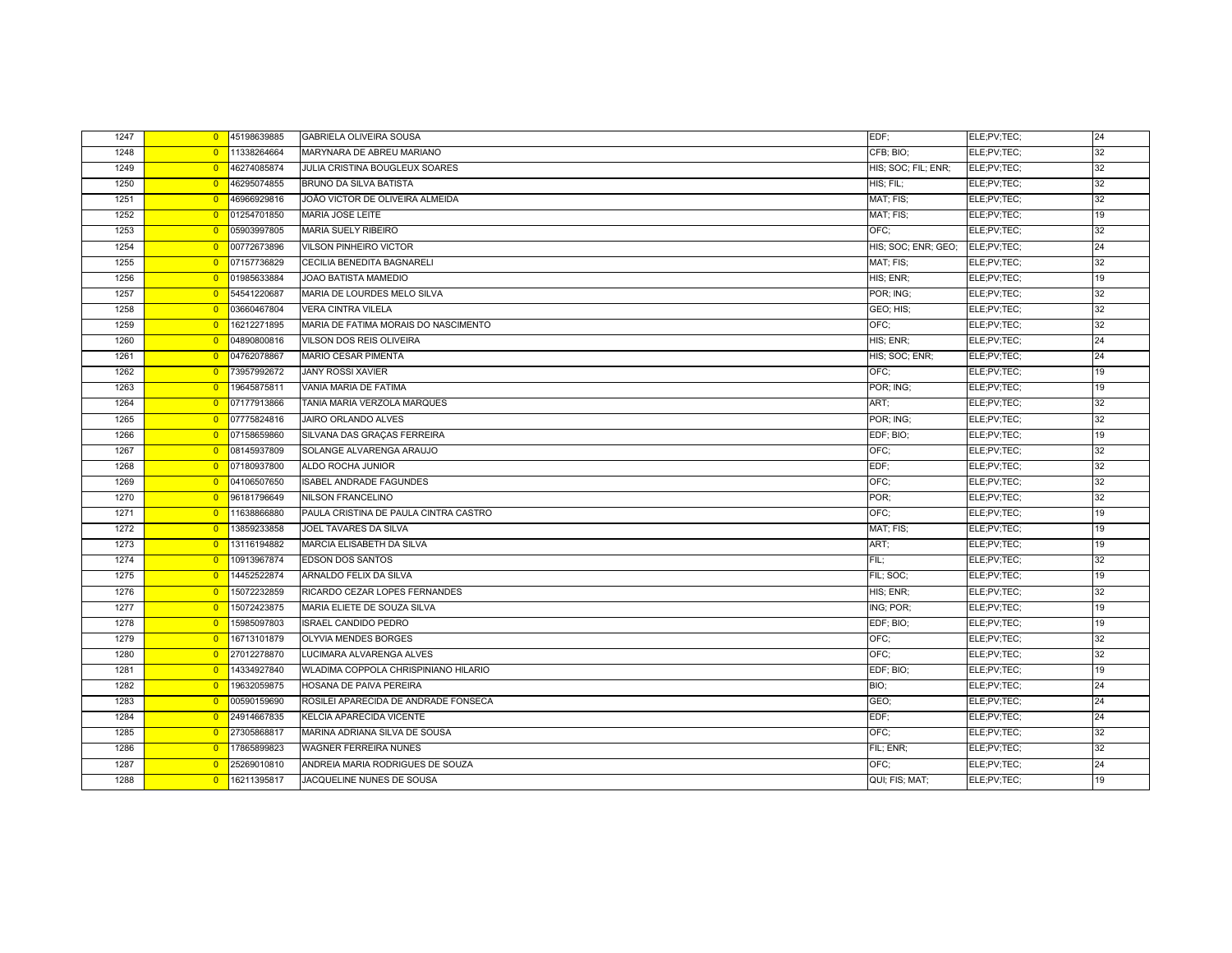| | | | | | | |
|---|---|---|---|---|---|---|
| 1247 | 0 | 45198639885 | GABRIELA OLIVEIRA SOUSA | EDF; | ELE;PV;TEC; | 24 |
| 1248 | 0 | 11338264664 | MARYNARA DE ABREU MARIANO | CFB; BIO; | ELE;PV;TEC; | 32 |
| 1249 | 0 | 46274085874 | JULIA CRISTINA BOUGLEUX SOARES | HIS; SOC; FIL; ENR; | ELE;PV;TEC; | 32 |
| 1250 | 0 | 46295074855 | BRUNO DA SILVA BATISTA | HIS; FIL; | ELE;PV;TEC; | 32 |
| 1251 | 0 | 46966929816 | JOÃO VICTOR DE OLIVEIRA ALMEIDA | MAT; FIS; | ELE;PV;TEC; | 32 |
| 1252 | 0 | 01254701850 | MARIA JOSE LEITE | MAT; FIS; | ELE;PV;TEC; | 19 |
| 1253 | 0 | 05903997805 | MARIA SUELY RIBEIRO | OFC; | ELE;PV;TEC; | 32 |
| 1254 | 0 | 00772673896 | VILSON PINHEIRO VICTOR | HIS; SOC; ENR; GEO; | ELE;PV;TEC; | 24 |
| 1255 | 0 | 07157736829 | CECILIA BENEDITA BAGNARELI | MAT; FIS; | ELE;PV;TEC; | 32 |
| 1256 | 0 | 01985633884 | JOAO BATISTA MAMEDIO | HIS; ENR; | ELE;PV;TEC; | 19 |
| 1257 | 0 | 54541220687 | MARIA DE LOURDES MELO SILVA | POR; ING; | ELE;PV;TEC; | 32 |
| 1258 | 0 | 03660467804 | VERA CINTRA VILELA | GEO; HIS; | ELE;PV;TEC; | 32 |
| 1259 | 0 | 16212271895 | MARIA DE FATIMA MORAIS DO NASCIMENTO | OFC; | ELE;PV;TEC; | 32 |
| 1260 | 0 | 04890800816 | VILSON DOS REIS OLIVEIRA | HIS; ENR; | ELE;PV;TEC; | 24 |
| 1261 | 0 | 04762078867 | MARIO CESAR PIMENTA | HIS; SOC; ENR; | ELE;PV;TEC; | 24 |
| 1262 | 0 | 73957992672 | JANY ROSSI XAVIER | OFC; | ELE;PV;TEC; | 19 |
| 1263 | 0 | 19645875811 | VANIA MARIA DE FATIMA | POR; ING; | ELE;PV;TEC; | 19 |
| 1264 | 0 | 07177913866 | TANIA MARIA VERZOLA MARQUES | ART; | ELE;PV;TEC; | 32 |
| 1265 | 0 | 07775824816 | JAIRO ORLANDO ALVES | POR; ING; | ELE;PV;TEC; | 32 |
| 1266 | 0 | 07158659860 | SILVANA DAS GRAÇAS FERREIRA | EDF; BIO; | ELE;PV;TEC; | 19 |
| 1267 | 0 | 08145937809 | SOLANGE ALVARENGA ARAUJO | OFC; | ELE;PV;TEC; | 32 |
| 1268 | 0 | 07180937800 | ALDO ROCHA JUNIOR | EDF; | ELE;PV;TEC; | 32 |
| 1269 | 0 | 04106507650 | ISABEL ANDRADE FAGUNDES | OFC; | ELE;PV;TEC; | 32 |
| 1270 | 0 | 96181796649 | NILSON FRANCELINO | POR; | ELE;PV;TEC; | 32 |
| 1271 | 0 | 11638866880 | PAULA CRISTINA DE PAULA CINTRA CASTRO | OFC; | ELE;PV;TEC; | 19 |
| 1272 | 0 | 13859233858 | JOEL TAVARES DA SILVA | MAT; FIS; | ELE;PV;TEC; | 19 |
| 1273 | 0 | 13116194882 | MARCIA ELISABETH DA SILVA | ART; | ELE;PV;TEC; | 19 |
| 1274 | 0 | 10913967874 | EDSON DOS SANTOS | FIL; | ELE;PV;TEC; | 32 |
| 1275 | 0 | 14452522874 | ARNALDO FELIX DA SILVA | FIL; SOC; | ELE;PV;TEC; | 19 |
| 1276 | 0 | 15072232859 | RICARDO CEZAR LOPES FERNANDES | HIS; ENR; | ELE;PV;TEC; | 32 |
| 1277 | 0 | 15072423875 | MARIA ELIETE DE SOUZA SILVA | ING; POR; | ELE;PV;TEC; | 19 |
| 1278 | 0 | 15985097803 | ISRAEL CANDIDO PEDRO | EDF; BIO; | ELE;PV;TEC; | 19 |
| 1279 | 0 | 16713101879 | OLYVIA MENDES BORGES | OFC; | ELE;PV;TEC; | 32 |
| 1280 | 0 | 27012278870 | LUCIMARA ALVARENGA ALVES | OFC; | ELE;PV;TEC; | 32 |
| 1281 | 0 | 14334927840 | WLADIMA COPPOLA CHRISPINIANO HILARIO | EDF; BIO; | ELE;PV;TEC; | 19 |
| 1282 | 0 | 19632059875 | HOSANA DE PAIVA PEREIRA | BIO; | ELE;PV;TEC; | 24 |
| 1283 | 0 | 00590159690 | ROSILEI APARECIDA DE ANDRADE FONSECA | GEO; | ELE;PV;TEC; | 24 |
| 1284 | 0 | 24914667835 | KELCIA APARECIDA VICENTE | EDF; | ELE;PV;TEC; | 24 |
| 1285 | 0 | 27305868817 | MARINA ADRIANA SILVA DE SOUSA | OFC; | ELE;PV;TEC; | 32 |
| 1286 | 0 | 17865899823 | WAGNER FERREIRA NUNES | FIL; ENR; | ELE;PV;TEC; | 32 |
| 1287 | 0 | 25269010810 | ANDREIA MARIA RODRIGUES DE SOUZA | OFC; | ELE;PV;TEC; | 24 |
| 1288 | 0 | 16211395817 | JACQUELINE NUNES DE SOUSA | QUI; FIS; MAT; | ELE;PV;TEC; | 19 |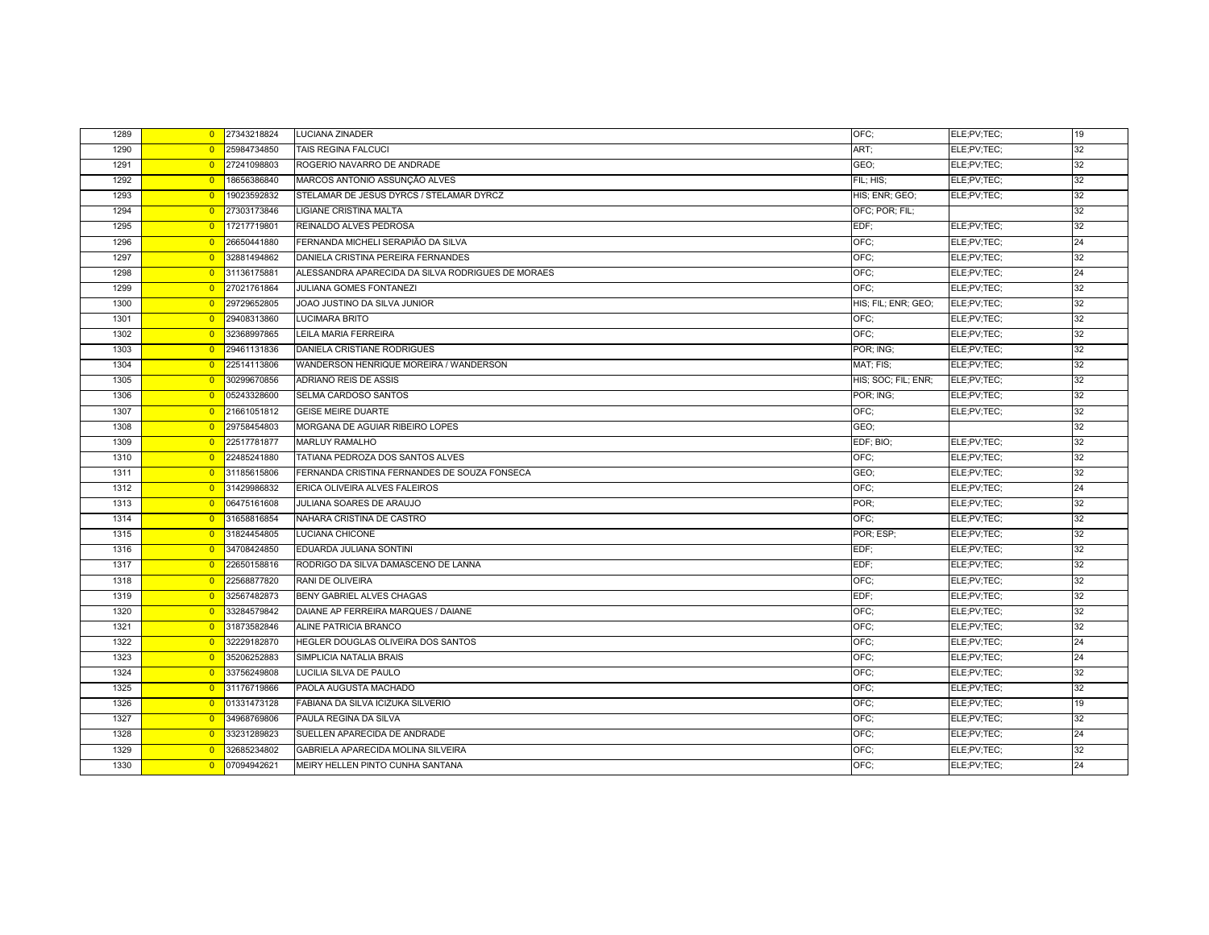| | | | | | | |
|---|---|---|---|---|---|---|
| 1289 | 0 | 27343218824 | LUCIANA ZINADER | OFC; | ELE;PV;TEC; | 19 |
| 1290 | 0 | 25984734850 | TAIS REGINA FALCUCI | ART; | ELE;PV;TEC; | 32 |
| 1291 | 0 | 27241098803 | ROGERIO NAVARRO DE ANDRADE | GEO; | ELE;PV;TEC; | 32 |
| 1292 | 0 | 18656386840 | MARCOS ANTONIO ASSUNÇÃO ALVES | FIL; HIS; | ELE;PV;TEC; | 32 |
| 1293 | 0 | 19023592832 | STELAMAR DE JESUS DYRCS / STELAMAR DYRCZ | HIS; ENR; GEO; | ELE;PV;TEC; | 32 |
| 1294 | 0 | 27303173846 | LIGIANE CRISTINA MALTA | OFC; POR; FIL; | | 32 |
| 1295 | 0 | 17217719801 | REINALDO ALVES PEDROSA | EDF; | ELE;PV;TEC; | 32 |
| 1296 | 0 | 26650441880 | FERNANDA MICHELI SERAPIÃO DA SILVA | OFC; | ELE;PV;TEC; | 24 |
| 1297 | 0 | 32881494862 | DANIELA CRISTINA PEREIRA FERNANDES | OFC; | ELE;PV;TEC; | 32 |
| 1298 | 0 | 31136175881 | ALESSANDRA APARECIDA DA SILVA RODRIGUES DE MORAES | OFC; | ELE;PV;TEC; | 24 |
| 1299 | 0 | 27021761864 | JULIANA GOMES FONTANEZI | OFC; | ELE;PV;TEC; | 32 |
| 1300 | 0 | 29729652805 | JOAO JUSTINO DA SILVA JUNIOR | HIS; FIL; ENR; GEO; | ELE;PV;TEC; | 32 |
| 1301 | 0 | 29408313860 | LUCIMARA BRITO | OFC; | ELE;PV;TEC; | 32 |
| 1302 | 0 | 32368997865 | LEILA MARIA FERREIRA | OFC; | ELE;PV;TEC; | 32 |
| 1303 | 0 | 29461131836 | DANIELA CRISTIANE RODRIGUES | POR; ING; | ELE;PV;TEC; | 32 |
| 1304 | 0 | 22514113806 | WANDERSON HENRIQUE MOREIRA / WANDERSON | MAT; FIS; | ELE;PV;TEC; | 32 |
| 1305 | 0 | 30299670856 | ADRIANO REIS DE ASSIS | HIS; SOC; FIL; ENR; | ELE;PV;TEC; | 32 |
| 1306 | 0 | 05243328600 | SELMA CARDOSO SANTOS | POR; ING; | ELE;PV;TEC; | 32 |
| 1307 | 0 | 21661051812 | GEISE MEIRE DUARTE | OFC; | ELE;PV;TEC; | 32 |
| 1308 | 0 | 29758454803 | MORGANA DE AGUIAR RIBEIRO LOPES | GEO; | | 32 |
| 1309 | 0 | 22517781877 | MARLUY RAMALHO | EDF; BIO; | ELE;PV;TEC; | 32 |
| 1310 | 0 | 22485241880 | TATIANA PEDROZA DOS SANTOS ALVES | OFC; | ELE;PV;TEC; | 32 |
| 1311 | 0 | 31185615806 | FERNANDA CRISTINA FERNANDES DE SOUZA FONSECA | GEO; | ELE;PV;TEC; | 32 |
| 1312 | 0 | 31429986832 | ERICA OLIVEIRA ALVES FALEIROS | OFC; | ELE;PV;TEC; | 24 |
| 1313 | 0 | 06475161608 | JULIANA SOARES DE ARAUJO | POR; | ELE;PV;TEC; | 32 |
| 1314 | 0 | 31658816854 | NAHARA CRISTINA DE CASTRO | OFC; | ELE;PV;TEC; | 32 |
| 1315 | 0 | 31824454805 | LUCIANA CHICONE | POR; ESP; | ELE;PV;TEC; | 32 |
| 1316 | 0 | 34708424850 | EDUARDA JULIANA SONTINI | EDF; | ELE;PV;TEC; | 32 |
| 1317 | 0 | 22650158816 | RODRIGO DA SILVA DAMASCENO DE LANNA | EDF; | ELE;PV;TEC; | 32 |
| 1318 | 0 | 22568877820 | RANI DE OLIVEIRA | OFC; | ELE;PV;TEC; | 32 |
| 1319 | 0 | 32567482873 | BENY GABRIEL ALVES CHAGAS | EDF; | ELE;PV;TEC; | 32 |
| 1320 | 0 | 33284579842 | DAIANE AP FERREIRA MARQUES / DAIANE | OFC; | ELE;PV;TEC; | 32 |
| 1321 | 0 | 31873582846 | ALINE PATRICIA BRANCO | OFC; | ELE;PV;TEC; | 32 |
| 1322 | 0 | 32229182870 | HEGLER DOUGLAS OLIVEIRA DOS SANTOS | OFC; | ELE;PV;TEC; | 24 |
| 1323 | 0 | 35206252883 | SIMPLICIA NATALIA BRAIS | OFC; | ELE;PV;TEC; | 24 |
| 1324 | 0 | 33756249808 | LUCILIA SILVA DE PAULO | OFC; | ELE;PV;TEC; | 32 |
| 1325 | 0 | 31176719866 | PAOLA AUGUSTA MACHADO | OFC; | ELE;PV;TEC; | 32 |
| 1326 | 0 | 01331473128 | FABIANA DA SILVA ICIZUKA SILVERIO | OFC; | ELE;PV;TEC; | 19 |
| 1327 | 0 | 34968769806 | PAULA REGINA DA SILVA | OFC; | ELE;PV;TEC; | 32 |
| 1328 | 0 | 33231289823 | SUELLEN APARECIDA DE ANDRADE | OFC; | ELE;PV;TEC; | 24 |
| 1329 | 0 | 32685234802 | GABRIELA APARECIDA MOLINA SILVEIRA | OFC; | ELE;PV;TEC; | 32 |
| 1330 | 0 | 07094942621 | MEIRY HELLEN PINTO CUNHA SANTANA | OFC; | ELE;PV;TEC; | 24 |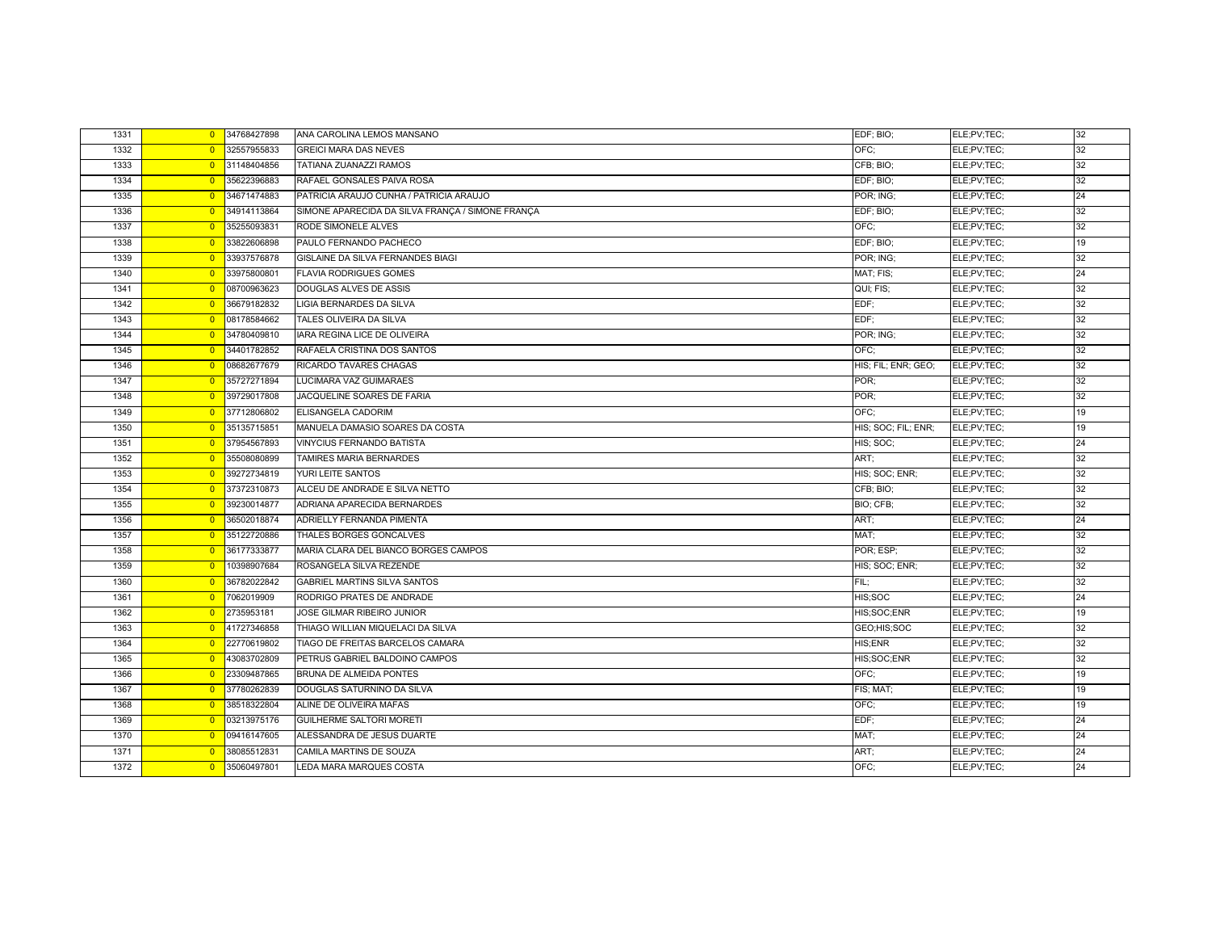| 1331 | 0 | 34768427898 | ANA CAROLINA LEMOS MANSANO | EDF; BIO; | ELE;PV;TEC; | 32 |
|---|---|---|---|---|---|---|
| 1332 | 0 | 32557955833 | GREICI MARA DAS NEVES | OFC; | ELE;PV;TEC; | 32 |
| 1333 | 0 | 31148404856 | TATIANA ZUANAZZI RAMOS | CFB; BIO; | ELE;PV;TEC; | 32 |
| 1334 | 0 | 35622396883 | RAFAEL GONSALES PAIVA ROSA | EDF; BIO; | ELE;PV;TEC; | 32 |
| 1335 | 0 | 34671474883 | PATRICIA ARAUJO CUNHA / PATRICIA ARAUJO | POR; ING; | ELE;PV;TEC; | 24 |
| 1336 | 0 | 34914113864 | SIMONE APARECIDA DA SILVA FRANÇA / SIMONE FRANÇA | EDF; BIO; | ELE;PV;TEC; | 32 |
| 1337 | 0 | 35255093831 | RODE SIMONELE ALVES | OFC; | ELE;PV;TEC; | 32 |
| 1338 | 0 | 33822606898 | PAULO FERNANDO PACHECO | EDF; BIO; | ELE;PV;TEC; | 19 |
| 1339 | 0 | 33937576878 | GISLAINE DA SILVA FERNANDES BIAGI | POR; ING; | ELE;PV;TEC; | 32 |
| 1340 | 0 | 33975800801 | FLAVIA RODRIGUES GOMES | MAT; FIS; | ELE;PV;TEC; | 24 |
| 1341 | 0 | 08700963623 | DOUGLAS ALVES DE ASSIS | QUI; FIS; | ELE;PV;TEC; | 32 |
| 1342 | 0 | 36679182832 | LIGIA BERNARDES DA SILVA | EDF; | ELE;PV;TEC; | 32 |
| 1343 | 0 | 08178584662 | TALES OLIVEIRA DA SILVA | EDF; | ELE;PV;TEC; | 32 |
| 1344 | 0 | 34780409810 | IARA REGINA LICE DE OLIVEIRA | POR; ING; | ELE;PV;TEC; | 32 |
| 1345 | 0 | 34401782852 | RAFAELA CRISTINA DOS SANTOS | OFC; | ELE;PV;TEC; | 32 |
| 1346 | 0 | 08682677679 | RICARDO TAVARES CHAGAS | HIS; FIL; ENR; GEO; | ELE;PV;TEC; | 32 |
| 1347 | 0 | 35727271894 | LUCIMARA VAZ GUIMARAES | POR; | ELE;PV;TEC; | 32 |
| 1348 | 0 | 39729017808 | JACQUELINE SOARES DE FARIA | POR; | ELE;PV;TEC; | 32 |
| 1349 | 0 | 37712806802 | ELISANGELA CADORIM | OFC; | ELE;PV;TEC; | 19 |
| 1350 | 0 | 35135715851 | MANUELA DAMASIO SOARES DA COSTA | HIS; SOC; FIL; ENR; | ELE;PV;TEC; | 19 |
| 1351 | 0 | 37954567893 | VINYCIUS FERNANDO BATISTA | HIS; SOC; | ELE;PV;TEC; | 24 |
| 1352 | 0 | 35508080899 | TAMIRES MARIA BERNARDES | ART; | ELE;PV;TEC; | 32 |
| 1353 | 0 | 39272734819 | YURI LEITE SANTOS | HIS; SOC; ENR; | ELE;PV;TEC; | 32 |
| 1354 | 0 | 37372310873 | ALCEU DE ANDRADE E SILVA NETTO | CFB; BIO; | ELE;PV;TEC; | 32 |
| 1355 | 0 | 39230014877 | ADRIANA APARECIDA BERNARDES | BIO; CFB; | ELE;PV;TEC; | 32 |
| 1356 | 0 | 36502018874 | ADRIELLY FERNANDA PIMENTA | ART; | ELE;PV;TEC; | 24 |
| 1357 | 0 | 35122720886 | THALES BORGES GONCALVES | MAT; | ELE;PV;TEC; | 32 |
| 1358 | 0 | 36177333877 | MARIA CLARA DEL BIANCO BORGES CAMPOS | POR; ESP; | ELE;PV;TEC; | 32 |
| 1359 | 0 | 10398907684 | ROSANGELA SILVA REZENDE | HIS; SOC; ENR; | ELE;PV;TEC; | 32 |
| 1360 | 0 | 36782022842 | GABRIEL MARTINS SILVA SANTOS | FIL; | ELE;PV;TEC; | 32 |
| 1361 | 0 | 7062019909 | RODRIGO PRATES DE ANDRADE | HIS;SOC | ELE;PV;TEC; | 24 |
| 1362 | 0 | 2735953181 | JOSE GILMAR RIBEIRO JUNIOR | HIS;SOC;ENR | ELE;PV;TEC; | 19 |
| 1363 | 0 | 41727346858 | THIAGO WILLIAN MIQUELACI DA SILVA | GEO;HIS;SOC | ELE;PV;TEC; | 32 |
| 1364 | 0 | 22770619802 | TIAGO DE FREITAS BARCELOS CAMARA | HIS;ENR | ELE;PV;TEC; | 32 |
| 1365 | 0 | 43083702809 | PETRUS GABRIEL BALDOINO CAMPOS | HIS;SOC;ENR | ELE;PV;TEC; | 32 |
| 1366 | 0 | 23309487865 | BRUNA DE ALMEIDA PONTES | OFC; | ELE;PV;TEC; | 19 |
| 1367 | 0 | 37780262839 | DOUGLAS SATURNINO DA SILVA | FIS; MAT; | ELE;PV;TEC; | 19 |
| 1368 | 0 | 38518322804 | ALINE DE OLIVEIRA MAFAS | OFC; | ELE;PV;TEC; | 19 |
| 1369 | 0 | 03213975176 | GUILHERME SALTORI MORETI | EDF; | ELE;PV;TEC; | 24 |
| 1370 | 0 | 09416147605 | ALESSANDRA DE JESUS DUARTE | MAT; | ELE;PV;TEC; | 24 |
| 1371 | 0 | 38085512831 | CAMILA MARTINS DE SOUZA | ART; | ELE;PV;TEC; | 24 |
| 1372 | 0 | 35060497801 | LEDA MARA MARQUES COSTA | OFC; | ELE;PV;TEC; | 24 |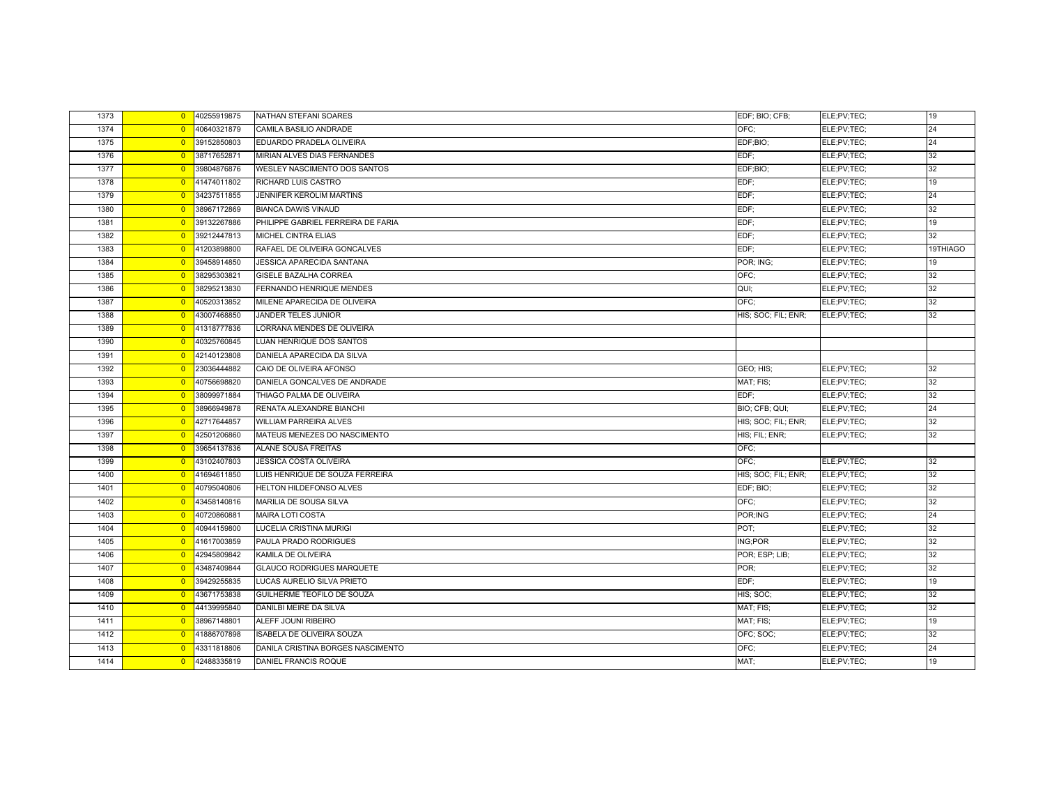| | | | | | | |
|---|---|---|---|---|---|---|
| 1373 | 0 | 40255919875 | NATHAN STEFANI SOARES | EDF; BIO; CFB; | ELE;PV;TEC; | 19 |
| 1374 | 0 | 40640321879 | CAMILA BASILIO ANDRADE | OFC; | ELE;PV;TEC; | 24 |
| 1375 | 0 | 39152850803 | EDUARDO PRADELA OLIVEIRA | EDF;BIO; | ELE;PV;TEC; | 24 |
| 1376 | 0 | 38717652871 | MIRIAN ALVES DIAS FERNANDES | EDF; | ELE;PV;TEC; | 32 |
| 1377 | 0 | 39804876876 | WESLEY NASCIMENTO DOS SANTOS | EDF;BIO; | ELE;PV;TEC; | 32 |
| 1378 | 0 | 41474011802 | RICHARD LUIS CASTRO | EDF; | ELE;PV;TEC; | 19 |
| 1379 | 0 | 34237511855 | JENNIFER KEROLIM MARTINS | EDF; | ELE;PV;TEC; | 24 |
| 1380 | 0 | 38967172869 | BIANCA DAWIS VINAUD | EDF; | ELE;PV;TEC; | 32 |
| 1381 | 0 | 39132267886 | PHILIPPE GABRIEL FERREIRA DE FARIA | EDF; | ELE;PV;TEC; | 19 |
| 1382 | 0 | 39212447813 | MICHEL CINTRA ELIAS | EDF; | ELE;PV;TEC; | 32 |
| 1383 | 0 | 41203898800 | RAFAEL DE OLIVEIRA GONCALVES | EDF; | ELE;PV;TEC; | 19THIAGO |
| 1384 | 0 | 39458914850 | JESSICA APARECIDA SANTANA | POR; ING; | ELE;PV;TEC; | 19 |
| 1385 | 0 | 38295303821 | GISELE BAZALHA CORREA | OFC; | ELE;PV;TEC; | 32 |
| 1386 | 0 | 38295213830 | FERNANDO HENRIQUE MENDES | QUI; | ELE;PV;TEC; | 32 |
| 1387 | 0 | 40520313852 | MILENE APARECIDA DE OLIVEIRA | OFC; | ELE;PV;TEC; | 32 |
| 1388 | 0 | 43007468850 | JANDER TELES JUNIOR | HIS; SOC; FIL; ENR; | ELE;PV;TEC; | 32 |
| 1389 | 0 | 41318777836 | LORRANA MENDES DE OLIVEIRA | | | |
| 1390 | 0 | 40325760845 | LUAN HENRIQUE DOS SANTOS | | | |
| 1391 | 0 | 42140123808 | DANIELA APARECIDA DA SILVA | | | |
| 1392 | 0 | 23036444882 | CAIO DE OLIVEIRA AFONSO | GEO; HIS; | ELE;PV;TEC; | 32 |
| 1393 | 0 | 40756698820 | DANIELA GONCALVES DE ANDRADE | MAT; FIS; | ELE;PV;TEC; | 32 |
| 1394 | 0 | 38099971884 | THIAGO PALMA DE OLIVEIRA | EDF; | ELE;PV;TEC; | 32 |
| 1395 | 0 | 38966949878 | RENATA ALEXANDRE BIANCHI | BIO; CFB; QUI; | ELE;PV;TEC; | 24 |
| 1396 | 0 | 42717644857 | WILLIAM PARREIRA ALVES | HIS; SOC; FIL; ENR; | ELE;PV;TEC; | 32 |
| 1397 | 0 | 42501206860 | MATEUS MENEZES DO NASCIMENTO | HIS; FIL; ENR; | ELE;PV;TEC; | 32 |
| 1398 | 0 | 39654137836 | ALANE SOUSA FREITAS | OFC; | | |
| 1399 | 0 | 43102407803 | JESSICA COSTA OLIVEIRA | OFC; | ELE;PV;TEC; | 32 |
| 1400 | 0 | 41694611850 | LUIS HENRIQUE DE SOUZA FERREIRA | HIS; SOC; FIL; ENR; | ELE;PV;TEC; | 32 |
| 1401 | 0 | 40795040806 | HELTON HILDEFONSO ALVES | EDF; BIO; | ELE;PV;TEC; | 32 |
| 1402 | 0 | 43458140816 | MARILIA DE SOUSA SILVA | OFC; | ELE;PV;TEC; | 32 |
| 1403 | 0 | 40720860881 | MAIRA LOTI COSTA | POR;ING | ELE;PV;TEC; | 24 |
| 1404 | 0 | 40944159800 | LUCELIA CRISTINA MURIGI | POT; | ELE;PV;TEC; | 32 |
| 1405 | 0 | 41617003859 | PAULA PRADO RODRIGUES | ING;POR | ELE;PV;TEC; | 32 |
| 1406 | 0 | 42945809842 | KAMILA DE OLIVEIRA | POR; ESP; LIB; | ELE;PV;TEC; | 32 |
| 1407 | 0 | 43487409844 | GLAUCO RODRIGUES MARQUETE | POR; | ELE;PV;TEC; | 32 |
| 1408 | 0 | 39429255835 | LUCAS AURELIO SILVA PRIETO | EDF; | ELE;PV;TEC; | 19 |
| 1409 | 0 | 43671753838 | GUILHERME TEOFILO DE SOUZA | HIS; SOC; | ELE;PV;TEC; | 32 |
| 1410 | 0 | 44139995840 | DANILBI MEIRE DA SILVA | MAT; FIS; | ELE;PV;TEC; | 32 |
| 1411 | 0 | 38967148801 | ALEFF JOUNI RIBEIRO | MAT; FIS; | ELE;PV;TEC; | 19 |
| 1412 | 0 | 41886707898 | ISABELA DE OLIVEIRA SOUZA | OFC; SOC; | ELE;PV;TEC; | 32 |
| 1413 | 0 | 43311818806 | DANILA CRISTINA BORGES NASCIMENTO | OFC; | ELE;PV;TEC; | 24 |
| 1414 | 0 | 42488335819 | DANIEL FRANCIS ROQUE | MAT; | ELE;PV;TEC; | 19 |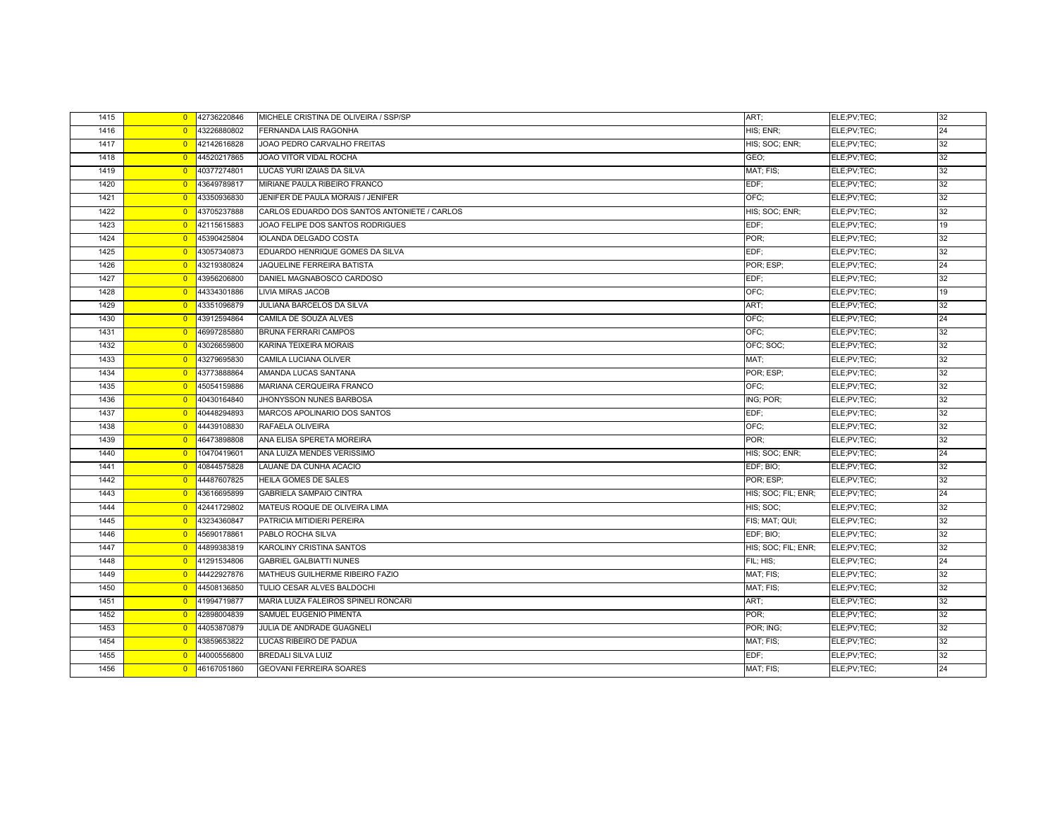| | | | | | | |
|---|---|---|---|---|---|---|
| 1415 | 0 | 42736220846 | MICHELE CRISTINA DE OLIVEIRA / SSP/SP | ART; | ELE;PV;TEC; | 32 |
| 1416 | 0 | 43226880802 | FERNANDA LAIS RAGONHA | HIS; ENR; | ELE;PV;TEC; | 24 |
| 1417 | 0 | 42142616828 | JOAO PEDRO CARVALHO FREITAS | HIS; SOC; ENR; | ELE;PV;TEC; | 32 |
| 1418 | 0 | 44520217865 | JOAO VITOR VIDAL ROCHA | GEO; | ELE;PV;TEC; | 32 |
| 1419 | 0 | 40377274801 | LUCAS YURI IZAIAS DA SILVA | MAT; FIS; | ELE;PV;TEC; | 32 |
| 1420 | 0 | 43649789817 | MIRIANE PAULA RIBEIRO FRANCO | EDF; | ELE;PV;TEC; | 32 |
| 1421 | 0 | 43350936830 | JENIFER DE PAULA MORAIS / JENIFER | OFC; | ELE;PV;TEC; | 32 |
| 1422 | 0 | 43705237888 | CARLOS EDUARDO DOS SANTOS ANTONIETE / CARLOS | HIS; SOC; ENR; | ELE;PV;TEC; | 32 |
| 1423 | 0 | 42115615883 | JOAO FELIPE DOS SANTOS RODRIGUES | EDF; | ELE;PV;TEC; | 19 |
| 1424 | 0 | 45390425804 | IOLANDA DELGADO COSTA | POR; | ELE;PV;TEC; | 32 |
| 1425 | 0 | 43057340873 | EDUARDO HENRIQUE GOMES DA SILVA | EDF; | ELE;PV;TEC; | 32 |
| 1426 | 0 | 43219380824 | JAQUELINE FERREIRA BATISTA | POR; ESP; | ELE;PV;TEC; | 24 |
| 1427 | 0 | 43956206800 | DANIEL MAGNABOSCO CARDOSO | EDF; | ELE;PV;TEC; | 32 |
| 1428 | 0 | 44334301886 | LIVIA MIRAS JACOB | OFC; | ELE;PV;TEC; | 19 |
| 1429 | 0 | 43351096879 | JULIANA BARCELOS DA SILVA | ART; | ELE;PV;TEC; | 32 |
| 1430 | 0 | 43912594864 | CAMILA DE SOUZA ALVES | OFC; | ELE;PV;TEC; | 24 |
| 1431 | 0 | 46997285880 | BRUNA FERRARI CAMPOS | OFC; | ELE;PV;TEC; | 32 |
| 1432 | 0 | 43026659800 | KARINA TEIXEIRA MORAIS | OFC; SOC; | ELE;PV;TEC; | 32 |
| 1433 | 0 | 43279695830 | CAMILA LUCIANA OLIVER | MAT; | ELE;PV;TEC; | 32 |
| 1434 | 0 | 43773888864 | AMANDA LUCAS SANTANA | POR; ESP; | ELE;PV;TEC; | 32 |
| 1435 | 0 | 45054159886 | MARIANA CERQUEIRA FRANCO | OFC; | ELE;PV;TEC; | 32 |
| 1436 | 0 | 40430164840 | JHONYSSON NUNES BARBOSA | ING; POR; | ELE;PV;TEC; | 32 |
| 1437 | 0 | 40448294893 | MARCOS APOLINARIO DOS SANTOS | EDF; | ELE;PV;TEC; | 32 |
| 1438 | 0 | 44439108830 | RAFAELA OLIVEIRA | OFC; | ELE;PV;TEC; | 32 |
| 1439 | 0 | 46473898808 | ANA ELISA SPERETA MOREIRA | POR; | ELE;PV;TEC; | 32 |
| 1440 | 0 | 10470419601 | ANA LUIZA MENDES VERISSIMO | HIS; SOC; ENR; | ELE;PV;TEC; | 24 |
| 1441 | 0 | 40844575828 | LAUANE DA CUNHA ACACIO | EDF; BIO; | ELE;PV;TEC; | 32 |
| 1442 | 0 | 44487607825 | HEILA GOMES DE SALES | POR; ESP; | ELE;PV;TEC; | 32 |
| 1443 | 0 | 43616695899 | GABRIELA SAMPAIO CINTRA | HIS; SOC; FIL; ENR; | ELE;PV;TEC; | 24 |
| 1444 | 0 | 42441729802 | MATEUS ROQUE DE OLIVEIRA LIMA | HIS; SOC; | ELE;PV;TEC; | 32 |
| 1445 | 0 | 43234360847 | PATRICIA MITIDIERI PEREIRA | FIS; MAT; QUI; | ELE;PV;TEC; | 32 |
| 1446 | 0 | 45690178861 | PABLO ROCHA SILVA | EDF; BIO; | ELE;PV;TEC; | 32 |
| 1447 | 0 | 44899383819 | KAROLINY CRISTINA SANTOS | HIS; SOC; FIL; ENR; | ELE;PV;TEC; | 32 |
| 1448 | 0 | 41291534806 | GABRIEL GALBIATTI NUNES | FIL; HIS; | ELE;PV;TEC; | 24 |
| 1449 | 0 | 44422927876 | MATHEUS GUILHERME RIBEIRO FAZIO | MAT; FIS; | ELE;PV;TEC; | 32 |
| 1450 | 0 | 44508136850 | TULIO CESAR ALVES BALDOCHI | MAT; FIS; | ELE;PV;TEC; | 32 |
| 1451 | 0 | 41994719877 | MARIA LUIZA FALEIROS SPINELI RONCARI | ART; | ELE;PV;TEC; | 32 |
| 1452 | 0 | 42898004839 | SAMUEL EUGENIO PIMENTA | POR; | ELE;PV;TEC; | 32 |
| 1453 | 0 | 44053870879 | JULIA DE ANDRADE GUAGNELI | POR; ING; | ELE;PV;TEC; | 32 |
| 1454 | 0 | 43859653822 | LUCAS RIBEIRO DE PADUA | MAT; FIS; | ELE;PV;TEC; | 32 |
| 1455 | 0 | 44000556800 | BREDALI SILVA LUIZ | EDF; | ELE;PV;TEC; | 32 |
| 1456 | 0 | 46167051860 | GEOVANI FERREIRA SOARES | MAT; FIS; | ELE;PV;TEC; | 24 |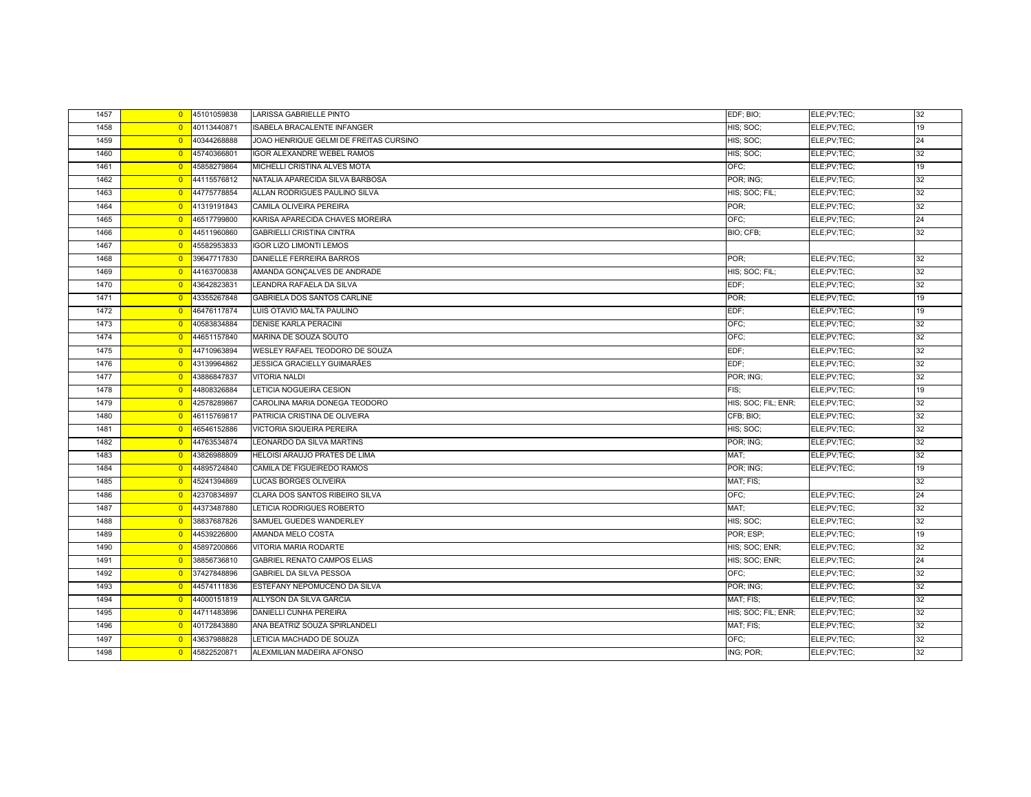| | | | | | | |
|---|---|---|---|---|---|---|
| 1457 | 0 | 45101059838 | LARISSA GABRIELLE PINTO | EDF; BIO; | ELE;PV;TEC; | 32 |
| 1458 | 0 | 40113440871 | ISABELA BRACALENTE INFANGER | HIS; SOC; | ELE;PV;TEC; | 19 |
| 1459 | 0 | 40344268888 | JOAO HENRIQUE GELMI DE FREITAS CURSINO | HIS; SOC; | ELE;PV;TEC; | 24 |
| 1460 | 0 | 45740366801 | IGOR ALEXANDRE WEBEL RAMOS | HIS; SOC; | ELE;PV;TEC; | 32 |
| 1461 | 0 | 45858279864 | MICHELLI CRISTINA ALVES MOTA | OFC; | ELE;PV;TEC; | 19 |
| 1462 | 0 | 44115576812 | NATALIA APARECIDA SILVA BARBOSA | POR; ING; | ELE;PV;TEC; | 32 |
| 1463 | 0 | 44775778854 | ALLAN RODRIGUES PAULINO SILVA | HIS; SOC; FIL; | ELE;PV;TEC; | 32 |
| 1464 | 0 | 41319191843 | CAMILA OLIVEIRA PEREIRA | POR; | ELE;PV;TEC; | 32 |
| 1465 | 0 | 46517799800 | KARISA APARECIDA CHAVES MOREIRA | OFC; | ELE;PV;TEC; | 24 |
| 1466 | 0 | 44511960860 | GABRIELLI CRISTINA CINTRA | BIO; CFB; | ELE;PV;TEC; | 32 |
| 1467 | 0 | 45582953833 | IGOR LIZO LIMONTI LEMOS | | | |
| 1468 | 0 | 39647717830 | DANIELLE FERREIRA BARROS | POR; | ELE;PV;TEC; | 32 |
| 1469 | 0 | 44163700838 | AMANDA GONÇALVES DE ANDRADE | HIS; SOC; FIL; | ELE;PV;TEC; | 32 |
| 1470 | 0 | 43642823831 | LEANDRA RAFAELA DA SILVA | EDF; | ELE;PV;TEC; | 32 |
| 1471 | 0 | 43355267848 | GABRIELA DOS SANTOS CARLINE | POR; | ELE;PV;TEC; | 19 |
| 1472 | 0 | 46476117874 | LUIS OTAVIO MALTA PAULINO | EDF; | ELE;PV;TEC; | 19 |
| 1473 | 0 | 40583834884 | DENISE KARLA PERACINI | OFC; | ELE;PV;TEC; | 32 |
| 1474 | 0 | 44651157840 | MARINA DE SOUZA SOUTO | OFC; | ELE;PV;TEC; | 32 |
| 1475 | 0 | 44710963894 | WESLEY RAFAEL TEODORO DE SOUZA | EDF; | ELE;PV;TEC; | 32 |
| 1476 | 0 | 43139964862 | JESSICA GRACIELLY GUIMARÃES | EDF; | ELE;PV;TEC; | 32 |
| 1477 | 0 | 43886847837 | VITORIA NALDI | POR; ING; | ELE;PV;TEC; | 32 |
| 1478 | 0 | 44808326884 | LETICIA NOGUEIRA CESION | FIS; | ELE;PV;TEC; | 19 |
| 1479 | 0 | 42578289867 | CAROLINA MARIA DONEGA TEODORO | HIS; SOC; FIL; ENR; | ELE;PV;TEC; | 32 |
| 1480 | 0 | 46115769817 | PATRICIA CRISTINA DE OLIVEIRA | CFB; BIO; | ELE;PV;TEC; | 32 |
| 1481 | 0 | 46546152886 | VICTORIA SIQUEIRA PEREIRA | HIS; SOC; | ELE;PV;TEC; | 32 |
| 1482 | 0 | 44763534874 | LEONARDO DA SILVA MARTINS | POR; ING; | ELE;PV;TEC; | 32 |
| 1483 | 0 | 43826988809 | HELOISI ARAUJO PRATES DE LIMA | MAT; | ELE;PV;TEC; | 32 |
| 1484 | 0 | 44895724840 | CAMILA DE FIGUEIREDO RAMOS | POR; ING; | ELE;PV;TEC; | 19 |
| 1485 | 0 | 45241394869 | LUCAS BORGES OLIVEIRA | MAT; FIS; | | 32 |
| 1486 | 0 | 42370834897 | CLARA DOS SANTOS RIBEIRO SILVA | OFC; | ELE;PV;TEC; | 24 |
| 1487 | 0 | 44373487880 | LETICIA RODRIGUES ROBERTO | MAT; | ELE;PV;TEC; | 32 |
| 1488 | 0 | 38837687826 | SAMUEL GUEDES WANDERLEY | HIS; SOC; | ELE;PV;TEC; | 32 |
| 1489 | 0 | 44539226800 | AMANDA MELO COSTA | POR; ESP; | ELE;PV;TEC; | 19 |
| 1490 | 0 | 45897200866 | VITORIA MARIA RODARTE | HIS; SOC; ENR; | ELE;PV;TEC; | 32 |
| 1491 | 0 | 38856736810 | GABRIEL RENATO CAMPOS ELIAS | HIS; SOC; ENR; | ELE;PV;TEC; | 24 |
| 1492 | 0 | 37427848896 | GABRIEL DA SILVA PESSOA | OFC; | ELE;PV;TEC; | 32 |
| 1493 | 0 | 44574111836 | ESTEFANY NEPOMUCENO DA SILVA | POR; ING; | ELE;PV;TEC; | 32 |
| 1494 | 0 | 44000151819 | ALLYSON DA SILVA GARCIA | MAT; FIS; | ELE;PV;TEC; | 32 |
| 1495 | 0 | 44711483896 | DANIELLI CUNHA PEREIRA | HIS; SOC; FIL; ENR; | ELE;PV;TEC; | 32 |
| 1496 | 0 | 40172843880 | ANA BEATRIZ SOUZA SPIRLANDELI | MAT; FIS; | ELE;PV;TEC; | 32 |
| 1497 | 0 | 43637988828 | LETICIA MACHADO DE SOUZA | OFC; | ELE;PV;TEC; | 32 |
| 1498 | 0 | 45822520871 | ALEXMILIAN MADEIRA AFONSO | ING; POR; | ELE;PV;TEC; | 32 |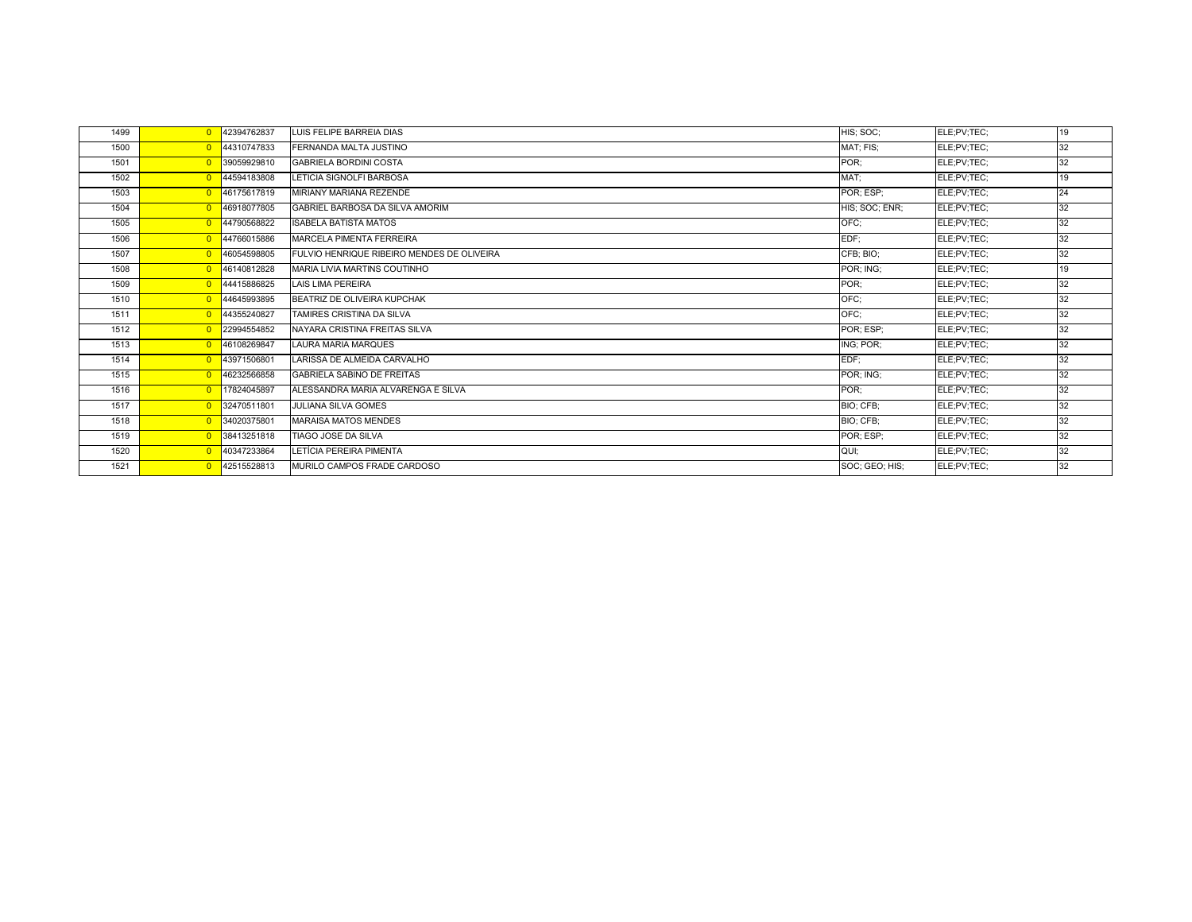| | | | | | | |
|---|---|---|---|---|---|---|
| 1499 | 0 | 42394762837 | LUIS FELIPE BARREIA DIAS | HIS; SOC; | ELE;PV;TEC; | 19 |
| 1500 | 0 | 44310747833 | FERNANDA MALTA JUSTINO | MAT; FIS; | ELE;PV;TEC; | 32 |
| 1501 | 0 | 39059929810 | GABRIELA BORDINI COSTA | POR; | ELE;PV;TEC; | 32 |
| 1502 | 0 | 44594183808 | LETICIA SIGNOLFI BARBOSA | MAT; | ELE;PV;TEC; | 19 |
| 1503 | 0 | 46175617819 | MIRIANY MARIANA REZENDE | POR; ESP; | ELE;PV;TEC; | 24 |
| 1504 | 0 | 46918077805 | GABRIEL BARBOSA DA SILVA AMORIM | HIS; SOC; ENR; | ELE;PV;TEC; | 32 |
| 1505 | 0 | 44790568822 | ISABELA BATISTA MATOS | OFC; | ELE;PV;TEC; | 32 |
| 1506 | 0 | 44766015886 | MARCELA PIMENTA FERREIRA | EDF; | ELE;PV;TEC; | 32 |
| 1507 | 0 | 46054598805 | FULVIO HENRIQUE RIBEIRO MENDES DE OLIVEIRA | CFB; BIO; | ELE;PV;TEC; | 32 |
| 1508 | 0 | 46140812828 | MARIA LIVIA MARTINS COUTINHO | POR; ING; | ELE;PV;TEC; | 19 |
| 1509 | 0 | 44415886825 | LAIS LIMA PEREIRA | POR; | ELE;PV;TEC; | 32 |
| 1510 | 0 | 44645993895 | BEATRIZ DE OLIVEIRA KUPCHAK | OFC; | ELE;PV;TEC; | 32 |
| 1511 | 0 | 44355240827 | TAMIRES CRISTINA DA SILVA | OFC; | ELE;PV;TEC; | 32 |
| 1512 | 0 | 22994554852 | NAYARA CRISTINA FREITAS SILVA | POR; ESP; | ELE;PV;TEC; | 32 |
| 1513 | 0 | 46108269847 | LAURA MARIA MARQUES | ING; POR; | ELE;PV;TEC; | 32 |
| 1514 | 0 | 43971506801 | LARISSA DE ALMEIDA CARVALHO | EDF; | ELE;PV;TEC; | 32 |
| 1515 | 0 | 46232566858 | GABRIELA SABINO DE FREITAS | POR; ING; | ELE;PV;TEC; | 32 |
| 1516 | 0 | 17824045897 | ALESSANDRA MARIA ALVARENGA E SILVA | POR; | ELE;PV;TEC; | 32 |
| 1517 | 0 | 32470511801 | JULIANA SILVA GOMES | BIO; CFB; | ELE;PV;TEC; | 32 |
| 1518 | 0 | 34020375801 | MARAISA MATOS MENDES | BIO; CFB; | ELE;PV;TEC; | 32 |
| 1519 | 0 | 38413251818 | TIAGO JOSE DA SILVA | POR; ESP; | ELE;PV;TEC; | 32 |
| 1520 | 0 | 40347233864 | LETÍCIA PEREIRA PIMENTA | QUI; | ELE;PV;TEC; | 32 |
| 1521 | 0 | 42515528813 | MURILO CAMPOS FRADE CARDOSO | SOC; GEO; HIS; | ELE;PV;TEC; | 32 |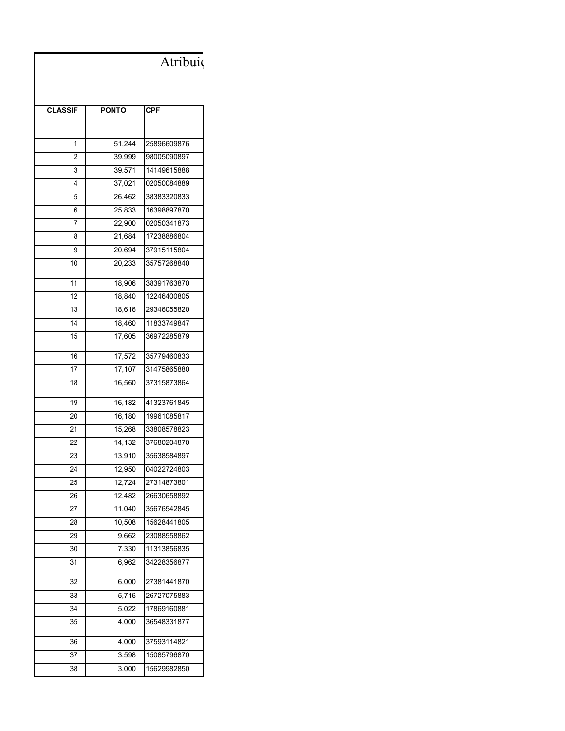# Atribuiç

| CLASSIF | PONTO | CPF |
|---|---|---|
| 1 | 51,244 | 25896609876 |
| 2 | 39,999 | 98005090897 |
| 3 | 39,571 | 14149615888 |
| 4 | 37,021 | 02050084889 |
| 5 | 26,462 | 38383320833 |
| 6 | 25,833 | 16398897870 |
| 7 | 22,900 | 02050341873 |
| 8 | 21,684 | 17238886804 |
| 9 | 20,694 | 37915115804 |
| 10 | 20,233 | 35757268840 |
| 11 | 18,906 | 38391763870 |
| 12 | 18,840 | 12246400805 |
| 13 | 18,616 | 29346055820 |
| 14 | 18,460 | 11833749847 |
| 15 | 17,605 | 36972285879 |
| 16 | 17,572 | 35779460833 |
| 17 | 17,107 | 31475865880 |
| 18 | 16,560 | 37315873864 |
| 19 | 16,182 | 41323761845 |
| 20 | 16,180 | 19961085817 |
| 21 | 15,268 | 33808578823 |
| 22 | 14,132 | 37680204870 |
| 23 | 13,910 | 35638584897 |
| 24 | 12,950 | 04022724803 |
| 25 | 12,724 | 27314873801 |
| 26 | 12,482 | 26630658892 |
| 27 | 11,040 | 35676542845 |
| 28 | 10,508 | 15628441805 |
| 29 | 9,662 | 23088558862 |
| 30 | 7,330 | 11313856835 |
| 31 | 6,962 | 34228356877 |
| 32 | 6,000 | 27381441870 |
| 33 | 5,716 | 26727075883 |
| 34 | 5,022 | 17869160881 |
| 35 | 4,000 | 36548331877 |
| 36 | 4,000 | 37593114821 |
| 37 | 3,598 | 15085796870 |
| 38 | 3,000 | 15629982850 |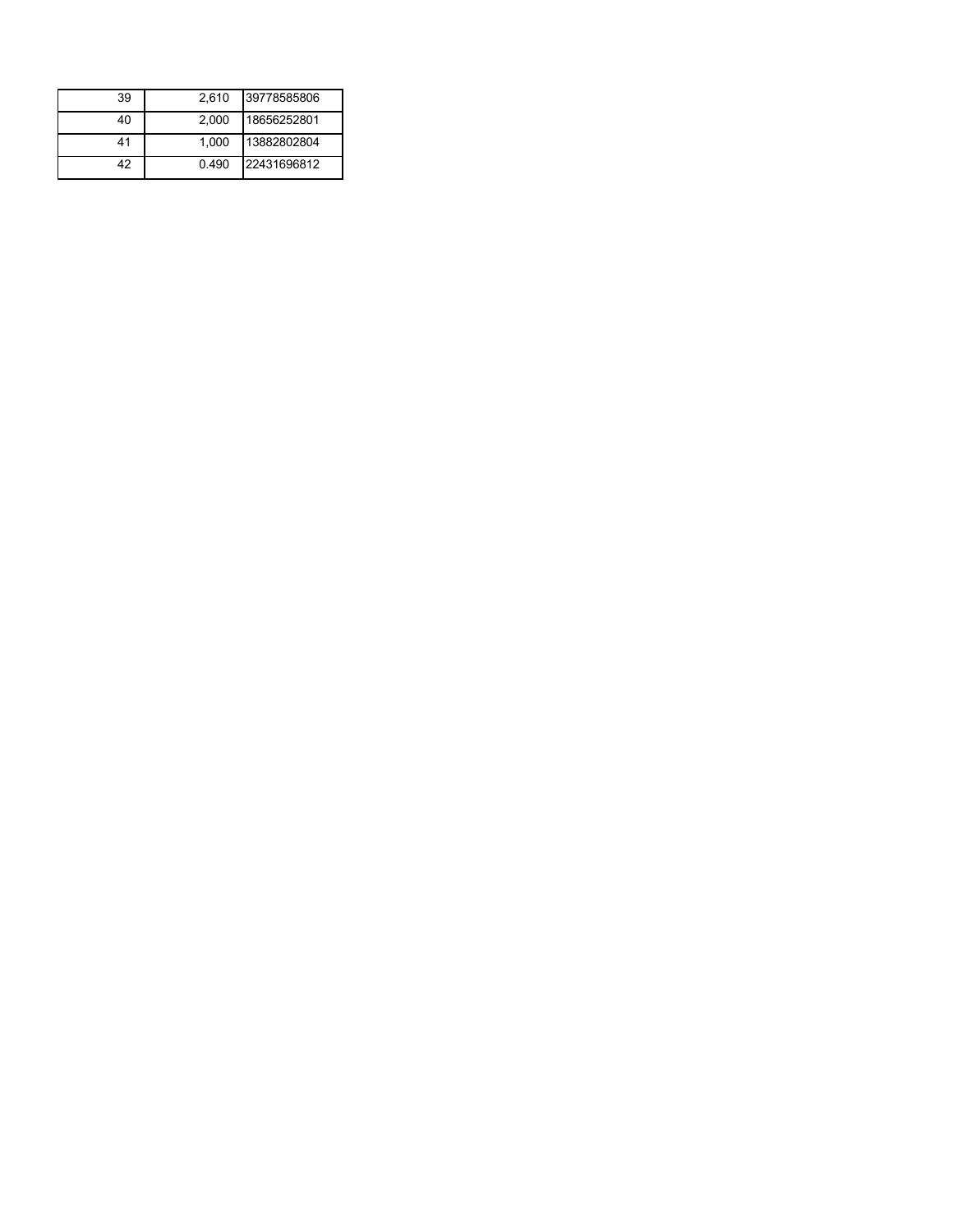| | | |
|---|---|---|
| 39 | 2,610 | 39778585806 |
| 40 | 2,000 | 18656252801 |
| 41 | 1,000 | 13882802804 |
| 42 | 0.490 | 22431696812 |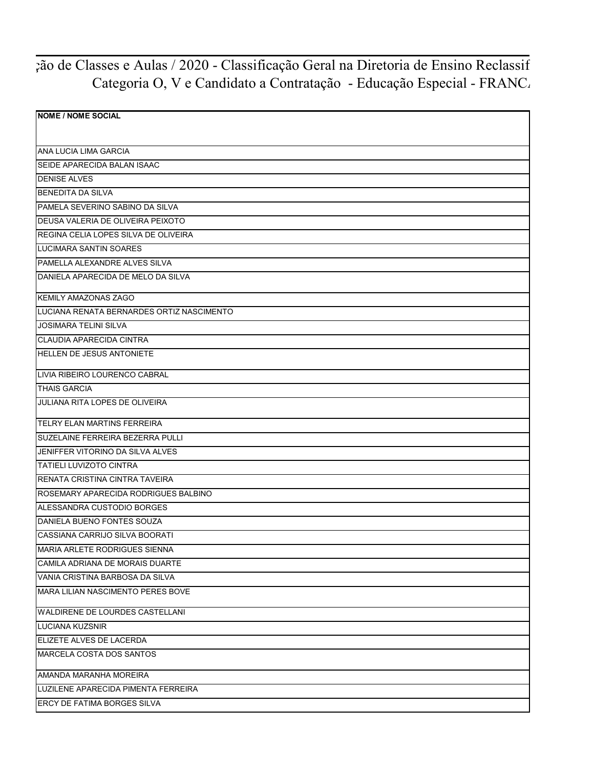# ção de Classes e Aulas / 2020 - Classificação Geral na Diretoria de Ensino Reclassif
## Categoria O, V e Candidato a Contratação - Educação Especial - FRANC

| NOME / NOME SOCIAL |
|---|
| ANA LUCIA LIMA GARCIA |
| SEIDE APARECIDA BALAN ISAAC |
| DENISE ALVES |
| BENEDITA DA SILVA |
| PAMELA SEVERINO SABINO DA SILVA |
| DEUSA VALERIA DE OLIVEIRA PEIXOTO |
| REGINA CELIA LOPES SILVA DE OLIVEIRA |
| LUCIMARA SANTIN SOARES |
| PAMELLA ALEXANDRE ALVES SILVA |
| DANIELA APARECIDA DE MELO DA SILVA |
| KEMILY AMAZONAS ZAGO |
| LUCIANA RENATA BERNARDES ORTIZ NASCIMENTO |
| JOSIMARA TELINI SILVA |
| CLAUDIA APARECIDA CINTRA |
| HELLEN DE JESUS ANTONIETE |
| LIVIA RIBEIRO LOURENCO CABRAL |
| THAIS GARCIA |
| JULIANA RITA LOPES DE OLIVEIRA |
| TELRY ELAN MARTINS FERREIRA |
| SUZELAINE FERREIRA BEZERRA PULLI |
| JENIFFER VITORINO DA SILVA ALVES |
| TATIELI LUVIZOTO CINTRA |
| RENATA CRISTINA CINTRA TAVEIRA |
| ROSEMARY APARECIDA RODRIGUES BALBINO |
| ALESSANDRA CUSTODIO BORGES |
| DANIELA BUENO FONTES SOUZA |
| CASSIANA CARRIJO SILVA BOORATI |
| MARIA ARLETE RODRIGUES SIENNA |
| CAMILA ADRIANA DE MORAIS DUARTE |
| VANIA CRISTINA BARBOSA DA SILVA |
| MARA LILIAN NASCIMENTO PERES BOVE |
| WALDIRENE DE LOURDES CASTELLANI |
| LUCIANA KUZSNIR |
| ELIZETE ALVES DE LACERDA |
| MARCELA COSTA DOS SANTOS |
| AMANDA MARANHA MOREIRA |
| LUZILENE APARECIDA PIMENTA FERREIRA |
| ERCY DE FATIMA BORGES SILVA |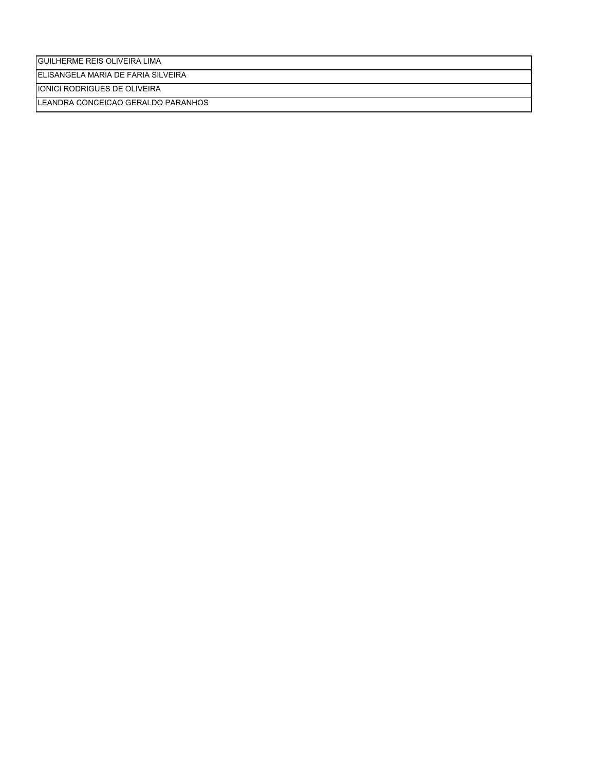| GUILHERME REIS OLIVEIRA LIMA |
|---|
| ELISANGELA MARIA DE FARIA SILVEIRA |
| IONICI RODRIGUES DE OLIVEIRA |
| LEANDRA CONCEICAO GERALDO PARANHOS |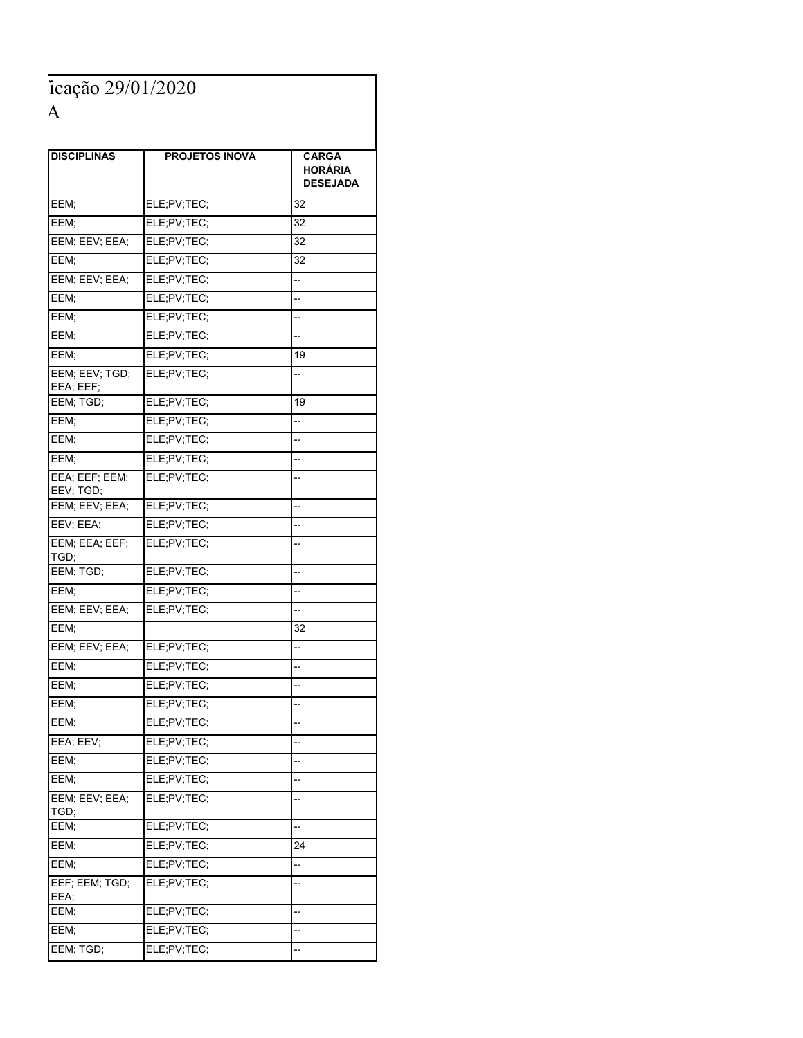ïcação 29/01/2020

A

| DISCIPLINAS | PROJETOS INOVA | CARGA HORÁRIA DESEJADA |
|---|---|---|
| EEM; | ELE;PV;TEC; | 32 |
| EEM; | ELE;PV;TEC; | 32 |
| EEM; EEV; EEA; | ELE;PV;TEC; | 32 |
| EEM; | ELE;PV;TEC; | 32 |
| EEM; EEV; EEA; | ELE;PV;TEC; | -- |
| EEM; | ELE;PV;TEC; | -- |
| EEM; | ELE;PV;TEC; | -- |
| EEM; | ELE;PV;TEC; | -- |
| EEM; | ELE;PV;TEC; | 19 |
| EEM; EEV; TGD; EEA; EEF; | ELE;PV;TEC; | -- |
| EEM; TGD; | ELE;PV;TEC; | 19 |
| EEM; | ELE;PV;TEC; | -- |
| EEM; | ELE;PV;TEC; | -- |
| EEM; | ELE;PV;TEC; | -- |
| EEA; EEF; EEM; EEV; TGD; | ELE;PV;TEC; | -- |
| EEM; EEV; EEA; | ELE;PV;TEC; | -- |
| EEV; EEA; | ELE;PV;TEC; | -- |
| EEM; EEA; EEF; TGD; | ELE;PV;TEC; | -- |
| EEM; TGD; | ELE;PV;TEC; | -- |
| EEM; | ELE;PV;TEC; | -- |
| EEM; EEV; EEA; | ELE;PV;TEC; | -- |
| EEM; | | 32 |
| EEM; EEV; EEA; | ELE;PV;TEC; | -- |
| EEM; | ELE;PV;TEC; | -- |
| EEM; | ELE;PV;TEC; | -- |
| EEM; | ELE;PV;TEC; | -- |
| EEM; | ELE;PV;TEC; | -- |
| EEA; EEV; | ELE;PV;TEC; | -- |
| EEM; | ELE;PV;TEC; | -- |
| EEM; | ELE;PV;TEC; | -- |
| EEM; EEV; EEA; TGD; | ELE;PV;TEC; | -- |
| EEM; | ELE;PV;TEC; | -- |
| EEM; | ELE;PV;TEC; | 24 |
| EEM; | ELE;PV;TEC; | -- |
| EEF; EEM; TGD; EEA; | ELE;PV;TEC; | -- |
| EEM; | ELE;PV;TEC; | -- |
| EEM; | ELE;PV;TEC; | -- |
| EEM; TGD; | ELE;PV;TEC; | -- |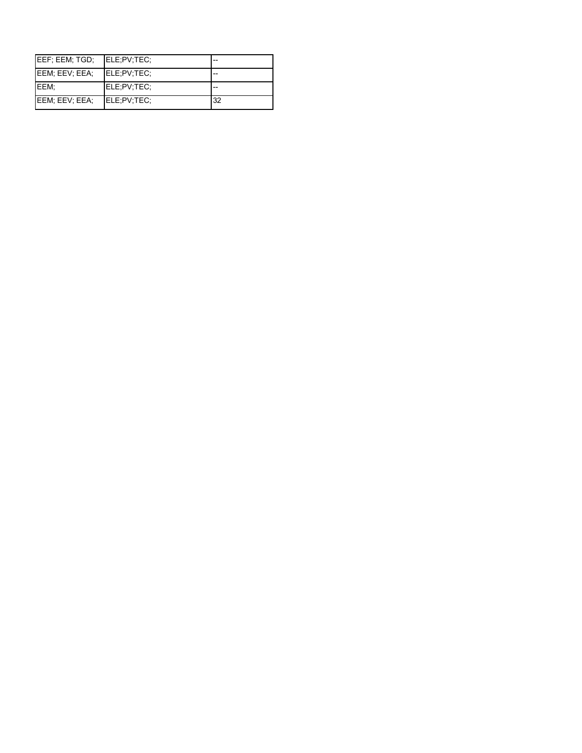| | | |
|---|---|---|
| EEF; EEM; TGD; | ELE;PV;TEC; | -- |
| EEM; EEV; EEA; | ELE;PV;TEC; | -- |
| EEM; | ELE;PV;TEC; | -- |
| EEM; EEV; EEA; | ELE;PV;TEC; | 32 |